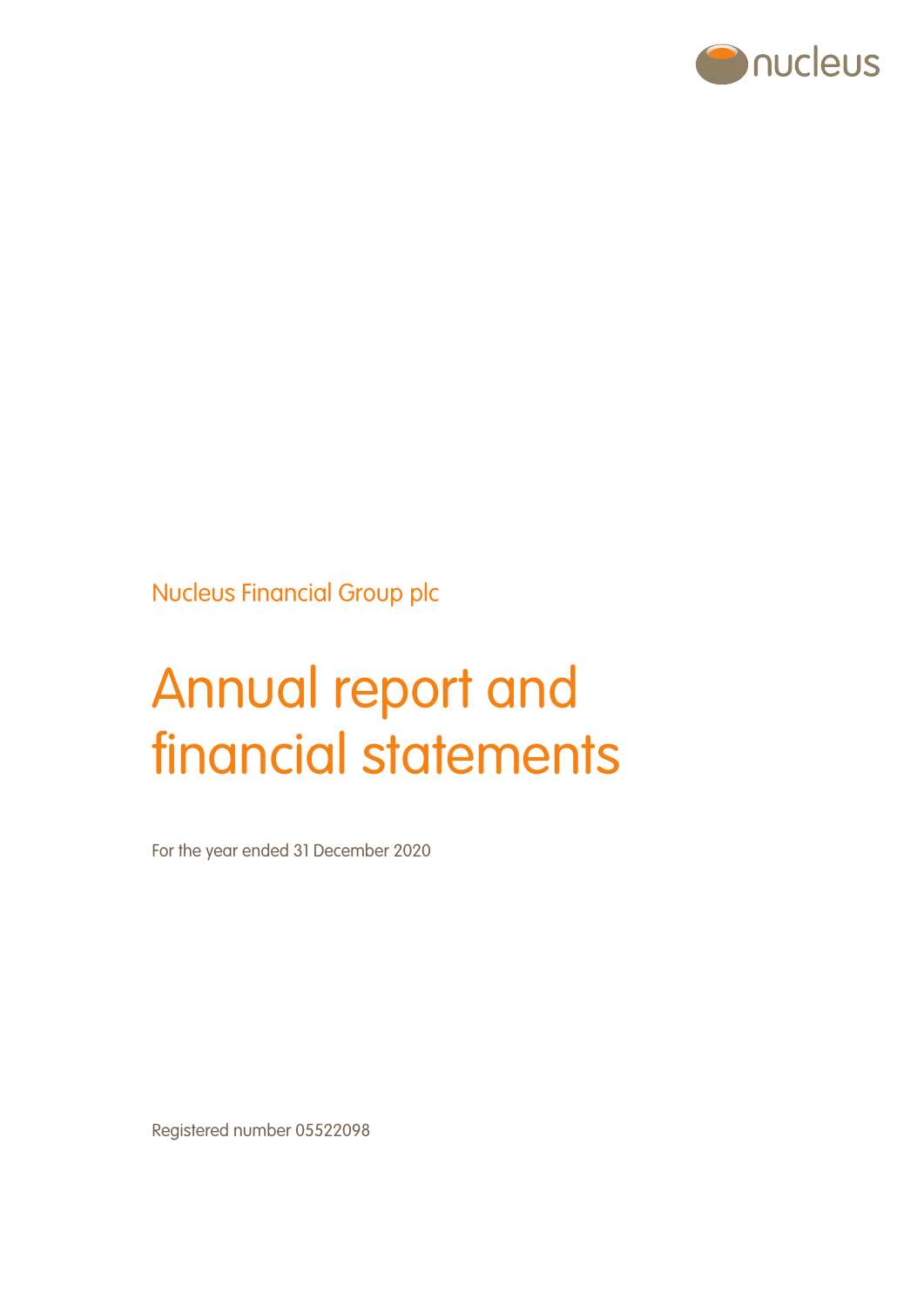nucleus

Nucleus Financial Group plc

# Annual report and financial statements

For the year ended 31 December 2020

Registered number 05522098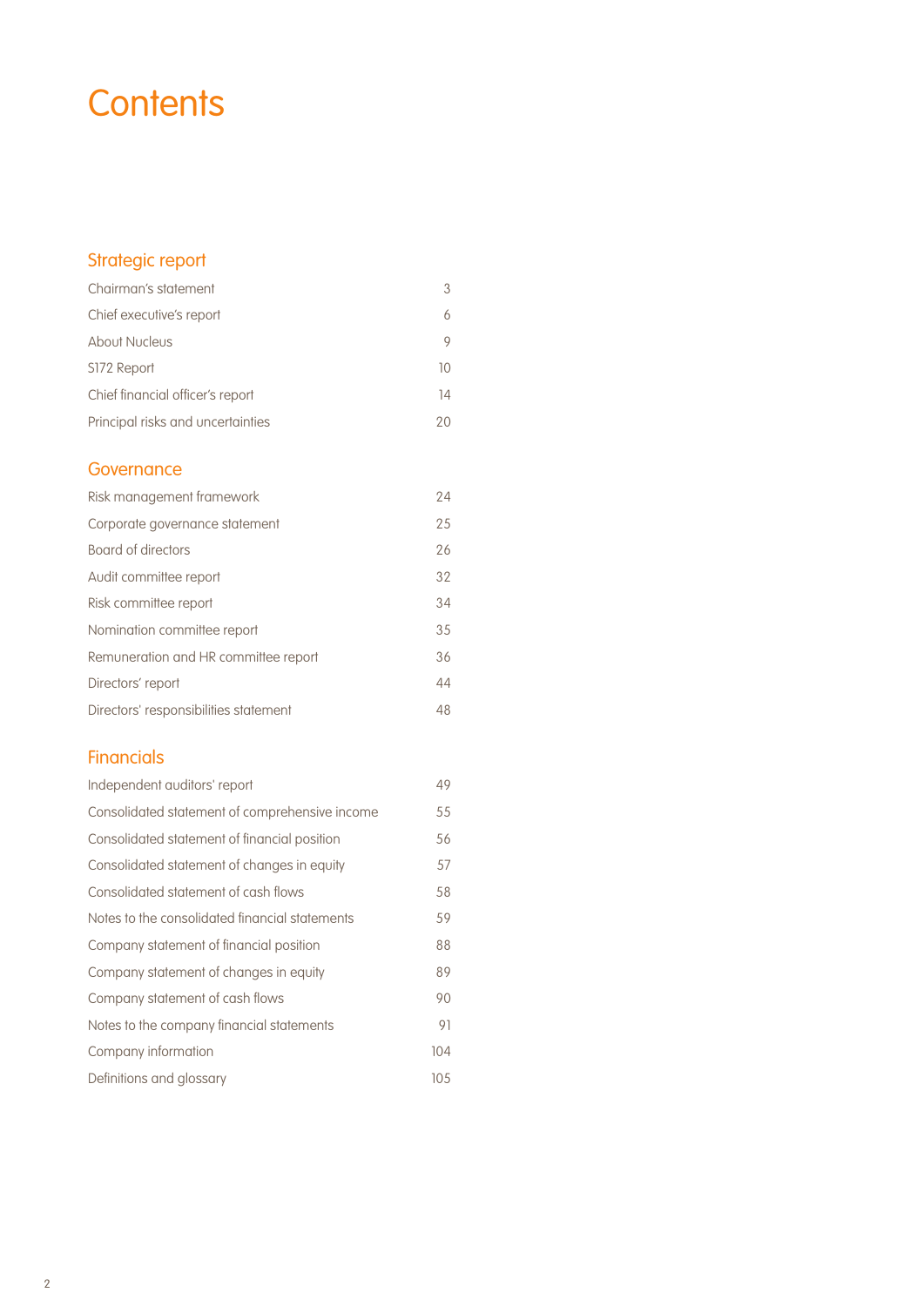# Contents

## Strategic report

| | |
|---|---|
| Chairman's statement | 3 |
| Chief executive's report | 6 |
| About Nucleus | 9 |
| S172 Report | 10 |
| Chief financial officer's report | 14 |
| Principal risks and uncertainties | 20 |

## Governance

| | |
|---|---|
| Risk management framework | 24 |
| Corporate governance statement | 25 |
| Board of directors | 26 |
| Audit committee report | 32 |
| Risk committee report | 34 |
| Nomination committee report | 35 |
| Remuneration and HR committee report | 36 |
| Directors' report | 44 |
| Directors' responsibilities statement | 48 |

## Financials

| | |
|---|---|
| Independent auditors' report | 49 |
| Consolidated statement of comprehensive income | 55 |
| Consolidated statement of financial position | 56 |
| Consolidated statement of changes in equity | 57 |
| Consolidated statement of cash flows | 58 |
| Notes to the consolidated financial statements | 59 |
| Company statement of financial position | 88 |
| Company statement of changes in equity | 89 |
| Company statement of cash flows | 90 |
| Notes to the company financial statements | 91 |
| Company information | 104 |
| Definitions and glossary | 105 |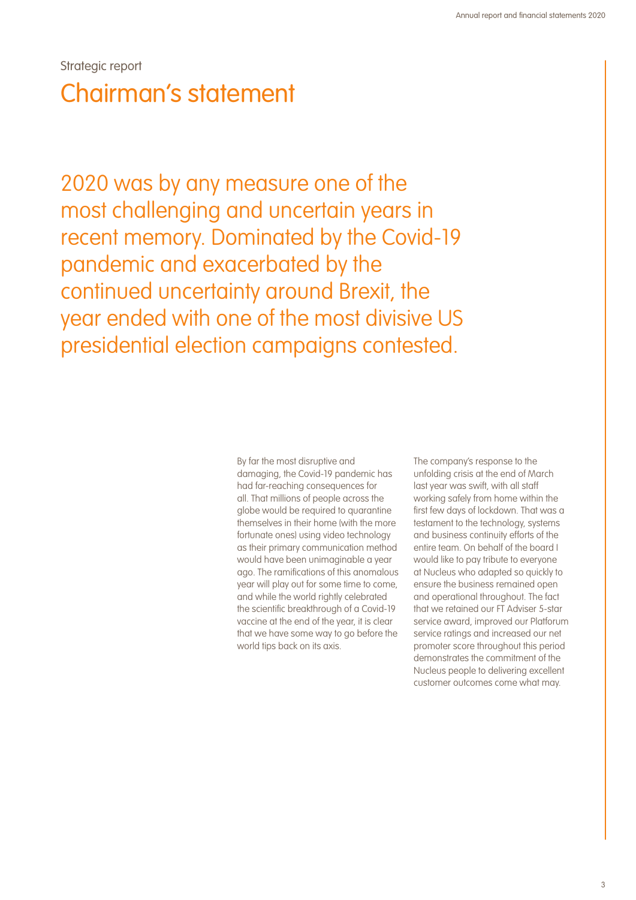Strategic report

# Chairman's statement

## 2020 was by any measure one of the most challenging and uncertain years in recent memory. Dominated by the Covid-19 pandemic and exacerbated by the continued uncertainty around Brexit, the year ended with one of the most divisive US presidential election campaigns contested.

By far the most disruptive and damaging, the Covid-19 pandemic has had far-reaching consequences for all. That millions of people across the globe would be required to quarantine themselves in their home (with the more fortunate ones) using video technology as their primary communication method would have been unimaginable a year ago. The ramifications of this anomalous year will play out for some time to come, and while the world rightly celebrated the scientific breakthrough of a Covid-19 vaccine at the end of the year, it is clear that we have some way to go before the world tips back on its axis.

The company's response to the unfolding crisis at the end of March last year was swift, with all staff working safely from home within the first few days of lockdown. That was a testament to the technology, systems and business continuity efforts of the entire team. On behalf of the board I would like to pay tribute to everyone at Nucleus who adapted so quickly to ensure the business remained open and operational throughout. The fact that we retained our FT Adviser 5-star service award, improved our Platforum service ratings and increased our net promoter score throughout this period demonstrates the commitment of the Nucleus people to delivering excellent customer outcomes come what may.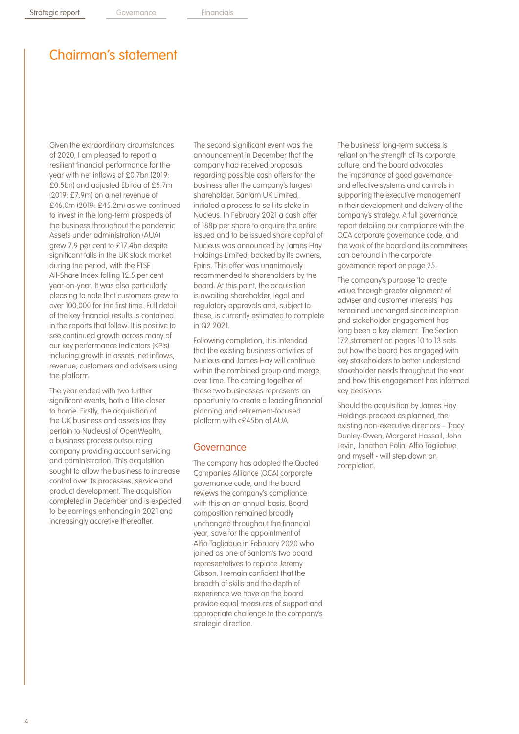# Chairman's statement

Given the extraordinary circumstances of 2020, I am pleased to report a resilient financial performance for the year with net inflows of £0.7bn (2019: £0.5bn) and adjusted Ebitda of £5.7m (2019: £7.9m) on a net revenue of £46.0m (2019: £45.2m) as we continued to invest in the long-term prospects of the business throughout the pandemic. Assets under administration (AUA) grew 7.9 per cent to £17.4bn despite significant falls in the UK stock market during the period, with the FTSE All-Share Index falling 12.5 per cent year-on-year. It was also particularly pleasing to note that customers grew to over 100,000 for the first time. Full detail of the key financial results is contained in the reports that follow. It is positive to see continued growth across many of our key performance indicators (KPIs) including growth in assets, net inflows, revenue, customers and advisers using the platform.

The year ended with two further significant events, both a little closer to home. Firstly, the acquisition of the UK business and assets (as they pertain to Nucleus) of OpenWealth, a business process outsourcing company providing account servicing and administration. This acquisition sought to allow the business to increase control over its processes, service and product development. The acquisition completed in December and is expected to be earnings enhancing in 2021 and increasingly accretive thereafter.

The second significant event was the announcement in December that the company had received proposals regarding possible cash offers for the business after the company's largest shareholder, Sanlam UK Limited, initiated a process to sell its stake in Nucleus. In February 2021 a cash offer of 188p per share to acquire the entire issued and to be issued share capital of Nucleus was announced by James Hay Holdings Limited, backed by its owners, Epiris. This offer was unanimously recommended to shareholders by the board. At this point, the acquisition is awaiting shareholder, legal and regulatory approvals and, subject to these, is currently estimated to complete in Q2 2021.

Following completion, it is intended that the existing business activities of Nucleus and James Hay will continue within the combined group and merge over time. The coming together of these two businesses represents an opportunity to create a leading financial planning and retirement-focused platform with c£45bn of AUA.

## Governance

The company has adopted the Quoted Companies Alliance (QCA) corporate governance code, and the board reviews the company's compliance with this on an annual basis. Board composition remained broadly unchanged throughout the financial year, save for the appointment of Alfio Tagliabue in February 2020 who joined as one of Sanlam's two board representatives to replace Jeremy Gibson. I remain confident that the breadth of skills and the depth of experience we have on the board provide equal measures of support and appropriate challenge to the company's strategic direction.

The business' long-term success is reliant on the strength of its corporate culture, and the board advocates the importance of good governance and effective systems and controls in supporting the executive management in their development and delivery of the company's strategy. A full governance report detailing our compliance with the QCA corporate governance code, and the work of the board and its committees can be found in the corporate governance report on page 25.

The company's purpose 'to create value through greater alignment of adviser and customer interests' has remained unchanged since inception and stakeholder engagement has long been a key element. The Section 172 statement on pages 10 to 13 sets out how the board has engaged with key stakeholders to better understand stakeholder needs throughout the year and how this engagement has informed key decisions.

Should the acquisition by James Hay Holdings proceed as planned, the existing non-executive directors – Tracy Dunley-Owen, Margaret Hassall, John Levin, Jonathan Polin, Alfio Tagliabue and myself - will step down on completion.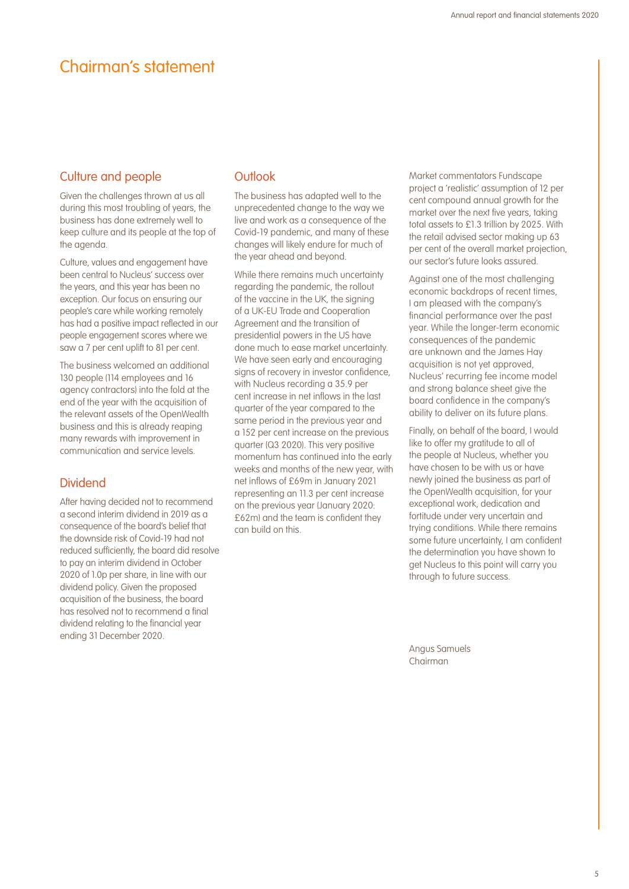# Chairman's statement

## Culture and people

Given the challenges thrown at us all during this most troubling of years, the business has done extremely well to keep culture and its people at the top of the agenda.

Culture, values and engagement have been central to Nucleus' success over the years, and this year has been no exception. Our focus on ensuring our people's care while working remotely has had a positive impact reflected in our people engagement scores where we saw a 7 per cent uplift to 81 per cent.

The business welcomed an additional 130 people (114 employees and 16 agency contractors) into the fold at the end of the year with the acquisition of the relevant assets of the OpenWealth business and this is already reaping many rewards with improvement in communication and service levels.

## Dividend

After having decided not to recommend a second interim dividend in 2019 as a consequence of the board's belief that the downside risk of Covid-19 had not reduced sufficiently, the board did resolve to pay an interim dividend in October 2020 of 1.0p per share, in line with our dividend policy. Given the proposed acquisition of the business, the board has resolved not to recommend a final dividend relating to the financial year ending 31 December 2020.

## Outlook

The business has adapted well to the unprecedented change to the way we live and work as a consequence of the Covid-19 pandemic, and many of these changes will likely endure for much of the year ahead and beyond.

While there remains much uncertainty regarding the pandemic, the rollout of the vaccine in the UK, the signing of a UK-EU Trade and Cooperation Agreement and the transition of presidential powers in the US have done much to ease market uncertainty. We have seen early and encouraging signs of recovery in investor confidence, with Nucleus recording a 35.9 per cent increase in net inflows in the last quarter of the year compared to the same period in the previous year and a 152 per cent increase on the previous quarter (Q3 2020). This very positive momentum has continued into the early weeks and months of the new year, with net inflows of £69m in January 2021 representing an 11.3 per cent increase on the previous year (January 2020: £62m) and the team is confident they can build on this.

Market commentators Fundscape project a 'realistic' assumption of 12 per cent compound annual growth for the market over the next five years, taking total assets to £1.3 trillion by 2025. With the retail advised sector making up 63 per cent of the overall market projection, our sector's future looks assured.

Against one of the most challenging economic backdrops of recent times, I am pleased with the company's financial performance over the past year. While the longer-term economic consequences of the pandemic are unknown and the James Hay acquisition is not yet approved, Nucleus' recurring fee income model and strong balance sheet give the board confidence in the company's ability to deliver on its future plans.

Finally, on behalf of the board, I would like to offer my gratitude to all of the people at Nucleus, whether you have chosen to be with us or have newly joined the business as part of the OpenWealth acquisition, for your exceptional work, dedication and fortitude under very uncertain and trying conditions. While there remains some future uncertainty, I am confident the determination you have shown to get Nucleus to this point will carry you through to future success.

Angus Samuels
Chairman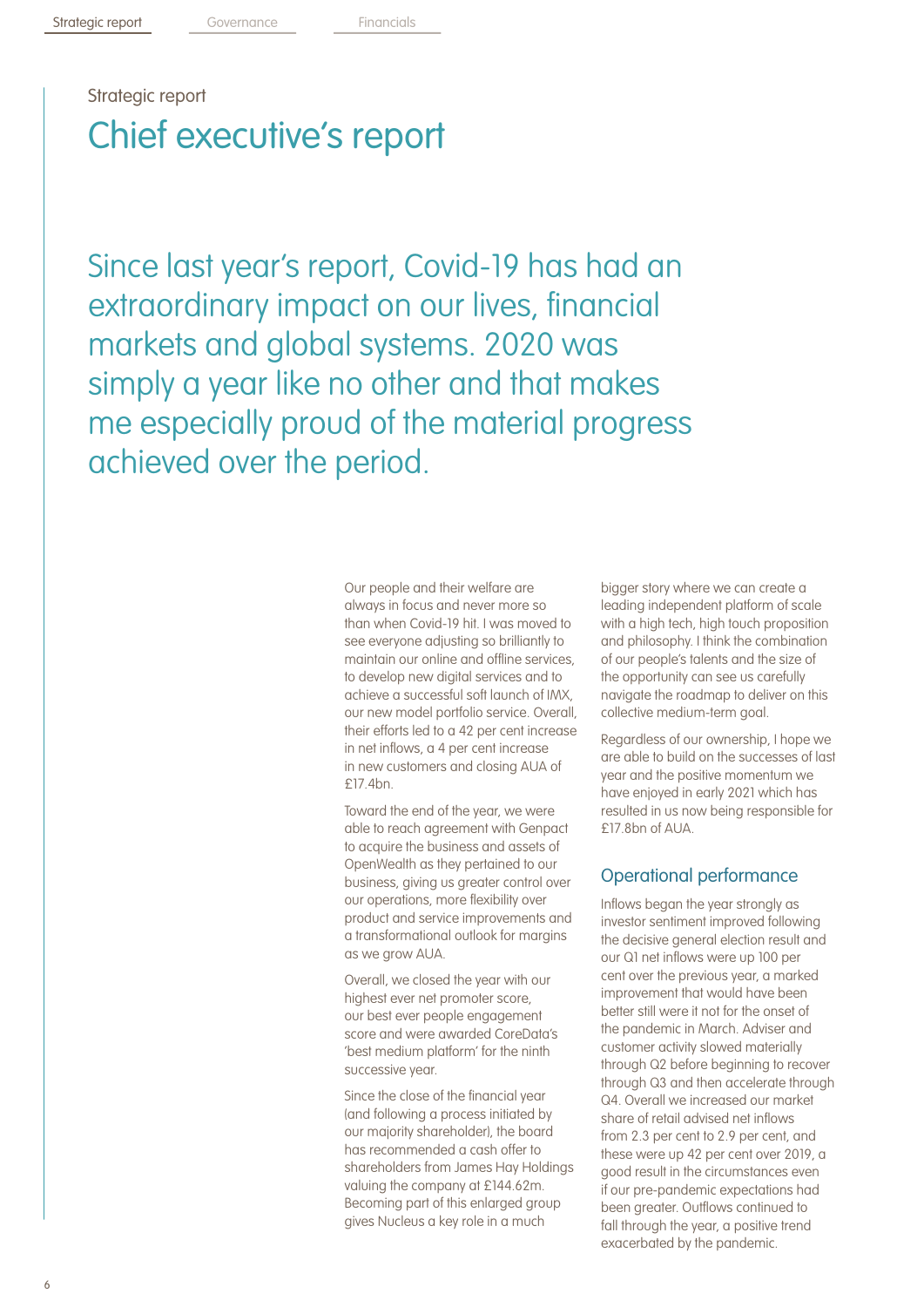Strategic report

# Chief executive's report

## Since last year's report, Covid-19 has had an extraordinary impact on our lives, financial markets and global systems. 2020 was simply a year like no other and that makes me especially proud of the material progress achieved over the period.

Our people and their welfare are always in focus and never more so than when Covid-19 hit. I was moved to see everyone adjusting so brilliantly to maintain our online and offline services, to develop new digital services and to achieve a successful soft launch of IMX, our new model portfolio service. Overall, their efforts led to a 42 per cent increase in net inflows, a 4 per cent increase in new customers and closing AUA of £17.4bn.

Toward the end of the year, we were able to reach agreement with Genpact to acquire the business and assets of OpenWealth as they pertained to our business, giving us greater control over our operations, more flexibility over product and service improvements and a transformational outlook for margins as we grow AUA.

Overall, we closed the year with our highest ever net promoter score, our best ever people engagement score and were awarded CoreData's 'best medium platform' for the ninth successive year.

Since the close of the financial year (and following a process initiated by our majority shareholder), the board has recommended a cash offer to shareholders from James Hay Holdings valuing the company at £144.62m. Becoming part of this enlarged group gives Nucleus a key role in a much bigger story where we can create a leading independent platform of scale with a high tech, high touch proposition and philosophy. I think the combination of our people's talents and the size of the opportunity can see us carefully navigate the roadmap to deliver on this collective medium-term goal.

Regardless of our ownership, I hope we are able to build on the successes of last year and the positive momentum we have enjoyed in early 2021 which has resulted in us now being responsible for £17.8bn of AUA.

### Operational performance

Inflows began the year strongly as investor sentiment improved following the decisive general election result and our Q1 net inflows were up 100 per cent over the previous year, a marked improvement that would have been better still were it not for the onset of the pandemic in March. Adviser and customer activity slowed materially through Q2 before beginning to recover through Q3 and then accelerate through Q4. Overall we increased our market share of retail advised net inflows from 2.3 per cent to 2.9 per cent, and these were up 42 per cent over 2019, a good result in the circumstances even if our pre-pandemic expectations had been greater. Outflows continued to fall through the year, a positive trend exacerbated by the pandemic.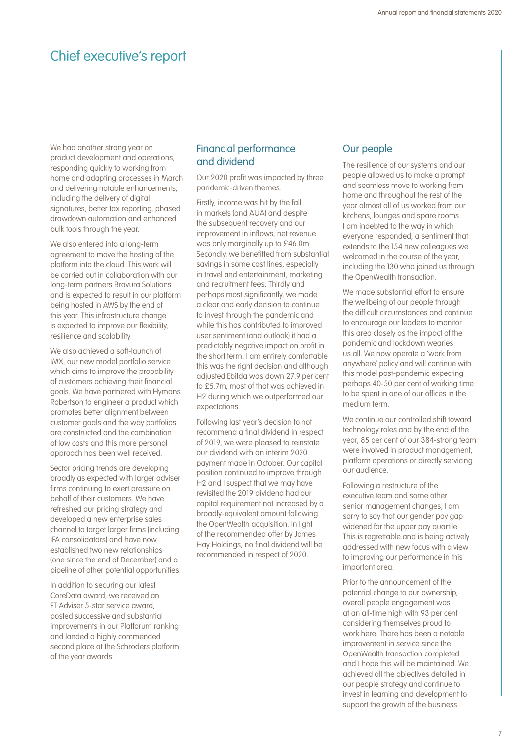# Chief executive's report

We had another strong year on product development and operations, responding quickly to working from home and adapting processes in March and delivering notable enhancements, including the delivery of digital signatures, better tax reporting, phased drawdown automation and enhanced bulk tools through the year.

We also entered into a long-term agreement to move the hosting of the platform into the cloud. This work will be carried out in collaboration with our long-term partners Bravura Solutions and is expected to result in our platform being hosted in AWS by the end of this year. This infrastructure change is expected to improve our flexibility, resilience and scalability.

We also achieved a soft-launch of IMX, our new model portfolio service which aims to improve the probability of customers achieving their financial goals. We have partnered with Hymans Robertson to engineer a product which promotes better alignment between customer goals and the way portfolios are constructed and the combination of low costs and this more personal approach has been well received.

Sector pricing trends are developing broadly as expected with larger adviser firms continuing to exert pressure on behalf of their customers. We have refreshed our pricing strategy and developed a new enterprise sales channel to target larger firms (including IFA consolidators) and have now established two new relationships (one since the end of December) and a pipeline of other potential opportunities.

In addition to securing our latest CoreData award, we received an FT Adviser 5-star service award, posted successive and substantial improvements in our Platforum ranking and landed a highly commended second place at the Schroders platform of the year awards.

## Financial performance and dividend

Our 2020 profit was impacted by three pandemic-driven themes.

Firstly, income was hit by the fall in markets (and AUA) and despite the subsequent recovery and our improvement in inflows, net revenue was only marginally up to £46.0m. Secondly, we benefitted from substantial savings in some cost lines, especially in travel and entertainment, marketing and recruitment fees. Thirdly and perhaps most significantly, we made a clear and early decision to continue to invest through the pandemic and while this has contributed to improved user sentiment (and outlook) it had a predictably negative impact on profit in the short term. I am entirely comfortable this was the right decision and although adjusted Ebitda was down 27.9 per cent to £5.7m, most of that was achieved in H2 during which we outperformed our expectations.

Following last year's decision to not recommend a final dividend in respect of 2019, we were pleased to reinstate our dividend with an interim 2020 payment made in October. Our capital position continued to improve through H2 and I suspect that we may have revisited the 2019 dividend had our capital requirement not increased by a broadly-equivalent amount following the OpenWealth acquisition. In light of the recommended offer by James Hay Holdings, no final dividend will be recommended in respect of 2020.

## Our people

The resilience of our systems and our people allowed us to make a prompt and seamless move to working from home and throughout the rest of the year almost all of us worked from our kitchens, lounges and spare rooms. I am indebted to the way in which everyone responded, a sentiment that extends to the 154 new colleagues we welcomed in the course of the year, including the 130 who joined us through the OpenWealth transaction.

We made substantial effort to ensure the wellbeing of our people through the difficult circumstances and continue to encourage our leaders to monitor this area closely as the impact of the pandemic and lockdown wearies us all. We now operate a 'work from anywhere' policy and will continue with this model post-pandemic expecting perhaps 40-50 per cent of working time to be spent in one of our offices in the medium term.

We continue our controlled shift toward technology roles and by the end of the year, 85 per cent of our 384-strong team were involved in product management, platform operations or directly servicing our audience.

Following a restructure of the executive team and some other senior management changes, I am sorry to say that our gender pay gap widened for the upper pay quartile. This is regrettable and is being actively addressed with new focus with a view to improving our performance in this important area.

Prior to the announcement of the potential change to our ownership, overall people engagement was at an all-time high with 93 per cent considering themselves proud to work here. There has been a notable improvement in service since the OpenWealth transaction completed and I hope this will be maintained. We achieved all the objectives detailed in our people strategy and continue to invest in learning and development to support the growth of the business.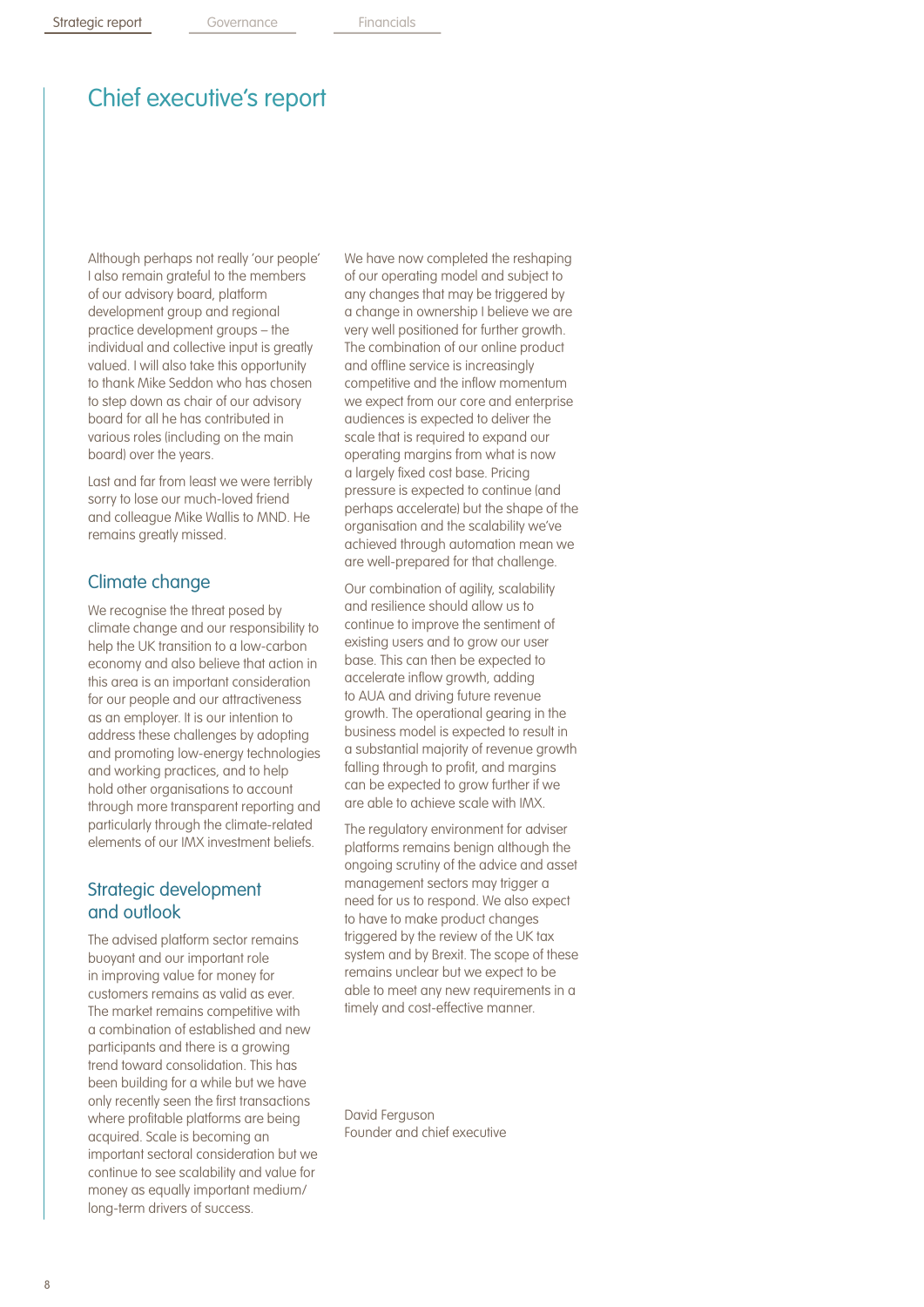# Chief executive's report

Although perhaps not really 'our people' I also remain grateful to the members of our advisory board, platform development group and regional practice development groups – the individual and collective input is greatly valued. I will also take this opportunity to thank Mike Seddon who has chosen to step down as chair of our advisory board for all he has contributed in various roles (including on the main board) over the years.

Last and far from least we were terribly sorry to lose our much-loved friend and colleague Mike Wallis to MND. He remains greatly missed.

## Climate change

We recognise the threat posed by climate change and our responsibility to help the UK transition to a low-carbon economy and also believe that action in this area is an important consideration for our people and our attractiveness as an employer. It is our intention to address these challenges by adopting and promoting low-energy technologies and working practices, and to help hold other organisations to account through more transparent reporting and particularly through the climate-related elements of our IMX investment beliefs.

## Strategic development and outlook

The advised platform sector remains buoyant and our important role in improving value for money for customers remains as valid as ever. The market remains competitive with a combination of established and new participants and there is a growing trend toward consolidation. This has been building for a while but we have only recently seen the first transactions where profitable platforms are being acquired. Scale is becoming an important sectoral consideration but we continue to see scalability and value for money as equally important medium/long-term drivers of success.

We have now completed the reshaping of our operating model and subject to any changes that may be triggered by a change in ownership I believe we are very well positioned for further growth. The combination of our online product and offline service is increasingly competitive and the inflow momentum we expect from our core and enterprise audiences is expected to deliver the scale that is required to expand our operating margins from what is now a largely fixed cost base. Pricing pressure is expected to continue (and perhaps accelerate) but the shape of the organisation and the scalability we've achieved through automation mean we are well-prepared for that challenge.

Our combination of agility, scalability and resilience should allow us to continue to improve the sentiment of existing users and to grow our user base. This can then be expected to accelerate inflow growth, adding to AUA and driving future revenue growth. The operational gearing in the business model is expected to result in a substantial majority of revenue growth falling through to profit, and margins can be expected to grow further if we are able to achieve scale with IMX.

The regulatory environment for adviser platforms remains benign although the ongoing scrutiny of the advice and asset management sectors may trigger a need for us to respond. We also expect to have to make product changes triggered by the review of the UK tax system and by Brexit. The scope of these remains unclear but we expect to be able to meet any new requirements in a timely and cost-effective manner.

David Ferguson
Founder and chief executive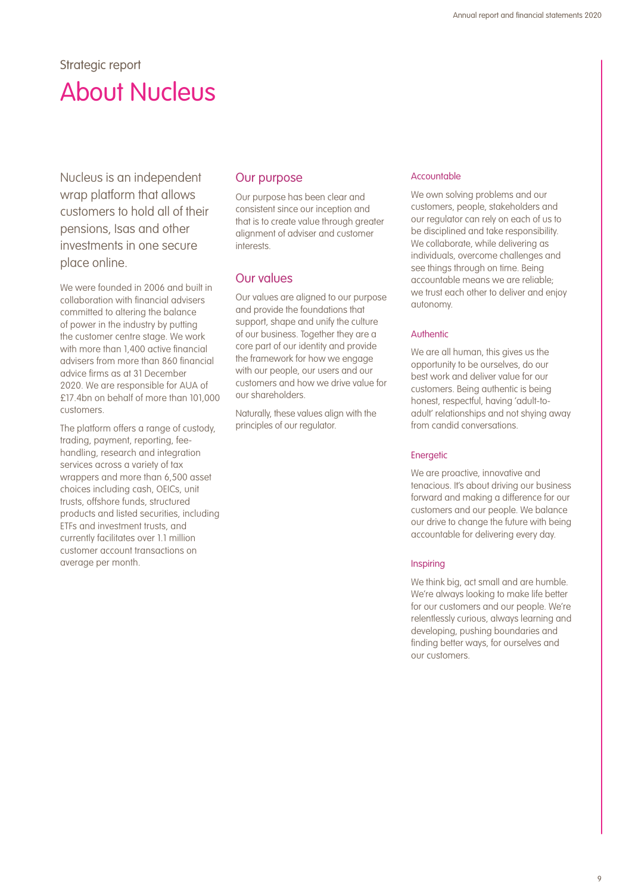Strategic report

# About Nucleus

Nucleus is an independent wrap platform that allows customers to hold all of their pensions, Isas and other investments in one secure place online.

We were founded in 2006 and built in collaboration with financial advisers committed to altering the balance of power in the industry by putting the customer centre stage. We work with more than 1,400 active financial advisers from more than 860 financial advice firms as at 31 December 2020. We are responsible for AUA of £17.4bn on behalf of more than 101,000 customers.

The platform offers a range of custody, trading, payment, reporting, fee-handling, research and integration services across a variety of tax wrappers and more than 6,500 asset choices including cash, OEICs, unit trusts, offshore funds, structured products and listed securities, including ETFs and investment trusts, and currently facilitates over 1.1 million customer account transactions on average per month.

## Our purpose

Our purpose has been clear and consistent since our inception and that is to create value through greater alignment of adviser and customer interests.

## Our values

Our values are aligned to our purpose and provide the foundations that support, shape and unify the culture of our business. Together they are a core part of our identity and provide the framework for how we engage with our people, our users and our customers and how we drive value for our shareholders.

Naturally, these values align with the principles of our regulator.

### Accountable

We own solving problems and our customers, people, stakeholders and our regulator can rely on each of us to be disciplined and take responsibility. We collaborate, while delivering as individuals, overcome challenges and see things through on time. Being accountable means we are reliable; we trust each other to deliver and enjoy autonomy.

### Authentic

We are all human, this gives us the opportunity to be ourselves, do our best work and deliver value for our customers. Being authentic is being honest, respectful, having 'adult-to-adult' relationships and not shying away from candid conversations.

### Energetic

We are proactive, innovative and tenacious. It's about driving our business forward and making a difference for our customers and our people. We balance our drive to change the future with being accountable for delivering every day.

### Inspiring

We think big, act small and are humble. We're always looking to make life better for our customers and our people. We're relentlessly curious, always learning and developing, pushing boundaries and finding better ways, for ourselves and our customers.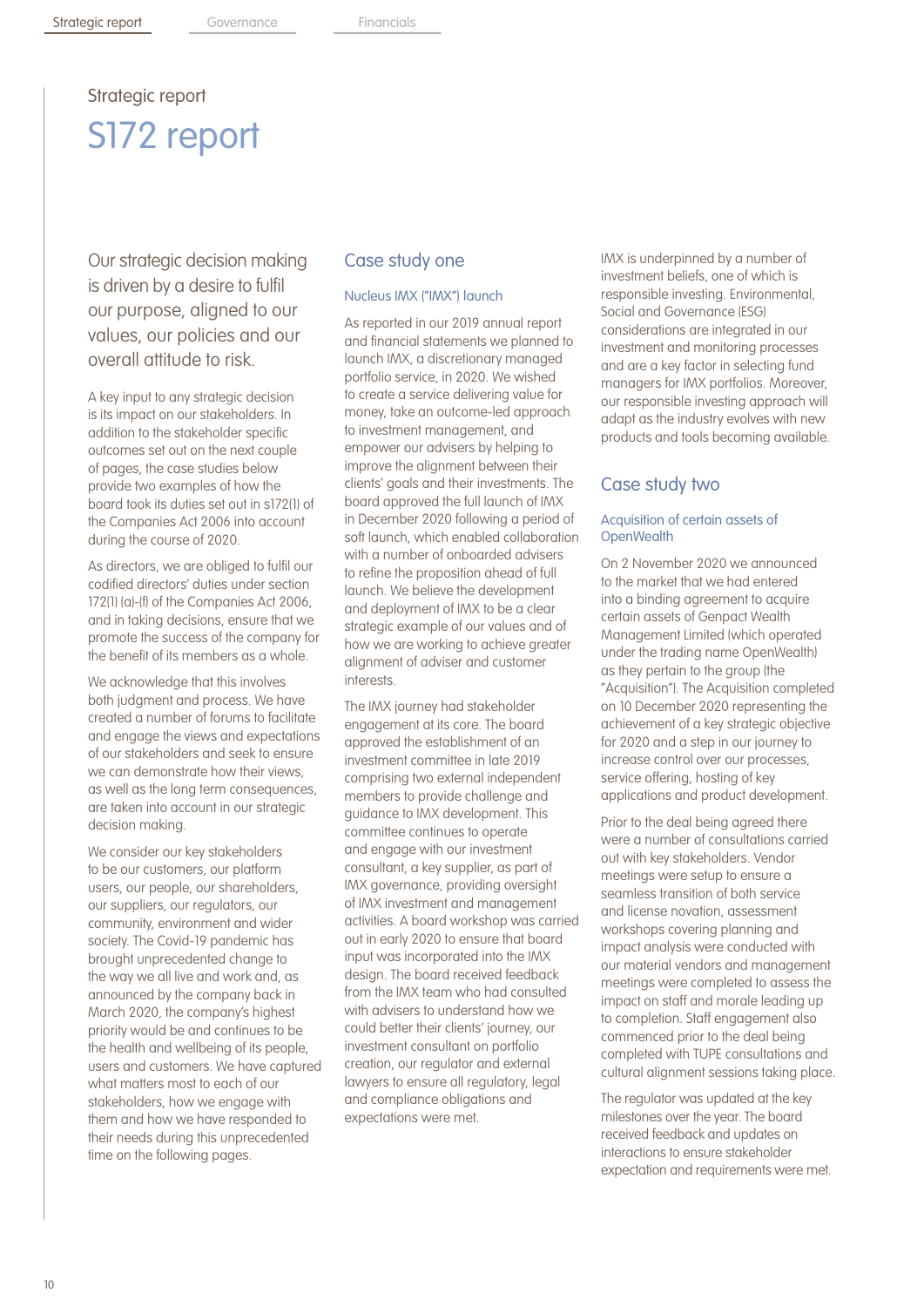Strategic report

# S172 report

## Our strategic decision making is driven by a desire to fulfil our purpose, aligned to our values, our policies and our overall attitude to risk.

A key input to any strategic decision is its impact on our stakeholders. In addition to the stakeholder specific outcomes set out on the next couple of pages, the case studies below provide two examples of how the board took its duties set out in s172(1) of the Companies Act 2006 into account during the course of 2020.

As directors, we are obliged to fulfil our codified directors' duties under section 172(1) (a)-(f) of the Companies Act 2006, and in taking decisions, ensure that we promote the success of the company for the benefit of its members as a whole.

We acknowledge that this involves both judgment and process. We have created a number of forums to facilitate and engage the views and expectations of our stakeholders and seek to ensure we can demonstrate how their views, as well as the long term consequences, are taken into account in our strategic decision making.

We consider our key stakeholders to be our customers, our platform users, our people, our shareholders, our suppliers, our regulators, our community, environment and wider society. The Covid-19 pandemic has brought unprecedented change to the way we all live and work and, as announced by the company back in March 2020, the company's highest priority would be and continues to be the health and wellbeing of its people, users and customers. We have captured what matters most to each of our stakeholders, how we engage with them and how we have responded to their needs during this unprecedented time on the following pages.

## Case study one

### Nucleus IMX ("IMX") launch

As reported in our 2019 annual report and financial statements we planned to launch IMX, a discretionary managed portfolio service, in 2020. We wished to create a service delivering value for money, take an outcome-led approach to investment management, and empower our advisers by helping to improve the alignment between their clients' goals and their investments. The board approved the full launch of IMX in December 2020 following a period of soft launch, which enabled collaboration with a number of onboarded advisers to refine the proposition ahead of full launch. We believe the development and deployment of IMX to be a clear strategic example of our values and of how we are working to achieve greater alignment of adviser and customer interests.

The IMX journey had stakeholder engagement at its core. The board approved the establishment of an investment committee in late 2019 comprising two external independent members to provide challenge and guidance to IMX development. This committee continues to operate and engage with our investment consultant, a key supplier, as part of IMX governance, providing oversight of IMX investment and management activities. A board workshop was carried out in early 2020 to ensure that board input was incorporated into the IMX design. The board received feedback from the IMX team who had consulted with advisers to understand how we could better their clients' journey, our investment consultant on portfolio creation, our regulator and external lawyers to ensure all regulatory, legal and compliance obligations and expectations were met.

IMX is underpinned by a number of investment beliefs, one of which is responsible investing. Environmental, Social and Governance (ESG) considerations are integrated in our investment and monitoring processes and are a key factor in selecting fund managers for IMX portfolios. Moreover, our responsible investing approach will adapt as the industry evolves with new products and tools becoming available.

## Case study two

### Acquisition of certain assets of OpenWealth

On 2 November 2020 we announced to the market that we had entered into a binding agreement to acquire certain assets of Genpact Wealth Management Limited (which operated under the trading name OpenWealth) as they pertain to the group (the "Acquisition"). The Acquisition completed on 10 December 2020 representing the achievement of a key strategic objective for 2020 and a step in our journey to increase control over our processes, service offering, hosting of key applications and product development.

Prior to the deal being agreed there were a number of consultations carried out with key stakeholders. Vendor meetings were setup to ensure a seamless transition of both service and license novation, assessment workshops covering planning and impact analysis were conducted with our material vendors and management meetings were completed to assess the impact on staff and morale leading up to completion. Staff engagement also commenced prior to the deal being completed with TUPE consultations and cultural alignment sessions taking place.

The regulator was updated at the key milestones over the year. The board received feedback and updates on interactions to ensure stakeholder expectation and requirements were met.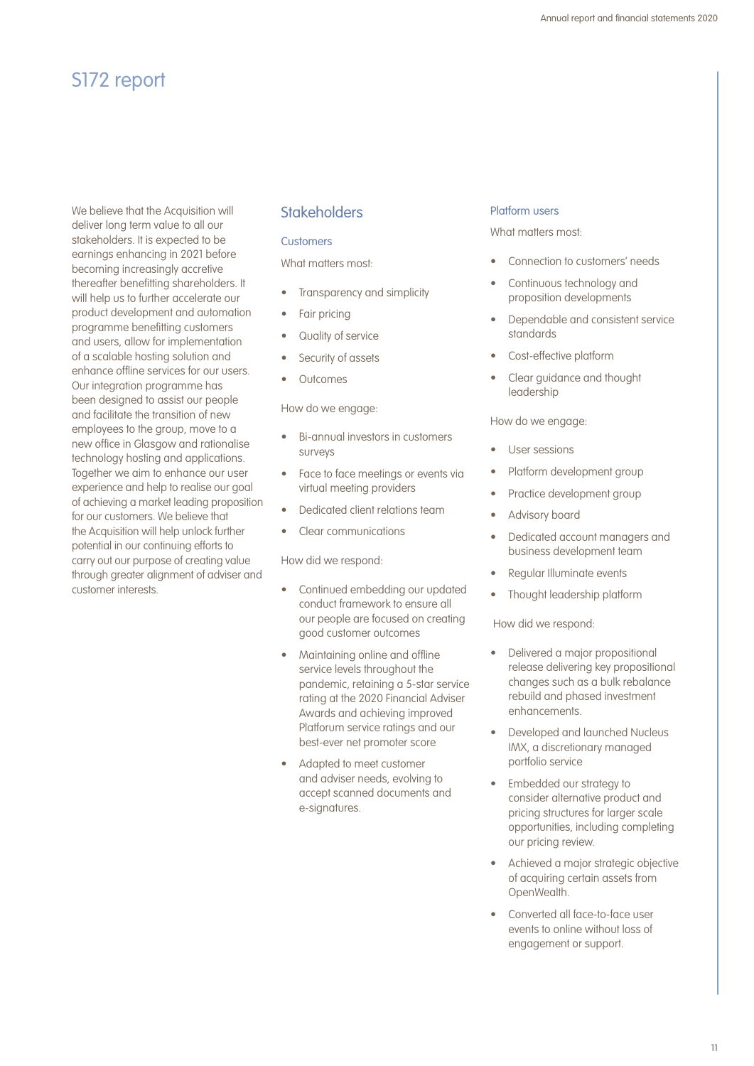# S172 report

We believe that the Acquisition will deliver long term value to all our stakeholders. It is expected to be earnings enhancing in 2021 before becoming increasingly accretive thereafter benefitting shareholders. It will help us to further accelerate our product development and automation programme benefitting customers and users, allow for implementation of a scalable hosting solution and enhance offline services for our users. Our integration programme has been designed to assist our people and facilitate the transition of new employees to the group, move to a new office in Glasgow and rationalise technology hosting and applications. Together we aim to enhance our user experience and help to realise our goal of achieving a market leading proposition for our customers. We believe that the Acquisition will help unlock further potential in our continuing efforts to carry out our purpose of creating value through greater alignment of adviser and customer interests.

## Stakeholders

### Customers

What matters most:

- Transparency and simplicity
- Fair pricing
- Quality of service
- Security of assets
- Outcomes

How do we engage:

- Bi-annual investors in customers surveys
- Face to face meetings or events via virtual meeting providers
- Dedicated client relations team
- Clear communications

How did we respond:

- Continued embedding our updated conduct framework to ensure all our people are focused on creating good customer outcomes
- Maintaining online and offline service levels throughout the pandemic, retaining a 5-star service rating at the 2020 Financial Adviser Awards and achieving improved Platforum service ratings and our best-ever net promoter score
- Adapted to meet customer and adviser needs, evolving to accept scanned documents and e-signatures.

### Platform users

What matters most:

- Connection to customers' needs
- Continuous technology and proposition developments
- Dependable and consistent service standards
- Cost-effective platform
- Clear guidance and thought leadership

How do we engage:

- User sessions
- Platform development group
- Practice development group
- Advisory board
- Dedicated account managers and business development team
- Regular Illuminate events
- Thought leadership platform

How did we respond:

- Delivered a major propositional release delivering key propositional changes such as a bulk rebalance rebuild and phased investment enhancements.
- Developed and launched Nucleus IMX, a discretionary managed portfolio service
- Embedded our strategy to consider alternative product and pricing structures for larger scale opportunities, including completing our pricing review.
- Achieved a major strategic objective of acquiring certain assets from OpenWealth.
- Converted all face-to-face user events to online without loss of engagement or support.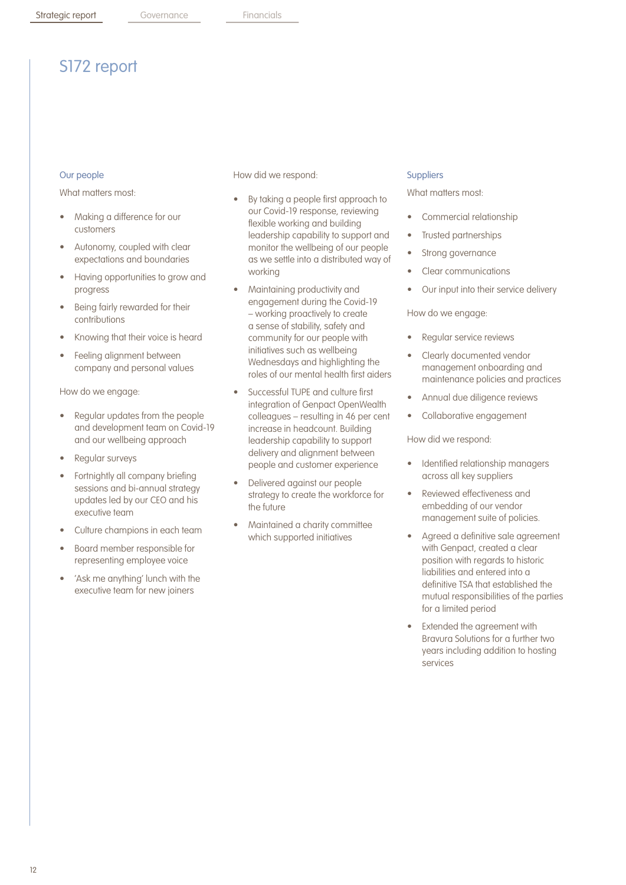# S172 report

## Our people

What matters most:

- Making a difference for our customers
- Autonomy, coupled with clear expectations and boundaries
- Having opportunities to grow and progress
- Being fairly rewarded for their contributions
- Knowing that their voice is heard
- Feeling alignment between company and personal values

How do we engage:

- Regular updates from the people and development team on Covid-19 and our wellbeing approach
- Regular surveys
- Fortnightly all company briefing sessions and bi-annual strategy updates led by our CEO and his executive team
- Culture champions in each team
- Board member responsible for representing employee voice
- 'Ask me anything' lunch with the executive team for new joiners

How did we respond:

- By taking a people first approach to our Covid-19 response, reviewing flexible working and building leadership capability to support and monitor the wellbeing of our people as we settle into a distributed way of working
- Maintaining productivity and engagement during the Covid-19 – working proactively to create a sense of stability, safety and community for our people with initiatives such as wellbeing Wednesdays and highlighting the roles of our mental health first aiders
- Successful TUPE and culture first integration of Genpact OpenWealth colleagues – resulting in 46 per cent increase in headcount. Building leadership capability to support delivery and alignment between people and customer experience
- Delivered against our people strategy to create the workforce for the future
- Maintained a charity committee which supported initiatives

## Suppliers

What matters most:

- Commercial relationship
- Trusted partnerships
- Strong governance
- Clear communications
- Our input into their service delivery

How do we engage:

- Regular service reviews
- Clearly documented vendor management onboarding and maintenance policies and practices
- Annual due diligence reviews
- Collaborative engagement

How did we respond:

- Identified relationship managers across all key suppliers
- Reviewed effectiveness and embedding of our vendor management suite of policies.
- Agreed a definitive sale agreement with Genpact, created a clear position with regards to historic liabilities and entered into a definitive TSA that established the mutual responsibilities of the parties for a limited period
- Extended the agreement with Bravura Solutions for a further two years including addition to hosting services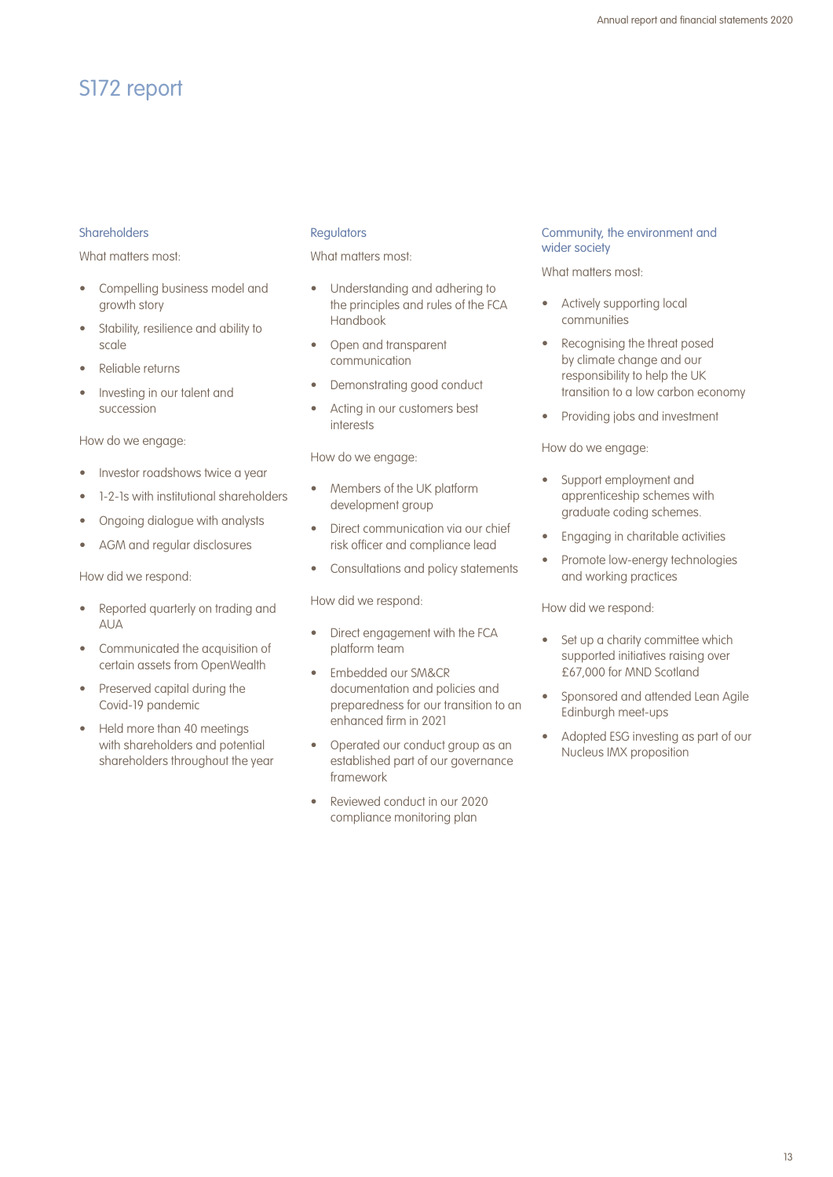# S172 report

### Shareholders

What matters most:

- Compelling business model and growth story
- Stability, resilience and ability to scale
- Reliable returns
- Investing in our talent and succession

How do we engage:

- Investor roadshows twice a year
- 1-2-1s with institutional shareholders
- Ongoing dialogue with analysts
- AGM and regular disclosures

How did we respond:

- Reported quarterly on trading and AUA
- Communicated the acquisition of certain assets from OpenWealth
- Preserved capital during the Covid-19 pandemic
- Held more than 40 meetings with shareholders and potential shareholders throughout the year

### Regulators

What matters most:

- Understanding and adhering to the principles and rules of the FCA Handbook
- Open and transparent communication
- Demonstrating good conduct
- Acting in our customers best interests

How do we engage:

- Members of the UK platform development group
- Direct communication via our chief risk officer and compliance lead
- Consultations and policy statements

How did we respond:

- Direct engagement with the FCA platform team
- Embedded our SM&CR documentation and policies and preparedness for our transition to an enhanced firm in 2021
- Operated our conduct group as an established part of our governance framework
- Reviewed conduct in our 2020 compliance monitoring plan

### Community, the environment and wider society

What matters most:

- Actively supporting local communities
- Recognising the threat posed by climate change and our responsibility to help the UK transition to a low carbon economy
- Providing jobs and investment

How do we engage:

- Support employment and apprenticeship schemes with graduate coding schemes.
- Engaging in charitable activities
- Promote low-energy technologies and working practices

How did we respond:

- Set up a charity committee which supported initiatives raising over £67,000 for MND Scotland
- Sponsored and attended Lean Agile Edinburgh meet-ups
- Adopted ESG investing as part of our Nucleus IMX proposition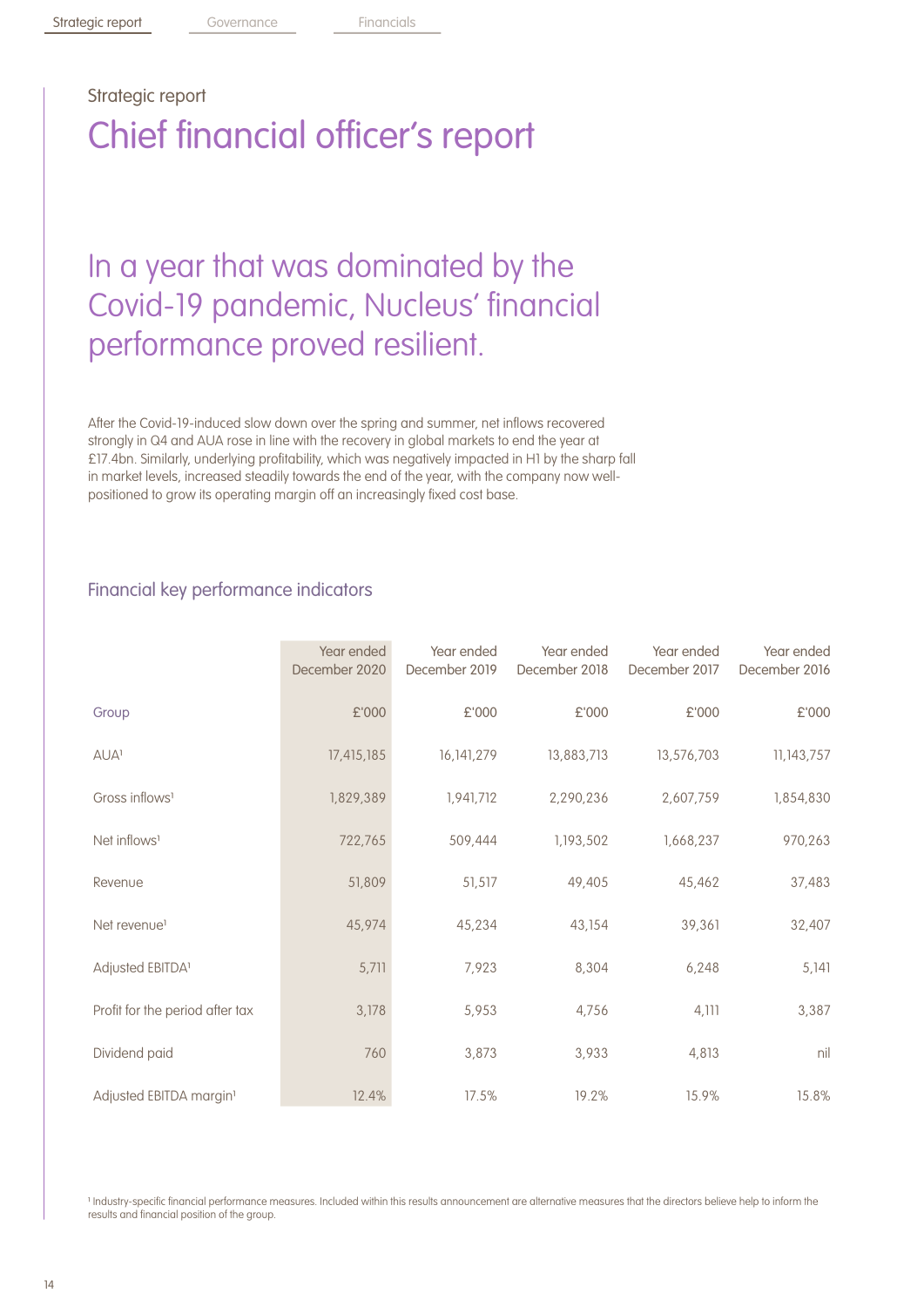Strategic report

# Chief financial officer's report

## In a year that was dominated by the Covid-19 pandemic, Nucleus' financial performance proved resilient.

After the Covid-19-induced slow down over the spring and summer, net inflows recovered strongly in Q4 and AUA rose in line with the recovery in global markets to end the year at £17.4bn. Similarly, underlying profitability, which was negatively impacted in H1 by the sharp fall in market levels, increased steadily towards the end of the year, with the company now well-positioned to grow its operating margin off an increasingly fixed cost base.

### Financial key performance indicators

| | Year ended December 2020 | Year ended December 2019 | Year ended December 2018 | Year ended December 2017 | Year ended December 2016 |
|---|---|---|---|---|---|
| Group | £'000 | £'000 | £'000 | £'000 | £'000 |
| AUA[1] | 17,415,185 | 16,141,279 | 13,883,713 | 13,576,703 | 11,143,757 |
| Gross inflows[1] | 1,829,389 | 1,941,712 | 2,290,236 | 2,607,759 | 1,854,830 |
| Net inflows[1] | 722,765 | 509,444 | 1,193,502 | 1,668,237 | 970,263 |
| Revenue | 51,809 | 51,517 | 49,405 | 45,462 | 37,483 |
| Net revenue[1] | 45,974 | 45,234 | 43,154 | 39,361 | 32,407 |
| Adjusted EBITDA[1] | 5,711 | 7,923 | 8,304 | 6,248 | 5,141 |
| Profit for the period after tax | 3,178 | 5,953 | 4,756 | 4,111 | 3,387 |
| Dividend paid | 760 | 3,873 | 3,933 | 4,813 | nil |
| Adjusted EBITDA margin[1] | 12.4% | 17.5% | 19.2% | 15.9% | 15.8% |

[1] Industry-specific financial performance measures. Included within this results announcement are alternative measures that the directors believe help to inform the results and financial position of the group.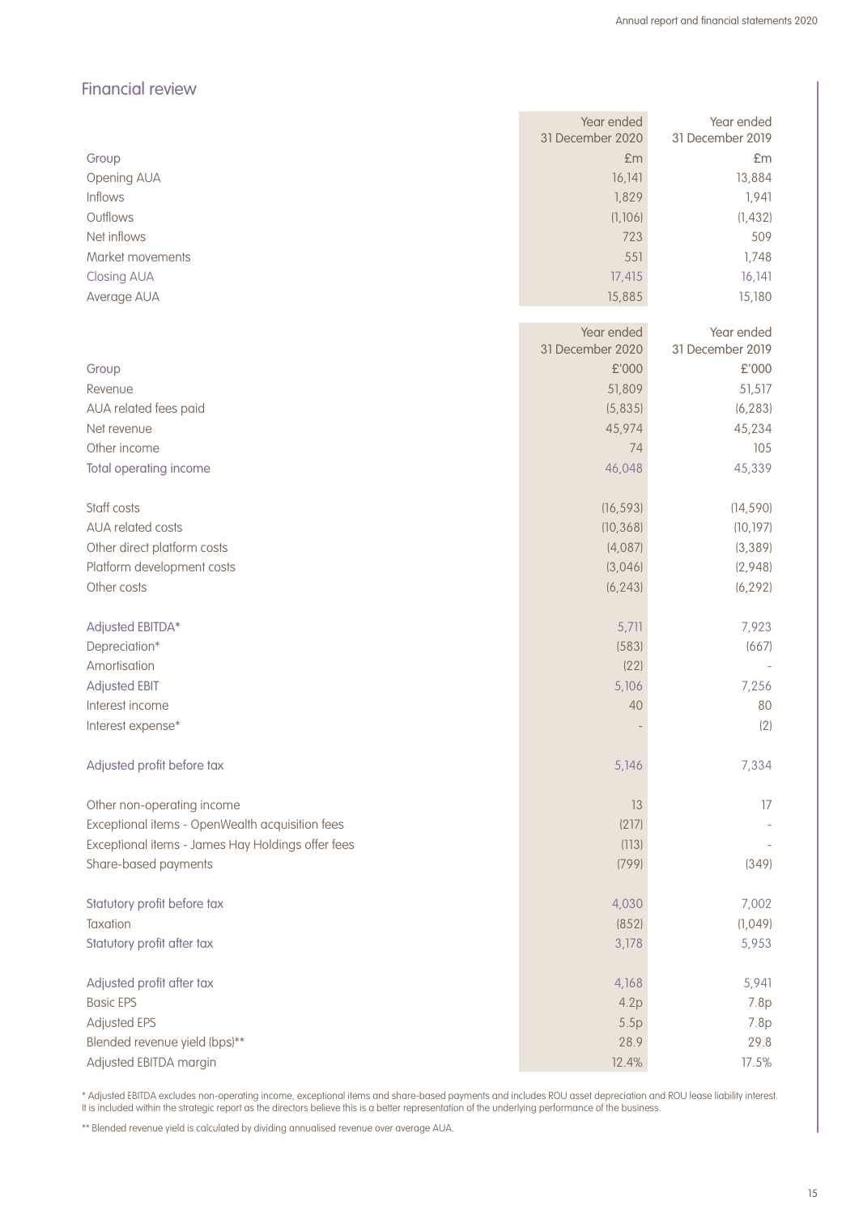## Financial review

| | Year ended 31 December 2020 | Year ended 31 December 2019 |
|---|---|---|
| Group | £m | £m |
| Opening AUA | 16,141 | 13,884 |
| Inflows | 1,829 | 1,941 |
| Outflows | (1,106) | (1,432) |
| Net inflows | 723 | 509 |
| Market movements | 551 | 1,748 |
| Closing AUA | 17,415 | 16,141 |
| Average AUA | 15,885 | 15,180 |

| | Year ended 31 December 2020 | Year ended 31 December 2019 |
|---|---|---|
| Group | £'000 | £'000 |
| Revenue | 51,809 | 51,517 |
| AUA related fees paid | (5,835) | (6,283) |
| Net revenue | 45,974 | 45,234 |
| Other income | 74 | 105 |
| Total operating income | 46,048 | 45,339 |
| | | |
| Staff costs | (16,593) | (14,590) |
| AUA related costs | (10,368) | (10,197) |
| Other direct platform costs | (4,087) | (3,389) |
| Platform development costs | (3,046) | (2,948) |
| Other costs | (6,243) | (6,292) |
| | | |
| Adjusted EBITDA* | 5,711 | 7,923 |
| Depreciation* | (583) | (667) |
| Amortisation | (22) | - |
| Adjusted EBIT | 5,106 | 7,256 |
| Interest income | 40 | 80 |
| Interest expense* | - | (2) |
| | | |
| Adjusted profit before tax | 5,146 | 7,334 |
| | | |
| Other non-operating income | 13 | 17 |
| Exceptional items - OpenWealth acquisition fees | (217) | - |
| Exceptional items - James Hay Holdings offer fees | (113) | - |
| Share-based payments | (799) | (349) |
| | | |
| Statutory profit before tax | 4,030 | 7,002 |
| Taxation | (852) | (1,049) |
| Statutory profit after tax | 3,178 | 5,953 |
| | | |
| Adjusted profit after tax | 4,168 | 5,941 |
| Basic EPS | 4.2p | 7.8p |
| Adjusted EPS | 5.5p | 7.8p |
| Blended revenue yield (bps)** | 28.9 | 29.8 |
| Adjusted EBITDA margin | 12.4% | 17.5% |

* Adjusted EBITDA excludes non-operating income, exceptional items and share-based payments and includes ROU asset depreciation and ROU lease liability interest. It is included within the strategic report as the directors believe this is a better representation of the underlying performance of the business.

** Blended revenue yield is calculated by dividing annualised revenue over average AUA.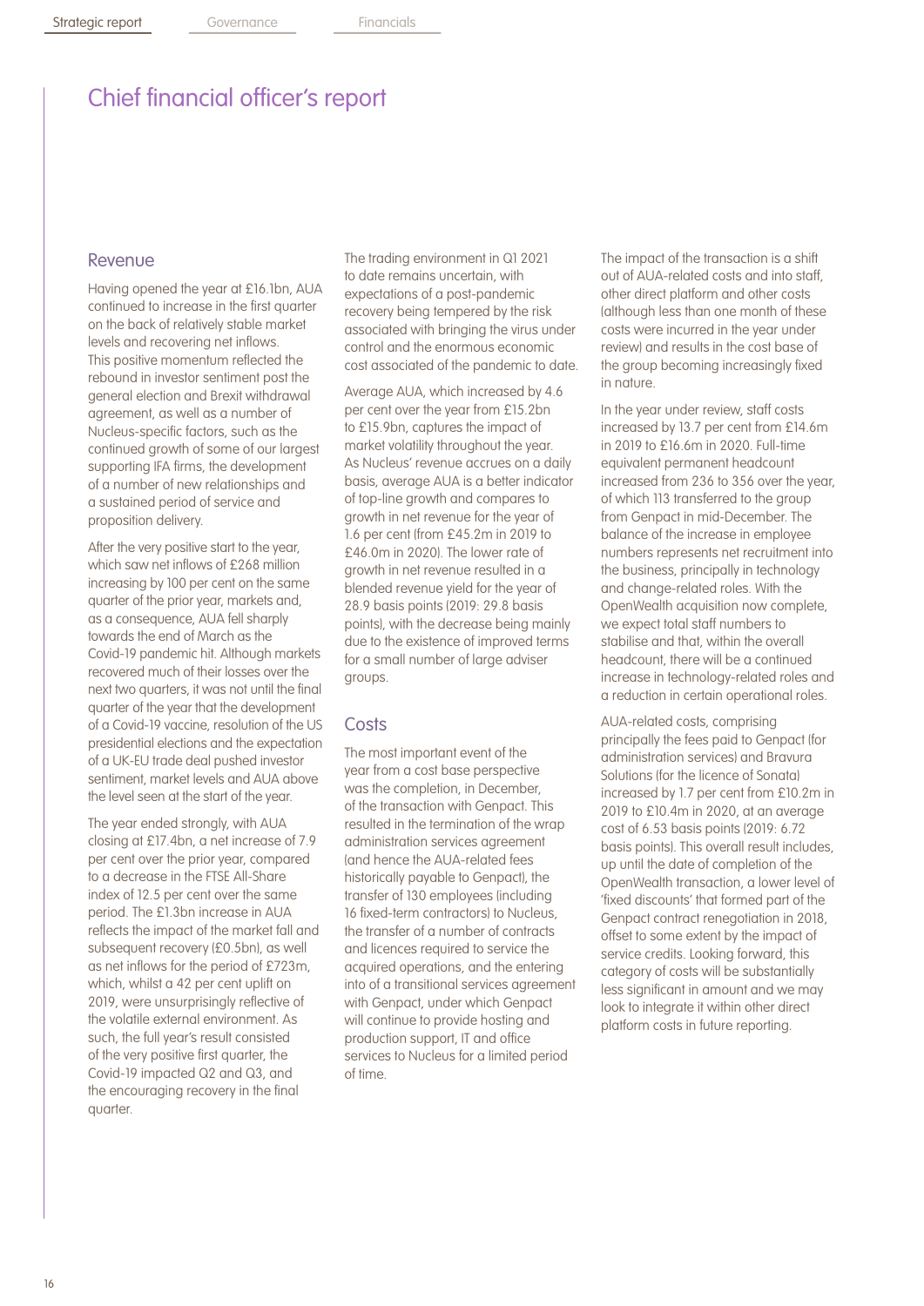# Chief financial officer's report

## Revenue

Having opened the year at £16.1bn, AUA continued to increase in the first quarter on the back of relatively stable market levels and recovering net inflows. This positive momentum reflected the rebound in investor sentiment post the general election and Brexit withdrawal agreement, as well as a number of Nucleus-specific factors, such as the continued growth of some of our largest supporting IFA firms, the development of a number of new relationships and a sustained period of service and proposition delivery.

After the very positive start to the year, which saw net inflows of £268 million increasing by 100 per cent on the same quarter of the prior year, markets and, as a consequence, AUA fell sharply towards the end of March as the Covid-19 pandemic hit. Although markets recovered much of their losses over the next two quarters, it was not until the final quarter of the year that the development of a Covid-19 vaccine, resolution of the US presidential elections and the expectation of a UK-EU trade deal pushed investor sentiment, market levels and AUA above the level seen at the start of the year.

The year ended strongly, with AUA closing at £17.4bn, a net increase of 7.9 per cent over the prior year, compared to a decrease in the FTSE All-Share index of 12.5 per cent over the same period. The £1.3bn increase in AUA reflects the impact of the market fall and subsequent recovery (£0.5bn), as well as net inflows for the period of £723m, which, whilst a 42 per cent uplift on 2019, were unsurprisingly reflective of the volatile external environment. As such, the full year's result consisted of the very positive first quarter, the Covid-19 impacted Q2 and Q3, and the encouraging recovery in the final quarter.

The trading environment in Q1 2021 to date remains uncertain, with expectations of a post-pandemic recovery being tempered by the risk associated with bringing the virus under control and the enormous economic cost associated of the pandemic to date.

Average AUA, which increased by 4.6 per cent over the year from £15.2bn to £15.9bn, captures the impact of market volatility throughout the year. As Nucleus' revenue accrues on a daily basis, average AUA is a better indicator of top-line growth and compares to growth in net revenue for the year of 1.6 per cent (from £45.2m in 2019 to £46.0m in 2020). The lower rate of growth in net revenue resulted in a blended revenue yield for the year of 28.9 basis points (2019: 29.8 basis points), with the decrease being mainly due to the existence of improved terms for a small number of large adviser groups.

## Costs

The most important event of the year from a cost base perspective was the completion, in December, of the transaction with Genpact. This resulted in the termination of the wrap administration services agreement (and hence the AUA-related fees historically payable to Genpact), the transfer of 130 employees (including 16 fixed-term contractors) to Nucleus, the transfer of a number of contracts and licences required to service the acquired operations, and the entering into of a transitional services agreement with Genpact, under which Genpact will continue to provide hosting and production support, IT and office services to Nucleus for a limited period of time.

The impact of the transaction is a shift out of AUA-related costs and into staff, other direct platform and other costs (although less than one month of these costs were incurred in the year under review) and results in the cost base of the group becoming increasingly fixed in nature.

In the year under review, staff costs increased by 13.7 per cent from £14.6m in 2019 to £16.6m in 2020. Full-time equivalent permanent headcount increased from 236 to 356 over the year, of which 113 transferred to the group from Genpact in mid-December. The balance of the increase in employee numbers represents net recruitment into the business, principally in technology and change-related roles. With the OpenWealth acquisition now complete, we expect total staff numbers to stabilise and that, within the overall headcount, there will be a continued increase in technology-related roles and a reduction in certain operational roles.

AUA-related costs, comprising principally the fees paid to Genpact (for administration services) and Bravura Solutions (for the licence of Sonata) increased by 1.7 per cent from £10.2m in 2019 to £10.4m in 2020, at an average cost of 6.53 basis points (2019: 6.72 basis points). This overall result includes, up until the date of completion of the OpenWealth transaction, a lower level of 'fixed discounts' that formed part of the Genpact contract renegotiation in 2018, offset to some extent by the impact of service credits. Looking forward, this category of costs will be substantially less significant in amount and we may look to integrate it within other direct platform costs in future reporting.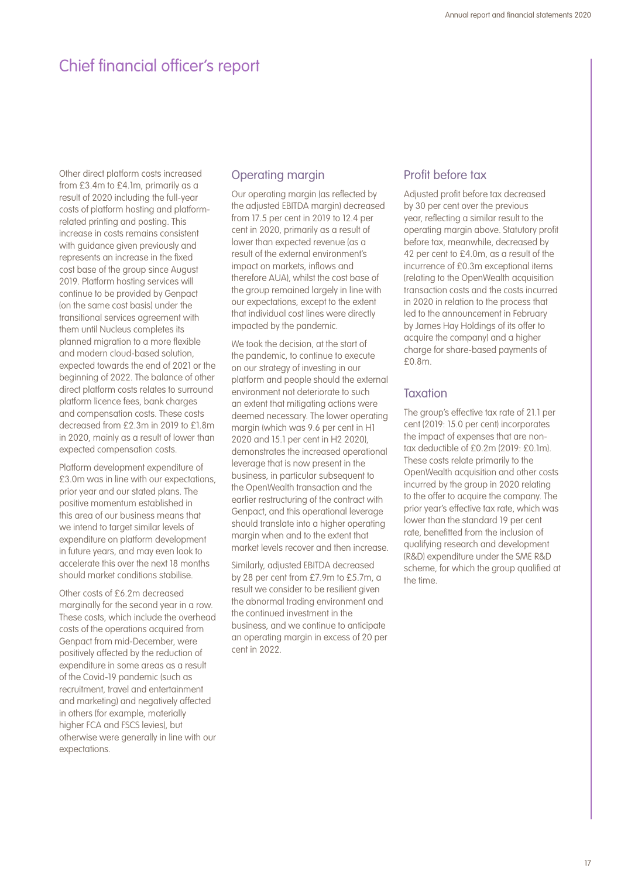# Chief financial officer's report

Other direct platform costs increased from £3.4m to £4.1m, primarily as a result of 2020 including the full-year costs of platform hosting and platform-related printing and posting. This increase in costs remains consistent with guidance given previously and represents an increase in the fixed cost base of the group since August 2019. Platform hosting services will continue to be provided by Genpact (on the same cost basis) under the transitional services agreement with them until Nucleus completes its planned migration to a more flexible and modern cloud-based solution, expected towards the end of 2021 or the beginning of 2022. The balance of other direct platform costs relates to surround platform licence fees, bank charges and compensation costs. These costs decreased from £2.3m in 2019 to £1.8m in 2020, mainly as a result of lower than expected compensation costs.

Platform development expenditure of £3.0m was in line with our expectations, prior year and our stated plans. The positive momentum established in this area of our business means that we intend to target similar levels of expenditure on platform development in future years, and may even look to accelerate this over the next 18 months should market conditions stabilise.

Other costs of £6.2m decreased marginally for the second year in a row. These costs, which include the overhead costs of the operations acquired from Genpact from mid-December, were positively affected by the reduction of expenditure in some areas as a result of the Covid-19 pandemic (such as recruitment, travel and entertainment and marketing) and negatively affected in others (for example, materially higher FCA and FSCS levies), but otherwise were generally in line with our expectations.

## Operating margin

Our operating margin (as reflected by the adjusted EBITDA margin) decreased from 17.5 per cent in 2019 to 12.4 per cent in 2020, primarily as a result of lower than expected revenue (as a result of the external environment's impact on markets, inflows and therefore AUA), whilst the cost base of the group remained largely in line with our expectations, except to the extent that individual cost lines were directly impacted by the pandemic.

We took the decision, at the start of the pandemic, to continue to execute on our strategy of investing in our platform and people should the external environment not deteriorate to such an extent that mitigating actions were deemed necessary. The lower operating margin (which was 9.6 per cent in H1 2020 and 15.1 per cent in H2 2020), demonstrates the increased operational leverage that is now present in the business, in particular subsequent to the OpenWealth transaction and the earlier restructuring of the contract with Genpact, and this operational leverage should translate into a higher operating margin when and to the extent that market levels recover and then increase.

Similarly, adjusted EBITDA decreased by 28 per cent from £7.9m to £5.7m, a result we consider to be resilient given the abnormal trading environment and the continued investment in the business, and we continue to anticipate an operating margin in excess of 20 per cent in 2022.

## Profit before tax

Adjusted profit before tax decreased by 30 per cent over the previous year, reflecting a similar result to the operating margin above. Statutory profit before tax, meanwhile, decreased by 42 per cent to £4.0m, as a result of the incurrence of £0.3m exceptional items (relating to the OpenWealth acquisition transaction costs and the costs incurred in 2020 in relation to the process that led to the announcement in February by James Hay Holdings of its offer to acquire the company) and a higher charge for share-based payments of £0.8m.

## Taxation

The group's effective tax rate of 21.1 per cent (2019: 15.0 per cent) incorporates the impact of expenses that are non-tax deductible of £0.2m (2019: £0.1m). These costs relate primarily to the OpenWealth acquisition and other costs incurred by the group in 2020 relating to the offer to acquire the company. The prior year's effective tax rate, which was lower than the standard 19 per cent rate, benefitted from the inclusion of qualifying research and development (R&D) expenditure under the SME R&D scheme, for which the group qualified at the time.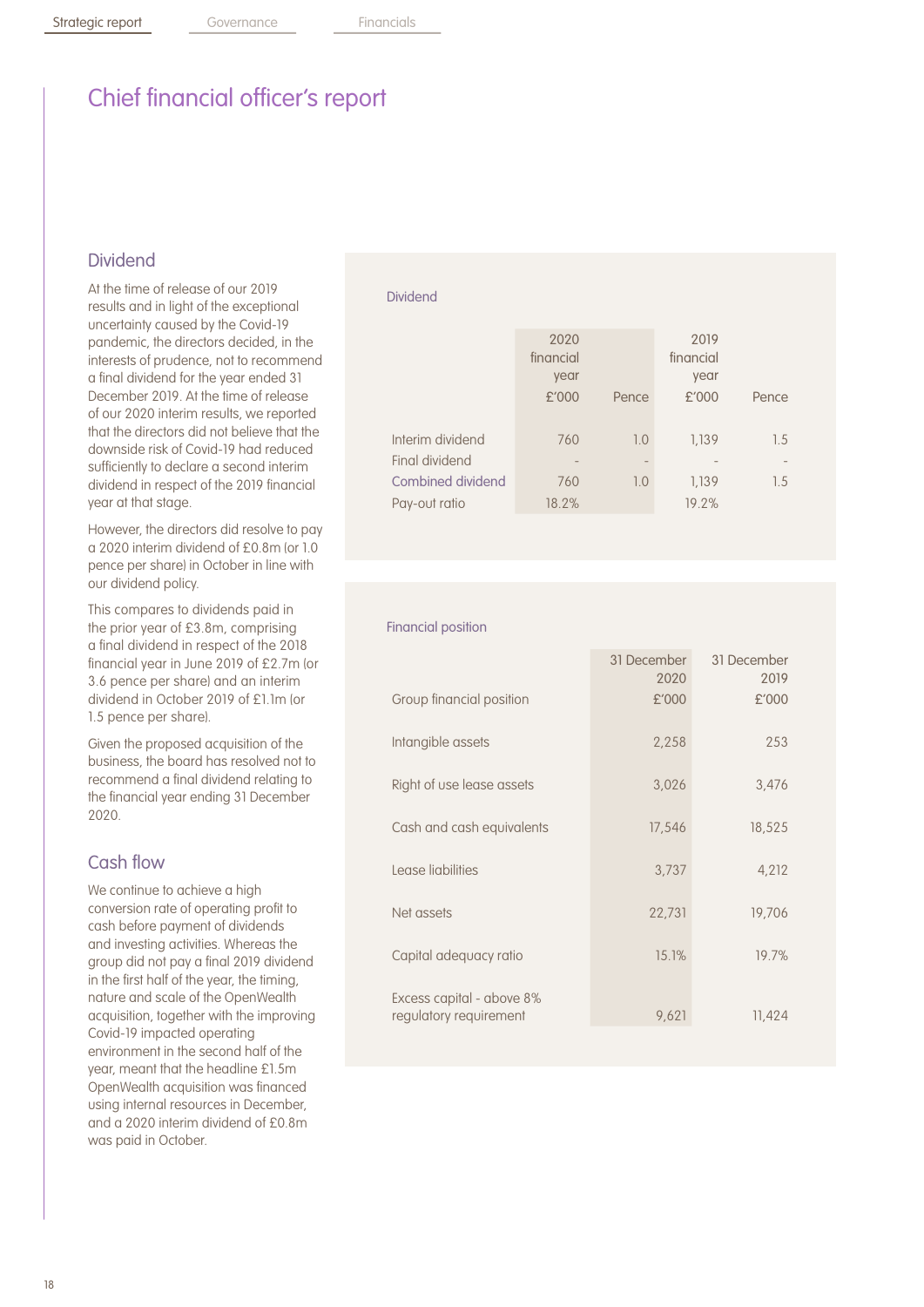# Chief financial officer's report

## Dividend

At the time of release of our 2019 results and in light of the exceptional uncertainty caused by the Covid-19 pandemic, the directors decided, in the interests of prudence, not to recommend a final dividend for the year ended 31 December 2019. At the time of release of our 2020 interim results, we reported that the directors did not believe that the downside risk of Covid-19 had reduced sufficiently to declare a second interim dividend in respect of the 2019 financial year at that stage.

However, the directors did resolve to pay a 2020 interim dividend of £0.8m (or 1.0 pence per share) in October in line with our dividend policy.

This compares to dividends paid in the prior year of £3.8m, comprising a final dividend in respect of the 2018 financial year in June 2019 of £2.7m (or 3.6 pence per share) and an interim dividend in October 2019 of £1.1m (or 1.5 pence per share).

Given the proposed acquisition of the business, the board has resolved not to recommend a final dividend relating to the financial year ending 31 December 2020.

## Cash flow

We continue to achieve a high conversion rate of operating profit to cash before payment of dividends and investing activities. Whereas the group did not pay a final 2019 dividend in the first half of the year, the timing, nature and scale of the OpenWealth acquisition, together with the improving Covid-19 impacted operating environment in the second half of the year, meant that the headline £1.5m OpenWealth acquisition was financed using internal resources in December, and a 2020 interim dividend of £0.8m was paid in October.

**Dividend**

| | 2020 financial year £'000 | Pence | 2019 financial year £'000 | Pence |
|---|---|---|---|---|
| Interim dividend | 760 | 1.0 | 1,139 | 1.5 |
| Final dividend | - | - | - | - |
| Combined dividend | 760 | 1.0 | 1,139 | 1.5 |
| Pay-out ratio | 18.2% | | 19.2% | |

**Financial position**

| Group financial position | 31 December 2020 £'000 | 31 December 2019 £'000 |
|---|---|---|
| Intangible assets | 2,258 | 253 |
| Right of use lease assets | 3,026 | 3,476 |
| Cash and cash equivalents | 17,546 | 18,525 |
| Lease liabilities | 3,737 | 4,212 |
| Net assets | 22,731 | 19,706 |
| Capital adequacy ratio | 15.1% | 19.7% |
| Excess capital - above 8% regulatory requirement | 9,621 | 11,424 |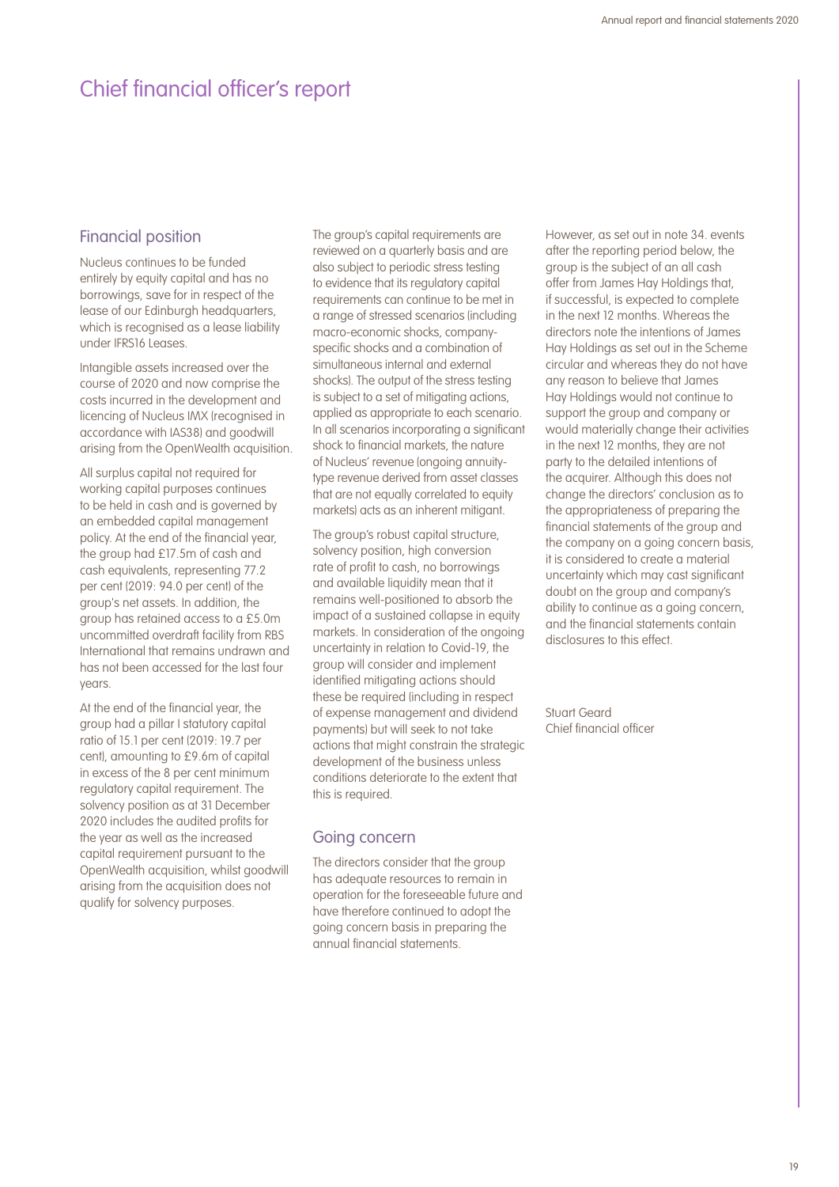# Chief financial officer's report

## Financial position

Nucleus continues to be funded entirely by equity capital and has no borrowings, save for in respect of the lease of our Edinburgh headquarters, which is recognised as a lease liability under IFRS16 Leases.

Intangible assets increased over the course of 2020 and now comprise the costs incurred in the development and licencing of Nucleus IMX (recognised in accordance with IAS38) and goodwill arising from the OpenWealth acquisition.

All surplus capital not required for working capital purposes continues to be held in cash and is governed by an embedded capital management policy. At the end of the financial year, the group had £17.5m of cash and cash equivalents, representing 77.2 per cent (2019: 94.0 per cent) of the group's net assets. In addition, the group has retained access to a £5.0m uncommitted overdraft facility from RBS International that remains undrawn and has not been accessed for the last four years.

At the end of the financial year, the group had a pillar I statutory capital ratio of 15.1 per cent (2019: 19.7 per cent), amounting to £9.6m of capital in excess of the 8 per cent minimum regulatory capital requirement. The solvency position as at 31 December 2020 includes the audited profits for the year as well as the increased capital requirement pursuant to the OpenWealth acquisition, whilst goodwill arising from the acquisition does not qualify for solvency purposes.

The group's capital requirements are reviewed on a quarterly basis and are also subject to periodic stress testing to evidence that its regulatory capital requirements can continue to be met in a range of stressed scenarios (including macro-economic shocks, company-specific shocks and a combination of simultaneous internal and external shocks). The output of the stress testing is subject to a set of mitigating actions, applied as appropriate to each scenario. In all scenarios incorporating a significant shock to financial markets, the nature of Nucleus' revenue (ongoing annuity-type revenue derived from asset classes that are not equally correlated to equity markets) acts as an inherent mitigant.

The group's robust capital structure, solvency position, high conversion rate of profit to cash, no borrowings and available liquidity mean that it remains well-positioned to absorb the impact of a sustained collapse in equity markets. In consideration of the ongoing uncertainty in relation to Covid-19, the group will consider and implement identified mitigating actions should these be required (including in respect of expense management and dividend payments) but will seek to not take actions that might constrain the strategic development of the business unless conditions deteriorate to the extent that this is required.

## Going concern

The directors consider that the group has adequate resources to remain in operation for the foreseeable future and have therefore continued to adopt the going concern basis in preparing the annual financial statements.

However, as set out in note 34. events after the reporting period below, the group is the subject of an all cash offer from James Hay Holdings that, if successful, is expected to complete in the next 12 months. Whereas the directors note the intentions of James Hay Holdings as set out in the Scheme circular and whereas they do not have any reason to believe that James Hay Holdings would not continue to support the group and company or would materially change their activities in the next 12 months, they are not party to the detailed intentions of the acquirer. Although this does not change the directors' conclusion as to the appropriateness of preparing the financial statements of the group and the company on a going concern basis, it is considered to create a material uncertainty which may cast significant doubt on the group and company's ability to continue as a going concern, and the financial statements contain disclosures to this effect.

Stuart Geard
Chief financial officer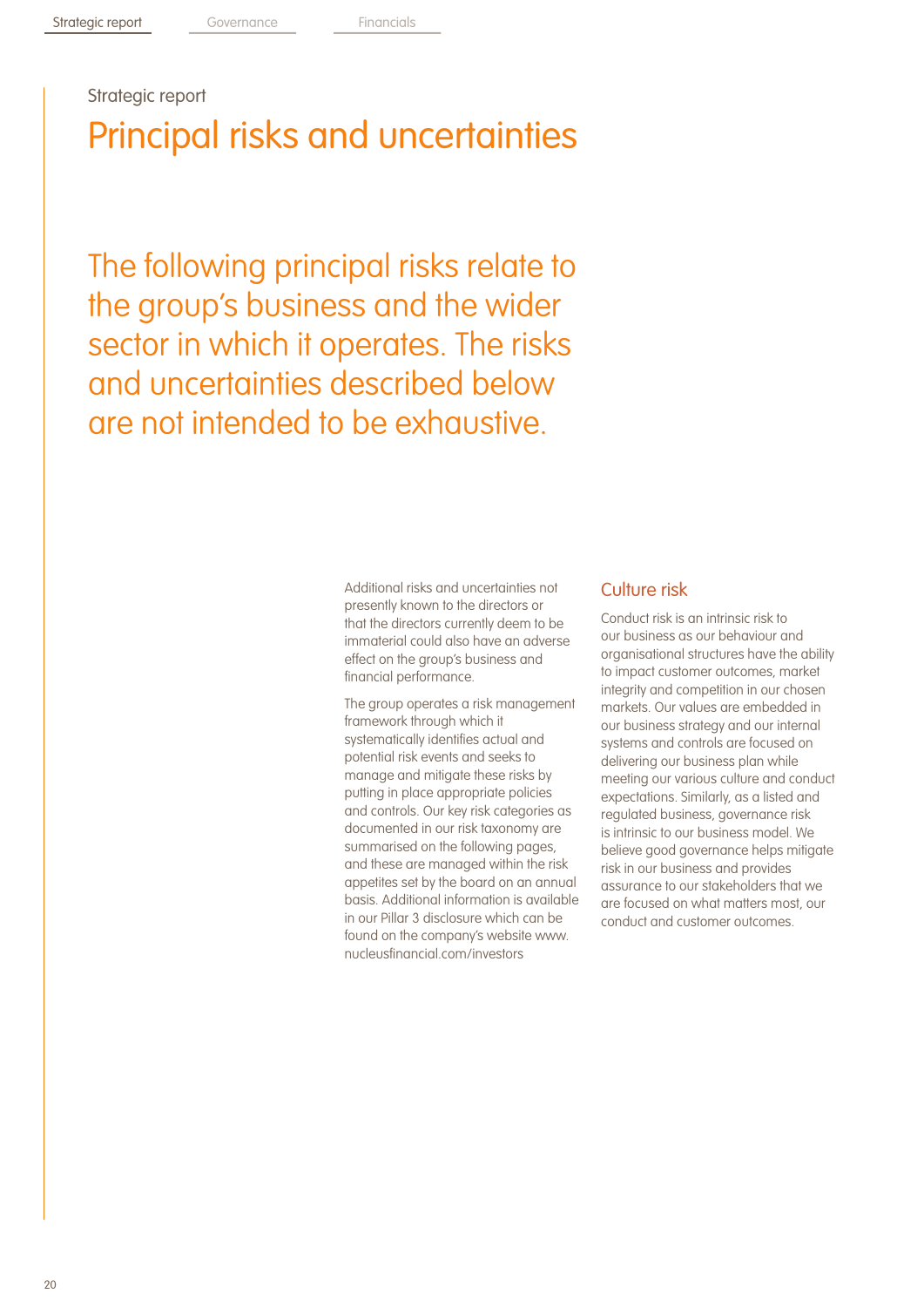Strategic report

# Principal risks and uncertainties

## The following principal risks relate to the group's business and the wider sector in which it operates. The risks and uncertainties described below are not intended to be exhaustive.

Additional risks and uncertainties not presently known to the directors or that the directors currently deem to be immaterial could also have an adverse effect on the group's business and financial performance.

The group operates a risk management framework through which it systematically identifies actual and potential risk events and seeks to manage and mitigate these risks by putting in place appropriate policies and controls. Our key risk categories as documented in our risk taxonomy are summarised on the following pages, and these are managed within the risk appetites set by the board on an annual basis. Additional information is available in our Pillar 3 disclosure which can be found on the company's website www.nucleusfinancial.com/investors

### Culture risk

Conduct risk is an intrinsic risk to our business as our behaviour and organisational structures have the ability to impact customer outcomes, market integrity and competition in our chosen markets. Our values are embedded in our business strategy and our internal systems and controls are focused on delivering our business plan while meeting our various culture and conduct expectations. Similarly, as a listed and regulated business, governance risk is intrinsic to our business model. We believe good governance helps mitigate risk in our business and provides assurance to our stakeholders that we are focused on what matters most, our conduct and customer outcomes.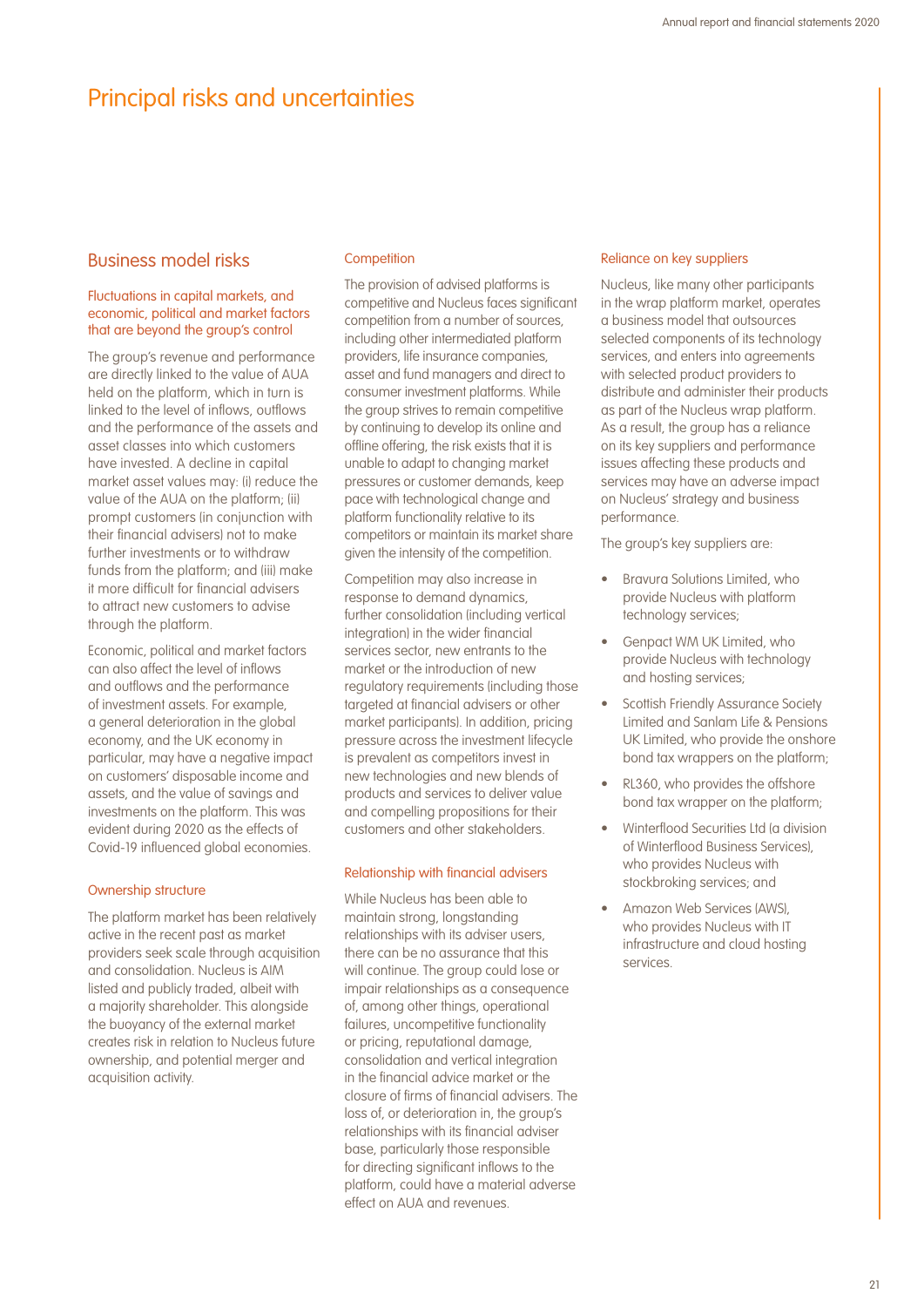# Principal risks and uncertainties

## Business model risks

### Fluctuations in capital markets, and economic, political and market factors that are beyond the group's control

The group's revenue and performance are directly linked to the value of AUA held on the platform, which in turn is linked to the level of inflows, outflows and the performance of the assets and asset classes into which customers have invested. A decline in capital market asset values may: (i) reduce the value of the AUA on the platform; (ii) prompt customers (in conjunction with their financial advisers) not to make further investments or to withdraw funds from the platform; and (iii) make it more difficult for financial advisers to attract new customers to advise through the platform.

Economic, political and market factors can also affect the level of inflows and outflows and the performance of investment assets. For example, a general deterioration in the global economy, and the UK economy in particular, may have a negative impact on customers' disposable income and assets, and the value of savings and investments on the platform. This was evident during 2020 as the effects of Covid-19 influenced global economies.

### Ownership structure

The platform market has been relatively active in the recent past as market providers seek scale through acquisition and consolidation. Nucleus is AIM listed and publicly traded, albeit with a majority shareholder. This alongside the buoyancy of the external market creates risk in relation to Nucleus future ownership, and potential merger and acquisition activity.

### Competition

The provision of advised platforms is competitive and Nucleus faces significant competition from a number of sources, including other intermediated platform providers, life insurance companies, asset and fund managers and direct to consumer investment platforms. While the group strives to remain competitive by continuing to develop its online and offline offering, the risk exists that it is unable to adapt to changing market pressures or customer demands, keep pace with technological change and platform functionality relative to its competitors or maintain its market share given the intensity of the competition.

Competition may also increase in response to demand dynamics, further consolidation (including vertical integration) in the wider financial services sector, new entrants to the market or the introduction of new regulatory requirements (including those targeted at financial advisers or other market participants). In addition, pricing pressure across the investment lifecycle is prevalent as competitors invest in new technologies and new blends of products and services to deliver value and compelling propositions for their customers and other stakeholders.

### Relationship with financial advisers

While Nucleus has been able to maintain strong, longstanding relationships with its adviser users, there can be no assurance that this will continue. The group could lose or impair relationships as a consequence of, among other things, operational failures, uncompetitive functionality or pricing, reputational damage, consolidation and vertical integration in the financial advice market or the closure of firms of financial advisers. The loss of, or deterioration in, the group's relationships with its financial adviser base, particularly those responsible for directing significant inflows to the platform, could have a material adverse effect on AUA and revenues.

### Reliance on key suppliers

Nucleus, like many other participants in the wrap platform market, operates a business model that outsources selected components of its technology services, and enters into agreements with selected product providers to distribute and administer their products as part of the Nucleus wrap platform. As a result, the group has a reliance on its key suppliers and performance issues affecting these products and services may have an adverse impact on Nucleus' strategy and business performance.

The group's key suppliers are:

- Bravura Solutions Limited, who provide Nucleus with platform technology services;
- Genpact WM UK Limited, who provide Nucleus with technology and hosting services;
- Scottish Friendly Assurance Society Limited and Sanlam Life & Pensions UK Limited, who provide the onshore bond tax wrappers on the platform;
- RL360, who provides the offshore bond tax wrapper on the platform;
- Winterflood Securities Ltd (a division of Winterflood Business Services), who provides Nucleus with stockbroking services; and
- Amazon Web Services (AWS), who provides Nucleus with IT infrastructure and cloud hosting services.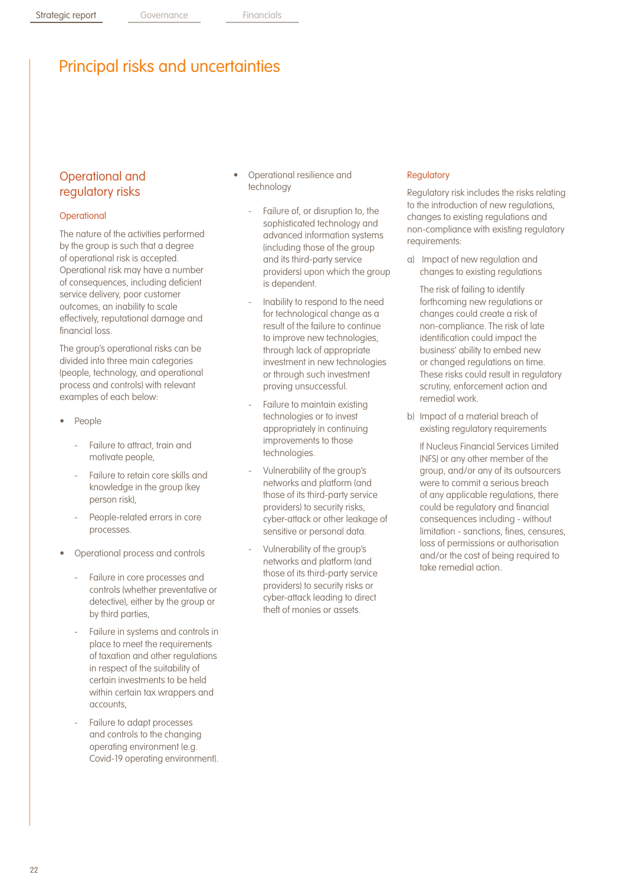# Principal risks and uncertainties

## Operational and regulatory risks

### Operational

The nature of the activities performed by the group is such that a degree of operational risk is accepted. Operational risk may have a number of consequences, including deficient service delivery, poor customer outcomes, an inability to scale effectively, reputational damage and financial loss.

The group's operational risks can be divided into three main categories (people, technology, and operational process and controls) with relevant examples of each below:

- People
  - Failure to attract, train and motivate people,
  - Failure to retain core skills and knowledge in the group (key person risk),
  - People-related errors in core processes.
- Operational process and controls
  - Failure in core processes and controls (whether preventative or detective), either by the group or by third parties,
  - Failure in systems and controls in place to meet the requirements of taxation and other regulations in respect of the suitability of certain investments to be held within certain tax wrappers and accounts,
  - Failure to adapt processes and controls to the changing operating environment (e.g. Covid-19 operating environment).
- Operational resilience and technology
  - Failure of, or disruption to, the sophisticated technology and advanced information systems (including those of the group and its third-party service providers) upon which the group is dependent.
  - Inability to respond to the need for technological change as a result of the failure to continue to improve new technologies, through lack of appropriate investment in new technologies or through such investment proving unsuccessful.
  - Failure to maintain existing technologies or to invest appropriately in continuing improvements to those technologies.
  - Vulnerability of the group's networks and platform (and those of its third-party service providers) to security risks, cyber-attack or other leakage of sensitive or personal data.
  - Vulnerability of the group's networks and platform (and those of its third-party service providers) to security risks or cyber-attack leading to direct theft of monies or assets.

### Regulatory

Regulatory risk includes the risks relating to the introduction of new regulations, changes to existing regulations and non-compliance with existing regulatory requirements:

a) Impact of new regulation and changes to existing regulations

The risk of failing to identify forthcoming new regulations or changes could create a risk of non-compliance. The risk of late identification could impact the business' ability to embed new or changed regulations on time. These risks could result in regulatory scrutiny, enforcement action and remedial work.

b) Impact of a material breach of existing regulatory requirements

If Nucleus Financial Services Limited (NFS) or any other member of the group, and/or any of its outsourcers were to commit a serious breach of any applicable regulations, there could be regulatory and financial consequences including - without limitation - sanctions, fines, censures, loss of permissions or authorisation and/or the cost of being required to take remedial action.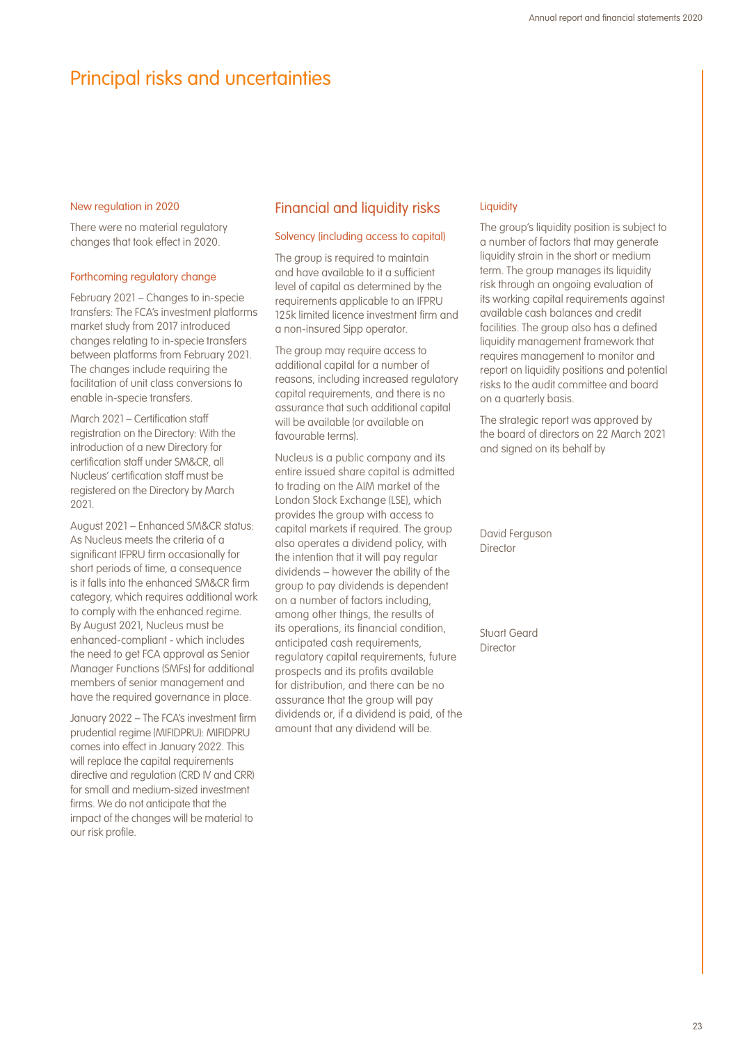# Principal risks and uncertainties

### New regulation in 2020

There were no material regulatory changes that took effect in 2020.

### Forthcoming regulatory change

February 2021 – Changes to in-specie transfers: The FCA's investment platforms market study from 2017 introduced changes relating to in-specie transfers between platforms from February 2021. The changes include requiring the facilitation of unit class conversions to enable in-specie transfers.

March 2021 – Certification staff registration on the Directory: With the introduction of a new Directory for certification staff under SM&CR, all Nucleus' certification staff must be registered on the Directory by March 2021.

August 2021 – Enhanced SM&CR status: As Nucleus meets the criteria of a significant IFPRU firm occasionally for short periods of time, a consequence is it falls into the enhanced SM&CR firm category, which requires additional work to comply with the enhanced regime. By August 2021, Nucleus must be enhanced-compliant - which includes the need to get FCA approval as Senior Manager Functions (SMFs) for additional members of senior management and have the required governance in place.

January 2022 – The FCA's investment firm prudential regime (MIFIDPRU): MIFIDPRU comes into effect in January 2022. This will replace the capital requirements directive and regulation (CRD IV and CRR) for small and medium-sized investment firms. We do not anticipate that the impact of the changes will be material to our risk profile.

## Financial and liquidity risks

### Solvency (including access to capital)

The group is required to maintain and have available to it a sufficient level of capital as determined by the requirements applicable to an IFPRU 125k limited licence investment firm and a non-insured Sipp operator.

The group may require access to additional capital for a number of reasons, including increased regulatory capital requirements, and there is no assurance that such additional capital will be available (or available on favourable terms).

Nucleus is a public company and its entire issued share capital is admitted to trading on the AIM market of the London Stock Exchange (LSE), which provides the group with access to capital markets if required. The group also operates a dividend policy, with the intention that it will pay regular dividends – however the ability of the group to pay dividends is dependent on a number of factors including, among other things, the results of its operations, its financial condition, anticipated cash requirements, regulatory capital requirements, future prospects and its profits available for distribution, and there can be no assurance that the group will pay dividends or, if a dividend is paid, of the amount that any dividend will be.

### Liquidity

The group's liquidity position is subject to a number of factors that may generate liquidity strain in the short or medium term. The group manages its liquidity risk through an ongoing evaluation of its working capital requirements against available cash balances and credit facilities. The group also has a defined liquidity management framework that requires management to monitor and report on liquidity positions and potential risks to the audit committee and board on a quarterly basis.

The strategic report was approved by the board of directors on 22 March 2021 and signed on its behalf by

David Ferguson
Director

Stuart Geard
Director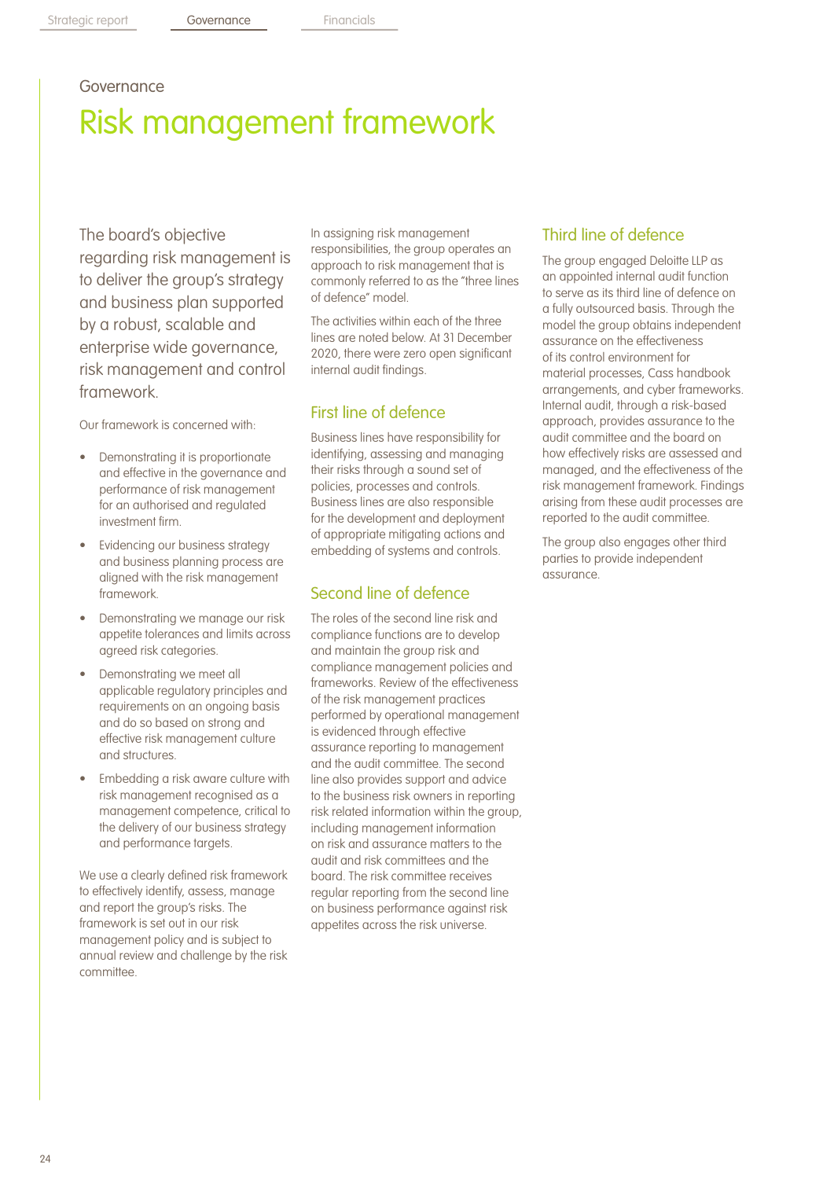Governance

# Risk management framework

The board's objective regarding risk management is to deliver the group's strategy and business plan supported by a robust, scalable and enterprise wide governance, risk management and control framework.

Our framework is concerned with:

- Demonstrating it is proportionate and effective in the governance and performance of risk management for an authorised and regulated investment firm.
- Evidencing our business strategy and business planning process are aligned with the risk management framework.
- Demonstrating we manage our risk appetite tolerances and limits across agreed risk categories.
- Demonstrating we meet all applicable regulatory principles and requirements on an ongoing basis and do so based on strong and effective risk management culture and structures.
- Embedding a risk aware culture with risk management recognised as a management competence, critical to the delivery of our business strategy and performance targets.

We use a clearly defined risk framework to effectively identify, assess, manage and report the group's risks. The framework is set out in our risk management policy and is subject to annual review and challenge by the risk committee.

In assigning risk management responsibilities, the group operates an approach to risk management that is commonly referred to as the "three lines of defence" model.

The activities within each of the three lines are noted below. At 31 December 2020, there were zero open significant internal audit findings.

## First line of defence

Business lines have responsibility for identifying, assessing and managing their risks through a sound set of policies, processes and controls. Business lines are also responsible for the development and deployment of appropriate mitigating actions and embedding of systems and controls.

## Second line of defence

The roles of the second line risk and compliance functions are to develop and maintain the group risk and compliance management policies and frameworks. Review of the effectiveness of the risk management practices performed by operational management is evidenced through effective assurance reporting to management and the audit committee. The second line also provides support and advice to the business risk owners in reporting risk related information within the group, including management information on risk and assurance matters to the audit and risk committees and the board. The risk committee receives regular reporting from the second line on business performance against risk appetites across the risk universe.

## Third line of defence

The group engaged Deloitte LLP as an appointed internal audit function to serve as its third line of defence on a fully outsourced basis. Through the model the group obtains independent assurance on the effectiveness of its control environment for material processes, Cass handbook arrangements, and cyber frameworks. Internal audit, through a risk-based approach, provides assurance to the audit committee and the board on how effectively risks are assessed and managed, and the effectiveness of the risk management framework. Findings arising from these audit processes are reported to the audit committee.

The group also engages other third parties to provide independent assurance.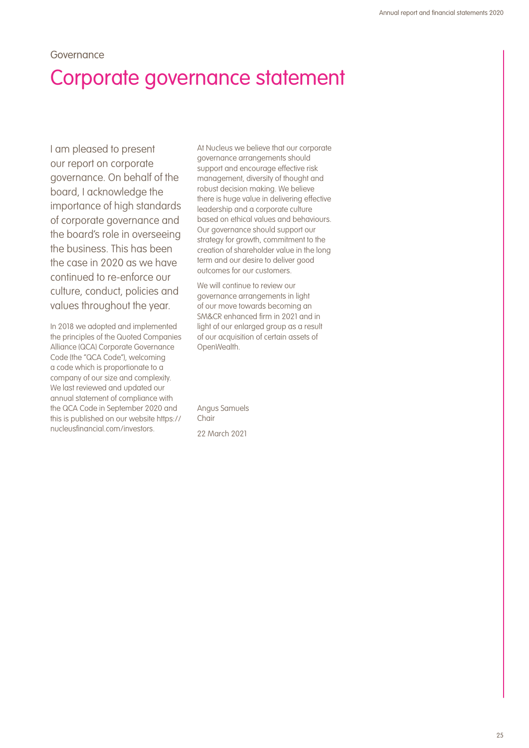Governance

# Corporate governance statement

I am pleased to present our report on corporate governance. On behalf of the board, I acknowledge the importance of high standards of corporate governance and the board's role in overseeing the business. This has been the case in 2020 as we have continued to re-enforce our culture, conduct, policies and values throughout the year.

In 2018 we adopted and implemented the principles of the Quoted Companies Alliance (QCA) Corporate Governance Code (the "QCA Code"), welcoming a code which is proportionate to a company of our size and complexity. We last reviewed and updated our annual statement of compliance with the QCA Code in September 2020 and this is published on our website https://nucleusfinancial.com/investors.

At Nucleus we believe that our corporate governance arrangements should support and encourage effective risk management, diversity of thought and robust decision making. We believe there is huge value in delivering effective leadership and a corporate culture based on ethical values and behaviours. Our governance should support our strategy for growth, commitment to the creation of shareholder value in the long term and our desire to deliver good outcomes for our customers.

We will continue to review our governance arrangements in light of our move towards becoming an SM&CR enhanced firm in 2021 and in light of our enlarged group as a result of our acquisition of certain assets of OpenWealth.

Angus Samuels
Chair

22 March 2021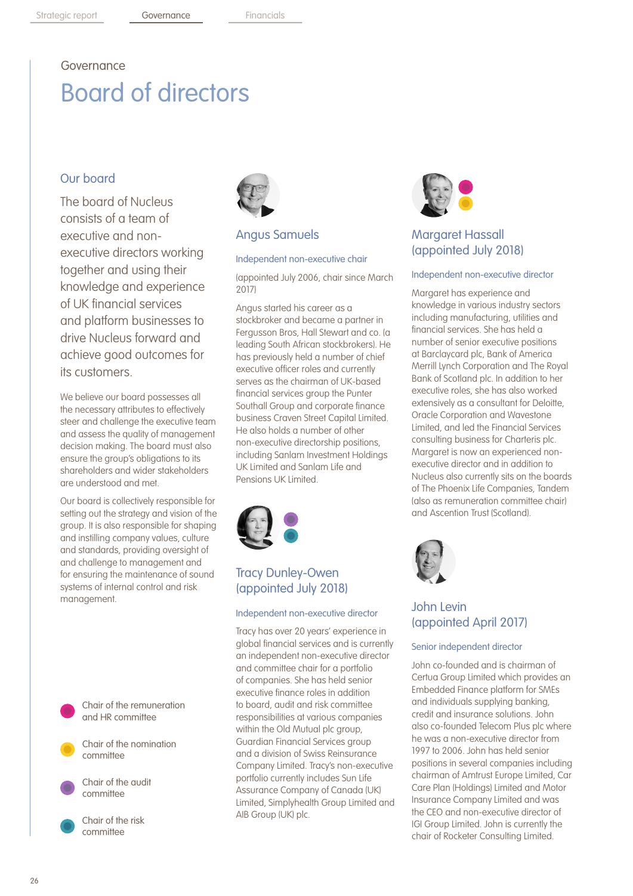Governance

# Board of directors

## Our board

The board of Nucleus consists of a team of executive and non-executive directors working together and using their knowledge and experience of UK financial services and platform businesses to drive Nucleus forward and achieve good outcomes for its customers.

We believe our board possesses all the necessary attributes to effectively steer and challenge the executive team and assess the quality of management decision making. The board must also ensure the group's obligations to its shareholders and wider stakeholders are understood and met.

Our board is collectively responsible for setting out the strategy and vision of the group. It is also responsible for shaping and instilling company values, culture and standards, providing oversight of and challenge to management and for ensuring the maintenance of sound systems of internal control and risk management.

- Chair of the remuneration and HR committee
- Chair of the nomination committee
- Chair of the audit committee
- Chair of the risk committee

### Angus Samuels

Independent non-executive chair

(appointed July 2006, chair since March 2017)

Angus started his career as a stockbroker and became a partner in Fergusson Bros, Hall Stewart and co. (a leading South African stockbrokers). He has previously held a number of chief executive officer roles and currently serves as the chairman of UK-based financial services group the Punter Southall Group and corporate finance business Craven Street Capital Limited. He also holds a number of other non-executive directorship positions, including Sanlam Investment Holdings UK Limited and Sanlam Life and Pensions UK Limited.

### Tracy Dunley-Owen (appointed July 2018)

Independent non-executive director

Tracy has over 20 years' experience in global financial services and is currently an independent non-executive director and committee chair for a portfolio of companies. She has held senior executive finance roles in addition to board, audit and risk committee responsibilities at various companies within the Old Mutual plc group, Guardian Financial Services group and a division of Swiss Reinsurance Company Limited. Tracy's non-executive portfolio currently includes Sun Life Assurance Company of Canada (UK) Limited, Simplyhealth Group Limited and AIB Group (UK) plc.

### Margaret Hassall (appointed July 2018)

Independent non-executive director

Margaret has experience and knowledge in various industry sectors including manufacturing, utilities and financial services. She has held a number of senior executive positions at Barclaycard plc, Bank of America Merrill Lynch Corporation and The Royal Bank of Scotland plc. In addition to her executive roles, she has also worked extensively as a consultant for Deloitte, Oracle Corporation and Wavestone Limited, and led the Financial Services consulting business for Charteris plc. Margaret is now an experienced non-executive director and in addition to Nucleus also currently sits on the boards of The Phoenix Life Companies, Tandem (also as remuneration committee chair) and Ascention Trust (Scotland).

### John Levin (appointed April 2017)

Senior independent director

John co-founded and is chairman of Certua Group Limited which provides an Embedded Finance platform for SMEs and individuals supplying banking, credit and insurance solutions. John also co-founded Telecom Plus plc where he was a non-executive director from 1997 to 2006. John has held senior positions in several companies including chairman of Amtrust Europe Limited, Car Care Plan (Holdings) Limited and Motor Insurance Company Limited and was the CEO and non-executive director of IGI Group Limited. John is currently the chair of Rocketer Consulting Limited.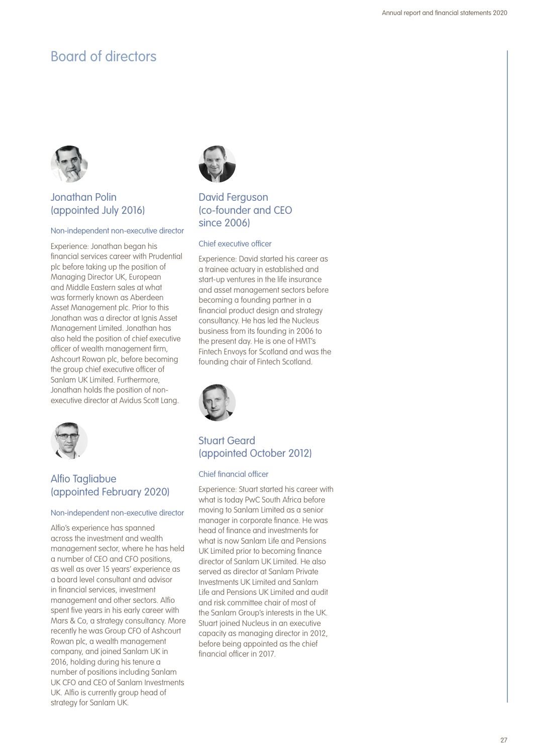# Board of directors

## Jonathan Polin (appointed July 2016)

### Non-independent non-executive director

Experience: Jonathan began his financial services career with Prudential plc before taking up the position of Managing Director UK, European and Middle Eastern sales at what was formerly known as Aberdeen Asset Management plc. Prior to this Jonathan was a director at Ignis Asset Management Limited. Jonathan has also held the position of chief executive officer of wealth management firm, Ashcourt Rowan plc, before becoming the group chief executive officer of Sanlam UK Limited. Furthermore, Jonathan holds the position of non-executive director at Avidus Scott Lang.

## Alfio Tagliabue (appointed February 2020)

### Non-independent non-executive director

Alfio's experience has spanned across the investment and wealth management sector, where he has held a number of CEO and CFO positions, as well as over 15 years' experience as a board level consultant and advisor in financial services, investment management and other sectors. Alfio spent five years in his early career with Mars & Co, a strategy consultancy. More recently he was Group CFO of Ashcourt Rowan plc, a wealth management company, and joined Sanlam UK in 2016, holding during his tenure a number of positions including Sanlam UK CFO and CEO of Sanlam Investments UK. Alfio is currently group head of strategy for Sanlam UK.

## David Ferguson (co-founder and CEO since 2006)

### Chief executive officer

Experience: David started his career as a trainee actuary in established and start-up ventures in the life insurance and asset management sectors before becoming a founding partner in a financial product design and strategy consultancy. He has led the Nucleus business from its founding in 2006 to the present day. He is one of HMT's Fintech Envoys for Scotland and was the founding chair of Fintech Scotland.

## Stuart Geard (appointed October 2012)

### Chief financial officer

Experience: Stuart started his career with what is today PwC South Africa before moving to Sanlam Limited as a senior manager in corporate finance. He was head of finance and investments for what is now Sanlam Life and Pensions UK Limited prior to becoming finance director of Sanlam UK Limited. He also served as director at Sanlam Private Investments UK Limited and Sanlam Life and Pensions UK Limited and audit and risk committee chair of most of the Sanlam Group's interests in the UK. Stuart joined Nucleus in an executive capacity as managing director in 2012, before being appointed as the chief financial officer in 2017.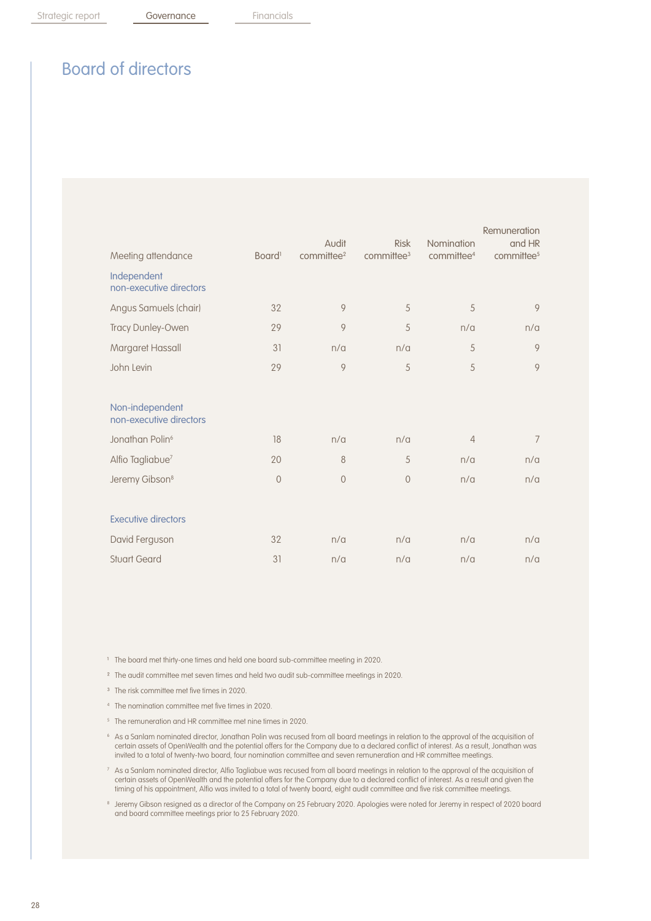# Board of directors

| Meeting attendance | Board[1] | Audit committee[2] | Risk committee[3] | Nomination committee[4] | Remuneration and HR committee[5] |
|---|---|---|---|---|---|
| **Independent non-executive directors** | | | | | |
| Angus Samuels (chair) | 32 | 9 | 5 | 5 | 9 |
| Tracy Dunley-Owen | 29 | 9 | 5 | n/a | n/a |
| Margaret Hassall | 31 | n/a | n/a | 5 | 9 |
| John Levin | 29 | 9 | 5 | 5 | 9 |
| **Non-independent non-executive directors** | | | | | |
| Jonathan Polin[6] | 18 | n/a | n/a | 4 | 7 |
| Alfio Tagliabue[7] | 20 | 8 | 5 | n/a | n/a |
| Jeremy Gibson[8] | 0 | 0 | 0 | n/a | n/a |
| **Executive directors** | | | | | |
| David Ferguson | 32 | n/a | n/a | n/a | n/a |
| Stuart Geard | 31 | n/a | n/a | n/a | n/a |

[1] The board met thirty-one times and held one board sub-committee meeting in 2020.

[2] The audit committee met seven times and held two audit sub-committee meetings in 2020.

[3] The risk committee met five times in 2020.

[4] The nomination committee met five times in 2020.

[5] The remuneration and HR committee met nine times in 2020.

[6] As a Sanlam nominated director, Jonathan Polin was recused from all board meetings in relation to the approval of the acquisition of certain assets of OpenWealth and the potential offers for the Company due to a declared conflict of interest. As a result, Jonathan was invited to a total of twenty-two board, four nomination committee and seven remuneration and HR committee meetings.

[7] As a Sanlam nominated director, Alfio Tagliabue was recused from all board meetings in relation to the approval of the acquisition of certain assets of OpenWealth and the potential offers for the Company due to a declared conflict of interest. As a result and given the timing of his appointment, Alfio was invited to a total of twenty board, eight audit committee and five risk committee meetings.

[8] Jeremy Gibson resigned as a director of the Company on 25 February 2020. Apologies were noted for Jeremy in respect of 2020 board and board committee meetings prior to 25 February 2020.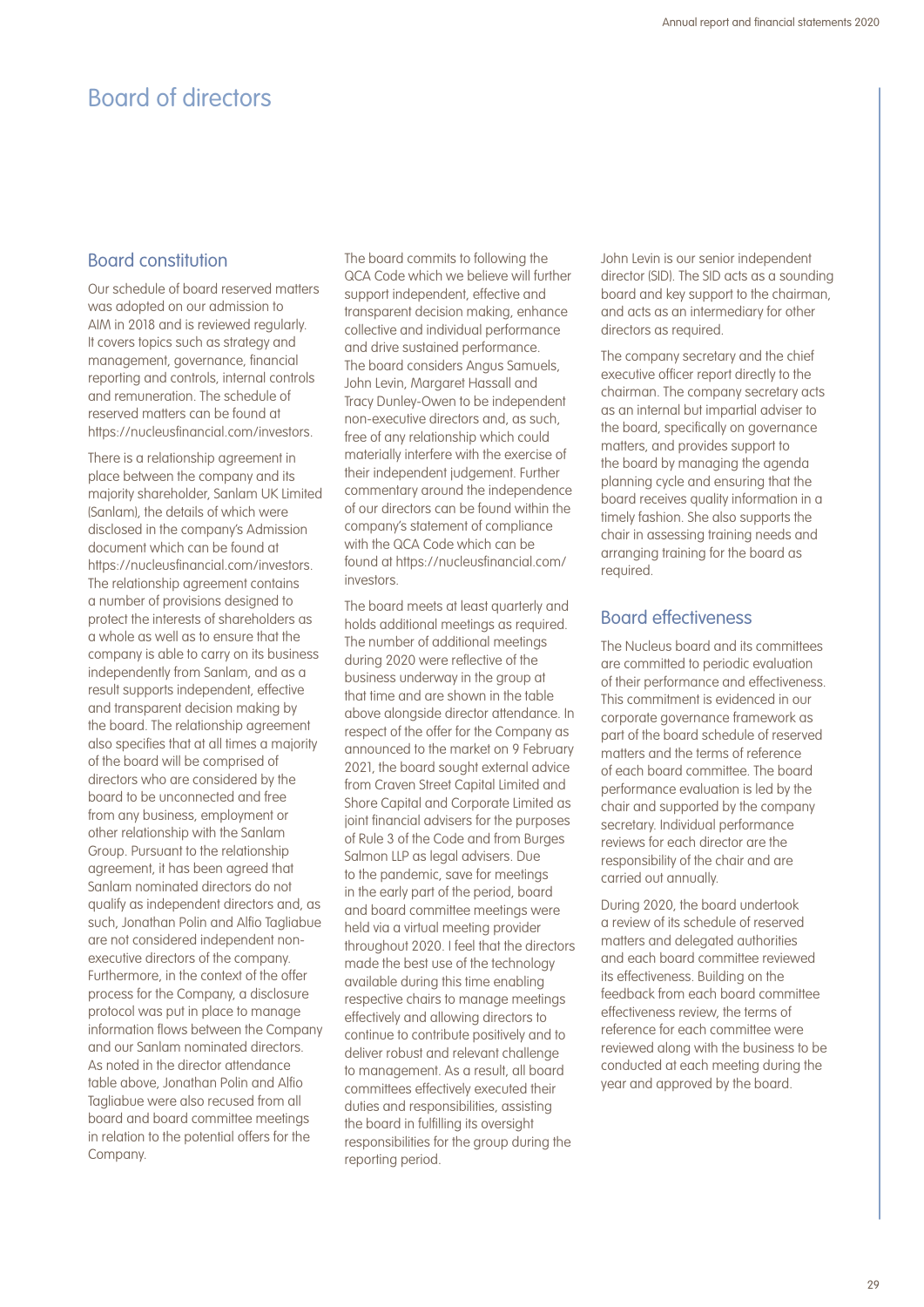# Board of directors

## Board constitution

Our schedule of board reserved matters was adopted on our admission to AIM in 2018 and is reviewed regularly. It covers topics such as strategy and management, governance, financial reporting and controls, internal controls and remuneration. The schedule of reserved matters can be found at https://nucleusfinancial.com/investors.

There is a relationship agreement in place between the company and its majority shareholder, Sanlam UK Limited (Sanlam), the details of which were disclosed in the company's Admission document which can be found at https://nucleusfinancial.com/investors. The relationship agreement contains a number of provisions designed to protect the interests of shareholders as a whole as well as to ensure that the company is able to carry on its business independently from Sanlam, and as a result supports independent, effective and transparent decision making by the board. The relationship agreement also specifies that at all times a majority of the board will be comprised of directors who are considered by the board to be unconnected and free from any business, employment or other relationship with the Sanlam Group. Pursuant to the relationship agreement, it has been agreed that Sanlam nominated directors do not qualify as independent directors and, as such, Jonathan Polin and Alfio Tagliabue are not considered independent non-executive directors of the company. Furthermore, in the context of the offer process for the Company, a disclosure protocol was put in place to manage information flows between the Company and our Sanlam nominated directors. As noted in the director attendance table above, Jonathan Polin and Alfio Tagliabue were also recused from all board and board committee meetings in relation to the potential offers for the Company.

The board commits to following the QCA Code which we believe will further support independent, effective and transparent decision making, enhance collective and individual performance and drive sustained performance. The board considers Angus Samuels, John Levin, Margaret Hassall and Tracy Dunley-Owen to be independent non-executive directors and, as such, free of any relationship which could materially interfere with the exercise of their independent judgement. Further commentary around the independence of our directors can be found within the company's statement of compliance with the QCA Code which can be found at https://nucleusfinancial.com/investors.

The board meets at least quarterly and holds additional meetings as required. The number of additional meetings during 2020 were reflective of the business underway in the group at that time and are shown in the table above alongside director attendance. In respect of the offer for the Company as announced to the market on 9 February 2021, the board sought external advice from Craven Street Capital Limited and Shore Capital and Corporate Limited as joint financial advisers for the purposes of Rule 3 of the Code and from Burges Salmon LLP as legal advisers. Due to the pandemic, save for meetings in the early part of the period, board and board committee meetings were held via a virtual meeting provider throughout 2020. I feel that the directors made the best use of the technology available during this time enabling respective chairs to manage meetings effectively and allowing directors to continue to contribute positively and to deliver robust and relevant challenge to management. As a result, all board committees effectively executed their duties and responsibilities, assisting the board in fulfilling its oversight responsibilities for the group during the reporting period.

John Levin is our senior independent director (SID). The SID acts as a sounding board and key support to the chairman, and acts as an intermediary for other directors as required.

The company secretary and the chief executive officer report directly to the chairman. The company secretary acts as an internal but impartial adviser to the board, specifically on governance matters, and provides support to the board by managing the agenda planning cycle and ensuring that the board receives quality information in a timely fashion. She also supports the chair in assessing training needs and arranging training for the board as required.

## Board effectiveness

The Nucleus board and its committees are committed to periodic evaluation of their performance and effectiveness. This commitment is evidenced in our corporate governance framework as part of the board schedule of reserved matters and the terms of reference of each board committee. The board performance evaluation is led by the chair and supported by the company secretary. Individual performance reviews for each director are the responsibility of the chair and are carried out annually.

During 2020, the board undertook a review of its schedule of reserved matters and delegated authorities and each board committee reviewed its effectiveness. Building on the feedback from each board committee effectiveness review, the terms of reference for each committee were reviewed along with the business to be conducted at each meeting during the year and approved by the board.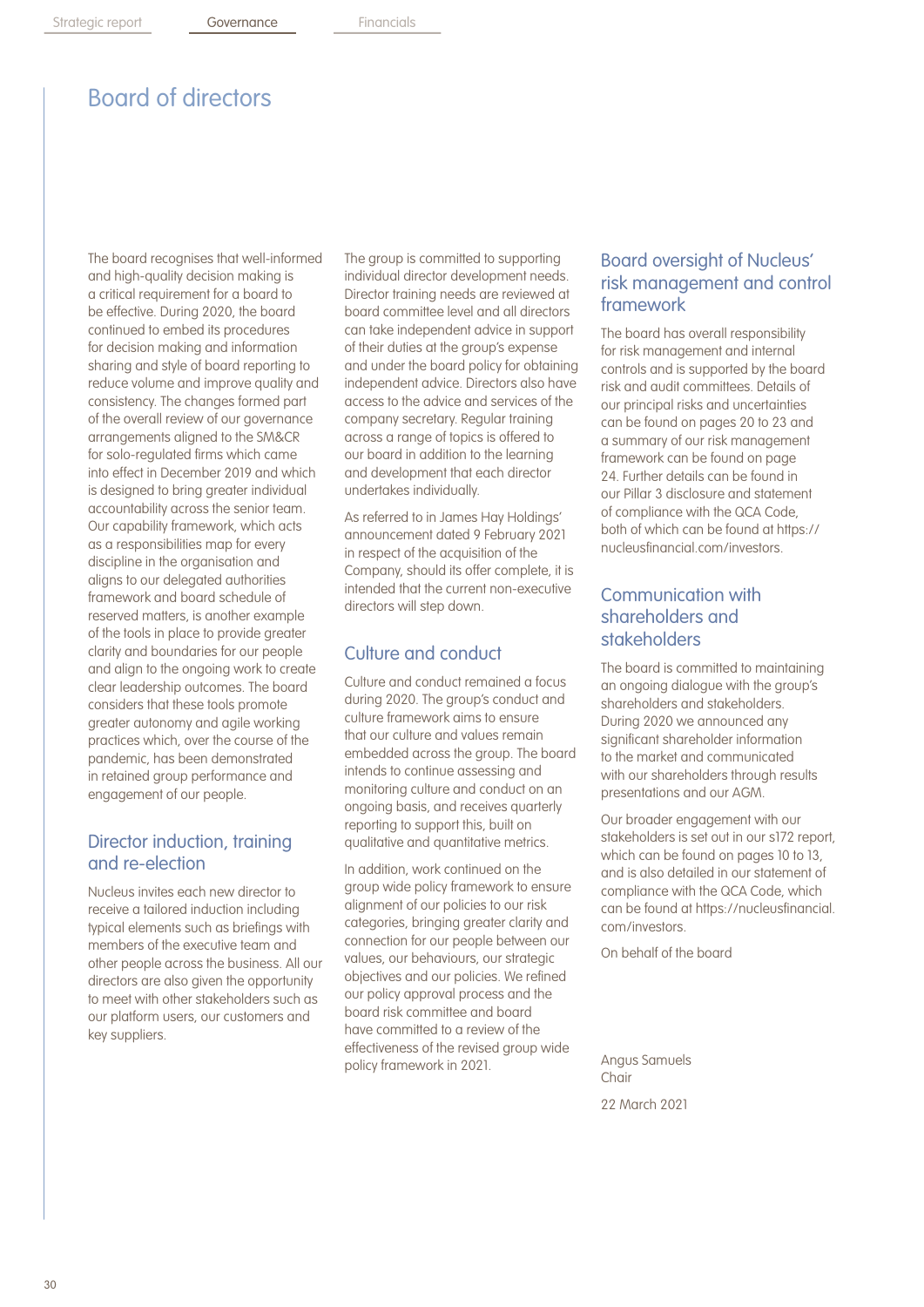# Board of directors

The board recognises that well-informed and high-quality decision making is a critical requirement for a board to be effective. During 2020, the board continued to embed its procedures for decision making and information sharing and style of board reporting to reduce volume and improve quality and consistency. The changes formed part of the overall review of our governance arrangements aligned to the SM&CR for solo-regulated firms which came into effect in December 2019 and which is designed to bring greater individual accountability across the senior team. Our capability framework, which acts as a responsibilities map for every discipline in the organisation and aligns to our delegated authorities framework and board schedule of reserved matters, is another example of the tools in place to provide greater clarity and boundaries for our people and align to the ongoing work to create clear leadership outcomes. The board considers that these tools promote greater autonomy and agile working practices which, over the course of the pandemic, has been demonstrated in retained group performance and engagement of our people.

## Director induction, training and re-election

Nucleus invites each new director to receive a tailored induction including typical elements such as briefings with members of the executive team and other people across the business. All our directors are also given the opportunity to meet with other stakeholders such as our platform users, our customers and key suppliers.

The group is committed to supporting individual director development needs. Director training needs are reviewed at board committee level and all directors can take independent advice in support of their duties at the group's expense and under the board policy for obtaining independent advice. Directors also have access to the advice and services of the company secretary. Regular training across a range of topics is offered to our board in addition to the learning and development that each director undertakes individually.

As referred to in James Hay Holdings' announcement dated 9 February 2021 in respect of the acquisition of the Company, should its offer complete, it is intended that the current non-executive directors will step down.

## Culture and conduct

Culture and conduct remained a focus during 2020. The group's conduct and culture framework aims to ensure that our culture and values remain embedded across the group. The board intends to continue assessing and monitoring culture and conduct on an ongoing basis, and receives quarterly reporting to support this, built on qualitative and quantitative metrics.

In addition, work continued on the group wide policy framework to ensure alignment of our policies to our risk categories, bringing greater clarity and connection for our people between our values, our behaviours, our strategic objectives and our policies. We refined our policy approval process and the board risk committee and board have committed to a review of the effectiveness of the revised group wide policy framework in 2021.

## Board oversight of Nucleus' risk management and control framework

The board has overall responsibility for risk management and internal controls and is supported by the board risk and audit committees. Details of our principal risks and uncertainties can be found on pages 20 to 23 and a summary of our risk management framework can be found on page 24. Further details can be found in our Pillar 3 disclosure and statement of compliance with the QCA Code, both of which can be found at https://nucleusfinancial.com/investors.

## Communication with shareholders and stakeholders

The board is committed to maintaining an ongoing dialogue with the group's shareholders and stakeholders. During 2020 we announced any significant shareholder information to the market and communicated with our shareholders through results presentations and our AGM.

Our broader engagement with our stakeholders is set out in our s172 report, which can be found on pages 10 to 13, and is also detailed in our statement of compliance with the QCA Code, which can be found at https://nucleusfinancial.com/investors.

On behalf of the board

Angus Samuels
Chair

22 March 2021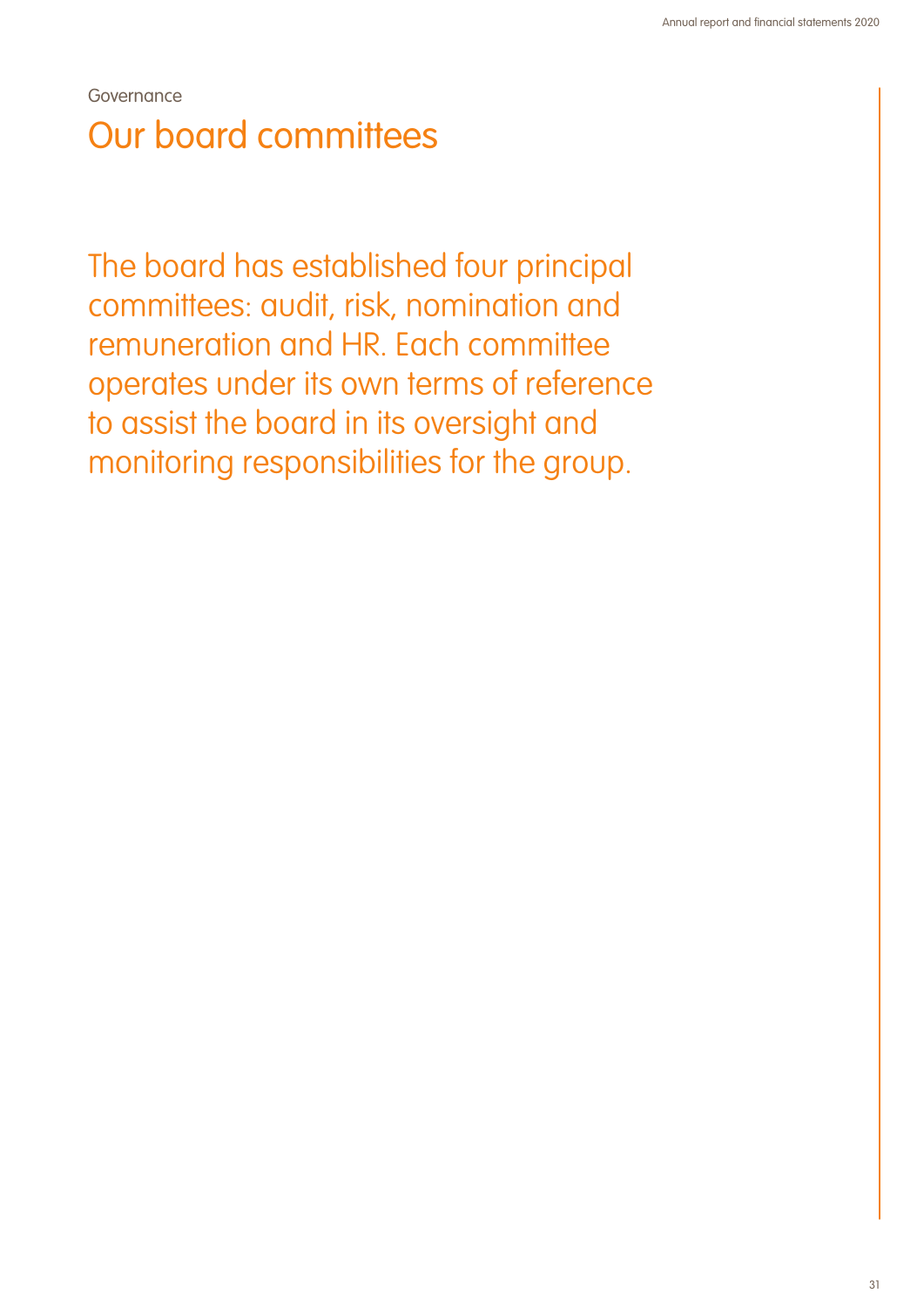Governance

# Our board committees

The board has established four principal committees: audit, risk, nomination and remuneration and HR. Each committee operates under its own terms of reference to assist the board in its oversight and monitoring responsibilities for the group.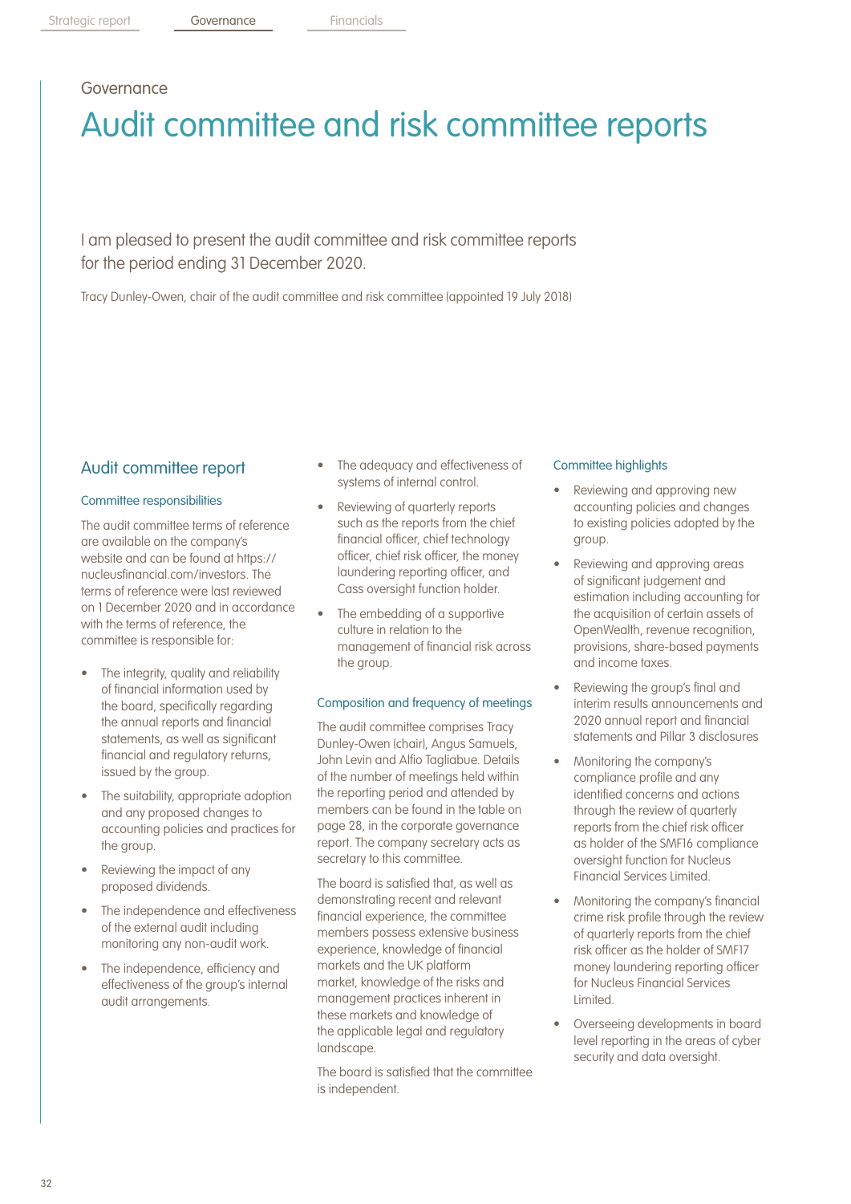Governance

# Audit committee and risk committee reports

I am pleased to present the audit committee and risk committee reports for the period ending 31 December 2020.

Tracy Dunley-Owen, chair of the audit committee and risk committee (appointed 19 July 2018)

## Audit committee report

### Committee responsibilities

The audit committee terms of reference are available on the company's website and can be found at https://nucleusfinancial.com/investors. The terms of reference were last reviewed on 1 December 2020 and in accordance with the terms of reference, the committee is responsible for:

- The integrity, quality and reliability of financial information used by the board, specifically regarding the annual reports and financial statements, as well as significant financial and regulatory returns, issued by the group.
- The suitability, appropriate adoption and any proposed changes to accounting policies and practices for the group.
- Reviewing the impact of any proposed dividends.
- The independence and effectiveness of the external audit including monitoring any non-audit work.
- The independence, efficiency and effectiveness of the group's internal audit arrangements.
- The adequacy and effectiveness of systems of internal control.
- Reviewing of quarterly reports such as the reports from the chief financial officer, chief technology officer, chief risk officer, the money laundering reporting officer, and Cass oversight function holder.
- The embedding of a supportive culture in relation to the management of financial risk across the group.

### Composition and frequency of meetings

The audit committee comprises Tracy Dunley-Owen (chair), Angus Samuels, John Levin and Alfio Tagliabue. Details of the number of meetings held within the reporting period and attended by members can be found in the table on page 28, in the corporate governance report. The company secretary acts as secretary to this committee.

The board is satisfied that, as well as demonstrating recent and relevant financial experience, the committee members possess extensive business experience, knowledge of financial markets and the UK platform market, knowledge of the risks and management practices inherent in these markets and knowledge of the applicable legal and regulatory landscape.

The board is satisfied that the committee is independent.

### Committee highlights

- Reviewing and approving new accounting policies and changes to existing policies adopted by the group.
- Reviewing and approving areas of significant judgement and estimation including accounting for the acquisition of certain assets of OpenWealth, revenue recognition, provisions, share-based payments and income taxes.
- Reviewing the group's final and interim results announcements and 2020 annual report and financial statements and Pillar 3 disclosures
- Monitoring the company's compliance profile and any identified concerns and actions through the review of quarterly reports from the chief risk officer as holder of the SMF16 compliance oversight function for Nucleus Financial Services Limited.
- Monitoring the company's financial crime risk profile through the review of quarterly reports from the chief risk officer as the holder of SMF17 money laundering reporting officer for Nucleus Financial Services Limited.
- Overseeing developments in board level reporting in the areas of cyber security and data oversight.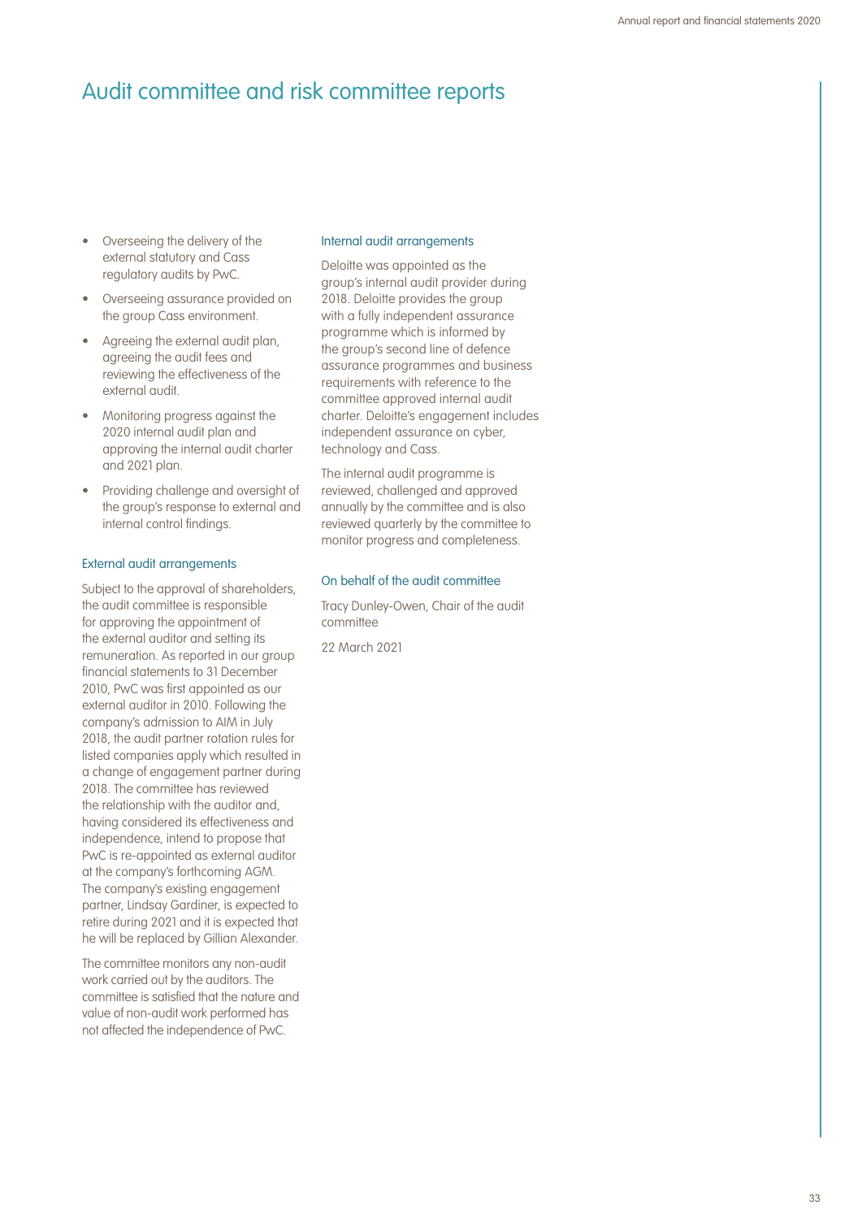# Audit committee and risk committee reports

- Overseeing the delivery of the external statutory and Cass regulatory audits by PwC.
- Overseeing assurance provided on the group Cass environment.
- Agreeing the external audit plan, agreeing the audit fees and reviewing the effectiveness of the external audit.
- Monitoring progress against the 2020 internal audit plan and approving the internal audit charter and 2021 plan.
- Providing challenge and oversight of the group's response to external and internal control findings.

### External audit arrangements

Subject to the approval of shareholders, the audit committee is responsible for approving the appointment of the external auditor and setting its remuneration. As reported in our group financial statements to 31 December 2010, PwC was first appointed as our external auditor in 2010. Following the company's admission to AIM in July 2018, the audit partner rotation rules for listed companies apply which resulted in a change of engagement partner during 2018. The committee has reviewed the relationship with the auditor and, having considered its effectiveness and independence, intend to propose that PwC is re-appointed as external auditor at the company's forthcoming AGM. The company's existing engagement partner, Lindsay Gardiner, is expected to retire during 2021 and it is expected that he will be replaced by Gillian Alexander.

The committee monitors any non-audit work carried out by the auditors. The committee is satisfied that the nature and value of non-audit work performed has not affected the independence of PwC.

### Internal audit arrangements

Deloitte was appointed as the group's internal audit provider during 2018. Deloitte provides the group with a fully independent assurance programme which is informed by the group's second line of defence assurance programmes and business requirements with reference to the committee approved internal audit charter. Deloitte's engagement includes independent assurance on cyber, technology and Cass.

The internal audit programme is reviewed, challenged and approved annually by the committee and is also reviewed quarterly by the committee to monitor progress and completeness.

### On behalf of the audit committee

Tracy Dunley-Owen, Chair of the audit committee

22 March 2021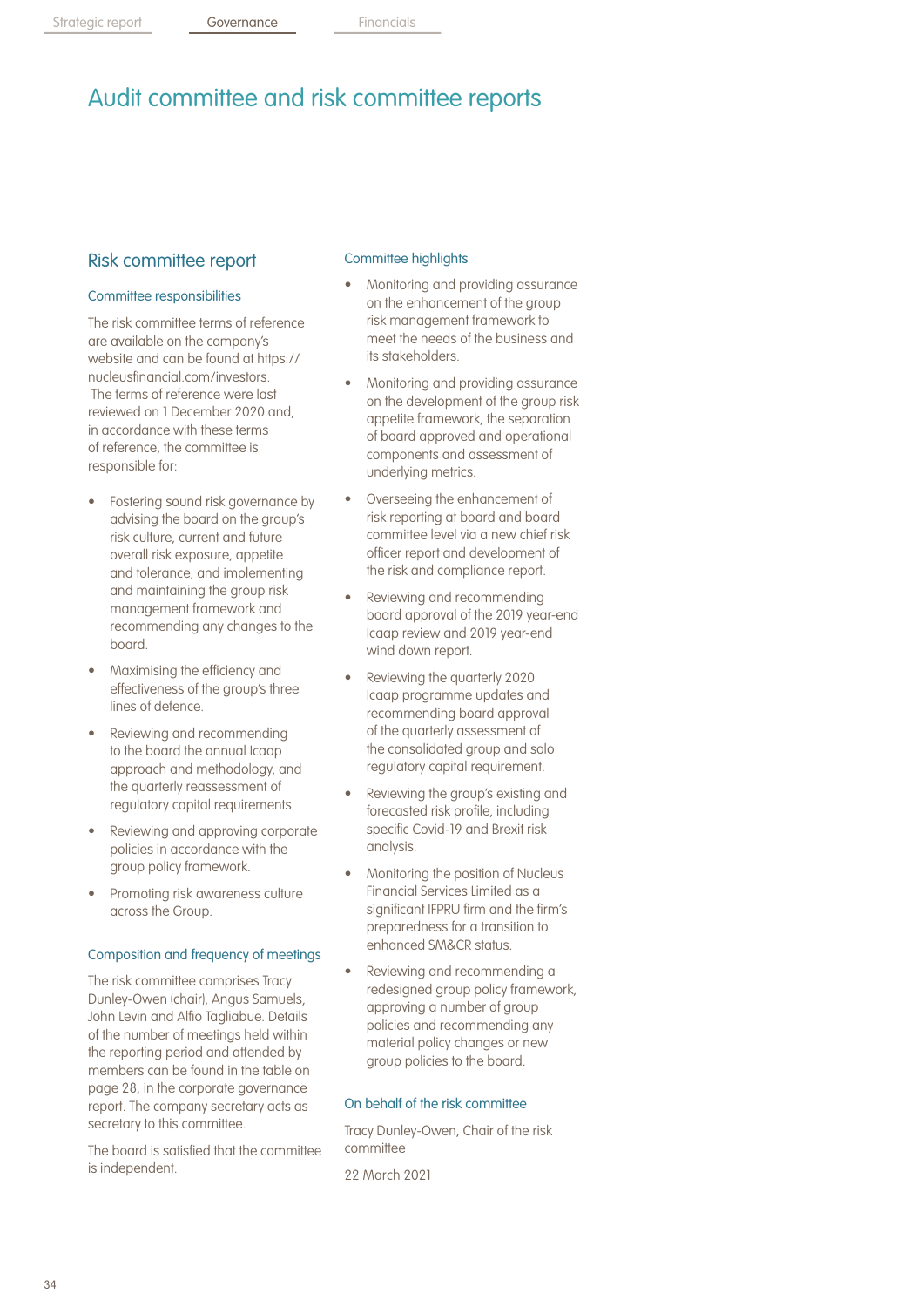# Audit committee and risk committee reports

## Risk committee report

### Committee responsibilities

The risk committee terms of reference are available on the company's website and can be found at https://nucleusfinancial.com/investors. The terms of reference were last reviewed on 1 December 2020 and, in accordance with these terms of reference, the committee is responsible for:

- Fostering sound risk governance by advising the board on the group's risk culture, current and future overall risk exposure, appetite and tolerance, and implementing and maintaining the group risk management framework and recommending any changes to the board.
- Maximising the efficiency and effectiveness of the group's three lines of defence.
- Reviewing and recommending to the board the annual Icaap approach and methodology, and the quarterly reassessment of regulatory capital requirements.
- Reviewing and approving corporate policies in accordance with the group policy framework.
- Promoting risk awareness culture across the Group.

### Composition and frequency of meetings

The risk committee comprises Tracy Dunley-Owen (chair), Angus Samuels, John Levin and Alfio Tagliabue. Details of the number of meetings held within the reporting period and attended by members can be found in the table on page 28, in the corporate governance report. The company secretary acts as secretary to this committee.

The board is satisfied that the committee is independent.

### Committee highlights

- Monitoring and providing assurance on the enhancement of the group risk management framework to meet the needs of the business and its stakeholders.
- Monitoring and providing assurance on the development of the group risk appetite framework, the separation of board approved and operational components and assessment of underlying metrics.
- Overseeing the enhancement of risk reporting at board and board committee level via a new chief risk officer report and development of the risk and compliance report.
- Reviewing and recommending board approval of the 2019 year-end Icaap review and 2019 year-end wind down report.
- Reviewing the quarterly 2020 Icaap programme updates and recommending board approval of the quarterly assessment of the consolidated group and solo regulatory capital requirement.
- Reviewing the group's existing and forecasted risk profile, including specific Covid-19 and Brexit risk analysis.
- Monitoring the position of Nucleus Financial Services Limited as a significant IFPRU firm and the firm's preparedness for a transition to enhanced SM&CR status.
- Reviewing and recommending a redesigned group policy framework, approving a number of group policies and recommending any material policy changes or new group policies to the board.

### On behalf of the risk committee

Tracy Dunley-Owen, Chair of the risk committee

22 March 2021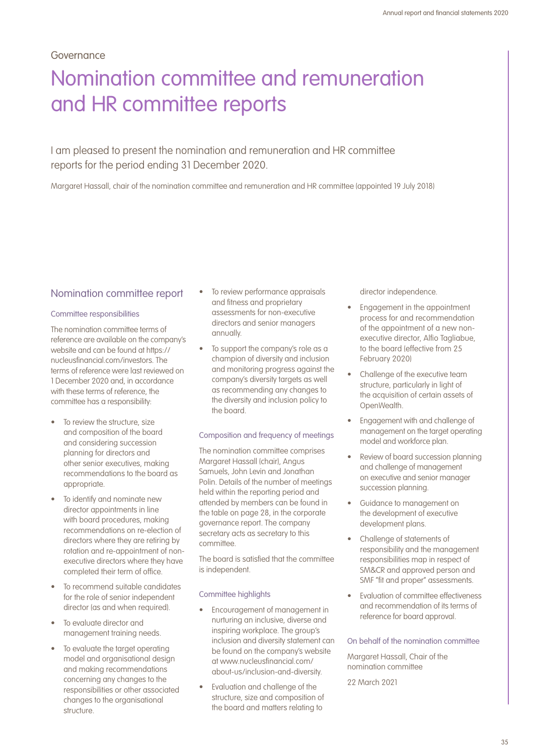Governance

# Nomination committee and remuneration and HR committee reports

I am pleased to present the nomination and remuneration and HR committee reports for the period ending 31 December 2020.

Margaret Hassall, chair of the nomination committee and remuneration and HR committee (appointed 19 July 2018)

## Nomination committee report

### Committee responsibilities

The nomination committee terms of reference are available on the company's website and can be found at https://nucleusfinancial.com/investors. The terms of reference were last reviewed on 1 December 2020 and, in accordance with these terms of reference, the committee has a responsibility:

- To review the structure, size and composition of the board and considering succession planning for directors and other senior executives, making recommendations to the board as appropriate.
- To identify and nominate new director appointments in line with board procedures, making recommendations on re-election of directors where they are retiring by rotation and re-appointment of non-executive directors where they have completed their term of office.
- To recommend suitable candidates for the role of senior independent director (as and when required).
- To evaluate director and management training needs.
- To evaluate the target operating model and organisational design and making recommendations concerning any changes to the responsibilities or other associated changes to the organisational structure.
- To review performance appraisals and fitness and proprietary assessments for non-executive directors and senior managers annually.
- To support the company's role as a champion of diversity and inclusion and monitoring progress against the company's diversity targets as well as recommending any changes to the diversity and inclusion policy to the board.

### Composition and frequency of meetings

The nomination committee comprises Margaret Hassall (chair), Angus Samuels, John Levin and Jonathan Polin. Details of the number of meetings held within the reporting period and attended by members can be found in the table on page 28, in the corporate governance report. The company secretary acts as secretary to this committee.

The board is satisfied that the committee is independent.

### Committee highlights

- Encouragement of management in nurturing an inclusive, diverse and inspiring workplace. The group's inclusion and diversity statement can be found on the company's website at www.nucleusfinancial.com/about-us/inclusion-and-diversity.
- Evaluation and challenge of the structure, size and composition of the board and matters relating to director independence.
- Engagement in the appointment process for and recommendation of the appointment of a new non-executive director, Alfio Tagliabue, to the board (effective from 25 February 2020)
- Challenge of the executive team structure, particularly in light of the acquisition of certain assets of OpenWealth.
- Engagement with and challenge of management on the target operating model and workforce plan.
- Review of board succession planning and challenge of management on executive and senior manager succession planning.
- Guidance to management on the development of executive development plans.
- Challenge of statements of responsibility and the management responsibilities map in respect of SM&CR and approved person and SMF "fit and proper" assessments.
- Evaluation of committee effectiveness and recommendation of its terms of reference for board approval.

### On behalf of the nomination committee

Margaret Hassall, Chair of the nomination committee

22 March 2021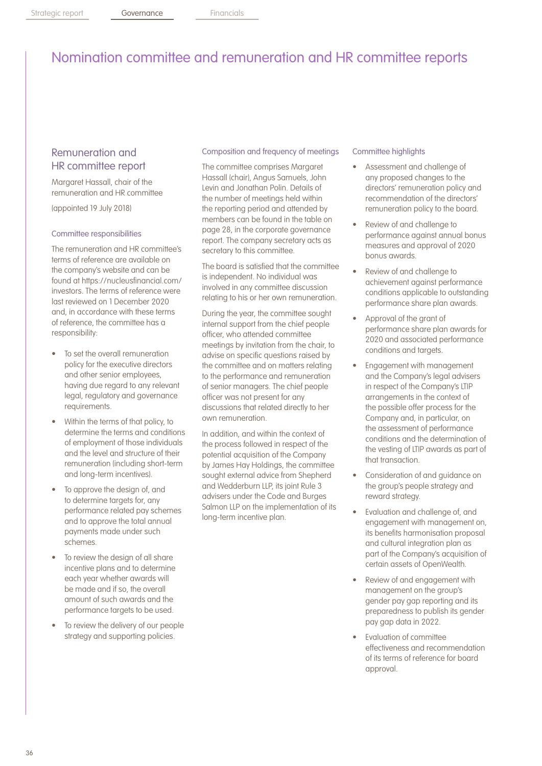# Nomination committee and remuneration and HR committee reports

## Remuneration and HR committee report

Margaret Hassall, chair of the remuneration and HR committee

(appointed 19 July 2018)

### Committee responsibilities

The remuneration and HR committee's terms of reference are available on the company's website and can be found at https://nucleusfinancial.com/investors. The terms of reference were last reviewed on 1 December 2020 and, in accordance with these terms of reference, the committee has a responsibility:

- To set the overall remuneration policy for the executive directors and other senior employees, having due regard to any relevant legal, regulatory and governance requirements.
- Within the terms of that policy, to determine the terms and conditions of employment of those individuals and the level and structure of their remuneration (including short-term and long-term incentives).
- To approve the design of, and to determine targets for, any performance related pay schemes and to approve the total annual payments made under such schemes.
- To review the design of all share incentive plans and to determine each year whether awards will be made and if so, the overall amount of such awards and the performance targets to be used.
- To review the delivery of our people strategy and supporting policies.

### Composition and frequency of meetings

The committee comprises Margaret Hassall (chair), Angus Samuels, John Levin and Jonathan Polin. Details of the number of meetings held within the reporting period and attended by members can be found in the table on page 28, in the corporate governance report. The company secretary acts as secretary to this committee.

The board is satisfied that the committee is independent. No individual was involved in any committee discussion relating to his or her own remuneration.

During the year, the committee sought internal support from the chief people officer, who attended committee meetings by invitation from the chair, to advise on specific questions raised by the committee and on matters relating to the performance and remuneration of senior managers. The chief people officer was not present for any discussions that related directly to her own remuneration.

In addition, and within the context of the process followed in respect of the potential acquisition of the Company by James Hay Holdings, the committee sought external advice from Shepherd and Wedderburn LLP, its joint Rule 3 advisers under the Code and Burges Salmon LLP on the implementation of its long-term incentive plan.

### Committee highlights

- Assessment and challenge of any proposed changes to the directors' remuneration policy and recommendation of the directors' remuneration policy to the board.
- Review of and challenge to performance against annual bonus measures and approval of 2020 bonus awards.
- Review of and challenge to achievement against performance conditions applicable to outstanding performance share plan awards.
- Approval of the grant of performance share plan awards for 2020 and associated performance conditions and targets.
- Engagement with management and the Company's legal advisers in respect of the Company's LTIP arrangements in the context of the possible offer process for the Company and, in particular, on the assessment of performance conditions and the determination of the vesting of LTIP awards as part of that transaction.
- Consideration of and guidance on the group's people strategy and reward strategy.
- Evaluation and challenge of, and engagement with management on, its benefits harmonisation proposal and cultural integration plan as part of the Company's acquisition of certain assets of OpenWealth.
- Review of and engagement with management on the group's gender pay gap reporting and its preparedness to publish its gender pay gap data in 2022.
- Evaluation of committee effectiveness and recommendation of its terms of reference for board approval.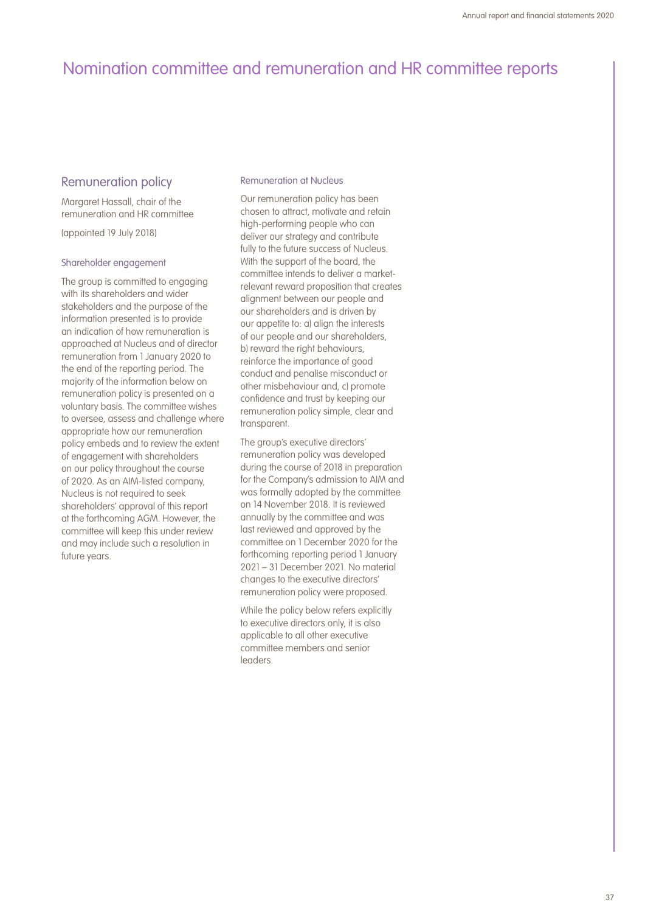# Nomination committee and remuneration and HR committee reports

## Remuneration policy

Margaret Hassall, chair of the remuneration and HR committee

(appointed 19 July 2018)

### Shareholder engagement

The group is committed to engaging with its shareholders and wider stakeholders and the purpose of the information presented is to provide an indication of how remuneration is approached at Nucleus and of director remuneration from 1 January 2020 to the end of the reporting period. The majority of the information below on remuneration policy is presented on a voluntary basis. The committee wishes to oversee, assess and challenge where appropriate how our remuneration policy embeds and to review the extent of engagement with shareholders on our policy throughout the course of 2020. As an AIM-listed company, Nucleus is not required to seek shareholders' approval of this report at the forthcoming AGM. However, the committee will keep this under review and may include such a resolution in future years.

### Remuneration at Nucleus

Our remuneration policy has been chosen to attract, motivate and retain high-performing people who can deliver our strategy and contribute fully to the future success of Nucleus. With the support of the board, the committee intends to deliver a market-relevant reward proposition that creates alignment between our people and our shareholders and is driven by our appetite to: a) align the interests of our people and our shareholders, b) reward the right behaviours, reinforce the importance of good conduct and penalise misconduct or other misbehaviour and, c) promote confidence and trust by keeping our remuneration policy simple, clear and transparent.

The group's executive directors' remuneration policy was developed during the course of 2018 in preparation for the Company's admission to AIM and was formally adopted by the committee on 14 November 2018. It is reviewed annually by the committee and was last reviewed and approved by the committee on 1 December 2020 for the forthcoming reporting period 1 January 2021 – 31 December 2021. No material changes to the executive directors' remuneration policy were proposed.

While the policy below refers explicitly to executive directors only, it is also applicable to all other executive committee members and senior leaders.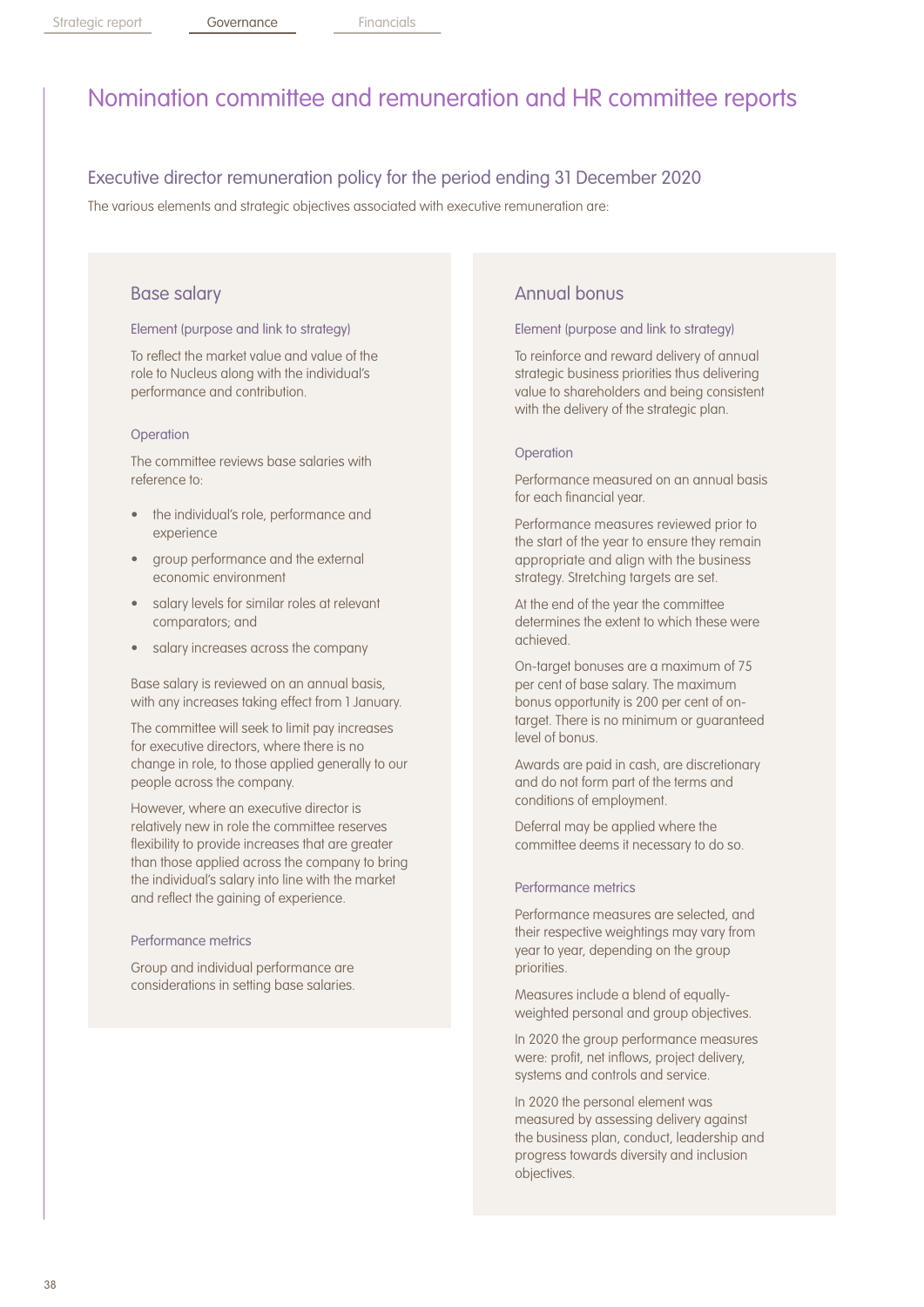# Nomination committee and remuneration and HR committee reports

## Executive director remuneration policy for the period ending 31 December 2020

The various elements and strategic objectives associated with executive remuneration are:

### Base salary

#### Element (purpose and link to strategy)

To reflect the market value and value of the role to Nucleus along with the individual's performance and contribution.

#### Operation

The committee reviews base salaries with reference to:

- the individual's role, performance and experience
- group performance and the external economic environment
- salary levels for similar roles at relevant comparators; and
- salary increases across the company

Base salary is reviewed on an annual basis, with any increases taking effect from 1 January.

The committee will seek to limit pay increases for executive directors, where there is no change in role, to those applied generally to our people across the company.

However, where an executive director is relatively new in role the committee reserves flexibility to provide increases that are greater than those applied across the company to bring the individual's salary into line with the market and reflect the gaining of experience.

#### Performance metrics

Group and individual performance are considerations in setting base salaries.

### Annual bonus

#### Element (purpose and link to strategy)

To reinforce and reward delivery of annual strategic business priorities thus delivering value to shareholders and being consistent with the delivery of the strategic plan.

#### Operation

Performance measured on an annual basis for each financial year.

Performance measures reviewed prior to the start of the year to ensure they remain appropriate and align with the business strategy. Stretching targets are set.

At the end of the year the committee determines the extent to which these were achieved.

On-target bonuses are a maximum of 75 per cent of base salary. The maximum bonus opportunity is 200 per cent of on-target. There is no minimum or guaranteed level of bonus.

Awards are paid in cash, are discretionary and do not form part of the terms and conditions of employment.

Deferral may be applied where the committee deems it necessary to do so.

#### Performance metrics

Performance measures are selected, and their respective weightings may vary from year to year, depending on the group priorities.

Measures include a blend of equally-weighted personal and group objectives.

In 2020 the group performance measures were: profit, net inflows, project delivery, systems and controls and service.

In 2020 the personal element was measured by assessing delivery against the business plan, conduct, leadership and progress towards diversity and inclusion objectives.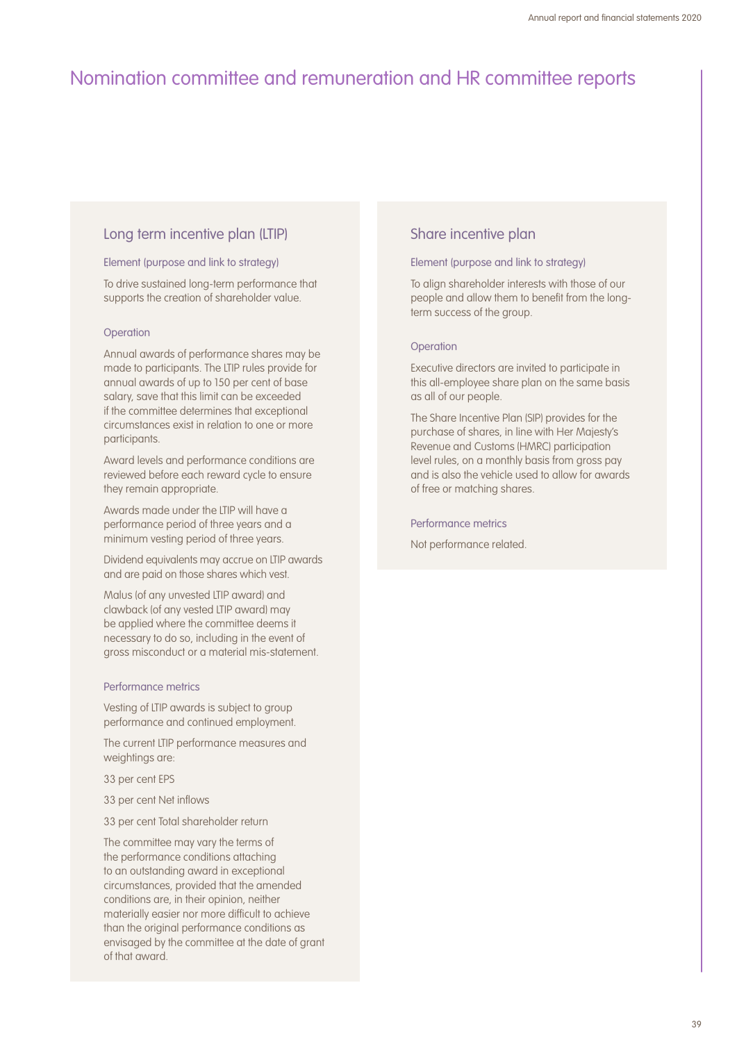# Nomination committee and remuneration and HR committee reports

## Long term incentive plan (LTIP)

### Element (purpose and link to strategy)

To drive sustained long-term performance that supports the creation of shareholder value.

### Operation

Annual awards of performance shares may be made to participants. The LTIP rules provide for annual awards of up to 150 per cent of base salary, save that this limit can be exceeded if the committee determines that exceptional circumstances exist in relation to one or more participants.

Award levels and performance conditions are reviewed before each reward cycle to ensure they remain appropriate.

Awards made under the LTIP will have a performance period of three years and a minimum vesting period of three years.

Dividend equivalents may accrue on LTIP awards and are paid on those shares which vest.

Malus (of any unvested LTIP award) and clawback (of any vested LTIP award) may be applied where the committee deems it necessary to do so, including in the event of gross misconduct or a material mis-statement.

### Performance metrics

Vesting of LTIP awards is subject to group performance and continued employment.

The current LTIP performance measures and weightings are:

33 per cent EPS

33 per cent Net inflows

33 per cent Total shareholder return

The committee may vary the terms of the performance conditions attaching to an outstanding award in exceptional circumstances, provided that the amended conditions are, in their opinion, neither materially easier nor more difficult to achieve than the original performance conditions as envisaged by the committee at the date of grant of that award.

## Share incentive plan

### Element (purpose and link to strategy)

To align shareholder interests with those of our people and allow them to benefit from the long-term success of the group.

### Operation

Executive directors are invited to participate in this all-employee share plan on the same basis as all of our people.

The Share Incentive Plan (SIP) provides for the purchase of shares, in line with Her Majesty's Revenue and Customs (HMRC) participation level rules, on a monthly basis from gross pay and is also the vehicle used to allow for awards of free or matching shares.

### Performance metrics

Not performance related.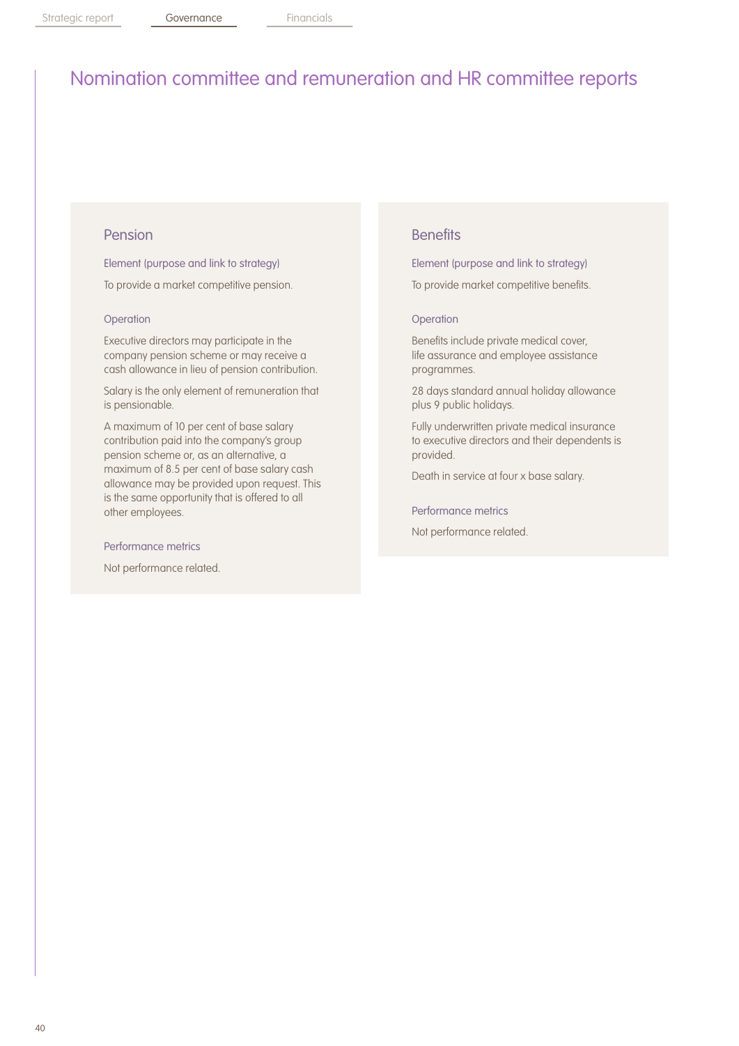# Nomination committee and remuneration and HR committee reports

## Pension

### Element (purpose and link to strategy)

To provide a market competitive pension.

### Operation

Executive directors may participate in the company pension scheme or may receive a cash allowance in lieu of pension contribution.

Salary is the only element of remuneration that is pensionable.

A maximum of 10 per cent of base salary contribution paid into the company's group pension scheme or, as an alternative, a maximum of 8.5 per cent of base salary cash allowance may be provided upon request. This is the same opportunity that is offered to all other employees.

### Performance metrics

Not performance related.

## Benefits

### Element (purpose and link to strategy)

To provide market competitive benefits.

### Operation

Benefits include private medical cover, life assurance and employee assistance programmes.

28 days standard annual holiday allowance plus 9 public holidays.

Fully underwritten private medical insurance to executive directors and their dependents is provided.

Death in service at four x base salary.

### Performance metrics

Not performance related.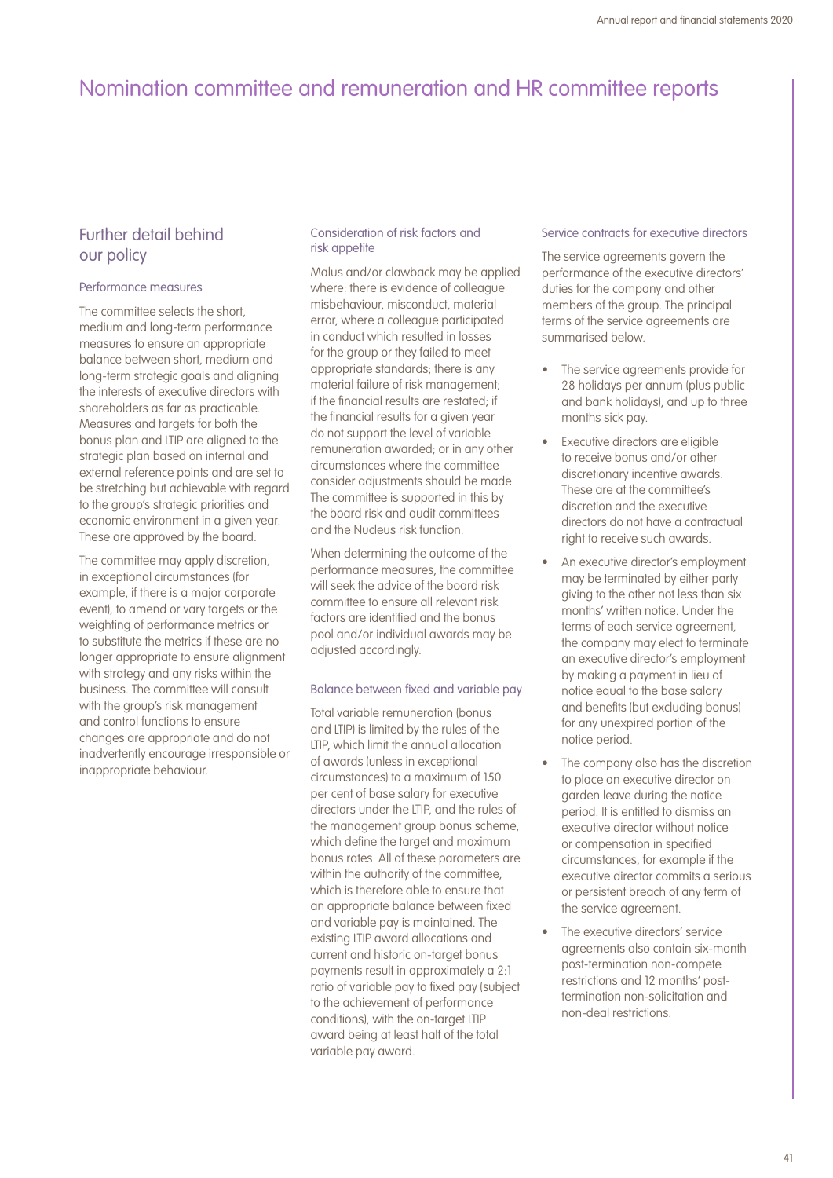# Nomination committee and remuneration and HR committee reports

## Further detail behind our policy

### Performance measures

The committee selects the short, medium and long-term performance measures to ensure an appropriate balance between short, medium and long-term strategic goals and aligning the interests of executive directors with shareholders as far as practicable. Measures and targets for both the bonus plan and LTIP are aligned to the strategic plan based on internal and external reference points and are set to be stretching but achievable with regard to the group's strategic priorities and economic environment in a given year. These are approved by the board.

The committee may apply discretion, in exceptional circumstances (for example, if there is a major corporate event), to amend or vary targets or the weighting of performance metrics or to substitute the metrics if these are no longer appropriate to ensure alignment with strategy and any risks within the business. The committee will consult with the group's risk management and control functions to ensure changes are appropriate and do not inadvertently encourage irresponsible or inappropriate behaviour.

### Consideration of risk factors and risk appetite

Malus and/or clawback may be applied where: there is evidence of colleague misbehaviour, misconduct, material error, where a colleague participated in conduct which resulted in losses for the group or they failed to meet appropriate standards; there is any material failure of risk management; if the financial results are restated; if the financial results for a given year do not support the level of variable remuneration awarded; or in any other circumstances where the committee consider adjustments should be made. The committee is supported in this by the board risk and audit committees and the Nucleus risk function.

When determining the outcome of the performance measures, the committee will seek the advice of the board risk committee to ensure all relevant risk factors are identified and the bonus pool and/or individual awards may be adjusted accordingly.

### Balance between fixed and variable pay

Total variable remuneration (bonus and LTIP) is limited by the rules of the LTIP, which limit the annual allocation of awards (unless in exceptional circumstances) to a maximum of 150 per cent of base salary for executive directors under the LTIP, and the rules of the management group bonus scheme, which define the target and maximum bonus rates. All of these parameters are within the authority of the committee, which is therefore able to ensure that an appropriate balance between fixed and variable pay is maintained. The existing LTIP award allocations and current and historic on-target bonus payments result in approximately a 2:1 ratio of variable pay to fixed pay (subject to the achievement of performance conditions), with the on-target LTIP award being at least half of the total variable pay award.

### Service contracts for executive directors

The service agreements govern the performance of the executive directors' duties for the company and other members of the group. The principal terms of the service agreements are summarised below.

- The service agreements provide for 28 holidays per annum (plus public and bank holidays), and up to three months sick pay.
- Executive directors are eligible to receive bonus and/or other discretionary incentive awards. These are at the committee's discretion and the executive directors do not have a contractual right to receive such awards.
- An executive director's employment may be terminated by either party giving to the other not less than six months' written notice. Under the terms of each service agreement, the company may elect to terminate an executive director's employment by making a payment in lieu of notice equal to the base salary and benefits (but excluding bonus) for any unexpired portion of the notice period.
- The company also has the discretion to place an executive director on garden leave during the notice period. It is entitled to dismiss an executive director without notice or compensation in specified circumstances, for example if the executive director commits a serious or persistent breach of any term of the service agreement.
- The executive directors' service agreements also contain six-month post-termination non-compete restrictions and 12 months' post-termination non-solicitation and non-deal restrictions.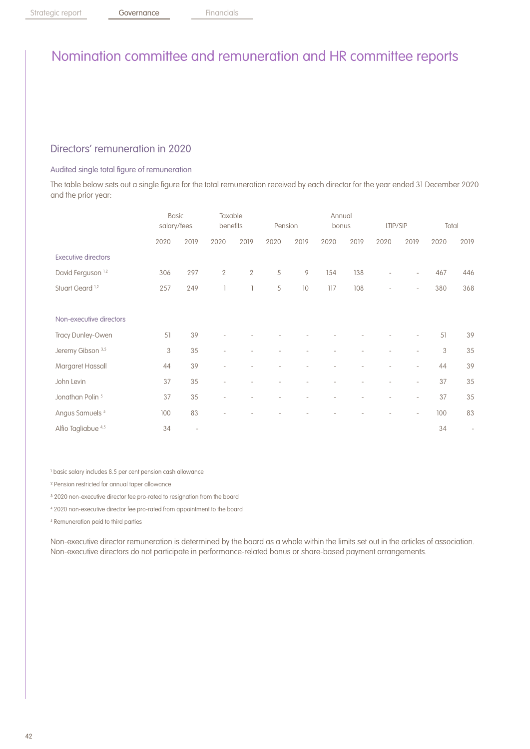# Nomination committee and remuneration and HR committee reports

## Directors' remuneration in 2020

### Audited single total figure of remuneration

The table below sets out a single figure for the total remuneration received by each director for the year ended 31 December 2020 and the prior year:

| | Basic salary/fees | | Taxable benefits | | Pension | | Annual bonus | | LTIP/SIP | | Total | |
|---|---|---|---|---|---|---|---|---|---|---|---|---|
| | 2020 | 2019 | 2020 | 2019 | 2020 | 2019 | 2020 | 2019 | 2020 | 2019 | 2020 | 2019 |
| **Executive directors** | | | | | | | | | | | | |
| David Ferguson [1,2] | 306 | 297 | 2 | 2 | 5 | 9 | 154 | 138 | - | - | 467 | 446 |
| Stuart Geard [1,2] | 257 | 249 | 1 | 1 | 5 | 10 | 117 | 108 | - | - | 380 | 368 |
| **Non-executive directors** | | | | | | | | | | | | |
| Tracy Dunley-Owen | 51 | 39 | - | - | - | - | - | - | - | - | 51 | 39 |
| Jeremy Gibson [3,5] | 3 | 35 | - | - | - | - | - | - | - | - | 3 | 35 |
| Margaret Hassall | 44 | 39 | - | - | - | - | - | - | - | - | 44 | 39 |
| John Levin | 37 | 35 | - | - | - | - | - | - | - | - | 37 | 35 |
| Jonathan Polin [5] | 37 | 35 | - | - | - | - | - | - | - | - | 37 | 35 |
| Angus Samuels [5] | 100 | 83 | - | - | - | - | - | - | - | - | 100 | 83 |
| Alfio Tagliabue [4,5] | 34 | - | | | | | | | | | 34 | - |

[1] basic salary includes 8.5 per cent pension cash allowance

[2] Pension restricted for annual taper allowance

[3] 2020 non-executive director fee pro-rated to resignation from the board

[4] 2020 non-executive director fee pro-rated from appointment to the board

[5] Remuneration paid to third parties

Non-executive director remuneration is determined by the board as a whole within the limits set out in the articles of association. Non-executive directors do not participate in performance-related bonus or share-based payment arrangements.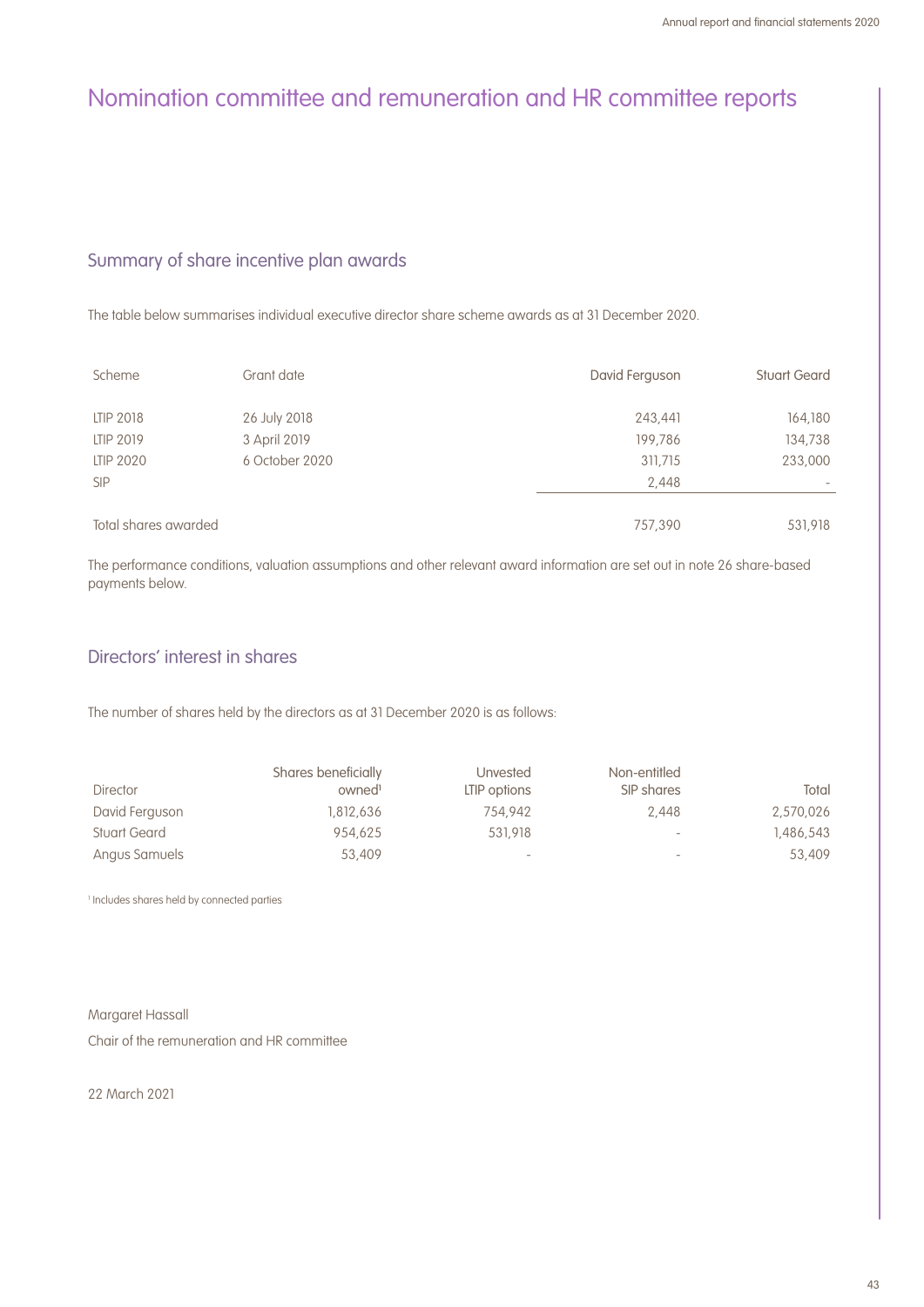# Nomination committee and remuneration and HR committee reports

## Summary of share incentive plan awards

The table below summarises individual executive director share scheme awards as at 31 December 2020.

| Scheme | Grant date | David Ferguson | Stuart Geard |
|---|---|---|---|
| LTIP 2018 | 26 July 2018 | 243,441 | 164,180 |
| LTIP 2019 | 3 April 2019 | 199,786 | 134,738 |
| LTIP 2020 | 6 October 2020 | 311,715 | 233,000 |
| SIP | | 2,448 | - |
| Total shares awarded | | 757,390 | 531,918 |

The performance conditions, valuation assumptions and other relevant award information are set out in note 26 share-based payments below.

## Directors' interest in shares

The number of shares held by the directors as at 31 December 2020 is as follows:

| Director | Shares beneficially owned[1] | Unvested LTIP options | Non-entitled SIP shares | Total |
|---|---|---|---|---|
| David Ferguson | 1,812,636 | 754,942 | 2,448 | 2,570,026 |
| Stuart Geard | 954,625 | 531,918 | - | 1,486,543 |
| Angus Samuels | 53,409 | - | - | 53,409 |

[1] Includes shares held by connected parties

Margaret Hassall

Chair of the remuneration and HR committee

22 March 2021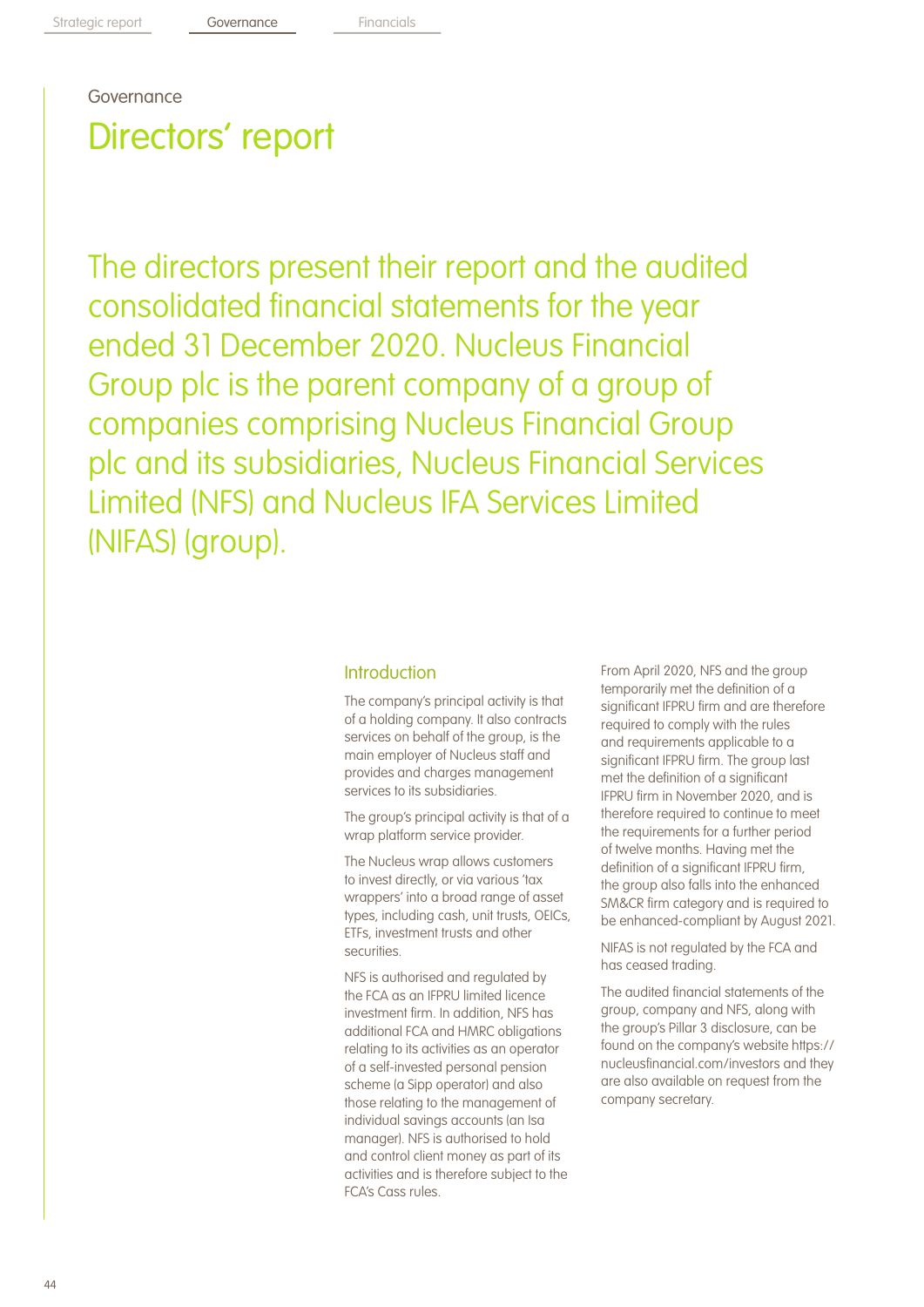Governance

# Directors' report

The directors present their report and the audited consolidated financial statements for the year ended 31 December 2020. Nucleus Financial Group plc is the parent company of a group of companies comprising Nucleus Financial Group plc and its subsidiaries, Nucleus Financial Services Limited (NFS) and Nucleus IFA Services Limited (NIFAS) (group).

## Introduction

The company's principal activity is that of a holding company. It also contracts services on behalf of the group, is the main employer of Nucleus staff and provides and charges management services to its subsidiaries.

The group's principal activity is that of a wrap platform service provider.

The Nucleus wrap allows customers to invest directly, or via various 'tax wrappers' into a broad range of asset types, including cash, unit trusts, OEICs, ETFs, investment trusts and other securities.

NFS is authorised and regulated by the FCA as an IFPRU limited licence investment firm. In addition, NFS has additional FCA and HMRC obligations relating to its activities as an operator of a self-invested personal pension scheme (a Sipp operator) and also those relating to the management of individual savings accounts (an Isa manager). NFS is authorised to hold and control client money as part of its activities and is therefore subject to the FCA's Cass rules.

From April 2020, NFS and the group temporarily met the definition of a significant IFPRU firm and are therefore required to comply with the rules and requirements applicable to a significant IFPRU firm. The group last met the definition of a significant IFPRU firm in November 2020, and is therefore required to continue to meet the requirements for a further period of twelve months. Having met the definition of a significant IFPRU firm, the group also falls into the enhanced SM&CR firm category and is required to be enhanced-compliant by August 2021.

NIFAS is not regulated by the FCA and has ceased trading.

The audited financial statements of the group, company and NFS, along with the group's Pillar 3 disclosure, can be found on the company's website https://nucleusfinancial.com/investors and they are also available on request from the company secretary.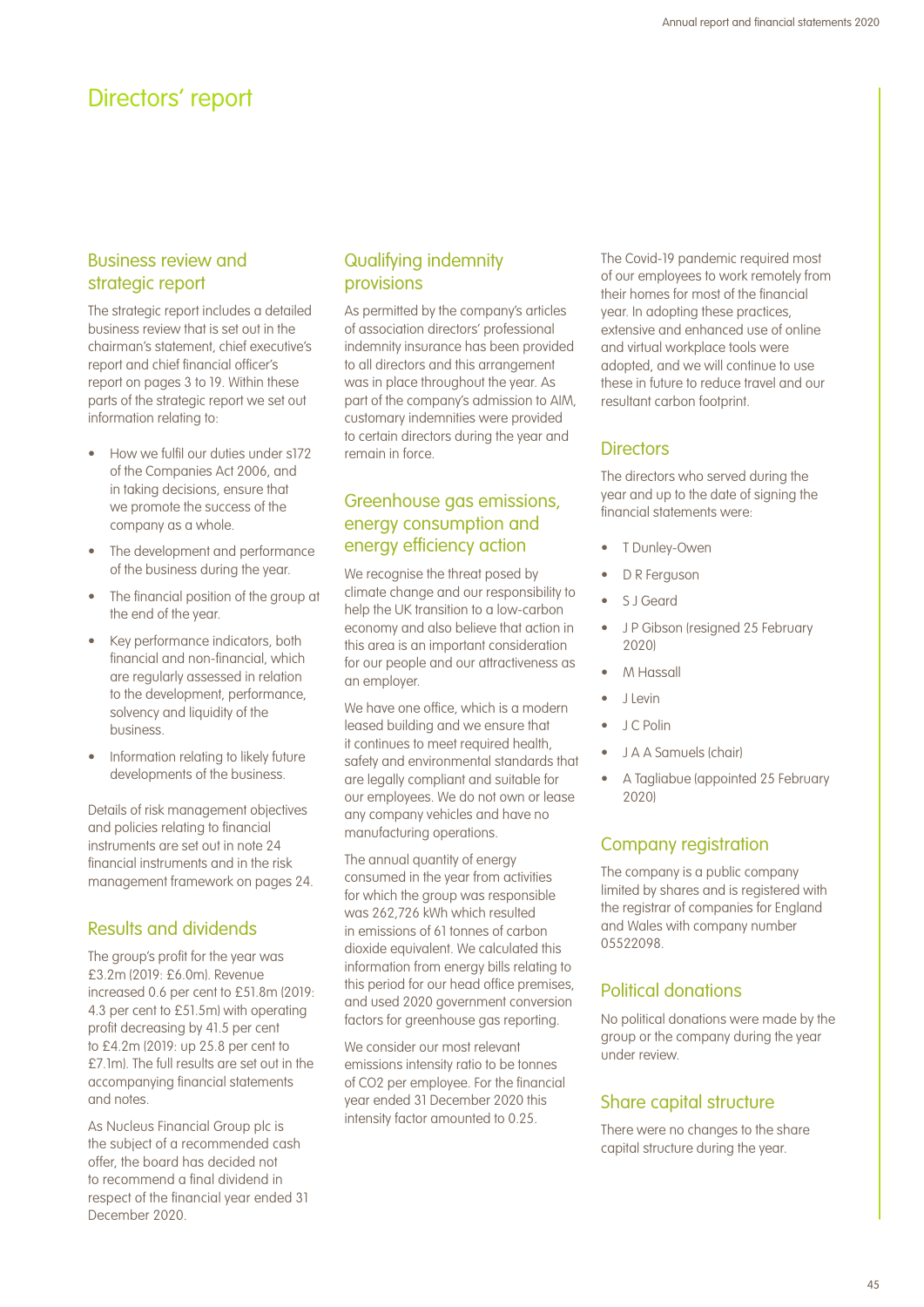# Directors' report

## Business review and strategic report

The strategic report includes a detailed business review that is set out in the chairman's statement, chief executive's report and chief financial officer's report on pages 3 to 19. Within these parts of the strategic report we set out information relating to:

- How we fulfil our duties under s172 of the Companies Act 2006, and in taking decisions, ensure that we promote the success of the company as a whole.
- The development and performance of the business during the year.
- The financial position of the group at the end of the year.
- Key performance indicators, both financial and non-financial, which are regularly assessed in relation to the development, performance, solvency and liquidity of the business.
- Information relating to likely future developments of the business.

Details of risk management objectives and policies relating to financial instruments are set out in note 24 financial instruments and in the risk management framework on pages 24.

## Results and dividends

The group's profit for the year was £3.2m (2019: £6.0m). Revenue increased 0.6 per cent to £51.8m (2019: 4.3 per cent to £51.5m) with operating profit decreasing by 41.5 per cent to £4.2m (2019: up 25.8 per cent to £7.1m). The full results are set out in the accompanying financial statements and notes.

As Nucleus Financial Group plc is the subject of a recommended cash offer, the board has decided not to recommend a final dividend in respect of the financial year ended 31 December 2020.

## Qualifying indemnity provisions

As permitted by the company's articles of association directors' professional indemnity insurance has been provided to all directors and this arrangement was in place throughout the year. As part of the company's admission to AIM, customary indemnities were provided to certain directors during the year and remain in force.

## Greenhouse gas emissions, energy consumption and energy efficiency action

We recognise the threat posed by climate change and our responsibility to help the UK transition to a low-carbon economy and also believe that action in this area is an important consideration for our people and our attractiveness as an employer.

We have one office, which is a modern leased building and we ensure that it continues to meet required health, safety and environmental standards that are legally compliant and suitable for our employees. We do not own or lease any company vehicles and have no manufacturing operations.

The annual quantity of energy consumed in the year from activities for which the group was responsible was 262,726 kWh which resulted in emissions of 61 tonnes of carbon dioxide equivalent. We calculated this information from energy bills relating to this period for our head office premises, and used 2020 government conversion factors for greenhouse gas reporting.

We consider our most relevant emissions intensity ratio to be tonnes of $CO_2$ per employee. For the financial year ended 31 December 2020 this intensity factor amounted to 0.25.

The Covid-19 pandemic required most of our employees to work remotely from their homes for most of the financial year. In adopting these practices, extensive and enhanced use of online and virtual workplace tools were adopted, and we will continue to use these in future to reduce travel and our resultant carbon footprint.

## Directors

The directors who served during the year and up to the date of signing the financial statements were:

- T Dunley-Owen
- D R Ferguson
- S J Geard
- J P Gibson (resigned 25 February 2020)
- M Hassall
- J Levin
- J C Polin
- J A A Samuels (chair)
- A Tagliabue (appointed 25 February 2020)

## Company registration

The company is a public company limited by shares and is registered with the registrar of companies for England and Wales with company number 05522098.

## Political donations

No political donations were made by the group or the company during the year under review.

## Share capital structure

There were no changes to the share capital structure during the year.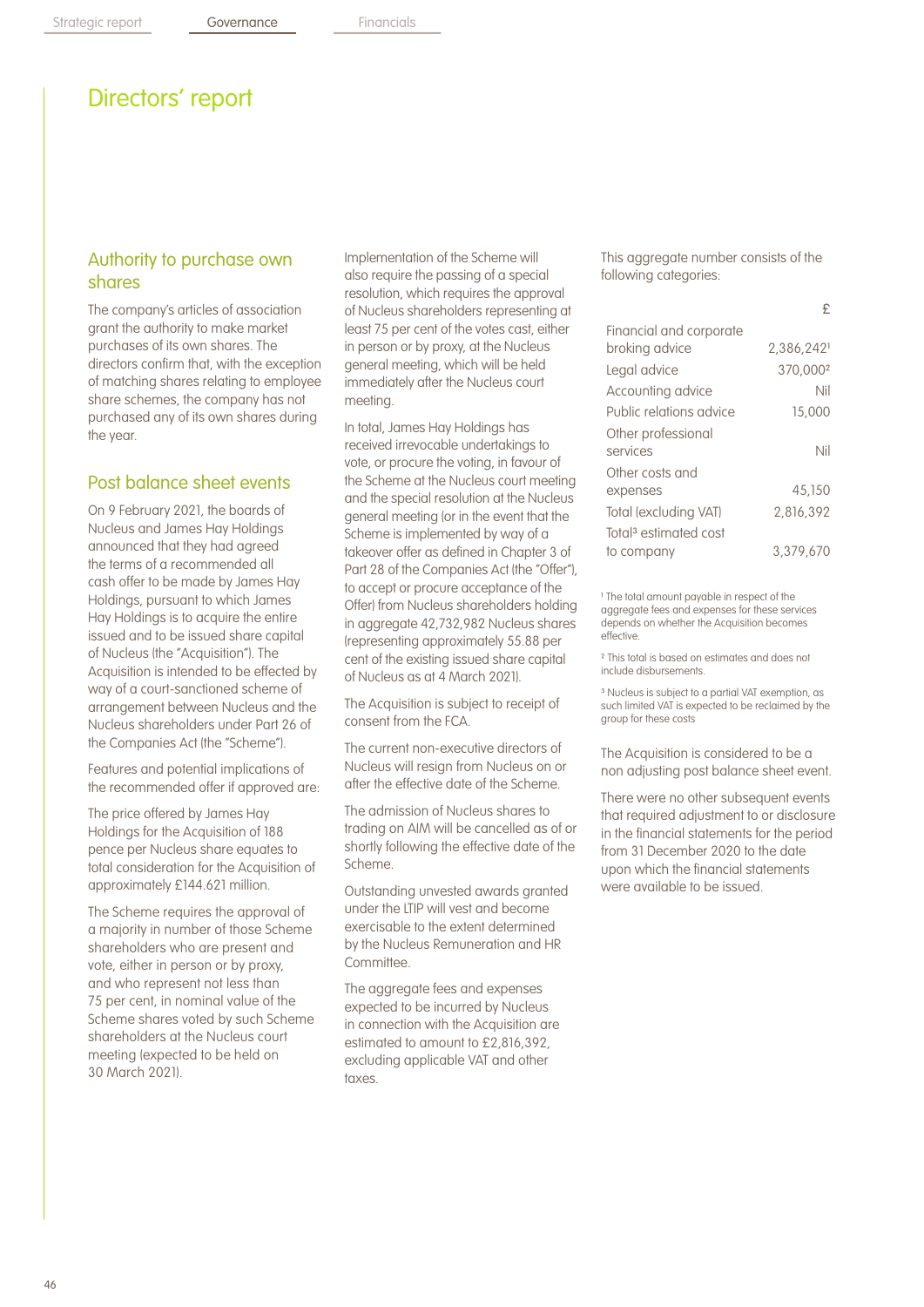# Directors' report

## Authority to purchase own shares

The company's articles of association grant the authority to make market purchases of its own shares. The directors confirm that, with the exception of matching shares relating to employee share schemes, the company has not purchased any of its own shares during the year.

## Post balance sheet events

On 9 February 2021, the boards of Nucleus and James Hay Holdings announced that they had agreed the terms of a recommended all cash offer to be made by James Hay Holdings, pursuant to which James Hay Holdings is to acquire the entire issued and to be issued share capital of Nucleus (the "Acquisition"). The Acquisition is intended to be effected by way of a court-sanctioned scheme of arrangement between Nucleus and the Nucleus shareholders under Part 26 of the Companies Act (the "Scheme").

Features and potential implications of the recommended offer if approved are:

The price offered by James Hay Holdings for the Acquisition of 188 pence per Nucleus share equates to total consideration for the Acquisition of approximately £144.621 million.

The Scheme requires the approval of a majority in number of those Scheme shareholders who are present and vote, either in person or by proxy, and who represent not less than 75 per cent, in nominal value of the Scheme shares voted by such Scheme shareholders at the Nucleus court meeting (expected to be held on 30 March 2021).

Implementation of the Scheme will also require the passing of a special resolution, which requires the approval of Nucleus shareholders representing at least 75 per cent of the votes cast, either in person or by proxy, at the Nucleus general meeting, which will be held immediately after the Nucleus court meeting.

In total, James Hay Holdings has received irrevocable undertakings to vote, or procure the voting, in favour of the Scheme at the Nucleus court meeting and the special resolution at the Nucleus general meeting (or in the event that the Scheme is implemented by way of a takeover offer as defined in Chapter 3 of Part 28 of the Companies Act (the "Offer"), to accept or procure acceptance of the Offer) from Nucleus shareholders holding in aggregate 42,732,982 Nucleus shares (representing approximately 55.88 per cent of the existing issued share capital of Nucleus as at 4 March 2021).

The Acquisition is subject to receipt of consent from the FCA.

The current non-executive directors of Nucleus will resign from Nucleus on or after the effective date of the Scheme.

The admission of Nucleus shares to trading on AIM will be cancelled as of or shortly following the effective date of the Scheme.

Outstanding unvested awards granted under the LTIP will vest and become exercisable to the extent determined by the Nucleus Remuneration and HR Committee.

The aggregate fees and expenses expected to be incurred by Nucleus in connection with the Acquisition are estimated to amount to £2,816,392, excluding applicable VAT and other taxes.

This aggregate number consists of the following categories:

| | £ |
|---|---|
| Financial and corporate broking advice | 2,386,242[1] |
| Legal advice | 370,000[2] |
| Accounting advice | Nil |
| Public relations advice | 15,000 |
| Other professional services | Nil |
| Other costs and expenses | 45,150 |
| Total (excluding VAT) | 2,816,392 |
| Total[3] estimated cost to company | 3,379,670 |

[1] The total amount payable in respect of the aggregate fees and expenses for these services depends on whether the Acquisition becomes effective.

[2] This total is based on estimates and does not include disbursements.

[3] Nucleus is subject to a partial VAT exemption, as such limited VAT is expected to be reclaimed by the group for these costs

The Acquisition is considered to be a non adjusting post balance sheet event.

There were no other subsequent events that required adjustment to or disclosure in the financial statements for the period from 31 December 2020 to the date upon which the financial statements were available to be issued.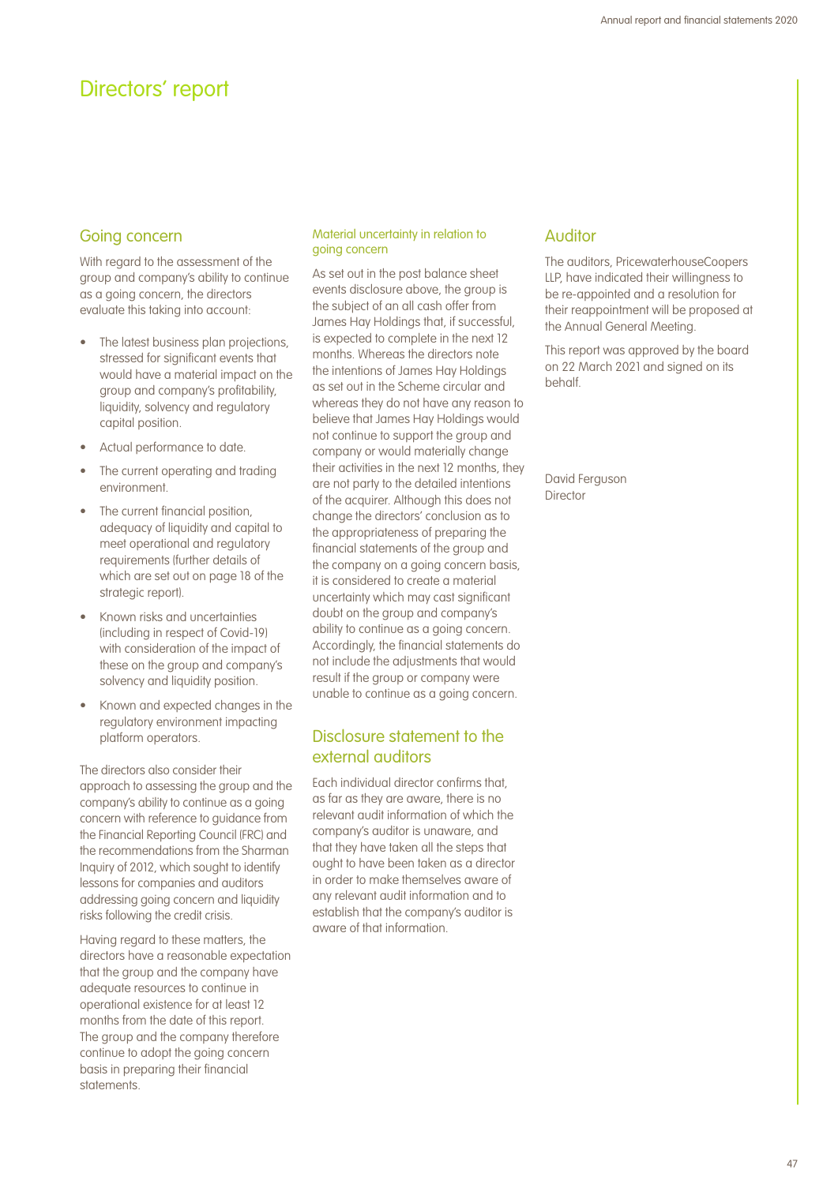# Directors' report

## Going concern

With regard to the assessment of the group and company's ability to continue as a going concern, the directors evaluate this taking into account:

- The latest business plan projections, stressed for significant events that would have a material impact on the group and company's profitability, liquidity, solvency and regulatory capital position.
- Actual performance to date.
- The current operating and trading environment.
- The current financial position, adequacy of liquidity and capital to meet operational and regulatory requirements (further details of which are set out on page 18 of the strategic report).
- Known risks and uncertainties (including in respect of Covid-19) with consideration of the impact of these on the group and company's solvency and liquidity position.
- Known and expected changes in the regulatory environment impacting platform operators.

The directors also consider their approach to assessing the group and the company's ability to continue as a going concern with reference to guidance from the Financial Reporting Council (FRC) and the recommendations from the Sharman Inquiry of 2012, which sought to identify lessons for companies and auditors addressing going concern and liquidity risks following the credit crisis.

Having regard to these matters, the directors have a reasonable expectation that the group and the company have adequate resources to continue in operational existence for at least 12 months from the date of this report. The group and the company therefore continue to adopt the going concern basis in preparing their financial statements.

### Material uncertainty in relation to going concern

As set out in the post balance sheet events disclosure above, the group is the subject of an all cash offer from James Hay Holdings that, if successful, is expected to complete in the next 12 months. Whereas the directors note the intentions of James Hay Holdings as set out in the Scheme circular and whereas they do not have any reason to believe that James Hay Holdings would not continue to support the group and company or would materially change their activities in the next 12 months, they are not party to the detailed intentions of the acquirer. Although this does not change the directors' conclusion as to the appropriateness of preparing the financial statements of the group and the company on a going concern basis, it is considered to create a material uncertainty which may cast significant doubt on the group and company's ability to continue as a going concern. Accordingly, the financial statements do not include the adjustments that would result if the group or company were unable to continue as a going concern.

## Disclosure statement to the external auditors

Each individual director confirms that, as far as they are aware, there is no relevant audit information of which the company's auditor is unaware, and that they have taken all the steps that ought to have been taken as a director in order to make themselves aware of any relevant audit information and to establish that the company's auditor is aware of that information.

## Auditor

The auditors, PricewaterhouseCoopers LLP, have indicated their willingness to be re-appointed and a resolution for their reappointment will be proposed at the Annual General Meeting.

This report was approved by the board on 22 March 2021 and signed on its behalf.

David Ferguson
Director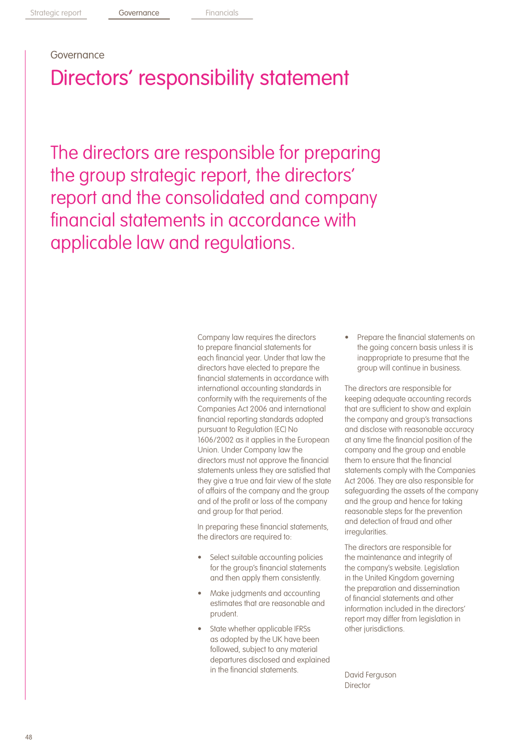Governance

# Directors' responsibility statement

## The directors are responsible for preparing the group strategic report, the directors' report and the consolidated and company financial statements in accordance with applicable law and regulations.

Company law requires the directors to prepare financial statements for each financial year. Under that law the directors have elected to prepare the financial statements in accordance with international accounting standards in conformity with the requirements of the Companies Act 2006 and international financial reporting standards adopted pursuant to Regulation (EC) No 1606/2002 as it applies in the European Union. Under Company law the directors must not approve the financial statements unless they are satisfied that they give a true and fair view of the state of affairs of the company and the group and of the profit or loss of the company and group for that period.

In preparing these financial statements, the directors are required to:

- Select suitable accounting policies for the group's financial statements and then apply them consistently.
- Make judgments and accounting estimates that are reasonable and prudent.
- State whether applicable IFRSs as adopted by the UK have been followed, subject to any material departures disclosed and explained in the financial statements.
- Prepare the financial statements on the going concern basis unless it is inappropriate to presume that the group will continue in business.

The directors are responsible for keeping adequate accounting records that are sufficient to show and explain the company and group's transactions and disclose with reasonable accuracy at any time the financial position of the company and the group and enable them to ensure that the financial statements comply with the Companies Act 2006. They are also responsible for safeguarding the assets of the company and the group and hence for taking reasonable steps for the prevention and detection of fraud and other irregularities.

The directors are responsible for the maintenance and integrity of the company's website. Legislation in the United Kingdom governing the preparation and dissemination of financial statements and other information included in the directors' report may differ from legislation in other jurisdictions.

David Ferguson
Director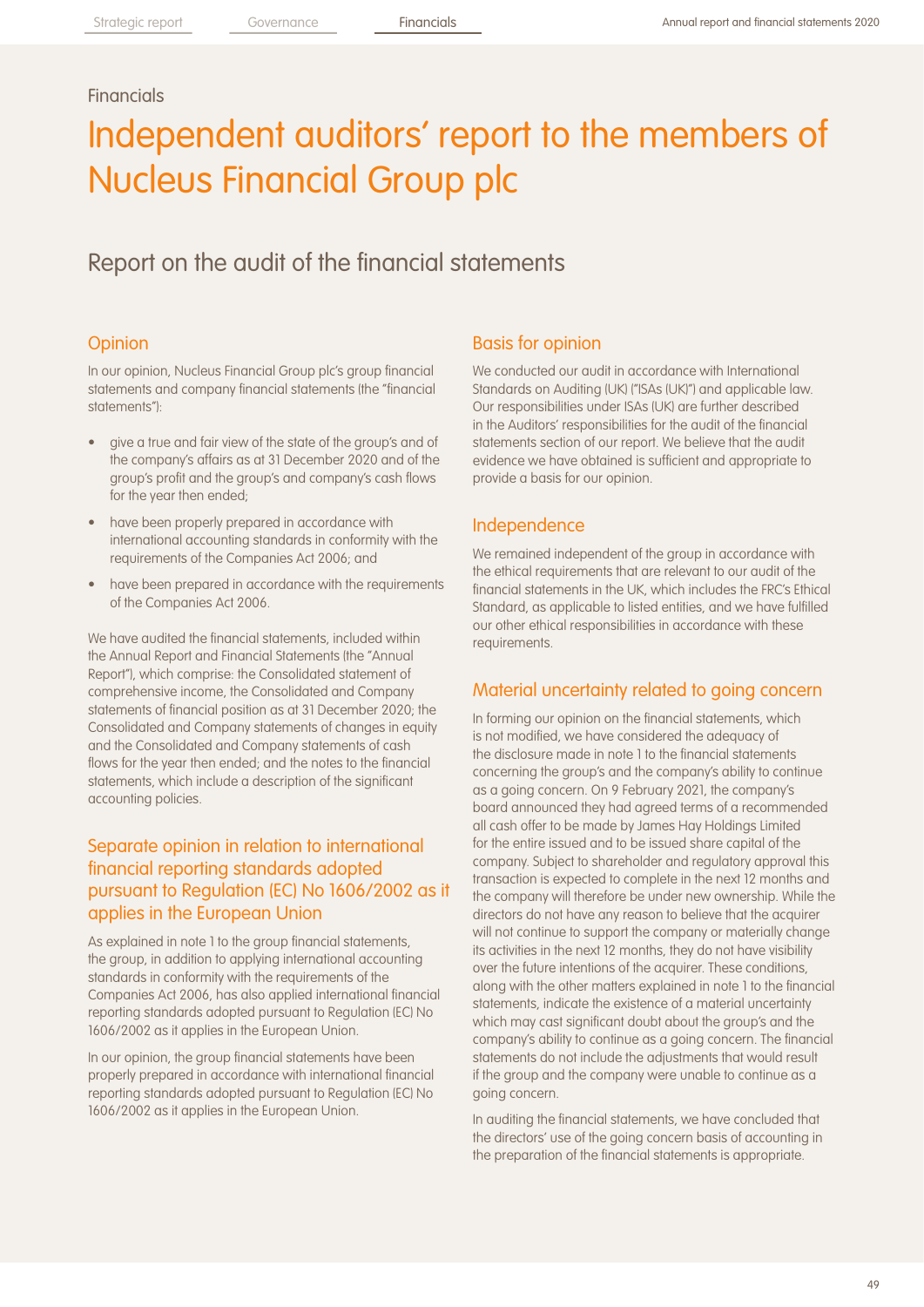Financials

# Independent auditors' report to the members of Nucleus Financial Group plc

## Report on the audit of the financial statements

### Opinion

In our opinion, Nucleus Financial Group plc's group financial statements and company financial statements (the "financial statements"):

- give a true and fair view of the state of the group's and of the company's affairs as at 31 December 2020 and of the group's profit and the group's and company's cash flows for the year then ended;
- have been properly prepared in accordance with international accounting standards in conformity with the requirements of the Companies Act 2006; and
- have been prepared in accordance with the requirements of the Companies Act 2006.

We have audited the financial statements, included within the Annual Report and Financial Statements (the "Annual Report"), which comprise: the Consolidated statement of comprehensive income, the Consolidated and Company statements of financial position as at 31 December 2020; the Consolidated and Company statements of changes in equity and the Consolidated and Company statements of cash flows for the year then ended; and the notes to the financial statements, which include a description of the significant accounting policies.

### Separate opinion in relation to international financial reporting standards adopted pursuant to Regulation (EC) No 1606/2002 as it applies in the European Union

As explained in note 1 to the group financial statements, the group, in addition to applying international accounting standards in conformity with the requirements of the Companies Act 2006, has also applied international financial reporting standards adopted pursuant to Regulation (EC) No 1606/2002 as it applies in the European Union.

In our opinion, the group financial statements have been properly prepared in accordance with international financial reporting standards adopted pursuant to Regulation (EC) No 1606/2002 as it applies in the European Union.

### Basis for opinion

We conducted our audit in accordance with International Standards on Auditing (UK) ("ISAs (UK)") and applicable law. Our responsibilities under ISAs (UK) are further described in the Auditors' responsibilities for the audit of the financial statements section of our report. We believe that the audit evidence we have obtained is sufficient and appropriate to provide a basis for our opinion.

### Independence

We remained independent of the group in accordance with the ethical requirements that are relevant to our audit of the financial statements in the UK, which includes the FRC's Ethical Standard, as applicable to listed entities, and we have fulfilled our other ethical responsibilities in accordance with these requirements.

### Material uncertainty related to going concern

In forming our opinion on the financial statements, which is not modified, we have considered the adequacy of the disclosure made in note 1 to the financial statements concerning the group's and the company's ability to continue as a going concern. On 9 February 2021, the company's board announced they had agreed terms of a recommended all cash offer to be made by James Hay Holdings Limited for the entire issued and to be issued share capital of the company. Subject to shareholder and regulatory approval this transaction is expected to complete in the next 12 months and the company will therefore be under new ownership. While the directors do not have any reason to believe that the acquirer will not continue to support the company or materially change its activities in the next 12 months, they do not have visibility over the future intentions of the acquirer. These conditions, along with the other matters explained in note 1 to the financial statements, indicate the existence of a material uncertainty which may cast significant doubt about the group's and the company's ability to continue as a going concern. The financial statements do not include the adjustments that would result if the group and the company were unable to continue as a going concern.

In auditing the financial statements, we have concluded that the directors' use of the going concern basis of accounting in the preparation of the financial statements is appropriate.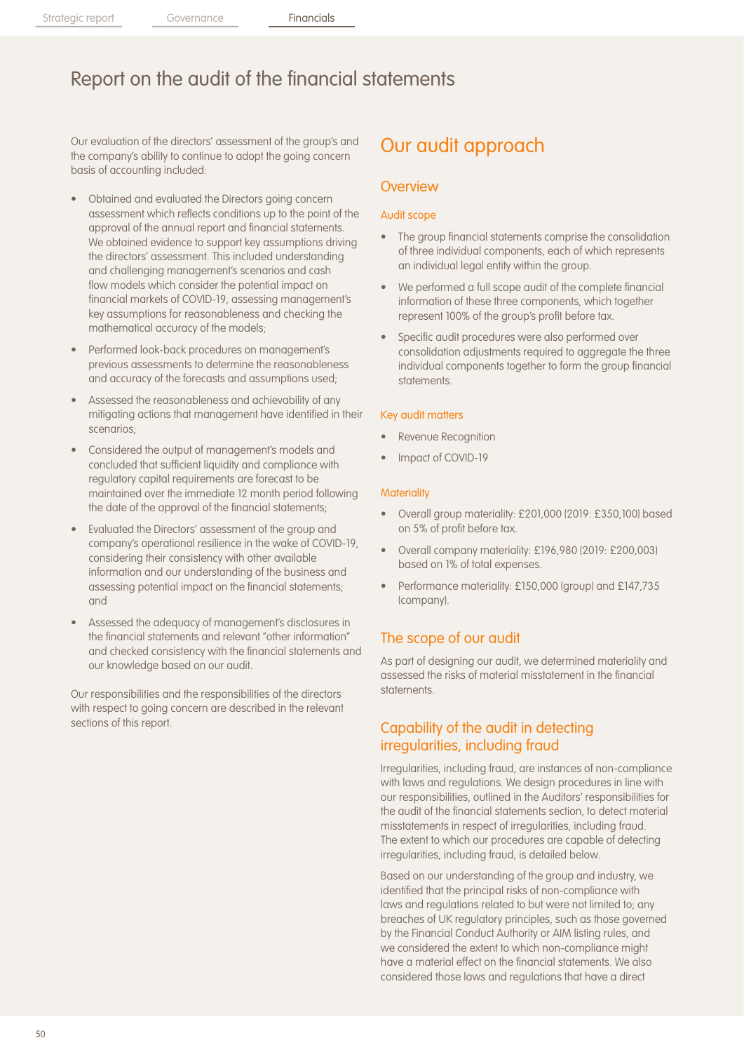# Report on the audit of the financial statements

Our evaluation of the directors' assessment of the group's and the company's ability to continue to adopt the going concern basis of accounting included:

- Obtained and evaluated the Directors going concern assessment which reflects conditions up to the point of the approval of the annual report and financial statements. We obtained evidence to support key assumptions driving the directors' assessment. This included understanding and challenging management's scenarios and cash flow models which consider the potential impact on financial markets of COVID-19, assessing management's key assumptions for reasonableness and checking the mathematical accuracy of the models;
- Performed look-back procedures on management's previous assessments to determine the reasonableness and accuracy of the forecasts and assumptions used;
- Assessed the reasonableness and achievability of any mitigating actions that management have identified in their scenarios;
- Considered the output of management's models and concluded that sufficient liquidity and compliance with regulatory capital requirements are forecast to be maintained over the immediate 12 month period following the date of the approval of the financial statements;
- Evaluated the Directors' assessment of the group and company's operational resilience in the wake of COVID-19, considering their consistency with other available information and our understanding of the business and assessing potential impact on the financial statements; and
- Assessed the adequacy of management's disclosures in the financial statements and relevant "other information" and checked consistency with the financial statements and our knowledge based on our audit.

Our responsibilities and the responsibilities of the directors with respect to going concern are described in the relevant sections of this report.

## Our audit approach

### Overview

#### Audit scope

- The group financial statements comprise the consolidation of three individual components, each of which represents an individual legal entity within the group.
- We performed a full scope audit of the complete financial information of these three components, which together represent 100% of the group's profit before tax.
- Specific audit procedures were also performed over consolidation adjustments required to aggregate the three individual components together to form the group financial statements.

#### Key audit matters

- Revenue Recognition
- Impact of COVID-19

#### Materiality

- Overall group materiality: £201,000 (2019: £350,100) based on 5% of profit before tax.
- Overall company materiality: £196,980 (2019: £200,003) based on 1% of total expenses.
- Performance materiality: £150,000 (group) and £147,735 (company).

## The scope of our audit

As part of designing our audit, we determined materiality and assessed the risks of material misstatement in the financial statements.

## Capability of the audit in detecting irregularities, including fraud

Irregularities, including fraud, are instances of non-compliance with laws and regulations. We design procedures in line with our responsibilities, outlined in the Auditors' responsibilities for the audit of the financial statements section, to detect material misstatements in respect of irregularities, including fraud. The extent to which our procedures are capable of detecting irregularities, including fraud, is detailed below.

Based on our understanding of the group and industry, we identified that the principal risks of non-compliance with laws and regulations related to but were not limited to; any breaches of UK regulatory principles, such as those governed by the Financial Conduct Authority or AIM listing rules, and we considered the extent to which non-compliance might have a material effect on the financial statements. We also considered those laws and regulations that have a direct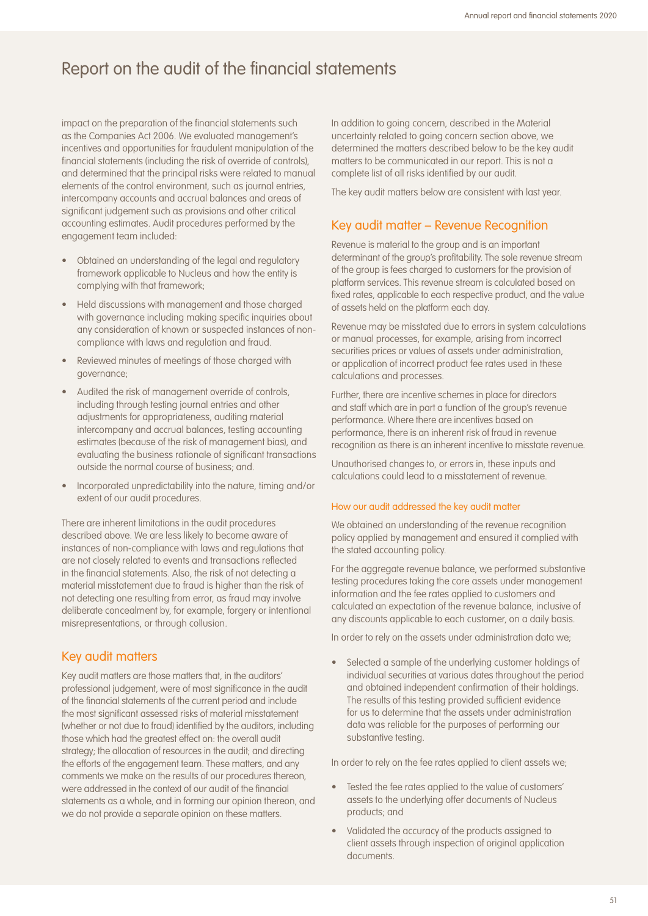# Report on the audit of the financial statements

impact on the preparation of the financial statements such as the Companies Act 2006. We evaluated management's incentives and opportunities for fraudulent manipulation of the financial statements (including the risk of override of controls), and determined that the principal risks were related to manual elements of the control environment, such as journal entries, intercompany accounts and accrual balances and areas of significant judgement such as provisions and other critical accounting estimates. Audit procedures performed by the engagement team included:

- Obtained an understanding of the legal and regulatory framework applicable to Nucleus and how the entity is complying with that framework;
- Held discussions with management and those charged with governance including making specific inquiries about any consideration of known or suspected instances of non-compliance with laws and regulation and fraud.
- Reviewed minutes of meetings of those charged with governance;
- Audited the risk of management override of controls, including through testing journal entries and other adjustments for appropriateness, auditing material intercompany and accrual balances, testing accounting estimates (because of the risk of management bias), and evaluating the business rationale of significant transactions outside the normal course of business; and.
- Incorporated unpredictability into the nature, timing and/or extent of our audit procedures.

There are inherent limitations in the audit procedures described above. We are less likely to become aware of instances of non-compliance with laws and regulations that are not closely related to events and transactions reflected in the financial statements. Also, the risk of not detecting a material misstatement due to fraud is higher than the risk of not detecting one resulting from error, as fraud may involve deliberate concealment by, for example, forgery or intentional misrepresentations, or through collusion.

## Key audit matters

Key audit matters are those matters that, in the auditors' professional judgement, were of most significance in the audit of the financial statements of the current period and include the most significant assessed risks of material misstatement (whether or not due to fraud) identified by the auditors, including those which had the greatest effect on: the overall audit strategy; the allocation of resources in the audit; and directing the efforts of the engagement team. These matters, and any comments we make on the results of our procedures thereon, were addressed in the context of our audit of the financial statements as a whole, and in forming our opinion thereon, and we do not provide a separate opinion on these matters.

In addition to going concern, described in the Material uncertainty related to going concern section above, we determined the matters described below to be the key audit matters to be communicated in our report. This is not a complete list of all risks identified by our audit.

The key audit matters below are consistent with last year.

## Key audit matter – Revenue Recognition

Revenue is material to the group and is an important determinant of the group's profitability. The sole revenue stream of the group is fees charged to customers for the provision of platform services. This revenue stream is calculated based on fixed rates, applicable to each respective product, and the value of assets held on the platform each day.

Revenue may be misstated due to errors in system calculations or manual processes, for example, arising from incorrect securities prices or values of assets under administration, or application of incorrect product fee rates used in these calculations and processes.

Further, there are incentive schemes in place for directors and staff which are in part a function of the group's revenue performance. Where there are incentives based on performance, there is an inherent risk of fraud in revenue recognition as there is an inherent incentive to misstate revenue.

Unauthorised changes to, or errors in, these inputs and calculations could lead to a misstatement of revenue.

### How our audit addressed the key audit matter

We obtained an understanding of the revenue recognition policy applied by management and ensured it complied with the stated accounting policy.

For the aggregate revenue balance, we performed substantive testing procedures taking the core assets under management information and the fee rates applied to customers and calculated an expectation of the revenue balance, inclusive of any discounts applicable to each customer, on a daily basis.

In order to rely on the assets under administration data we;

- Selected a sample of the underlying customer holdings of individual securities at various dates throughout the period and obtained independent confirmation of their holdings. The results of this testing provided sufficient evidence for us to determine that the assets under administration data was reliable for the purposes of performing our substantive testing.

In order to rely on the fee rates applied to client assets we;

- Tested the fee rates applied to the value of customers' assets to the underlying offer documents of Nucleus products; and
- Validated the accuracy of the products assigned to client assets through inspection of original application documents.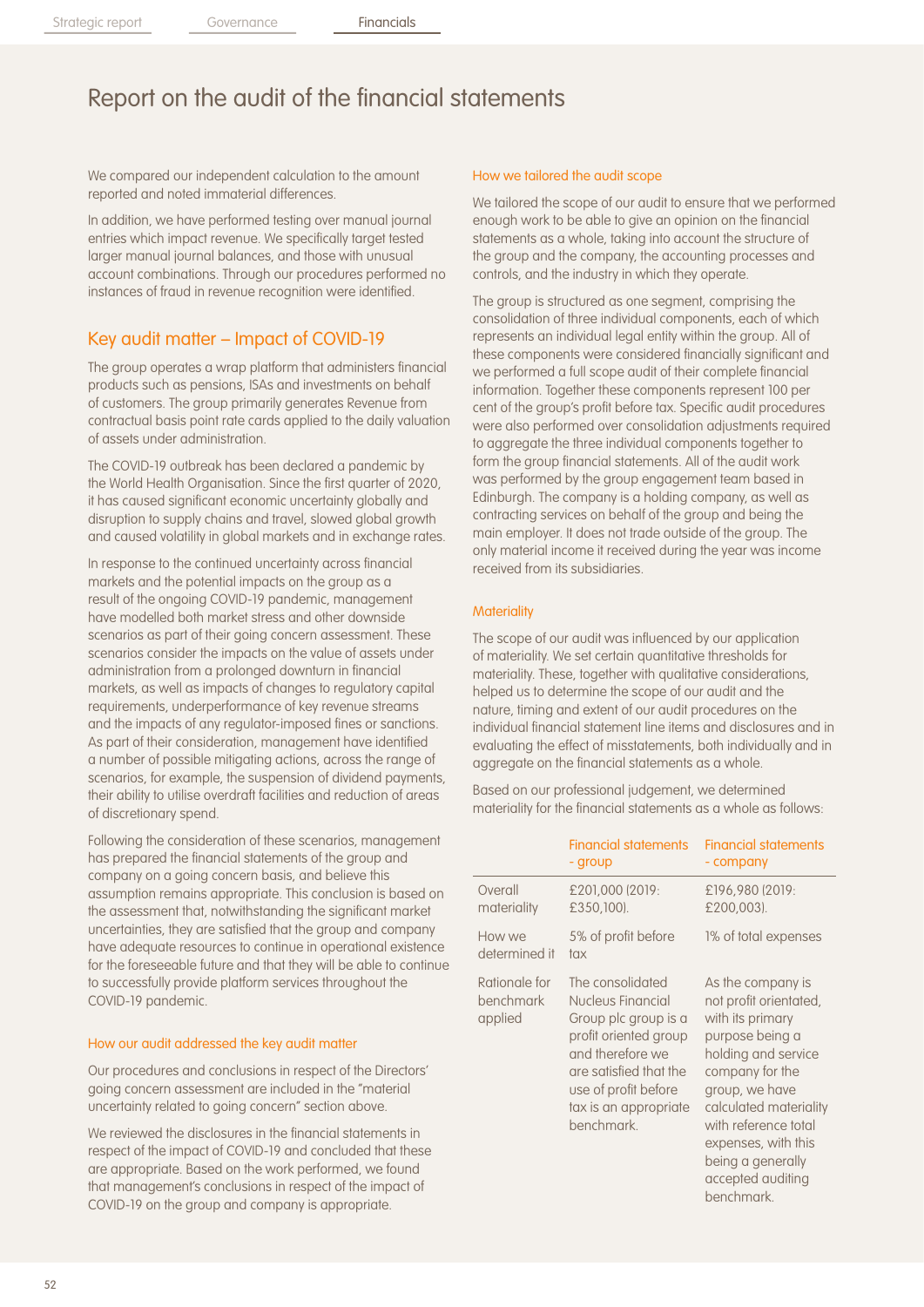# Report on the audit of the financial statements

We compared our independent calculation to the amount reported and noted immaterial differences.

In addition, we have performed testing over manual journal entries which impact revenue. We specifically target tested larger manual journal balances, and those with unusual account combinations. Through our procedures performed no instances of fraud in revenue recognition were identified.

## Key audit matter – Impact of COVID-19

The group operates a wrap platform that administers financial products such as pensions, ISAs and investments on behalf of customers. The group primarily generates Revenue from contractual basis point rate cards applied to the daily valuation of assets under administration.

The COVID-19 outbreak has been declared a pandemic by the World Health Organisation. Since the first quarter of 2020, it has caused significant economic uncertainty globally and disruption to supply chains and travel, slowed global growth and caused volatility in global markets and in exchange rates.

In response to the continued uncertainty across financial markets and the potential impacts on the group as a result of the ongoing COVID-19 pandemic, management have modelled both market stress and other downside scenarios as part of their going concern assessment. These scenarios consider the impacts on the value of assets under administration from a prolonged downturn in financial markets, as well as impacts of changes to regulatory capital requirements, underperformance of key revenue streams and the impacts of any regulator-imposed fines or sanctions. As part of their consideration, management have identified a number of possible mitigating actions, across the range of scenarios, for example, the suspension of dividend payments, their ability to utilise overdraft facilities and reduction of areas of discretionary spend.

Following the consideration of these scenarios, management has prepared the financial statements of the group and company on a going concern basis, and believe this assumption remains appropriate. This conclusion is based on the assessment that, notwithstanding the significant market uncertainties, they are satisfied that the group and company have adequate resources to continue in operational existence for the foreseeable future and that they will be able to continue to successfully provide platform services throughout the COVID-19 pandemic.

### How our audit addressed the key audit matter

Our procedures and conclusions in respect of the Directors' going concern assessment are included in the "material uncertainty related to going concern" section above.

We reviewed the disclosures in the financial statements in respect of the impact of COVID-19 and concluded that these are appropriate. Based on the work performed, we found that management's conclusions in respect of the impact of COVID-19 on the group and company is appropriate.

### How we tailored the audit scope

We tailored the scope of our audit to ensure that we performed enough work to be able to give an opinion on the financial statements as a whole, taking into account the structure of the group and the company, the accounting processes and controls, and the industry in which they operate.

The group is structured as one segment, comprising the consolidation of three individual components, each of which represents an individual legal entity within the group. All of these components were considered financially significant and we performed a full scope audit of their complete financial information. Together these components represent 100 per cent of the group's profit before tax. Specific audit procedures were also performed over consolidation adjustments required to aggregate the three individual components together to form the group financial statements. All of the audit work was performed by the group engagement team based in Edinburgh. The company is a holding company, as well as contracting services on behalf of the group and being the main employer. It does not trade outside of the group. The only material income it received during the year was income received from its subsidiaries.

### Materiality

The scope of our audit was influenced by our application of materiality. We set certain quantitative thresholds for materiality. These, together with qualitative considerations, helped us to determine the scope of our audit and the nature, timing and extent of our audit procedures on the individual financial statement line items and disclosures and in evaluating the effect of misstatements, both individually and in aggregate on the financial statements as a whole.

Based on our professional judgement, we determined materiality for the financial statements as a whole as follows:

| | Financial statements - group | Financial statements - company |
|---|---|---|
| Overall materiality | £201,000 (2019: £350,100). | £196,980 (2019: £200,003). |
| How we determined it | 5% of profit before tax | 1% of total expenses |
| Rationale for benchmark applied | The consolidated Nucleus Financial Group plc group is a profit oriented group and therefore we are satisfied that the use of profit before tax is an appropriate benchmark. | As the company is not profit orientated, with its primary purpose being a holding and service company for the group, we have calculated materiality with reference total expenses, with this being a generally accepted auditing benchmark. |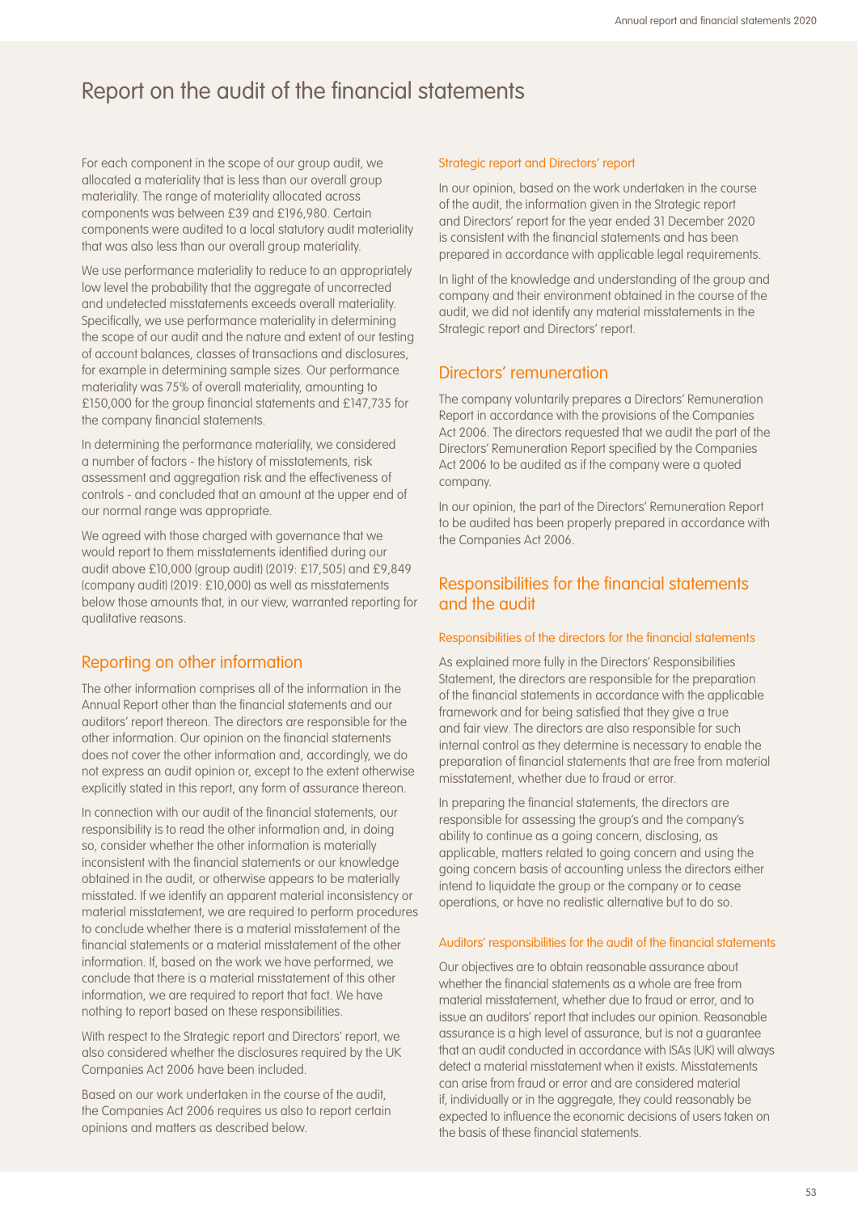# Report on the audit of the financial statements

For each component in the scope of our group audit, we allocated a materiality that is less than our overall group materiality. The range of materiality allocated across components was between £39 and £196,980. Certain components were audited to a local statutory audit materiality that was also less than our overall group materiality.

We use performance materiality to reduce to an appropriately low level the probability that the aggregate of uncorrected and undetected misstatements exceeds overall materiality. Specifically, we use performance materiality in determining the scope of our audit and the nature and extent of our testing of account balances, classes of transactions and disclosures, for example in determining sample sizes. Our performance materiality was 75% of overall materiality, amounting to £150,000 for the group financial statements and £147,735 for the company financial statements.

In determining the performance materiality, we considered a number of factors - the history of misstatements, risk assessment and aggregation risk and the effectiveness of controls - and concluded that an amount at the upper end of our normal range was appropriate.

We agreed with those charged with governance that we would report to them misstatements identified during our audit above £10,000 (group audit) (2019: £17,505) and £9,849 (company audit) (2019: £10,000) as well as misstatements below those amounts that, in our view, warranted reporting for qualitative reasons.

## Reporting on other information

The other information comprises all of the information in the Annual Report other than the financial statements and our auditors' report thereon. The directors are responsible for the other information. Our opinion on the financial statements does not cover the other information and, accordingly, we do not express an audit opinion or, except to the extent otherwise explicitly stated in this report, any form of assurance thereon.

In connection with our audit of the financial statements, our responsibility is to read the other information and, in doing so, consider whether the other information is materially inconsistent with the financial statements or our knowledge obtained in the audit, or otherwise appears to be materially misstated. If we identify an apparent material inconsistency or material misstatement, we are required to perform procedures to conclude whether there is a material misstatement of the financial statements or a material misstatement of the other information. If, based on the work we have performed, we conclude that there is a material misstatement of this other information, we are required to report that fact. We have nothing to report based on these responsibilities.

With respect to the Strategic report and Directors' report, we also considered whether the disclosures required by the UK Companies Act 2006 have been included.

Based on our work undertaken in the course of the audit, the Companies Act 2006 requires us also to report certain opinions and matters as described below.

### Strategic report and Directors' report

In our opinion, based on the work undertaken in the course of the audit, the information given in the Strategic report and Directors' report for the year ended 31 December 2020 is consistent with the financial statements and has been prepared in accordance with applicable legal requirements.

In light of the knowledge and understanding of the group and company and their environment obtained in the course of the audit, we did not identify any material misstatements in the Strategic report and Directors' report.

## Directors' remuneration

The company voluntarily prepares a Directors' Remuneration Report in accordance with the provisions of the Companies Act 2006. The directors requested that we audit the part of the Directors' Remuneration Report specified by the Companies Act 2006 to be audited as if the company were a quoted company.

In our opinion, the part of the Directors' Remuneration Report to be audited has been properly prepared in accordance with the Companies Act 2006.

## Responsibilities for the financial statements and the audit

### Responsibilities of the directors for the financial statements

As explained more fully in the Directors' Responsibilities Statement, the directors are responsible for the preparation of the financial statements in accordance with the applicable framework and for being satisfied that they give a true and fair view. The directors are also responsible for such internal control as they determine is necessary to enable the preparation of financial statements that are free from material misstatement, whether due to fraud or error.

In preparing the financial statements, the directors are responsible for assessing the group's and the company's ability to continue as a going concern, disclosing, as applicable, matters related to going concern and using the going concern basis of accounting unless the directors either intend to liquidate the group or the company or to cease operations, or have no realistic alternative but to do so.

### Auditors' responsibilities for the audit of the financial statements

Our objectives are to obtain reasonable assurance about whether the financial statements as a whole are free from material misstatement, whether due to fraud or error, and to issue an auditors' report that includes our opinion. Reasonable assurance is a high level of assurance, but is not a guarantee that an audit conducted in accordance with ISAs (UK) will always detect a material misstatement when it exists. Misstatements can arise from fraud or error and are considered material if, individually or in the aggregate, they could reasonably be expected to influence the economic decisions of users taken on the basis of these financial statements.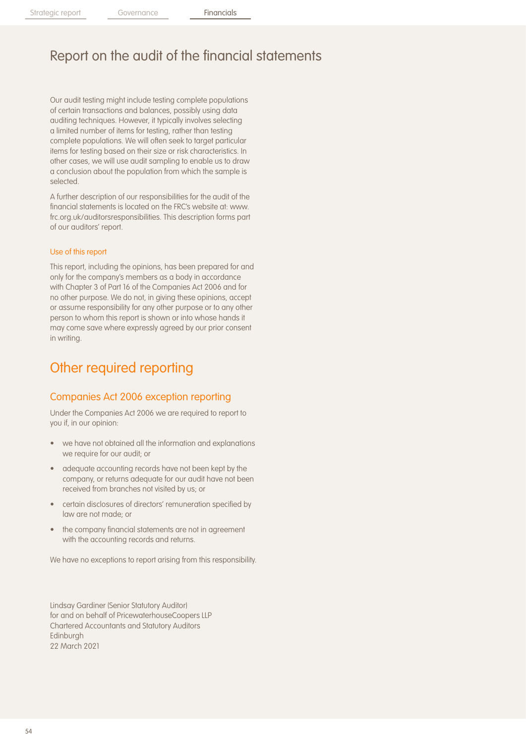# Report on the audit of the financial statements

Our audit testing might include testing complete populations of certain transactions and balances, possibly using data auditing techniques. However, it typically involves selecting a limited number of items for testing, rather than testing complete populations. We will often seek to target particular items for testing based on their size or risk characteristics. In other cases, we will use audit sampling to enable us to draw a conclusion about the population from which the sample is selected.

A further description of our responsibilities for the audit of the financial statements is located on the FRC's website at: www.frc.org.uk/auditorsresponsibilities. This description forms part of our auditors' report.

### Use of this report

This report, including the opinions, has been prepared for and only for the company's members as a body in accordance with Chapter 3 of Part 16 of the Companies Act 2006 and for no other purpose. We do not, in giving these opinions, accept or assume responsibility for any other purpose or to any other person to whom this report is shown or into whose hands it may come save where expressly agreed by our prior consent in writing.

## Other required reporting

### Companies Act 2006 exception reporting

Under the Companies Act 2006 we are required to report to you if, in our opinion:

- we have not obtained all the information and explanations we require for our audit; or
- adequate accounting records have not been kept by the company, or returns adequate for our audit have not been received from branches not visited by us; or
- certain disclosures of directors' remuneration specified by law are not made; or
- the company financial statements are not in agreement with the accounting records and returns.

We have no exceptions to report arising from this responsibility.

Lindsay Gardiner (Senior Statutory Auditor)
for and on behalf of PricewaterhouseCoopers LLP
Chartered Accountants and Statutory Auditors
Edinburgh
22 March 2021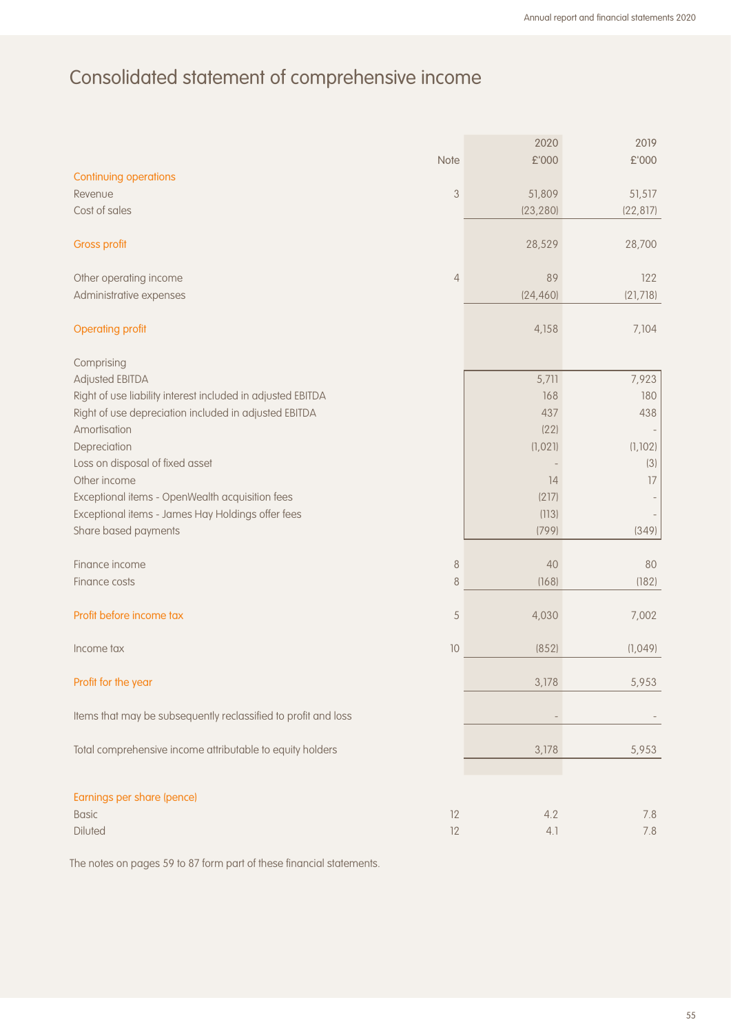# Consolidated statement of comprehensive income

| | Note | 2020 £'000 | 2019 £'000 |
|---|---|---|---|
| **Continuing operations** | | | |
| Revenue | 3 | 51,809 | 51,517 |
| Cost of sales | | (23,280) | (22,817) |
| **Gross profit** | | 28,529 | 28,700 |
| Other operating income | 4 | 89 | 122 |
| Administrative expenses | | (24,460) | (21,718) |
| **Operating profit** | | 4,158 | 7,104 |
| Comprising | | | |
| Adjusted EBITDA | | 5,711 | 7,923 |
| Right of use liability interest included in adjusted EBITDA | | 168 | 180 |
| Right of use depreciation included in adjusted EBITDA | | 437 | 438 |
| Amortisation | | (22) | - |
| Depreciation | | (1,021) | (1,102) |
| Loss on disposal of fixed asset | | - | (3) |
| Other income | | 14 | 17 |
| Exceptional items - OpenWealth acquisition fees | | (217) | - |
| Exceptional items - James Hay Holdings offer fees | | (113) | - |
| Share based payments | | (799) | (349) |
| Finance income | 8 | 40 | 80 |
| Finance costs | 8 | (168) | (182) |
| **Profit before income tax** | 5 | 4,030 | 7,002 |
| Income tax | 10 | (852) | (1,049) |
| **Profit for the year** | | 3,178 | 5,953 |
| Items that may be subsequently reclassified to profit and loss | | - | - |
| Total comprehensive income attributable to equity holders | | 3,178 | 5,953 |
| **Earnings per share (pence)** | | | |
| Basic | 12 | 4.2 | 7.8 |
| Diluted | 12 | 4.1 | 7.8 |

The notes on pages 59 to 87 form part of these financial statements.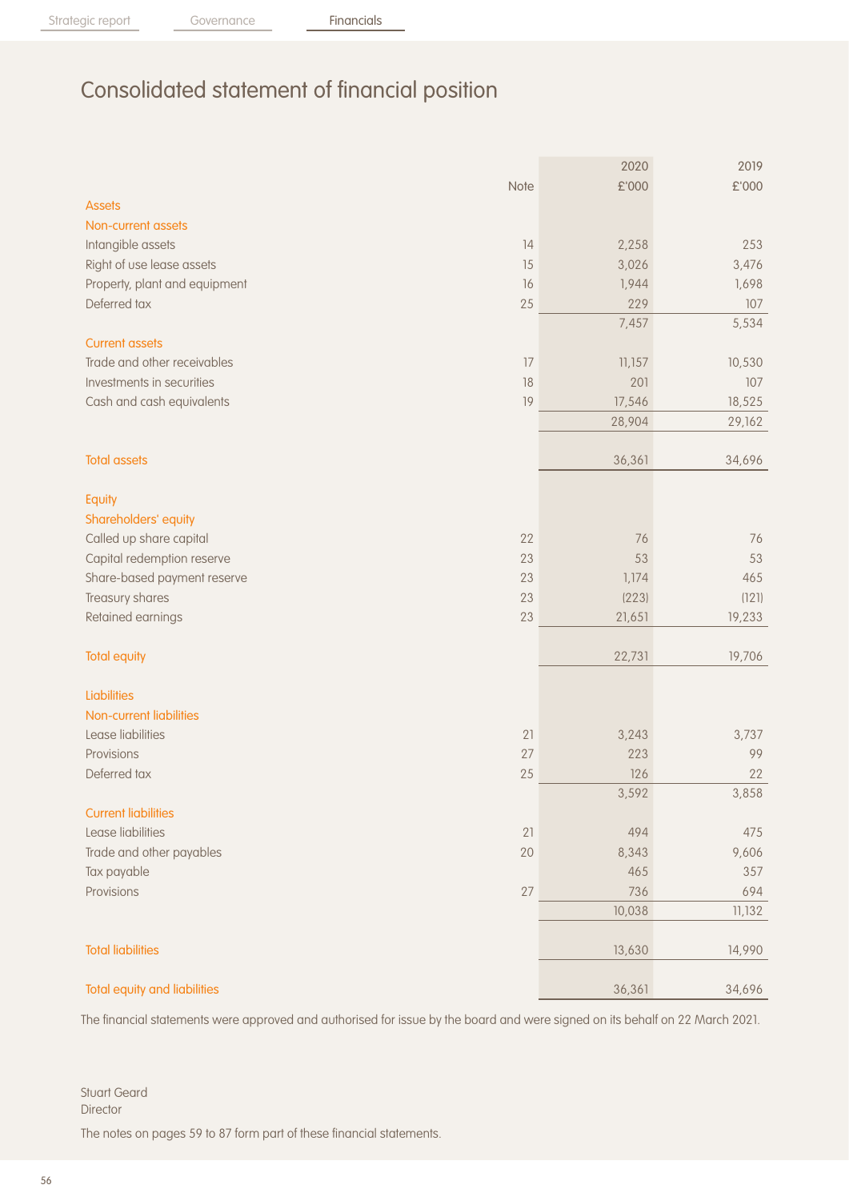# Consolidated statement of financial position

| | Note | 2020<br>£'000 | 2019<br>£'000 |
|---|---|---|---|
| **Assets** | | | |
| **Non-current assets** | | | |
| Intangible assets | 14 | 2,258 | 253 |
| Right of use lease assets | 15 | 3,026 | 3,476 |
| Property, plant and equipment | 16 | 1,944 | 1,698 |
| Deferred tax | 25 | 229 | 107 |
| | | 7,457 | 5,534 |
| **Current assets** | | | |
| Trade and other receivables | 17 | 11,157 | 10,530 |
| Investments in securities | 18 | 201 | 107 |
| Cash and cash equivalents | 19 | 17,546 | 18,525 |
| | | 28,904 | 29,162 |
| **Total assets** | | 36,361 | 34,696 |
| **Equity** | | | |
| **Shareholders' equity** | | | |
| Called up share capital | 22 | 76 | 76 |
| Capital redemption reserve | 23 | 53 | 53 |
| Share-based payment reserve | 23 | 1,174 | 465 |
| Treasury shares | 23 | (223) | (121) |
| Retained earnings | 23 | 21,651 | 19,233 |
| **Total equity** | | 22,731 | 19,706 |
| **Liabilities** | | | |
| **Non-current liabilities** | | | |
| Lease liabilities | 21 | 3,243 | 3,737 |
| Provisions | 27 | 223 | 99 |
| Deferred tax | 25 | 126 | 22 |
| | | 3,592 | 3,858 |
| **Current liabilities** | | | |
| Lease liabilities | 21 | 494 | 475 |
| Trade and other payables | 20 | 8,343 | 9,606 |
| Tax payable | | 465 | 357 |
| Provisions | 27 | 736 | 694 |
| | | 10,038 | 11,132 |
| **Total liabilities** | | 13,630 | 14,990 |
| **Total equity and liabilities** | | 36,361 | 34,696 |

The financial statements were approved and authorised for issue by the board and were signed on its behalf on 22 March 2021.

Stuart Geard
Director

The notes on pages 59 to 87 form part of these financial statements.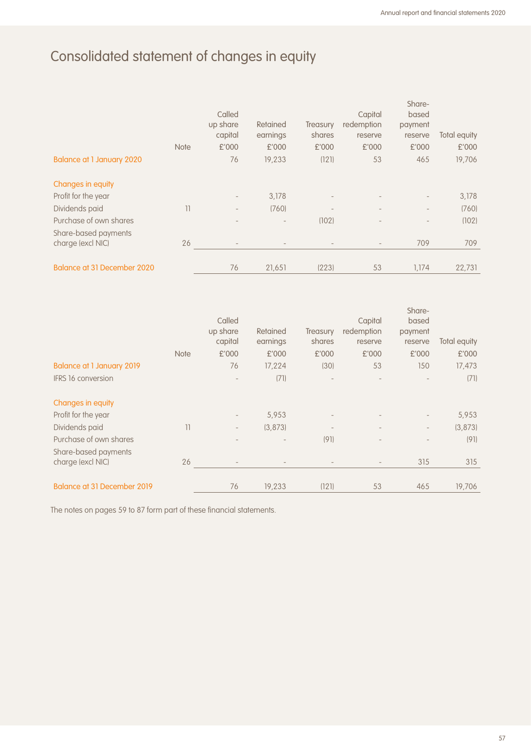# Consolidated statement of changes in equity

| | Note | Called up share capital £'000 | Retained earnings £'000 | Treasury shares £'000 | Capital redemption reserve £'000 | Share-based payment reserve £'000 | Total equity £'000 |
|---|---|---|---|---|---|---|---|
| **Balance at 1 January 2020** | | 76 | 19,233 | (121) | 53 | 465 | 19,706 |
| **Changes in equity** | | | | | | | |
| Profit for the year | | - | 3,178 | - | - | - | 3,178 |
| Dividends paid | 11 | - | (760) | - | - | - | (760) |
| Purchase of own shares | | - | - | (102) | - | - | (102) |
| Share-based payments charge (excl NIC) | 26 | - | - | - | - | 709 | 709 |
| **Balance at 31 December 2020** | | 76 | 21,651 | (223) | 53 | 1,174 | 22,731 |

| | Note | Called up share capital £'000 | Retained earnings £'000 | Treasury shares £'000 | Capital redemption reserve £'000 | Share-based payment reserve £'000 | Total equity £'000 |
|---|---|---|---|---|---|---|---|
| **Balance at 1 January 2019** | | 76 | 17,224 | (30) | 53 | 150 | 17,473 |
| IFRS 16 conversion | | - | (71) | - | - | - | (71) |
| **Changes in equity** | | | | | | | |
| Profit for the year | | - | 5,953 | - | - | - | 5,953 |
| Dividends paid | 11 | - | (3,873) | - | - | - | (3,873) |
| Purchase of own shares | | - | - | (91) | - | - | (91) |
| Share-based payments charge (excl NIC) | 26 | - | - | - | - | 315 | 315 |
| **Balance at 31 December 2019** | | 76 | 19,233 | (121) | 53 | 465 | 19,706 |

The notes on pages 59 to 87 form part of these financial statements.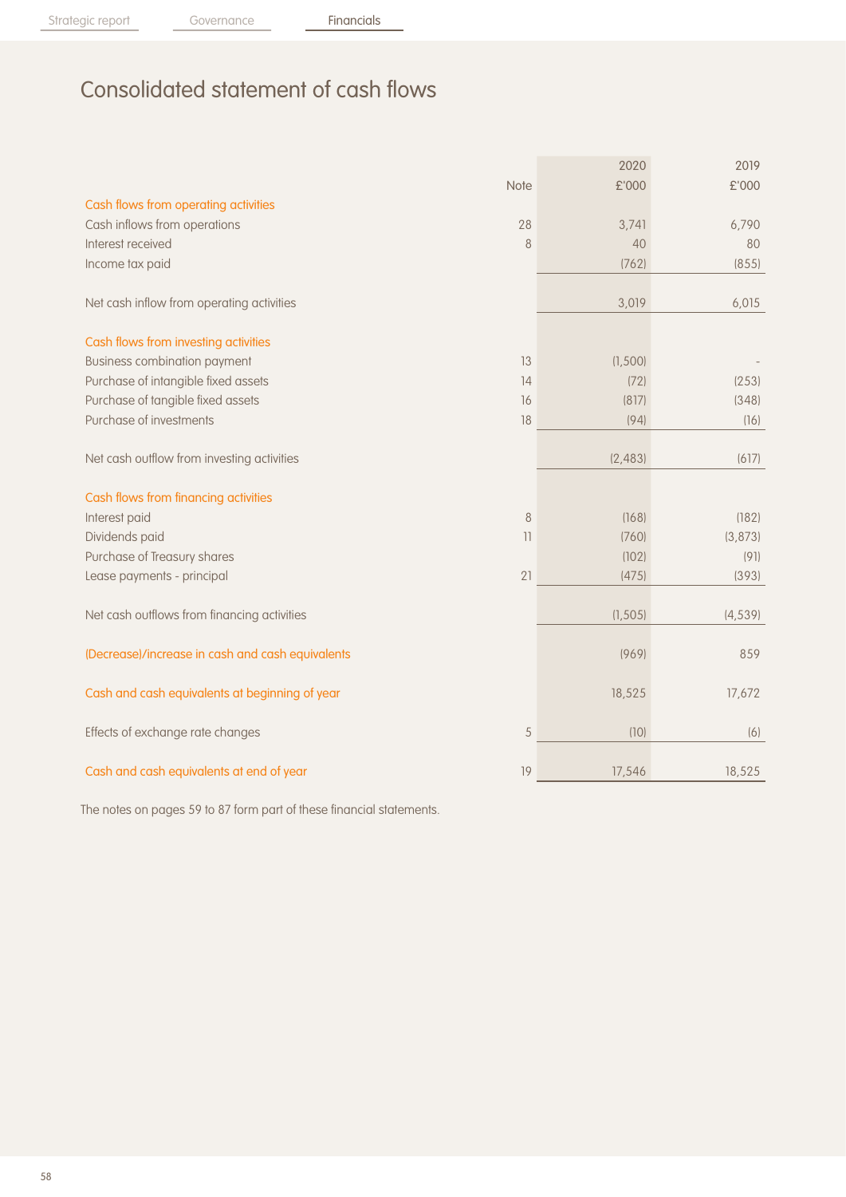# Consolidated statement of cash flows

| | Note | 2020 £'000 | 2019 £'000 |
|---|---|---|---|
| **Cash flows from operating activities** | | | |
| Cash inflows from operations | 28 | 3,741 | 6,790 |
| Interest received | 8 | 40 | 80 |
| Income tax paid | | (762) | (855) |
| Net cash inflow from operating activities | | 3,019 | 6,015 |
| **Cash flows from investing activities** | | | |
| Business combination payment | 13 | (1,500) | - |
| Purchase of intangible fixed assets | 14 | (72) | (253) |
| Purchase of tangible fixed assets | 16 | (817) | (348) |
| Purchase of investments | 18 | (94) | (16) |
| Net cash outflow from investing activities | | (2,483) | (617) |
| **Cash flows from financing activities** | | | |
| Interest paid | 8 | (168) | (182) |
| Dividends paid | 11 | (760) | (3,873) |
| Purchase of Treasury shares | | (102) | (91) |
| Lease payments - principal | 21 | (475) | (393) |
| Net cash outflows from financing activities | | (1,505) | (4,539) |
| **(Decrease)/increase in cash and cash equivalents** | | (969) | 859 |
| **Cash and cash equivalents at beginning of year** | | 18,525 | 17,672 |
| Effects of exchange rate changes | 5 | (10) | (6) |
| **Cash and cash equivalents at end of year** | 19 | 17,546 | 18,525 |

The notes on pages 59 to 87 form part of these financial statements.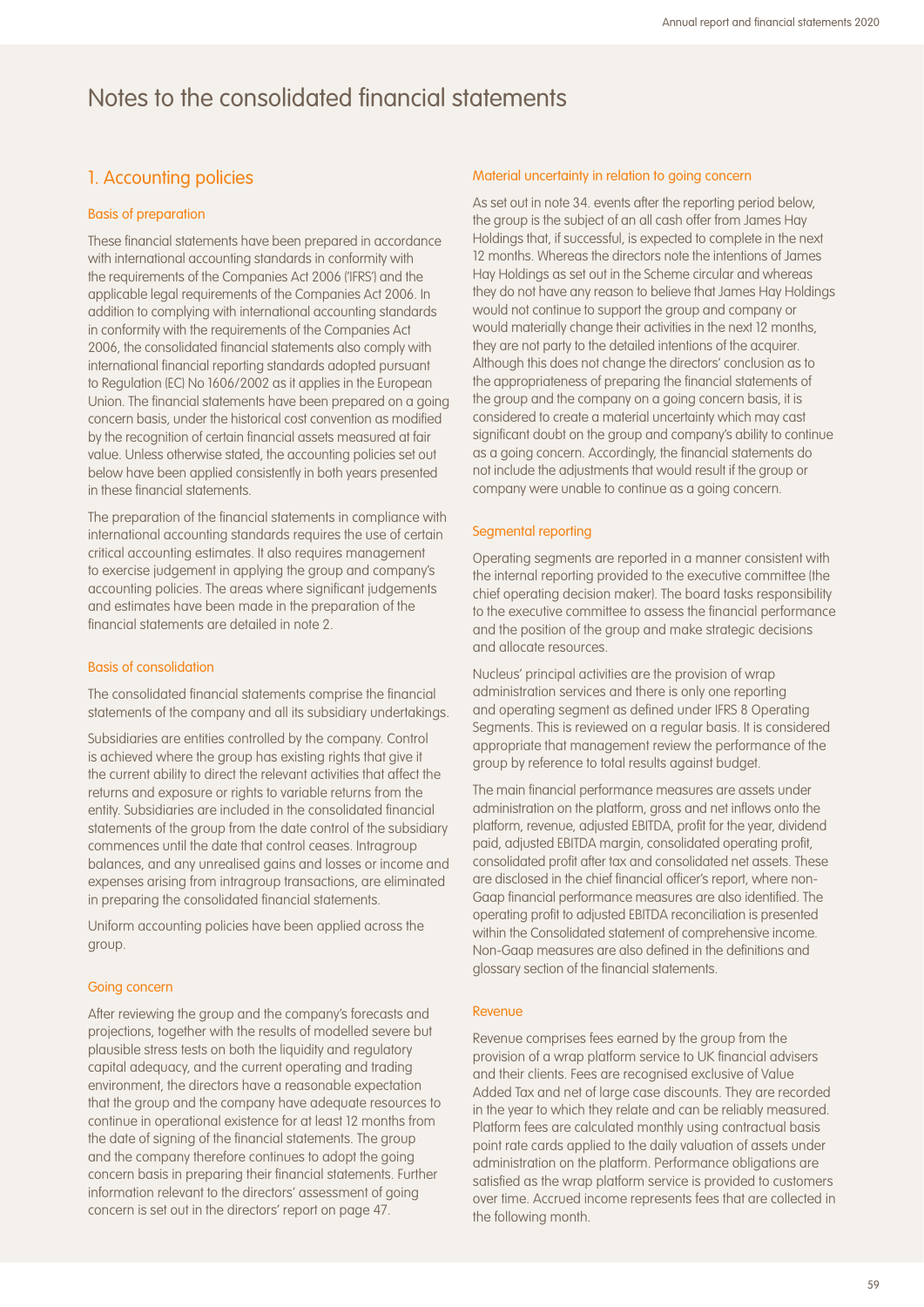# Notes to the consolidated financial statements

## 1. Accounting policies

### Basis of preparation

These financial statements have been prepared in accordance with international accounting standards in conformity with the requirements of the Companies Act 2006 ('IFRS') and the applicable legal requirements of the Companies Act 2006. In addition to complying with international accounting standards in conformity with the requirements of the Companies Act 2006, the consolidated financial statements also comply with international financial reporting standards adopted pursuant to Regulation (EC) No 1606/2002 as it applies in the European Union. The financial statements have been prepared on a going concern basis, under the historical cost convention as modified by the recognition of certain financial assets measured at fair value. Unless otherwise stated, the accounting policies set out below have been applied consistently in both years presented in these financial statements.

The preparation of the financial statements in compliance with international accounting standards requires the use of certain critical accounting estimates. It also requires management to exercise judgement in applying the group and company's accounting policies. The areas where significant judgements and estimates have been made in the preparation of the financial statements are detailed in note 2.

### Basis of consolidation

The consolidated financial statements comprise the financial statements of the company and all its subsidiary undertakings.

Subsidiaries are entities controlled by the company. Control is achieved where the group has existing rights that give it the current ability to direct the relevant activities that affect the returns and exposure or rights to variable returns from the entity. Subsidiaries are included in the consolidated financial statements of the group from the date control of the subsidiary commences until the date that control ceases. Intragroup balances, and any unrealised gains and losses or income and expenses arising from intragroup transactions, are eliminated in preparing the consolidated financial statements.

Uniform accounting policies have been applied across the group.

### Going concern

After reviewing the group and the company's forecasts and projections, together with the results of modelled severe but plausible stress tests on both the liquidity and regulatory capital adequacy, and the current operating and trading environment, the directors have a reasonable expectation that the group and the company have adequate resources to continue in operational existence for at least 12 months from the date of signing of the financial statements. The group and the company therefore continues to adopt the going concern basis in preparing their financial statements. Further information relevant to the directors' assessment of going concern is set out in the directors' report on page 47.

### Material uncertainty in relation to going concern

As set out in note 34. events after the reporting period below, the group is the subject of an all cash offer from James Hay Holdings that, if successful, is expected to complete in the next 12 months. Whereas the directors note the intentions of James Hay Holdings as set out in the Scheme circular and whereas they do not have any reason to believe that James Hay Holdings would not continue to support the group and company or would materially change their activities in the next 12 months, they are not party to the detailed intentions of the acquirer. Although this does not change the directors' conclusion as to the appropriateness of preparing the financial statements of the group and the company on a going concern basis, it is considered to create a material uncertainty which may cast significant doubt on the group and company's ability to continue as a going concern. Accordingly, the financial statements do not include the adjustments that would result if the group or company were unable to continue as a going concern.

### Segmental reporting

Operating segments are reported in a manner consistent with the internal reporting provided to the executive committee (the chief operating decision maker). The board tasks responsibility to the executive committee to assess the financial performance and the position of the group and make strategic decisions and allocate resources.

Nucleus' principal activities are the provision of wrap administration services and there is only one reporting and operating segment as defined under IFRS 8 Operating Segments. This is reviewed on a regular basis. It is considered appropriate that management review the performance of the group by reference to total results against budget.

The main financial performance measures are assets under administration on the platform, gross and net inflows onto the platform, revenue, adjusted EBITDA, profit for the year, dividend paid, adjusted EBITDA margin, consolidated operating profit, consolidated profit after tax and consolidated net assets. These are disclosed in the chief financial officer's report, where non-Gaap financial performance measures are also identified. The operating profit to adjusted EBITDA reconciliation is presented within the Consolidated statement of comprehensive income. Non-Gaap measures are also defined in the definitions and glossary section of the financial statements.

### Revenue

Revenue comprises fees earned by the group from the provision of a wrap platform service to UK financial advisers and their clients. Fees are recognised exclusive of Value Added Tax and net of large case discounts. They are recorded in the year to which they relate and can be reliably measured. Platform fees are calculated monthly using contractual basis point rate cards applied to the daily valuation of assets under administration on the platform. Performance obligations are satisfied as the wrap platform service is provided to customers over time. Accrued income represents fees that are collected in the following month.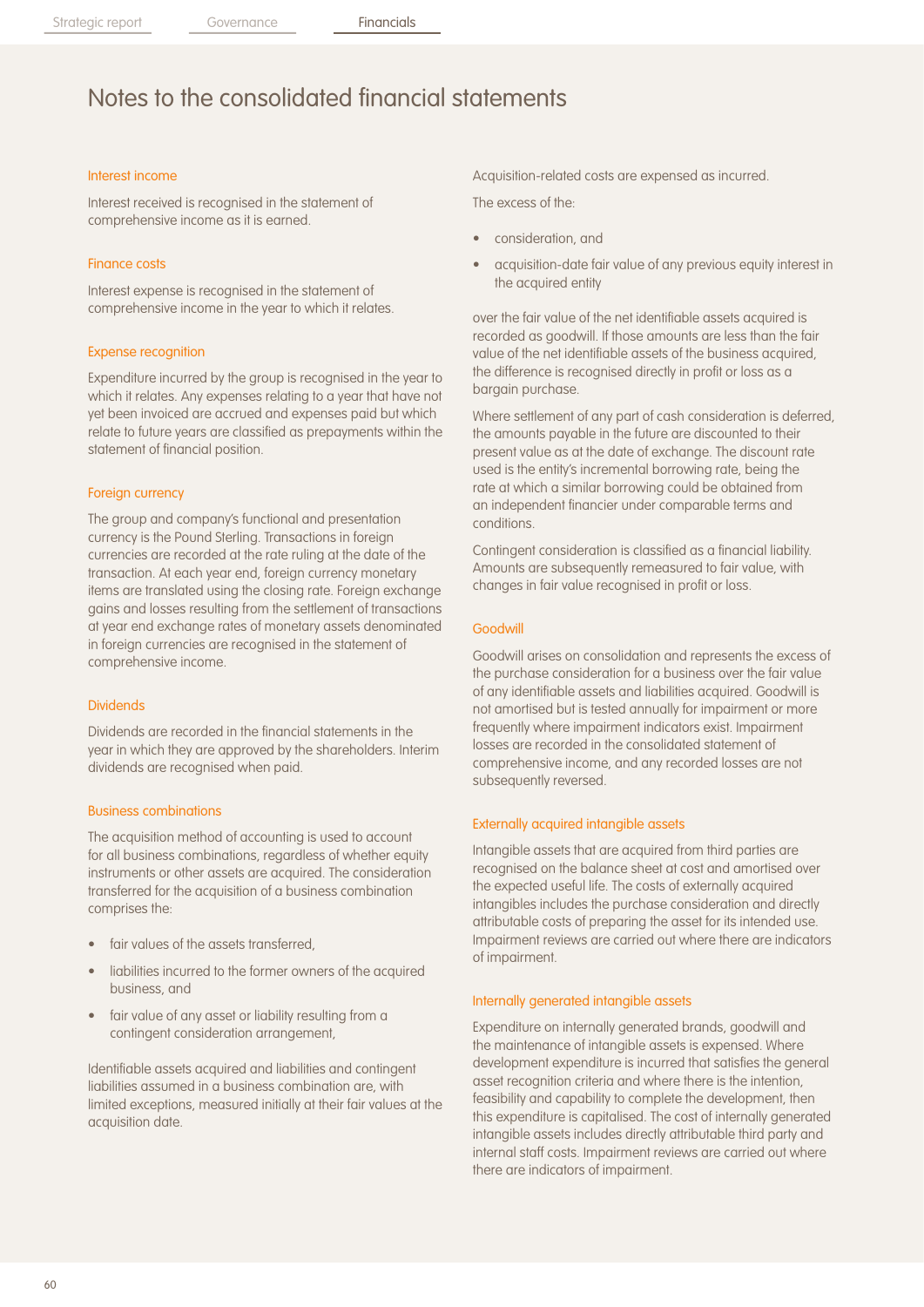# Notes to the consolidated financial statements

### Interest income

Interest received is recognised in the statement of comprehensive income as it is earned.

### Finance costs

Interest expense is recognised in the statement of comprehensive income in the year to which it relates.

### Expense recognition

Expenditure incurred by the group is recognised in the year to which it relates. Any expenses relating to a year that have not yet been invoiced are accrued and expenses paid but which relate to future years are classified as prepayments within the statement of financial position.

### Foreign currency

The group and company's functional and presentation currency is the Pound Sterling. Transactions in foreign currencies are recorded at the rate ruling at the date of the transaction. At each year end, foreign currency monetary items are translated using the closing rate. Foreign exchange gains and losses resulting from the settlement of transactions at year end exchange rates of monetary assets denominated in foreign currencies are recognised in the statement of comprehensive income.

### Dividends

Dividends are recorded in the financial statements in the year in which they are approved by the shareholders. Interim dividends are recognised when paid.

### Business combinations

The acquisition method of accounting is used to account for all business combinations, regardless of whether equity instruments or other assets are acquired. The consideration transferred for the acquisition of a business combination comprises the:

- fair values of the assets transferred,
- liabilities incurred to the former owners of the acquired business, and
- fair value of any asset or liability resulting from a contingent consideration arrangement,

Identifiable assets acquired and liabilities and contingent liabilities assumed in a business combination are, with limited exceptions, measured initially at their fair values at the acquisition date.

Acquisition-related costs are expensed as incurred.

The excess of the:

- consideration, and
- acquisition-date fair value of any previous equity interest in the acquired entity

over the fair value of the net identifiable assets acquired is recorded as goodwill. If those amounts are less than the fair value of the net identifiable assets of the business acquired, the difference is recognised directly in profit or loss as a bargain purchase.

Where settlement of any part of cash consideration is deferred, the amounts payable in the future are discounted to their present value as at the date of exchange. The discount rate used is the entity's incremental borrowing rate, being the rate at which a similar borrowing could be obtained from an independent financier under comparable terms and conditions.

Contingent consideration is classified as a financial liability. Amounts are subsequently remeasured to fair value, with changes in fair value recognised in profit or loss.

### Goodwill

Goodwill arises on consolidation and represents the excess of the purchase consideration for a business over the fair value of any identifiable assets and liabilities acquired. Goodwill is not amortised but is tested annually for impairment or more frequently where impairment indicators exist. Impairment losses are recorded in the consolidated statement of comprehensive income, and any recorded losses are not subsequently reversed.

### Externally acquired intangible assets

Intangible assets that are acquired from third parties are recognised on the balance sheet at cost and amortised over the expected useful life. The costs of externally acquired intangibles includes the purchase consideration and directly attributable costs of preparing the asset for its intended use. Impairment reviews are carried out where there are indicators of impairment.

### Internally generated intangible assets

Expenditure on internally generated brands, goodwill and the maintenance of intangible assets is expensed. Where development expenditure is incurred that satisfies the general asset recognition criteria and where there is the intention, feasibility and capability to complete the development, then this expenditure is capitalised. The cost of internally generated intangible assets includes directly attributable third party and internal staff costs. Impairment reviews are carried out where there are indicators of impairment.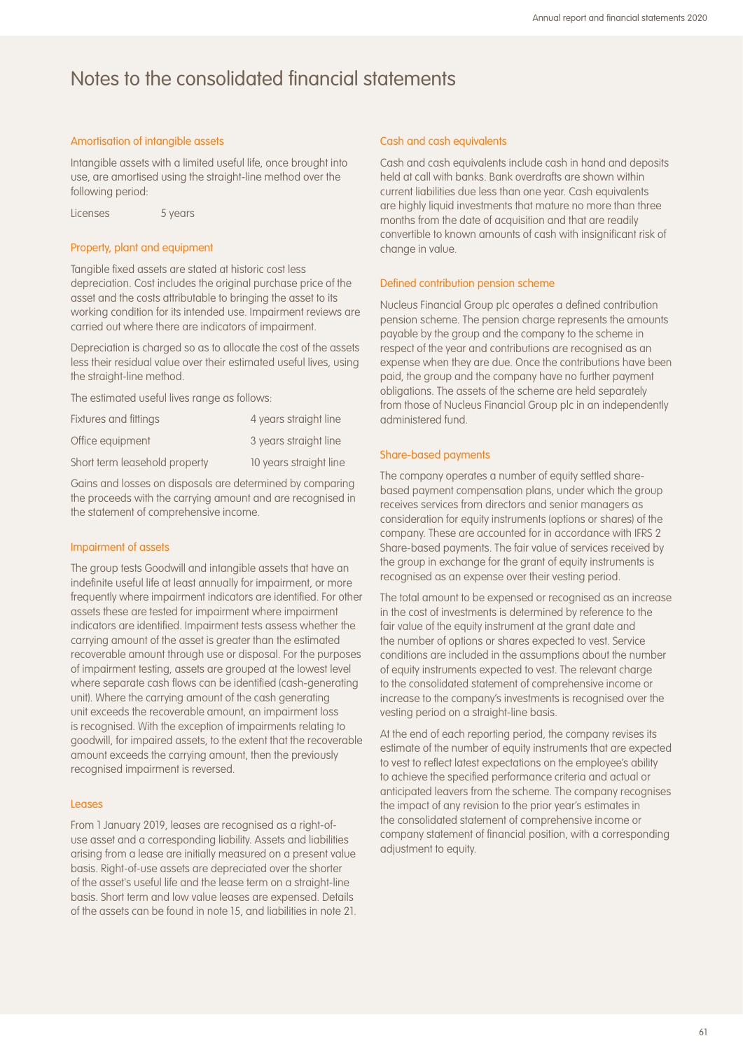# Notes to the consolidated financial statements

### Amortisation of intangible assets

Intangible assets with a limited useful life, once brought into use, are amortised using the straight-line method over the following period:

| | |
|---|---|
| Licenses | 5 years |

### Property, plant and equipment

Tangible fixed assets are stated at historic cost less depreciation. Cost includes the original purchase price of the asset and the costs attributable to bringing the asset to its working condition for its intended use. Impairment reviews are carried out where there are indicators of impairment.

Depreciation is charged so as to allocate the cost of the assets less their residual value over their estimated useful lives, using the straight-line method.

The estimated useful lives range as follows:

| | |
|---|---|
| Fixtures and fittings | 4 years straight line |
| Office equipment | 3 years straight line |
| Short term leasehold property | 10 years straight line |

Gains and losses on disposals are determined by comparing the proceeds with the carrying amount and are recognised in the statement of comprehensive income.

### Impairment of assets

The group tests Goodwill and intangible assets that have an indefinite useful life at least annually for impairment, or more frequently where impairment indicators are identified. For other assets these are tested for impairment where impairment indicators are identified. Impairment tests assess whether the carrying amount of the asset is greater than the estimated recoverable amount through use or disposal. For the purposes of impairment testing, assets are grouped at the lowest level where separate cash flows can be identified (cash-generating unit). Where the carrying amount of the cash generating unit exceeds the recoverable amount, an impairment loss is recognised. With the exception of impairments relating to goodwill, for impaired assets, to the extent that the recoverable amount exceeds the carrying amount, then the previously recognised impairment is reversed.

### Leases

From 1 January 2019, leases are recognised as a right-of-use asset and a corresponding liability. Assets and liabilities arising from a lease are initially measured on a present value basis. Right-of-use assets are depreciated over the shorter of the asset's useful life and the lease term on a straight-line basis. Short term and low value leases are expensed. Details of the assets can be found in note 15, and liabilities in note 21.

### Cash and cash equivalents

Cash and cash equivalents include cash in hand and deposits held at call with banks. Bank overdrafts are shown within current liabilities due less than one year. Cash equivalents are highly liquid investments that mature no more than three months from the date of acquisition and that are readily convertible to known amounts of cash with insignificant risk of change in value.

### Defined contribution pension scheme

Nucleus Financial Group plc operates a defined contribution pension scheme. The pension charge represents the amounts payable by the group and the company to the scheme in respect of the year and contributions are recognised as an expense when they are due. Once the contributions have been paid, the group and the company have no further payment obligations. The assets of the scheme are held separately from those of Nucleus Financial Group plc in an independently administered fund.

### Share-based payments

The company operates a number of equity settled share-based payment compensation plans, under which the group receives services from directors and senior managers as consideration for equity instruments (options or shares) of the company. These are accounted for in accordance with IFRS 2 Share-based payments. The fair value of services received by the group in exchange for the grant of equity instruments is recognised as an expense over their vesting period.

The total amount to be expensed or recognised as an increase in the cost of investments is determined by reference to the fair value of the equity instrument at the grant date and the number of options or shares expected to vest. Service conditions are included in the assumptions about the number of equity instruments expected to vest. The relevant charge to the consolidated statement of comprehensive income or increase to the company's investments is recognised over the vesting period on a straight-line basis.

At the end of each reporting period, the company revises its estimate of the number of equity instruments that are expected to vest to reflect latest expectations on the employee's ability to achieve the specified performance criteria and actual or anticipated leavers from the scheme. The company recognises the impact of any revision to the prior year's estimates in the consolidated statement of comprehensive income or company statement of financial position, with a corresponding adjustment to equity.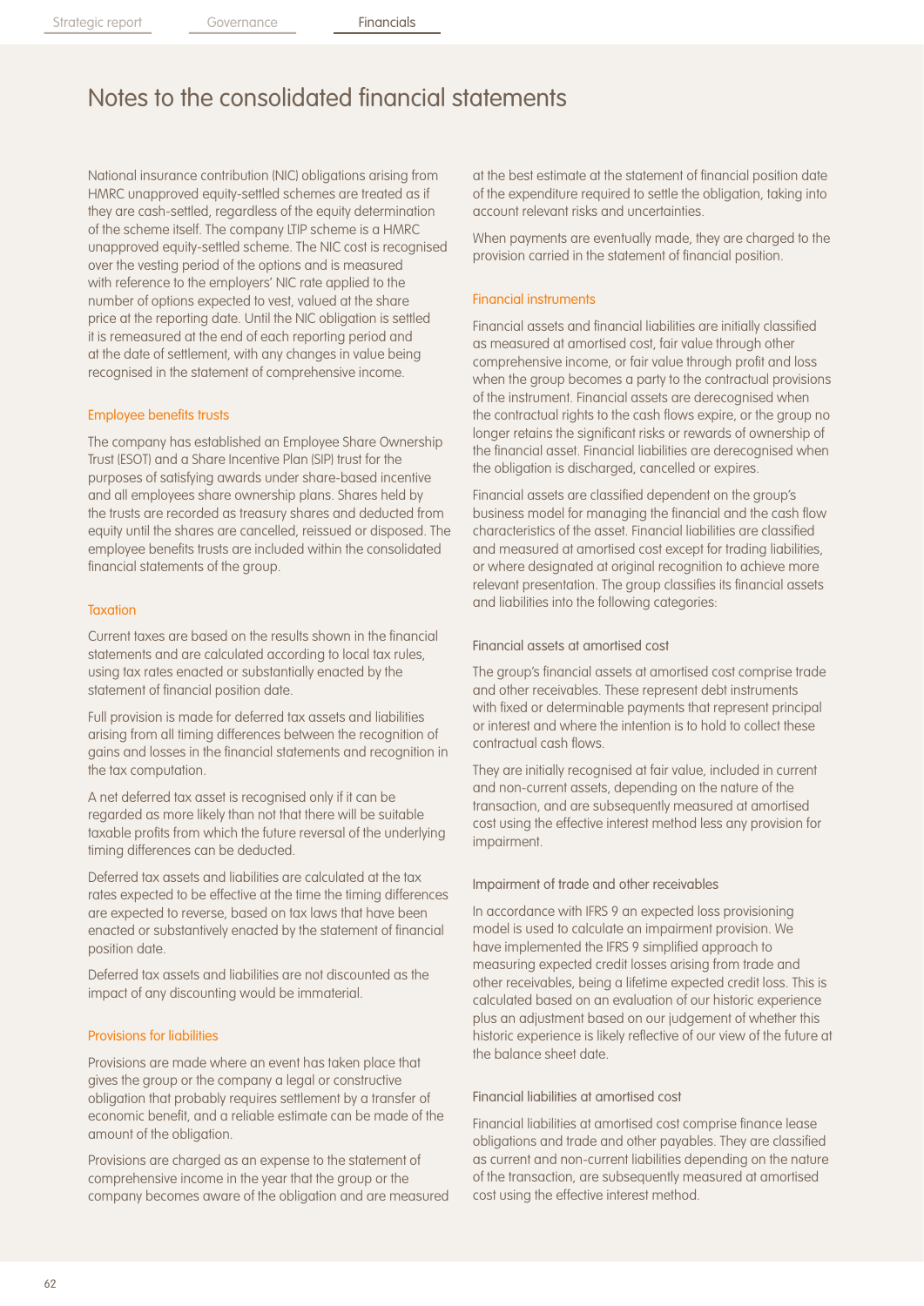# Notes to the consolidated financial statements

National insurance contribution (NIC) obligations arising from HMRC unapproved equity-settled schemes are treated as if they are cash-settled, regardless of the equity determination of the scheme itself. The company LTIP scheme is a HMRC unapproved equity-settled scheme. The NIC cost is recognised over the vesting period of the options and is measured with reference to the employers' NIC rate applied to the number of options expected to vest, valued at the share price at the reporting date. Until the NIC obligation is settled it is remeasured at the end of each reporting period and at the date of settlement, with any changes in value being recognised in the statement of comprehensive income.

### Employee benefits trusts

The company has established an Employee Share Ownership Trust (ESOT) and a Share Incentive Plan (SIP) trust for the purposes of satisfying awards under share-based incentive and all employees share ownership plans. Shares held by the trusts are recorded as treasury shares and deducted from equity until the shares are cancelled, reissued or disposed. The employee benefits trusts are included within the consolidated financial statements of the group.

### Taxation

Current taxes are based on the results shown in the financial statements and are calculated according to local tax rules, using tax rates enacted or substantially enacted by the statement of financial position date.

Full provision is made for deferred tax assets and liabilities arising from all timing differences between the recognition of gains and losses in the financial statements and recognition in the tax computation.

A net deferred tax asset is recognised only if it can be regarded as more likely than not that there will be suitable taxable profits from which the future reversal of the underlying timing differences can be deducted.

Deferred tax assets and liabilities are calculated at the tax rates expected to be effective at the time the timing differences are expected to reverse, based on tax laws that have been enacted or substantively enacted by the statement of financial position date.

Deferred tax assets and liabilities are not discounted as the impact of any discounting would be immaterial.

### Provisions for liabilities

Provisions are made where an event has taken place that gives the group or the company a legal or constructive obligation that probably requires settlement by a transfer of economic benefit, and a reliable estimate can be made of the amount of the obligation.

Provisions are charged as an expense to the statement of comprehensive income in the year that the group or the company becomes aware of the obligation and are measured at the best estimate at the statement of financial position date of the expenditure required to settle the obligation, taking into account relevant risks and uncertainties.

When payments are eventually made, they are charged to the provision carried in the statement of financial position.

### Financial instruments

Financial assets and financial liabilities are initially classified as measured at amortised cost, fair value through other comprehensive income, or fair value through profit and loss when the group becomes a party to the contractual provisions of the instrument. Financial assets are derecognised when the contractual rights to the cash flows expire, or the group no longer retains the significant risks or rewards of ownership of the financial asset. Financial liabilities are derecognised when the obligation is discharged, cancelled or expires.

Financial assets are classified dependent on the group's business model for managing the financial and the cash flow characteristics of the asset. Financial liabilities are classified and measured at amortised cost except for trading liabilities, or where designated at original recognition to achieve more relevant presentation. The group classifies its financial assets and liabilities into the following categories:

#### Financial assets at amortised cost

The group's financial assets at amortised cost comprise trade and other receivables. These represent debt instruments with fixed or determinable payments that represent principal or interest and where the intention is to hold to collect these contractual cash flows.

They are initially recognised at fair value, included in current and non-current assets, depending on the nature of the transaction, and are subsequently measured at amortised cost using the effective interest method less any provision for impairment.

#### Impairment of trade and other receivables

In accordance with IFRS 9 an expected loss provisioning model is used to calculate an impairment provision. We have implemented the IFRS 9 simplified approach to measuring expected credit losses arising from trade and other receivables, being a lifetime expected credit loss. This is calculated based on an evaluation of our historic experience plus an adjustment based on our judgement of whether this historic experience is likely reflective of our view of the future at the balance sheet date.

#### Financial liabilities at amortised cost

Financial liabilities at amortised cost comprise finance lease obligations and trade and other payables. They are classified as current and non-current liabilities depending on the nature of the transaction, are subsequently measured at amortised cost using the effective interest method.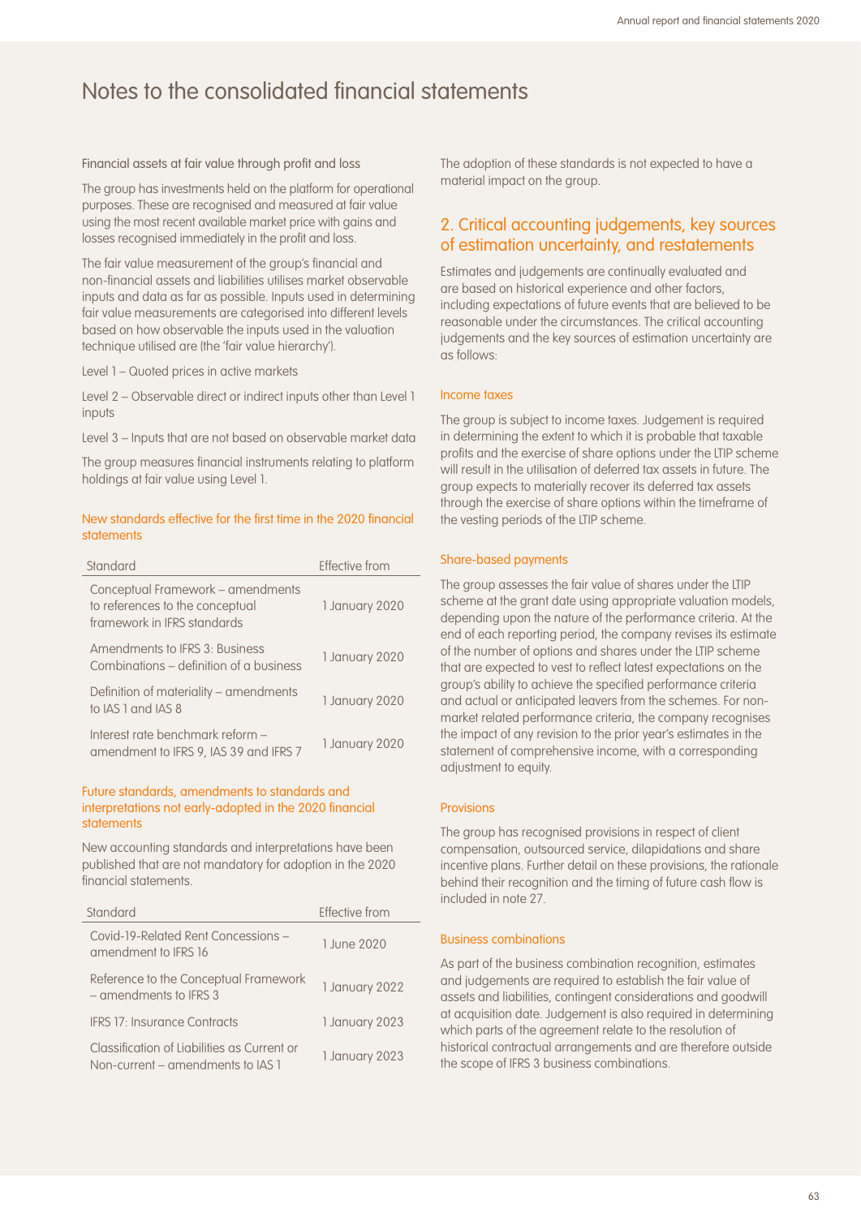# Notes to the consolidated financial statements

### Financial assets at fair value through profit and loss

The group has investments held on the platform for operational purposes. These are recognised and measured at fair value using the most recent available market price with gains and losses recognised immediately in the profit and loss.

The fair value measurement of the group's financial and non-financial assets and liabilities utilises market observable inputs and data as far as possible. Inputs used in determining fair value measurements are categorised into different levels based on how observable the inputs used in the valuation technique utilised are (the 'fair value hierarchy').

Level 1 – Quoted prices in active markets

Level 2 – Observable direct or indirect inputs other than Level 1 inputs

Level 3 – Inputs that are not based on observable market data

The group measures financial instruments relating to platform holdings at fair value using Level 1.

### New standards effective for the first time in the 2020 financial statements

| Standard | Effective from |
|---|---|
| Conceptual Framework – amendments to references to the conceptual framework in IFRS standards | 1 January 2020 |
| Amendments to IFRS 3: Business Combinations – definition of a business | 1 January 2020 |
| Definition of materiality – amendments to IAS 1 and IAS 8 | 1 January 2020 |
| Interest rate benchmark reform – amendment to IFRS 9, IAS 39 and IFRS 7 | 1 January 2020 |

### Future standards, amendments to standards and interpretations not early-adopted in the 2020 financial statements

New accounting standards and interpretations have been published that are not mandatory for adoption in the 2020 financial statements.

| Standard | Effective from |
|---|---|
| Covid-19-Related Rent Concessions – amendment to IFRS 16 | 1 June 2020 |
| Reference to the Conceptual Framework – amendments to IFRS 3 | 1 January 2022 |
| IFRS 17: Insurance Contracts | 1 January 2023 |
| Classification of Liabilities as Current or Non-current – amendments to IAS 1 | 1 January 2023 |

The adoption of these standards is not expected to have a material impact on the group.

## 2. Critical accounting judgements, key sources of estimation uncertainty, and restatements

Estimates and judgements are continually evaluated and are based on historical experience and other factors, including expectations of future events that are believed to be reasonable under the circumstances. The critical accounting judgements and the key sources of estimation uncertainty are as follows:

### Income taxes

The group is subject to income taxes. Judgement is required in determining the extent to which it is probable that taxable profits and the exercise of share options under the LTIP scheme will result in the utilisation of deferred tax assets in future. The group expects to materially recover its deferred tax assets through the exercise of share options within the timeframe of the vesting periods of the LTIP scheme.

### Share-based payments

The group assesses the fair value of shares under the LTIP scheme at the grant date using appropriate valuation models, depending upon the nature of the performance criteria. At the end of each reporting period, the company revises its estimate of the number of options and shares under the LTIP scheme that are expected to vest to reflect latest expectations on the group's ability to achieve the specified performance criteria and actual or anticipated leavers from the schemes. For non-market related performance criteria, the company recognises the impact of any revision to the prior year's estimates in the statement of comprehensive income, with a corresponding adjustment to equity.

### Provisions

The group has recognised provisions in respect of client compensation, outsourced service, dilapidations and share incentive plans. Further detail on these provisions, the rationale behind their recognition and the timing of future cash flow is included in note 27.

### Business combinations

As part of the business combination recognition, estimates and judgements are required to establish the fair value of assets and liabilities, contingent considerations and goodwill at acquisition date. Judgement is also required in determining which parts of the agreement relate to the resolution of historical contractual arrangements and are therefore outside the scope of IFRS 3 business combinations.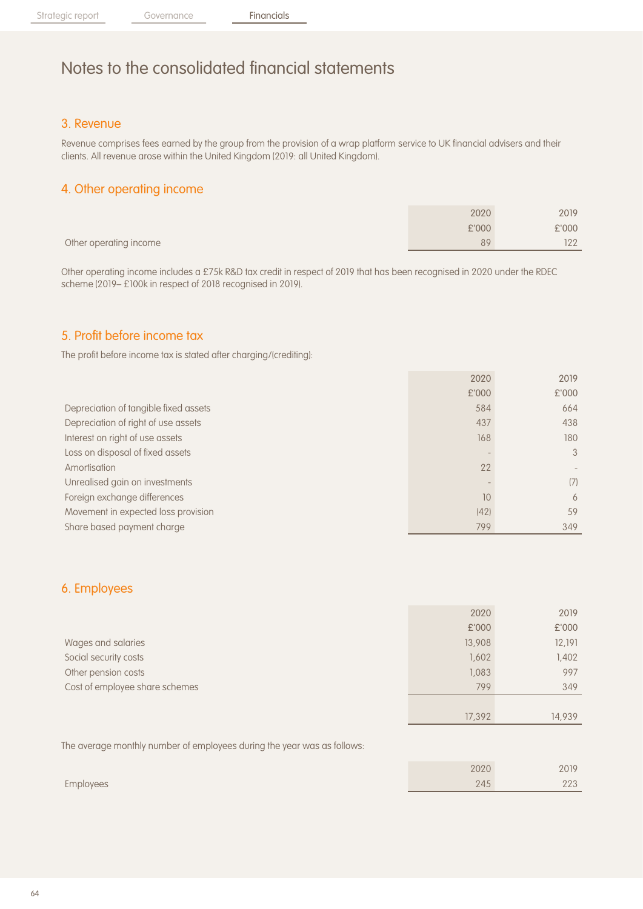# Notes to the consolidated financial statements

## 3. Revenue

Revenue comprises fees earned by the group from the provision of a wrap platform service to UK financial advisers and their clients. All revenue arose within the United Kingdom (2019: all United Kingdom).

## 4. Other operating income

| | 2020 £'000 | 2019 £'000 |
|---|---|---|
| Other operating income | 89 | 122 |

Other operating income includes a £75k R&D tax credit in respect of 2019 that has been recognised in 2020 under the RDEC scheme (2019– £100k in respect of 2018 recognised in 2019).

## 5. Profit before income tax

The profit before income tax is stated after charging/(crediting):

| | 2020 £'000 | 2019 £'000 |
|---|---|---|
| Depreciation of tangible fixed assets | 584 | 664 |
| Depreciation of right of use assets | 437 | 438 |
| Interest on right of use assets | 168 | 180 |
| Loss on disposal of fixed assets | - | 3 |
| Amortisation | 22 | - |
| Unrealised gain on investments | - | (7) |
| Foreign exchange differences | 10 | 6 |
| Movement in expected loss provision | (42) | 59 |
| Share based payment charge | 799 | 349 |

## 6. Employees

| | 2020 £'000 | 2019 £'000 |
|---|---|---|
| Wages and salaries | 13,908 | 12,191 |
| Social security costs | 1,602 | 1,402 |
| Other pension costs | 1,083 | 997 |
| Cost of employee share schemes | 799 | 349 |
| | 17,392 | 14,939 |

The average monthly number of employees during the year was as follows:

| | 2020 | 2019 |
|---|---|---|
| Employees | 245 | 223 |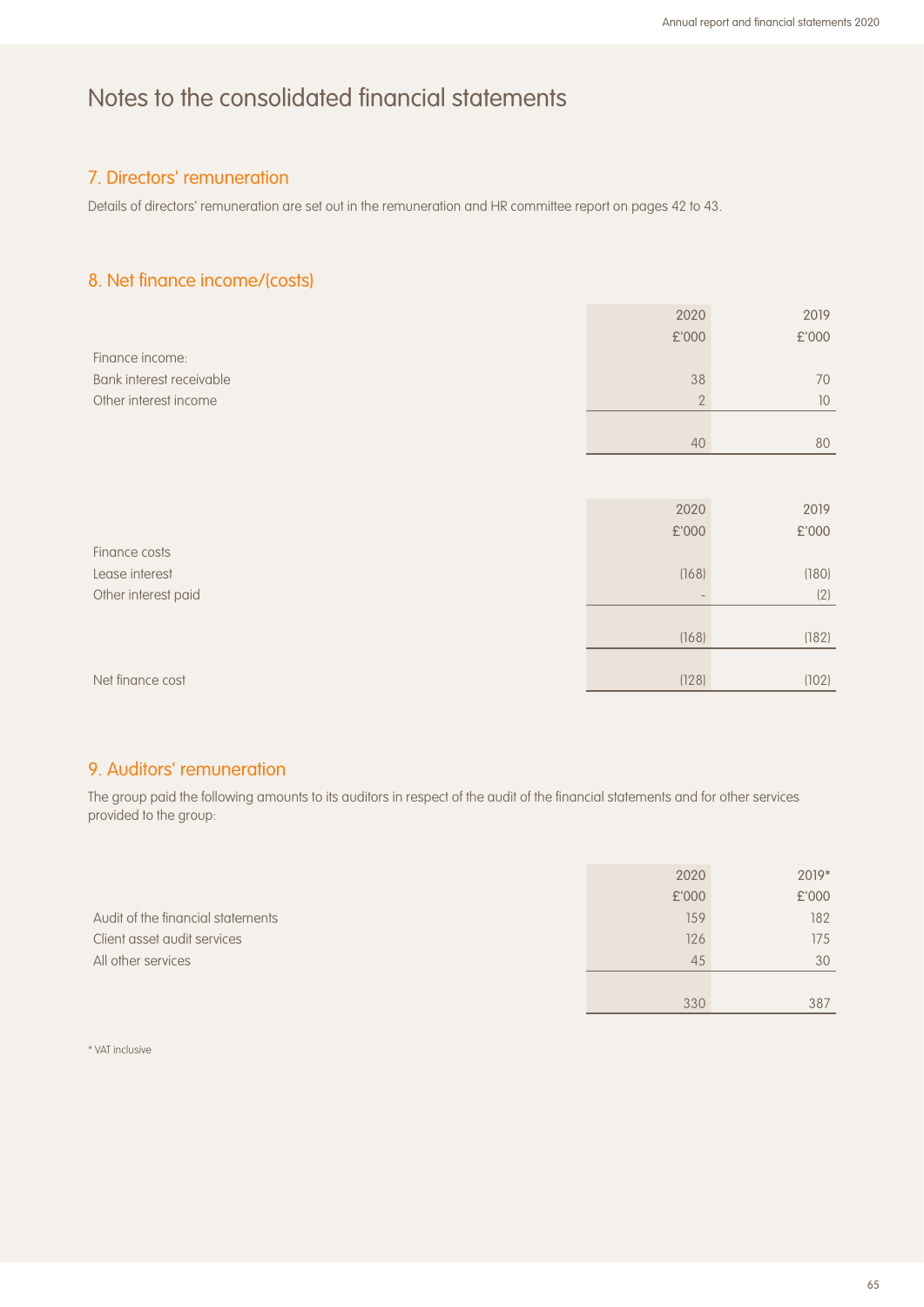# Notes to the consolidated financial statements

## 7. Directors' remuneration

Details of directors' remuneration are set out in the remuneration and HR committee report on pages 42 to 43.

## 8. Net finance income/(costs)

| | 2020 £'000 | 2019 £'000 |
|---|---|---|
| Finance income: | | |
| Bank interest receivable | 38 | 70 |
| Other interest income | 2 | 10 |
| | 40 | 80 |

| | 2020 £'000 | 2019 £'000 |
|---|---|---|
| Finance costs | | |
| Lease interest | (168) | (180) |
| Other interest paid | - | (2) |
| | (168) | (182) |
| Net finance cost | (128) | (102) |

## 9. Auditors' remuneration

The group paid the following amounts to its auditors in respect of the audit of the financial statements and for other services provided to the group:

| | 2020 £'000 | 2019* £'000 |
|---|---|---|
| Audit of the financial statements | 159 | 182 |
| Client asset audit services | 126 | 175 |
| All other services | 45 | 30 |
| | 330 | 387 |

* VAT inclusive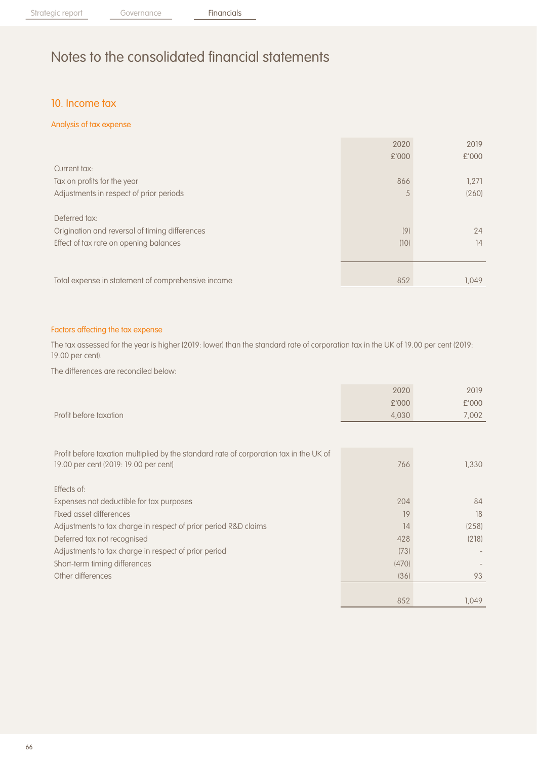# Notes to the consolidated financial statements

## 10. Income tax

### Analysis of tax expense

| | 2020 £'000 | 2019 £'000 |
|---|---|---|
| Current tax: | | |
| Tax on profits for the year | 866 | 1,271 |
| Adjustments in respect of prior periods | 5 | (260) |
| Deferred tax: | | |
| Origination and reversal of timing differences | (9) | 24 |
| Effect of tax rate on opening balances | (10) | 14 |
| Total expense in statement of comprehensive income | 852 | 1,049 |

### Factors affecting the tax expense

The tax assessed for the year is higher (2019: lower) than the standard rate of corporation tax in the UK of 19.00 per cent (2019: 19.00 per cent).

The differences are reconciled below:

| | 2020 £'000 | 2019 £'000 |
|---|---|---|
| Profit before taxation | 4,030 | 7,002 |
| Profit before taxation multiplied by the standard rate of corporation tax in the UK of 19.00 per cent (2019: 19.00 per cent) | 766 | 1,330 |
| Effects of: | | |
| Expenses not deductible for tax purposes | 204 | 84 |
| Fixed asset differences | 19 | 18 |
| Adjustments to tax charge in respect of prior period R&D claims | 14 | (258) |
| Deferred tax not recognised | 428 | (218) |
| Adjustments to tax charge in respect of prior period | (73) | - |
| Short-term timing differences | (470) | - |
| Other differences | (36) | 93 |
| | 852 | 1,049 |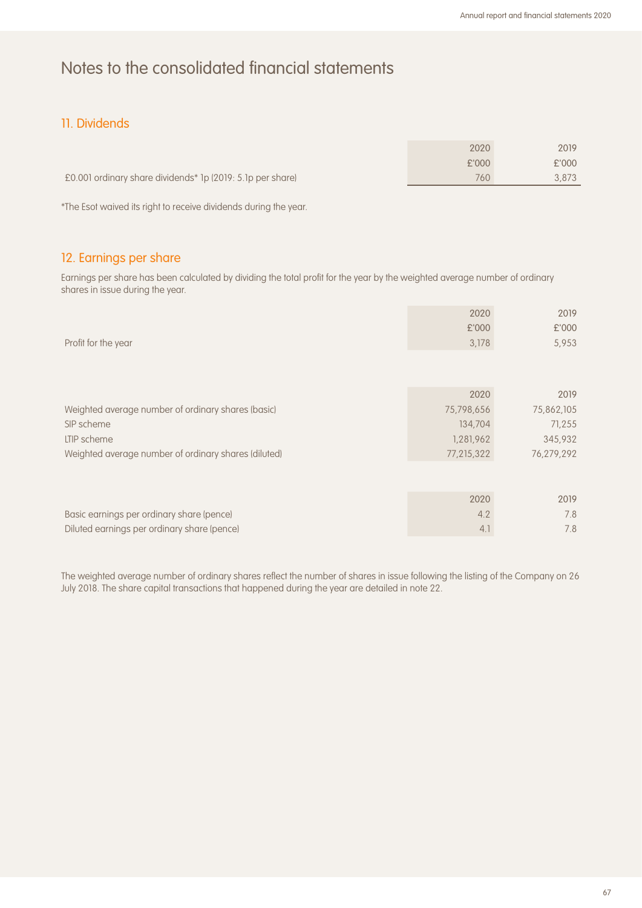# Notes to the consolidated financial statements

## 11. Dividends

| | 2020<br>£'000 | 2019<br>£'000 |
|---|---|---|
| £0.001 ordinary share dividends* 1p (2019: 5.1p per share) | 760 | 3,873 |

*The Esot waived its right to receive dividends during the year.

## 12. Earnings per share

Earnings per share has been calculated by dividing the total profit for the year by the weighted average number of ordinary shares in issue during the year.

| | 2020<br>£'000 | 2019<br>£'000 |
|---|---|---|
| Profit for the year | 3,178 | 5,953 |

| | 2020 | 2019 |
|---|---|---|
| Weighted average number of ordinary shares (basic) | 75,798,656 | 75,862,105 |
| SIP scheme | 134,704 | 71,255 |
| LTIP scheme | 1,281,962 | 345,932 |
| Weighted average number of ordinary shares (diluted) | 77,215,322 | 76,279,292 |

| | 2020 | 2019 |
|---|---|---|
| Basic earnings per ordinary share (pence) | 4.2 | 7.8 |
| Diluted earnings per ordinary share (pence) | 4.1 | 7.8 |

The weighted average number of ordinary shares reflect the number of shares in issue following the listing of the Company on 26 July 2018. The share capital transactions that happened during the year are detailed in note 22.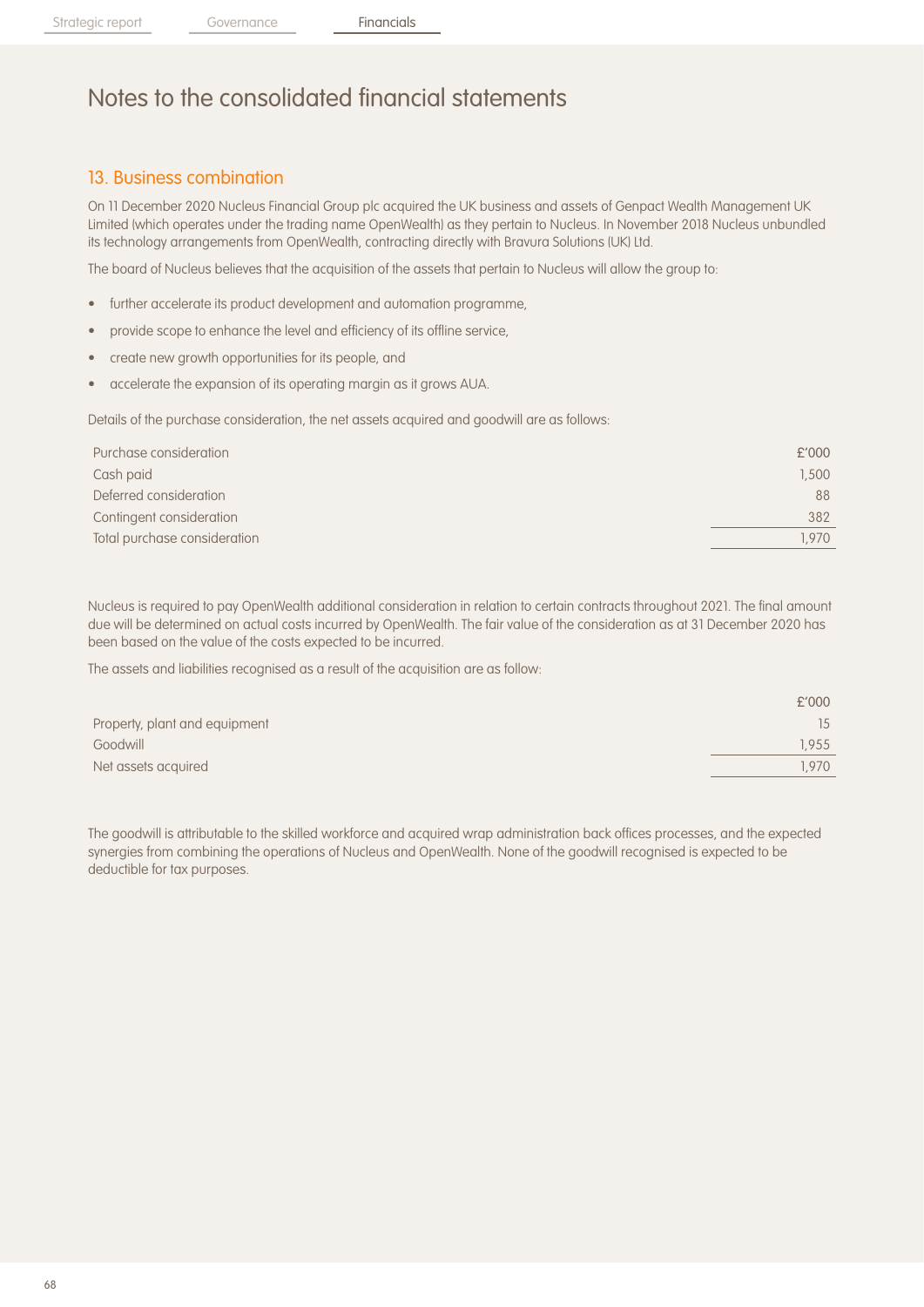# Notes to the consolidated financial statements

## 13. Business combination

On 11 December 2020 Nucleus Financial Group plc acquired the UK business and assets of Genpact Wealth Management UK Limited (which operates under the trading name OpenWealth) as they pertain to Nucleus. In November 2018 Nucleus unbundled its technology arrangements from OpenWealth, contracting directly with Bravura Solutions (UK) Ltd.

The board of Nucleus believes that the acquisition of the assets that pertain to Nucleus will allow the group to:

- further accelerate its product development and automation programme,
- provide scope to enhance the level and efficiency of its offline service,
- create new growth opportunities for its people, and
- accelerate the expansion of its operating margin as it grows AUA.

Details of the purchase consideration, the net assets acquired and goodwill are as follows:

| Purchase consideration | £'000 |
|---|---|
| Cash paid | 1,500 |
| Deferred consideration | 88 |
| Contingent consideration | 382 |
| Total purchase consideration | 1,970 |

Nucleus is required to pay OpenWealth additional consideration in relation to certain contracts throughout 2021. The final amount due will be determined on actual costs incurred by OpenWealth. The fair value of the consideration as at 31 December 2020 has been based on the value of the costs expected to be incurred.

The assets and liabilities recognised as a result of the acquisition are as follow:

| | £'000 |
|---|---|
| Property, plant and equipment | 15 |
| Goodwill | 1,955 |
| Net assets acquired | 1,970 |

The goodwill is attributable to the skilled workforce and acquired wrap administration back offices processes, and the expected synergies from combining the operations of Nucleus and OpenWealth. None of the goodwill recognised is expected to be deductible for tax purposes.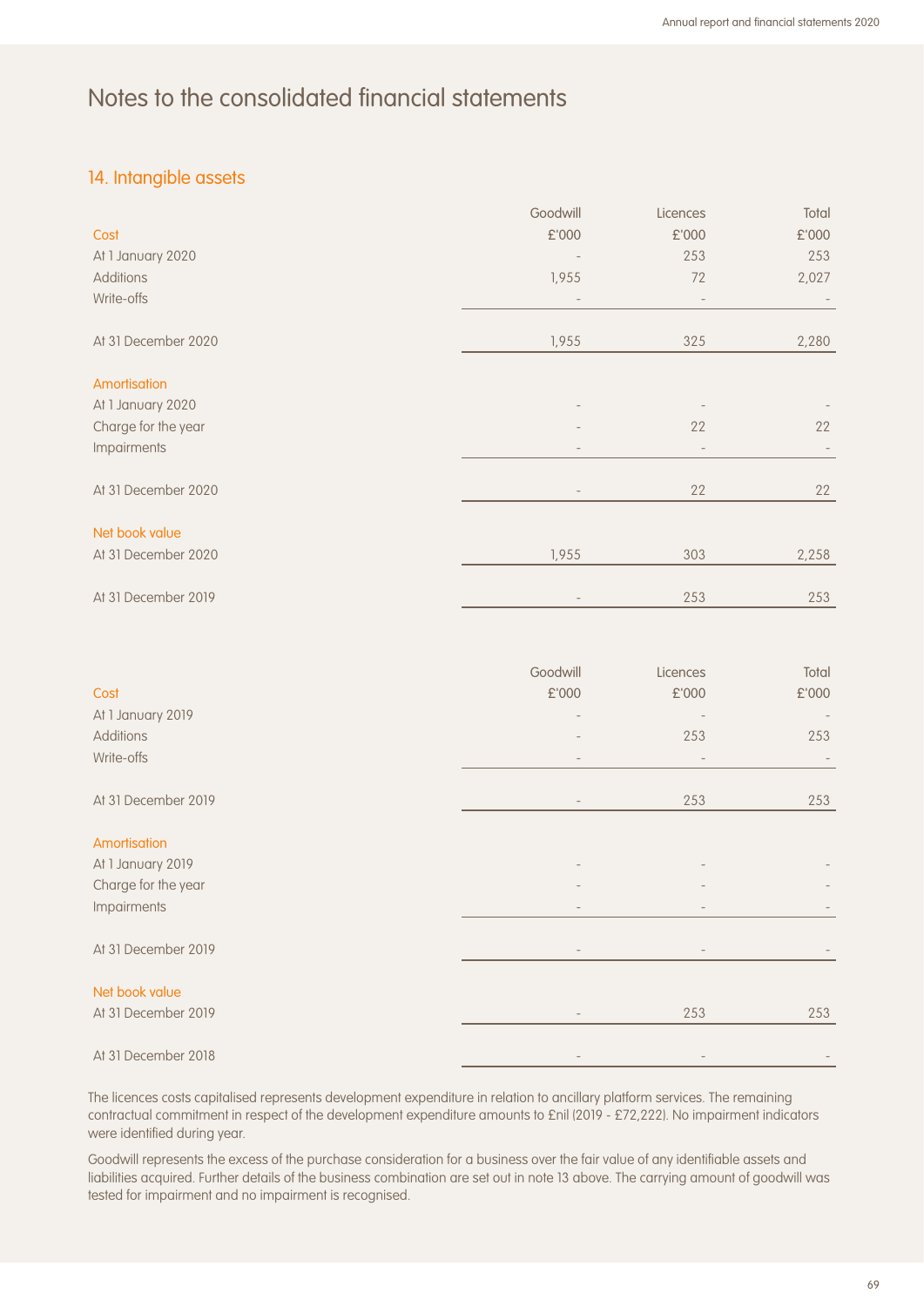# Notes to the consolidated financial statements

## 14. Intangible assets

| | Goodwill | Licences | Total |
|---|---|---|---|
| **Cost** | £'000 | £'000 | £'000 |
| At 1 January 2020 | - | 253 | 253 |
| Additions | 1,955 | 72 | 2,027 |
| Write-offs | - | - | - |
| At 31 December 2020 | 1,955 | 325 | 2,280 |
| **Amortisation** | | | |
| At 1 January 2020 | - | - | - |
| Charge for the year | - | 22 | 22 |
| Impairments | - | - | - |
| At 31 December 2020 | - | 22 | 22 |
| **Net book value** | | | |
| At 31 December 2020 | 1,955 | 303 | 2,258 |
| At 31 December 2019 | - | 253 | 253 |

| | Goodwill | Licences | Total |
|---|---|---|---|
| **Cost** | £'000 | £'000 | £'000 |
| At 1 January 2019 | - | - | - |
| Additions | - | 253 | 253 |
| Write-offs | - | - | - |
| At 31 December 2019 | - | 253 | 253 |
| **Amortisation** | | | |
| At 1 January 2019 | - | - | - |
| Charge for the year | - | - | - |
| Impairments | - | - | - |
| At 31 December 2019 | - | - | - |
| **Net book value** | | | |
| At 31 December 2019 | - | 253 | 253 |
| At 31 December 2018 | - | - | - |

The licences costs capitalised represents development expenditure in relation to ancillary platform services. The remaining contractual commitment in respect of the development expenditure amounts to £nil (2019 - £72,222). No impairment indicators were identified during year.

Goodwill represents the excess of the purchase consideration for a business over the fair value of any identifiable assets and liabilities acquired. Further details of the business combination are set out in note 13 above. The carrying amount of goodwill was tested for impairment and no impairment is recognised.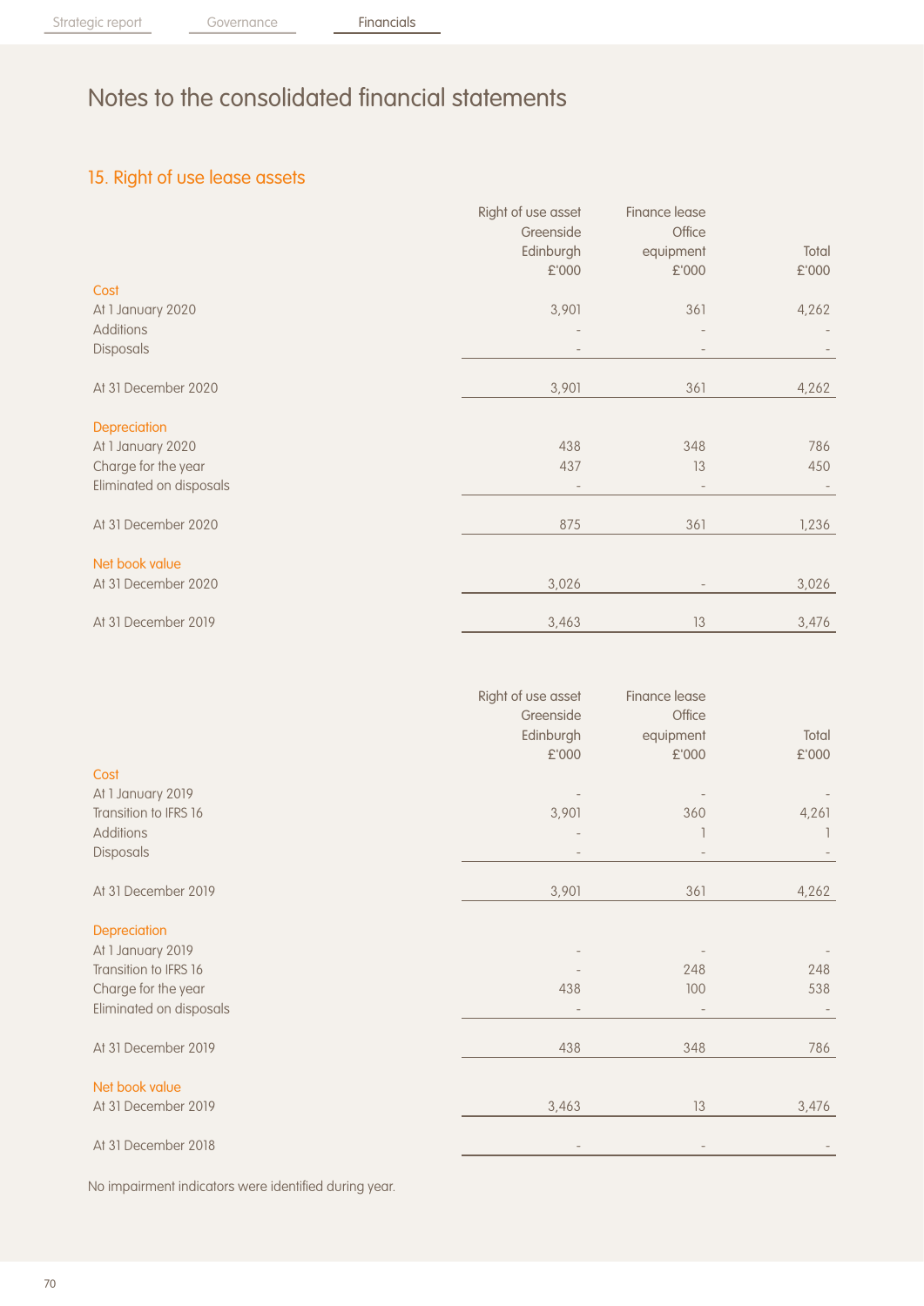# Notes to the consolidated financial statements

## 15. Right of use lease assets

| | Right of use asset Greenside Edinburgh £'000 | Finance lease Office equipment £'000 | Total £'000 |
|---|---|---|---|
| **Cost** | | | |
| At 1 January 2020 | 3,901 | 361 | 4,262 |
| Additions | - | - | - |
| Disposals | - | - | - |
| At 31 December 2020 | 3,901 | 361 | 4,262 |
| **Depreciation** | | | |
| At 1 January 2020 | 438 | 348 | 786 |
| Charge for the year | 437 | 13 | 450 |
| Eliminated on disposals | - | - | - |
| At 31 December 2020 | 875 | 361 | 1,236 |
| **Net book value** | | | |
| At 31 December 2020 | 3,026 | - | 3,026 |
| At 31 December 2019 | 3,463 | 13 | 3,476 |

| | Right of use asset Greenside Edinburgh £'000 | Finance lease Office equipment £'000 | Total £'000 |
|---|---|---|---|
| **Cost** | | | |
| At 1 January 2019 | - | - | - |
| Transition to IFRS 16 | 3,901 | 360 | 4,261 |
| Additions | - | 1 | 1 |
| Disposals | - | - | - |
| At 31 December 2019 | 3,901 | 361 | 4,262 |
| **Depreciation** | | | |
| At 1 January 2019 | - | - | - |
| Transition to IFRS 16 | - | 248 | 248 |
| Charge for the year | 438 | 100 | 538 |
| Eliminated on disposals | - | - | - |
| At 31 December 2019 | 438 | 348 | 786 |
| **Net book value** | | | |
| At 31 December 2019 | 3,463 | 13 | 3,476 |
| At 31 December 2018 | - | - | - |

No impairment indicators were identified during year.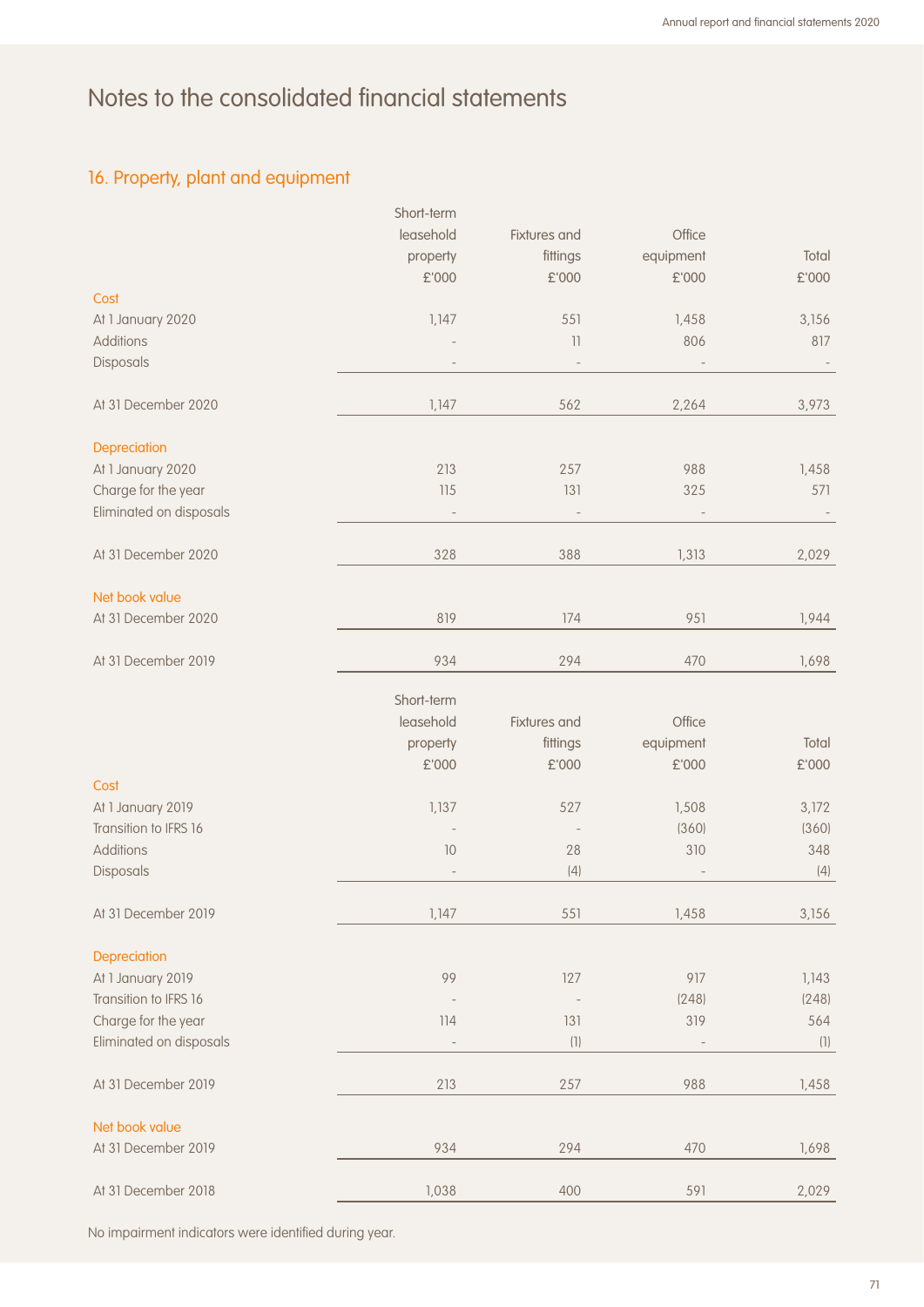# Notes to the consolidated financial statements

## 16. Property, plant and equipment

| | Short-term leasehold property £'000 | Fixtures and fittings £'000 | Office equipment £'000 | Total £'000 |
|---|---|---|---|---|
| **Cost** | | | | |
| At 1 January 2020 | 1,147 | 551 | 1,458 | 3,156 |
| Additions | - | 11 | 806 | 817 |
| Disposals | - | - | - | - |
| At 31 December 2020 | 1,147 | 562 | 2,264 | 3,973 |
| **Depreciation** | | | | |
| At 1 January 2020 | 213 | 257 | 988 | 1,458 |
| Charge for the year | 115 | 131 | 325 | 571 |
| Eliminated on disposals | - | - | - | - |
| At 31 December 2020 | 328 | 388 | 1,313 | 2,029 |
| **Net book value** | | | | |
| At 31 December 2020 | 819 | 174 | 951 | 1,944 |
| At 31 December 2019 | 934 | 294 | 470 | 1,698 |

| | Short-term leasehold property £'000 | Fixtures and fittings £'000 | Office equipment £'000 | Total £'000 |
|---|---|---|---|---|
| **Cost** | | | | |
| At 1 January 2019 | 1,137 | 527 | 1,508 | 3,172 |
| Transition to IFRS 16 | - | - | (360) | (360) |
| Additions | 10 | 28 | 310 | 348 |
| Disposals | - | (4) | - | (4) |
| At 31 December 2019 | 1,147 | 551 | 1,458 | 3,156 |
| **Depreciation** | | | | |
| At 1 January 2019 | 99 | 127 | 917 | 1,143 |
| Transition to IFRS 16 | - | - | (248) | (248) |
| Charge for the year | 114 | 131 | 319 | 564 |
| Eliminated on disposals | - | (1) | - | (1) |
| At 31 December 2019 | 213 | 257 | 988 | 1,458 |
| **Net book value** | | | | |
| At 31 December 2019 | 934 | 294 | 470 | 1,698 |
| At 31 December 2018 | 1,038 | 400 | 591 | 2,029 |

No impairment indicators were identified during year.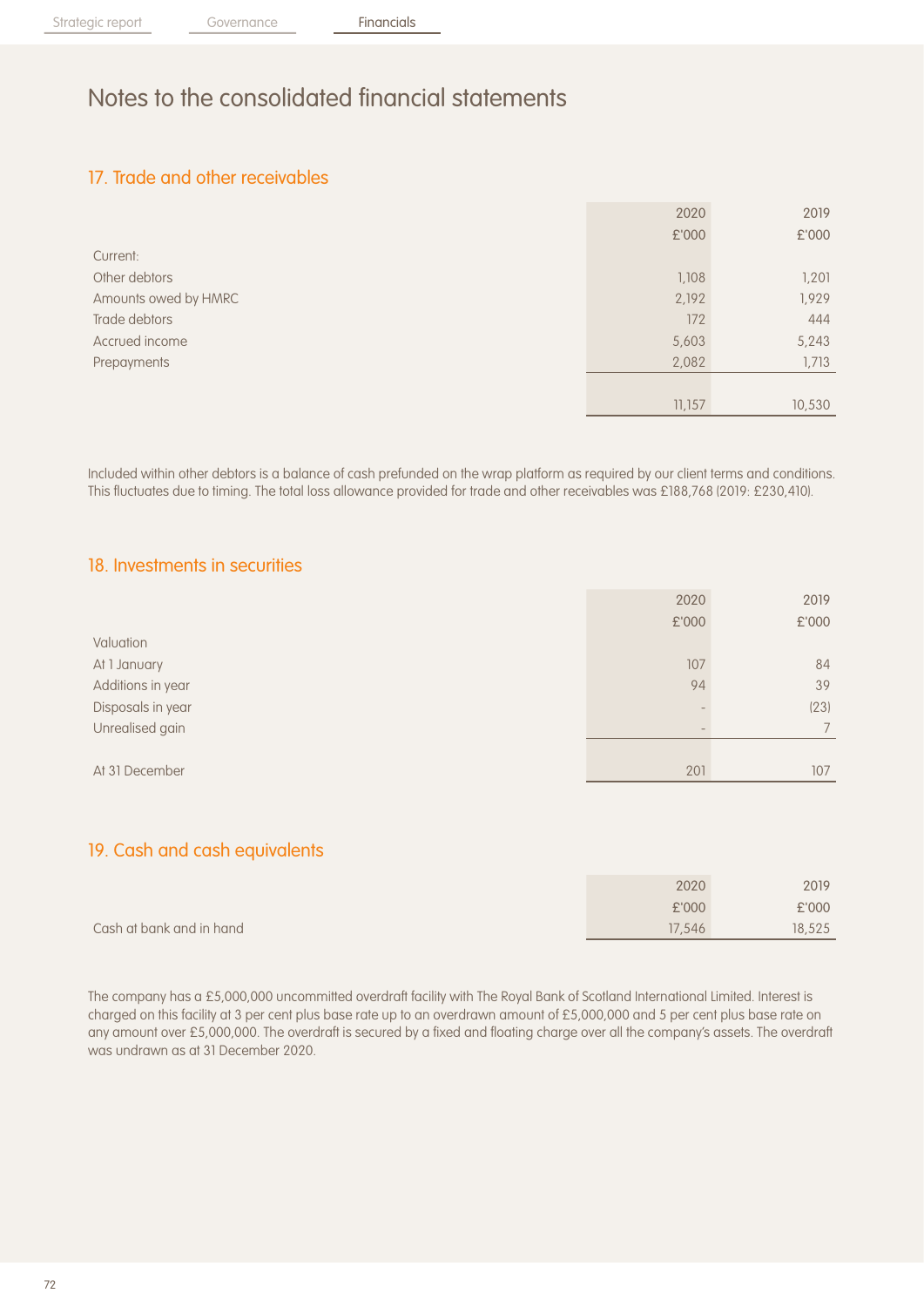# Notes to the consolidated financial statements

## 17. Trade and other receivables

| | 2020 £'000 | 2019 £'000 |
|---|---|---|
| Current: | | |
| Other debtors | 1,108 | 1,201 |
| Amounts owed by HMRC | 2,192 | 1,929 |
| Trade debtors | 172 | 444 |
| Accrued income | 5,603 | 5,243 |
| Prepayments | 2,082 | 1,713 |
| | 11,157 | 10,530 |

Included within other debtors is a balance of cash prefunded on the wrap platform as required by our client terms and conditions. This fluctuates due to timing. The total loss allowance provided for trade and other receivables was £188,768 (2019: £230,410).

## 18. Investments in securities

| | 2020 £'000 | 2019 £'000 |
|---|---|---|
| Valuation | | |
| At 1 January | 107 | 84 |
| Additions in year | 94 | 39 |
| Disposals in year | - | (23) |
| Unrealised gain | - | 7 |
| At 31 December | 201 | 107 |

## 19. Cash and cash equivalents

| | 2020 £'000 | 2019 £'000 |
|---|---|---|
| Cash at bank and in hand | 17,546 | 18,525 |

The company has a £5,000,000 uncommitted overdraft facility with The Royal Bank of Scotland International Limited. Interest is charged on this facility at 3 per cent plus base rate up to an overdrawn amount of £5,000,000 and 5 per cent plus base rate on any amount over £5,000,000. The overdraft is secured by a fixed and floating charge over all the company's assets. The overdraft was undrawn as at 31 December 2020.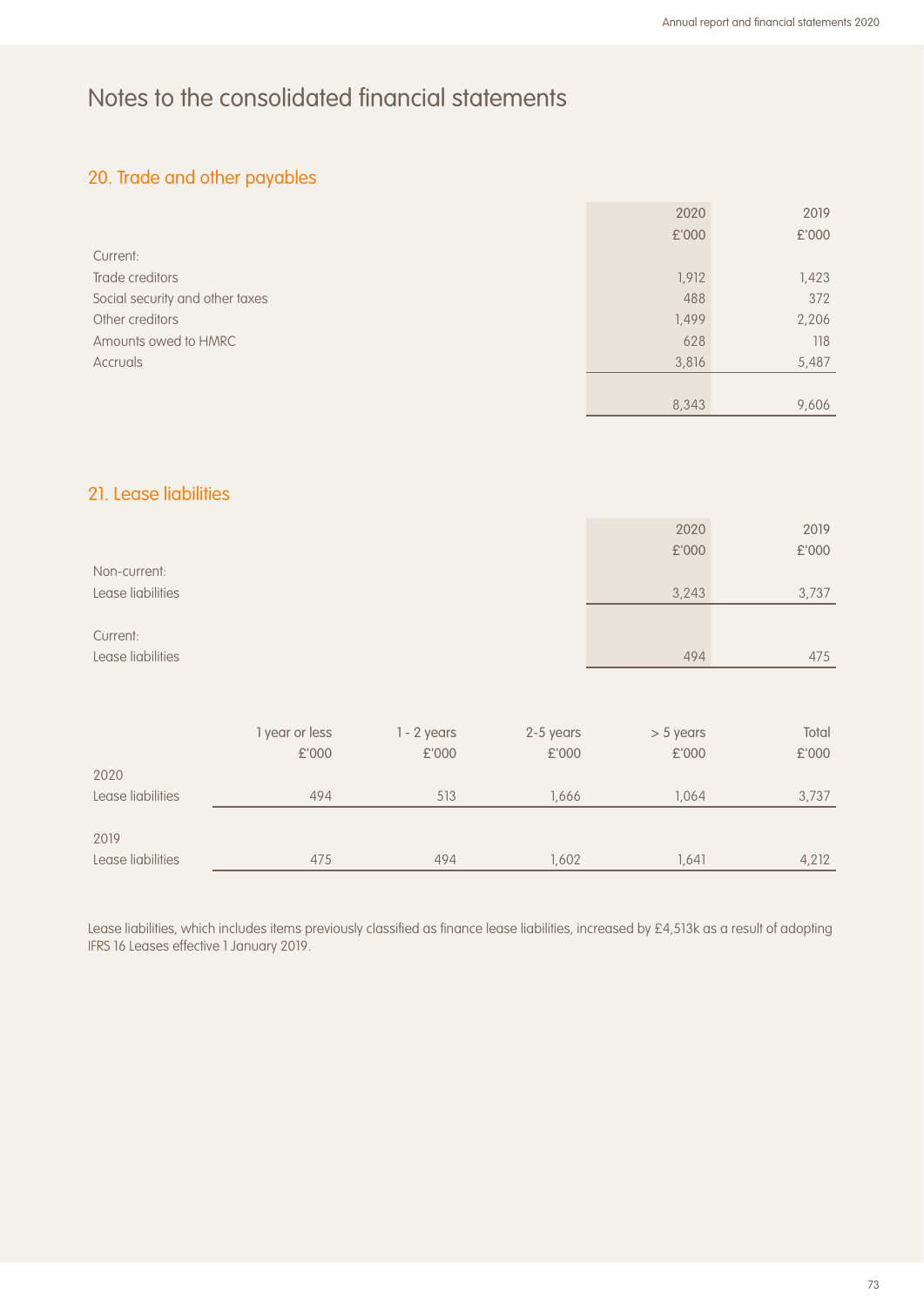# Notes to the consolidated financial statements

## 20. Trade and other payables

| | 2020<br>£'000 | 2019<br>£'000 |
|---|---|---|
| Current: | | |
| Trade creditors | 1,912 | 1,423 |
| Social security and other taxes | 488 | 372 |
| Other creditors | 1,499 | 2,206 |
| Amounts owed to HMRC | 628 | 118 |
| Accruals | 3,816 | 5,487 |
| | 8,343 | 9,606 |

## 21. Lease liabilities

| | 2020<br>£'000 | 2019<br>£'000 |
|---|---|---|
| Non-current: | | |
| Lease liabilities | 3,243 | 3,737 |
| Current: | | |
| Lease liabilities | 494 | 475 |

| | 1 year or less<br>£'000 | 1 - 2 years<br>£'000 | 2-5 years<br>£'000 | > 5 years<br>£'000 | Total<br>£'000 |
|---|---|---|---|---|---|
| 2020 | | | | | |
| Lease liabilities | 494 | 513 | 1,666 | 1,064 | 3,737 |
| 2019 | | | | | |
| Lease liabilities | 475 | 494 | 1,602 | 1,641 | 4,212 |

Lease liabilities, which includes items previously classified as finance lease liabilities, increased by £4,513k as a result of adopting IFRS 16 Leases effective 1 January 2019.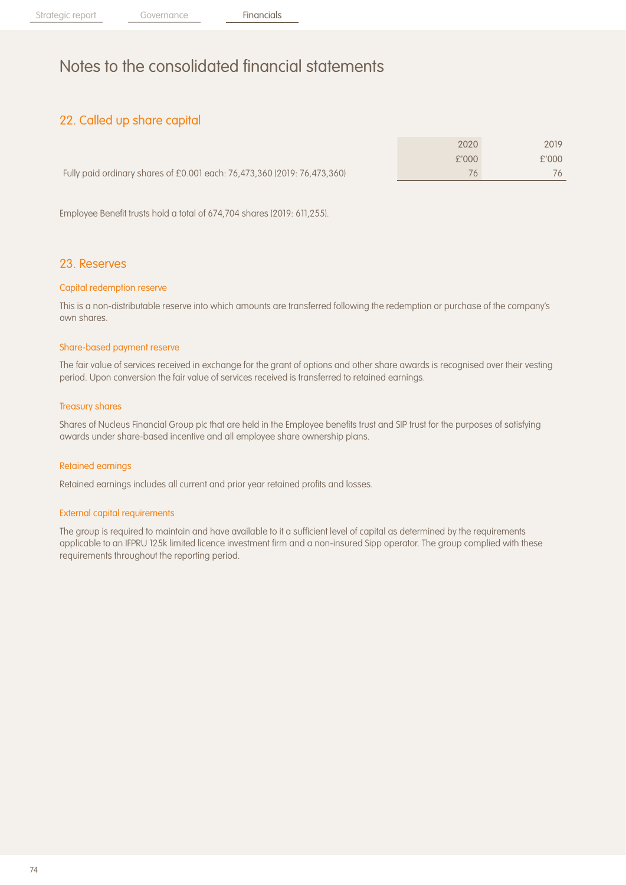# Notes to the consolidated financial statements

## 22. Called up share capital

| | 2020 £'000 | 2019 £'000 |
|---|---|---|
| Fully paid ordinary shares of £0.001 each: 76,473,360 (2019: 76,473,360) | 76 | 76 |

Employee Benefit trusts hold a total of 674,704 shares (2019: 611,255).

## 23. Reserves

### Capital redemption reserve

This is a non-distributable reserve into which amounts are transferred following the redemption or purchase of the company's own shares.

### Share-based payment reserve

The fair value of services received in exchange for the grant of options and other share awards is recognised over their vesting period. Upon conversion the fair value of services received is transferred to retained earnings.

### Treasury shares

Shares of Nucleus Financial Group plc that are held in the Employee benefits trust and SIP trust for the purposes of satisfying awards under share-based incentive and all employee share ownership plans.

### Retained earnings

Retained earnings includes all current and prior year retained profits and losses.

### External capital requirements

The group is required to maintain and have available to it a sufficient level of capital as determined by the requirements applicable to an IFPRU 125k limited licence investment firm and a non-insured Sipp operator. The group complied with these requirements throughout the reporting period.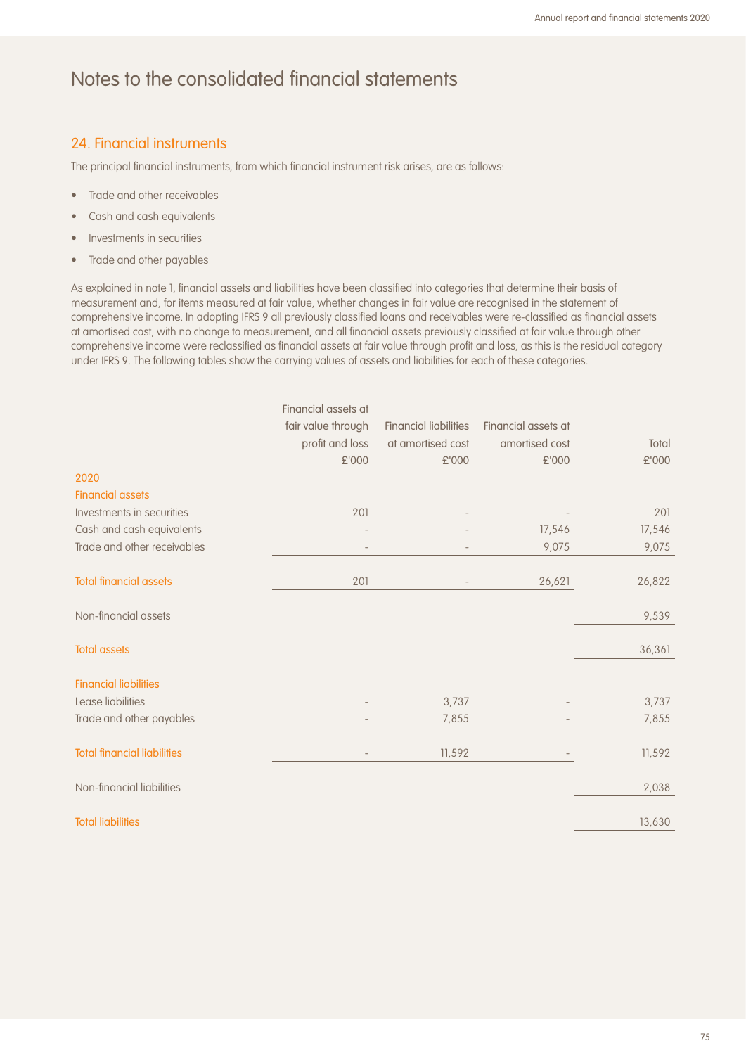# Notes to the consolidated financial statements

## 24. Financial instruments

The principal financial instruments, from which financial instrument risk arises, are as follows:

- Trade and other receivables
- Cash and cash equivalents
- Investments in securities
- Trade and other payables

As explained in note 1, financial assets and liabilities have been classified into categories that determine their basis of measurement and, for items measured at fair value, whether changes in fair value are recognised in the statement of comprehensive income. In adopting IFRS 9 all previously classified loans and receivables were re-classified as financial assets at amortised cost, with no change to measurement, and all financial assets previously classified at fair value through other comprehensive income were reclassified as financial assets at fair value through profit and loss, as this is the residual category under IFRS 9. The following tables show the carrying values of assets and liabilities for each of these categories.

| | Financial assets at fair value through profit and loss £'000 | Financial liabilities at amortised cost £'000 | Financial assets at amortised cost £'000 | Total £'000 |
|---|---|---|---|---|
| **2020** | | | | |
| **Financial assets** | | | | |
| Investments in securities | 201 | - | - | 201 |
| Cash and cash equivalents | - | - | 17,546 | 17,546 |
| Trade and other receivables | - | - | 9,075 | 9,075 |
| **Total financial assets** | 201 | - | 26,621 | 26,822 |
| Non-financial assets | | | | 9,539 |
| **Total assets** | | | | 36,361 |
| **Financial liabilities** | | | | |
| Lease liabilities | - | 3,737 | - | 3,737 |
| Trade and other payables | - | 7,855 | - | 7,855 |
| **Total financial liabilities** | - | 11,592 | - | 11,592 |
| Non-financial liabilities | | | | 2,038 |
| **Total liabilities** | | | | 13,630 |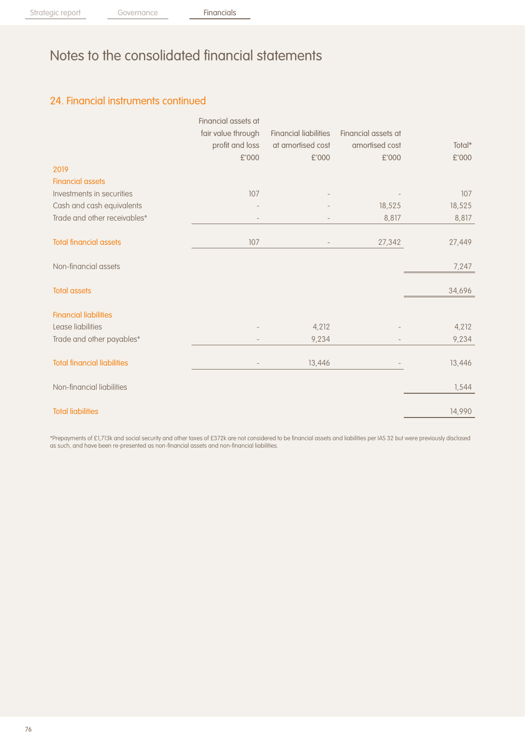# Notes to the consolidated financial statements

## 24. Financial instruments continued

| | Financial assets at fair value through profit and loss £'000 | Financial liabilities at amortised cost £'000 | Financial assets at amortised cost £'000 | Total* £'000 |
|---|---|---|---|---|
| **2019** | | | | |
| **Financial assets** | | | | |
| Investments in securities | 107 | – | – | 107 |
| Cash and cash equivalents | – | – | 18,525 | 18,525 |
| Trade and other receivables* | – | – | 8,817 | 8,817 |
| **Total financial assets** | 107 | – | 27,342 | 27,449 |
| Non-financial assets | | | | 7,247 |
| **Total assets** | | | | 34,696 |
| **Financial liabilities** | | | | |
| Lease liabilities | – | 4,212 | – | 4,212 |
| Trade and other payables* | – | 9,234 | – | 9,234 |
| **Total financial liabilities** | – | 13,446 | – | 13,446 |
| Non-financial liabilities | | | | 1,544 |
| **Total liabilities** | | | | 14,990 |

*Prepayments of £1,713k and social security and other taxes of £372k are not considered to be financial assets and liabilities per IAS 32 but were previously disclosed as such, and have been re-presented as non-financial assets and non-financial liabilities.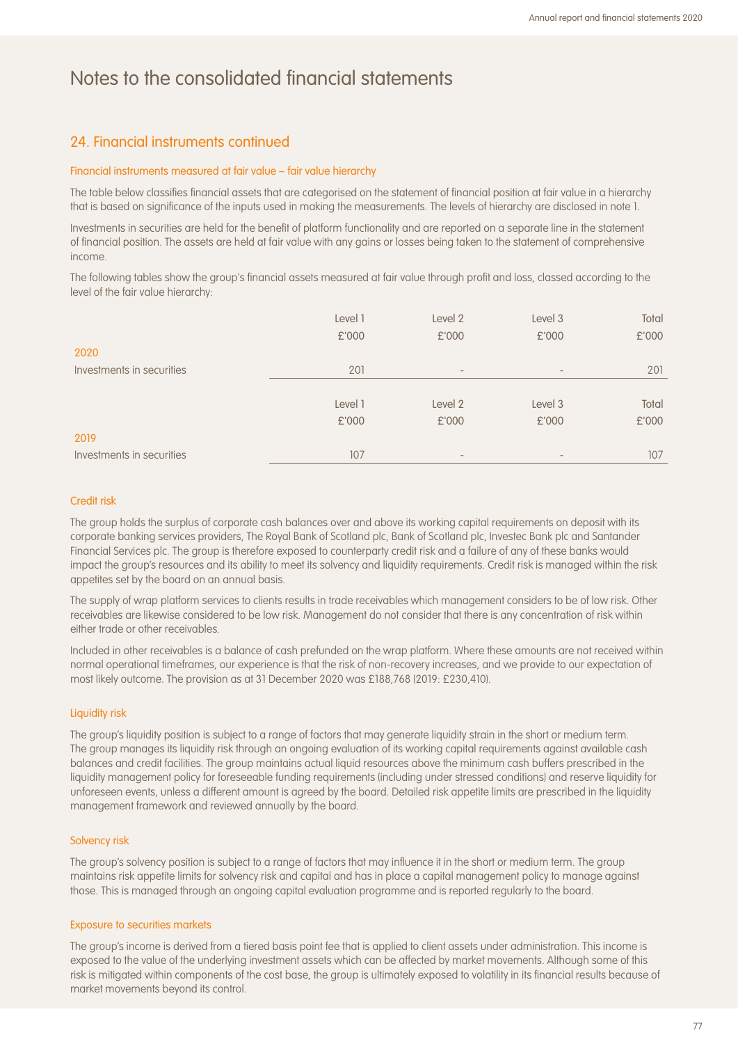# Notes to the consolidated financial statements

## 24. Financial instruments continued

### Financial instruments measured at fair value – fair value hierarchy

The table below classifies financial assets that are categorised on the statement of financial position at fair value in a hierarchy that is based on significance of the inputs used in making the measurements. The levels of hierarchy are disclosed in note 1.

Investments in securities are held for the benefit of platform functionality and are reported on a separate line in the statement of financial position. The assets are held at fair value with any gains or losses being taken to the statement of comprehensive income.

The following tables show the group's financial assets measured at fair value through profit and loss, classed according to the level of the fair value hierarchy:

| | Level 1 £'000 | Level 2 £'000 | Level 3 £'000 | Total £'000 |
|---|---|---|---|---|
| **2020** | | | | |
| Investments in securities | 201 | – | – | 201 |

| | Level 1 £'000 | Level 2 £'000 | Level 3 £'000 | Total £'000 |
|---|---|---|---|---|
| **2019** | | | | |
| Investments in securities | 107 | – | – | 107 |

### Credit risk

The group holds the surplus of corporate cash balances over and above its working capital requirements on deposit with its corporate banking services providers, The Royal Bank of Scotland plc, Bank of Scotland plc, Investec Bank plc and Santander Financial Services plc. The group is therefore exposed to counterparty credit risk and a failure of any of these banks would impact the group's resources and its ability to meet its solvency and liquidity requirements. Credit risk is managed within the risk appetites set by the board on an annual basis.

The supply of wrap platform services to clients results in trade receivables which management considers to be of low risk. Other receivables are likewise considered to be low risk. Management do not consider that there is any concentration of risk within either trade or other receivables.

Included in other receivables is a balance of cash prefunded on the wrap platform. Where these amounts are not received within normal operational timeframes, our experience is that the risk of non-recovery increases, and we provide to our expectation of most likely outcome. The provision as at 31 December 2020 was £188,768 (2019: £230,410).

### Liquidity risk

The group's liquidity position is subject to a range of factors that may generate liquidity strain in the short or medium term. The group manages its liquidity risk through an ongoing evaluation of its working capital requirements against available cash balances and credit facilities. The group maintains actual liquid resources above the minimum cash buffers prescribed in the liquidity management policy for foreseeable funding requirements (including under stressed conditions) and reserve liquidity for unforeseen events, unless a different amount is agreed by the board. Detailed risk appetite limits are prescribed in the liquidity management framework and reviewed annually by the board.

### Solvency risk

The group's solvency position is subject to a range of factors that may influence it in the short or medium term. The group maintains risk appetite limits for solvency risk and capital and has in place a capital management policy to manage against those. This is managed through an ongoing capital evaluation programme and is reported regularly to the board.

### Exposure to securities markets

The group's income is derived from a tiered basis point fee that is applied to client assets under administration. This income is exposed to the value of the underlying investment assets which can be affected by market movements. Although some of this risk is mitigated within components of the cost base, the group is ultimately exposed to volatility in its financial results because of market movements beyond its control.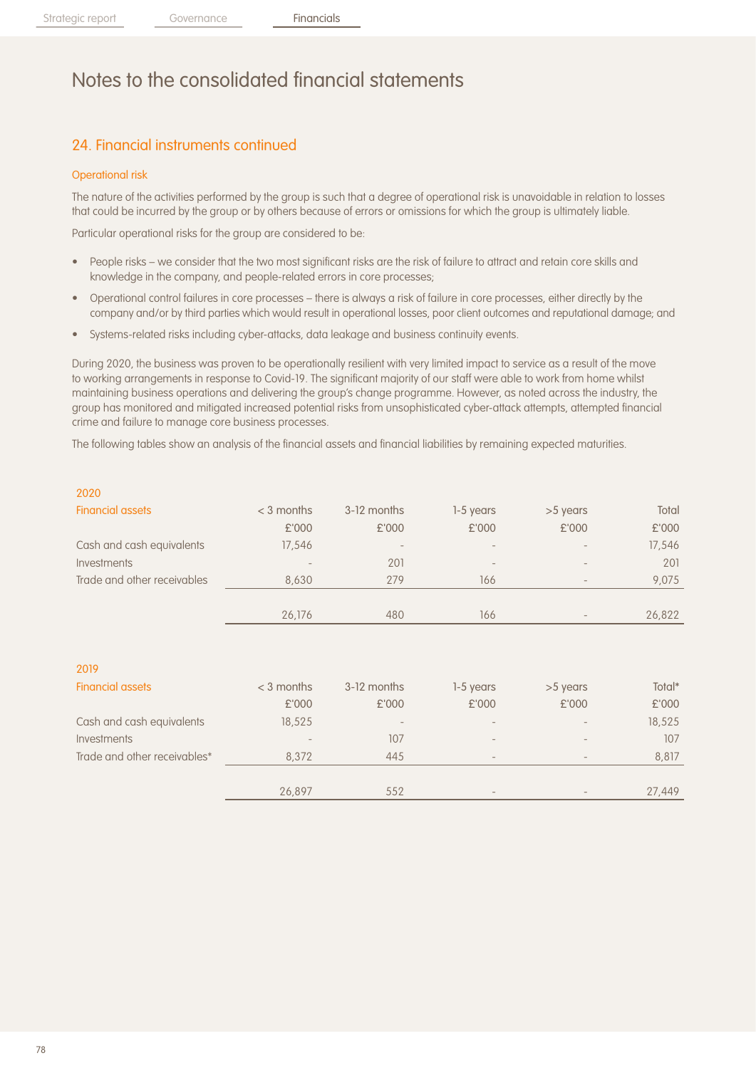# Notes to the consolidated financial statements

## 24. Financial instruments continued

### Operational risk

The nature of the activities performed by the group is such that a degree of operational risk is unavoidable in relation to losses that could be incurred by the group or by others because of errors or omissions for which the group is ultimately liable.

Particular operational risks for the group are considered to be:

- People risks – we consider that the two most significant risks are the risk of failure to attract and retain core skills and knowledge in the company, and people-related errors in core processes;
- Operational control failures in core processes – there is always a risk of failure in core processes, either directly by the company and/or by third parties which would result in operational losses, poor client outcomes and reputational damage; and
- Systems-related risks including cyber-attacks, data leakage and business continuity events.

During 2020, the business was proven to be operationally resilient with very limited impact to service as a result of the move to working arrangements in response to Covid-19. The significant majority of our staff were able to work from home whilst maintaining business operations and delivering the group's change programme. However, as noted across the industry, the group has monitored and mitigated increased potential risks from unsophisticated cyber-attack attempts, attempted financial crime and failure to manage core business processes.

The following tables show an analysis of the financial assets and financial liabilities by remaining expected maturities.

**2020**

| Financial assets | < 3 months £'000 | 3-12 months £'000 | 1-5 years £'000 | >5 years £'000 | Total £'000 |
|---|---|---|---|---|---|
| Cash and cash equivalents | 17,546 | - | - | - | 17,546 |
| Investments | - | 201 | - | - | 201 |
| Trade and other receivables | 8,630 | 279 | 166 | - | 9,075 |
| | 26,176 | 480 | 166 | - | 26,822 |

**2019**

| Financial assets | < 3 months £'000 | 3-12 months £'000 | 1-5 years £'000 | >5 years £'000 | Total* £'000 |
|---|---|---|---|---|---|
| Cash and cash equivalents | 18,525 | - | - | - | 18,525 |
| Investments | - | 107 | - | - | 107 |
| Trade and other receivables* | 8,372 | 445 | - | - | 8,817 |
| | 26,897 | 552 | - | - | 27,449 |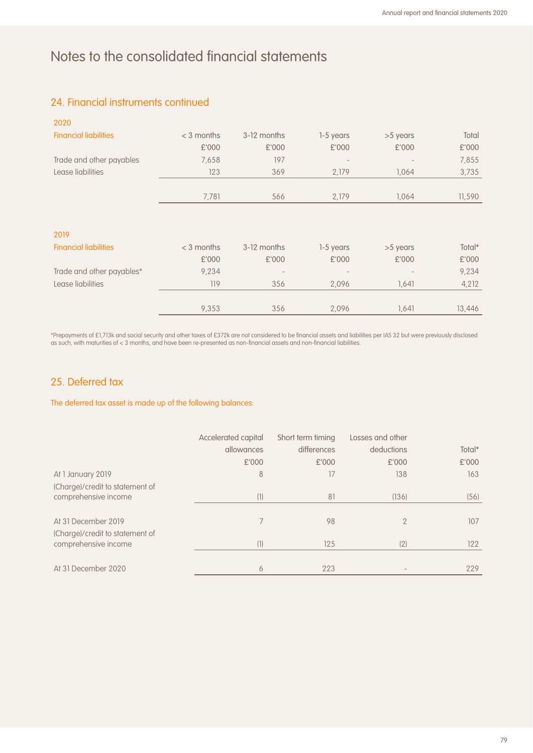# Notes to the consolidated financial statements

## 24. Financial instruments continued

**2020**

| Financial liabilities | < 3 months £'000 | 3-12 months £'000 | 1-5 years £'000 | >5 years £'000 | Total £'000 |
|---|---|---|---|---|---|
| Trade and other payables | 7,658 | 197 | - | - | 7,855 |
| Lease liabilities | 123 | 369 | 2,179 | 1,064 | 3,735 |
| | 7,781 | 566 | 2,179 | 1,064 | 11,590 |

**2019**

| Financial liabilities | < 3 months £'000 | 3-12 months £'000 | 1-5 years £'000 | >5 years £'000 | Total* £'000 |
|---|---|---|---|---|---|
| Trade and other payables* | 9,234 | - | - | - | 9,234 |
| Lease liabilities | 119 | 356 | 2,096 | 1,641 | 4,212 |
| | 9,353 | 356 | 2,096 | 1,641 | 13,446 |

*Prepayments of £1,713k and social security and other taxes of £372k are not considered to be financial assets and liabilities per IAS 32 but were previously disclosed as such, with maturities of < 3 months, and have been re-presented as non-financial assets and non-financial liabilities.

## 25. Deferred tax

The deferred tax asset is made up of the following balances:

| | Accelerated capital allowances £'000 | Short term timing differences £'000 | Losses and other deductions £'000 | Total* £'000 |
|---|---|---|---|---|
| At 1 January 2019 | 8 | 17 | 138 | 163 |
| (Charge)/credit to statement of comprehensive income | (1) | 81 | (136) | (56) |
| At 31 December 2019 | 7 | 98 | 2 | 107 |
| (Charge)/credit to statement of comprehensive income | (1) | 125 | (2) | 122 |
| At 31 December 2020 | 6 | 223 | - | 229 |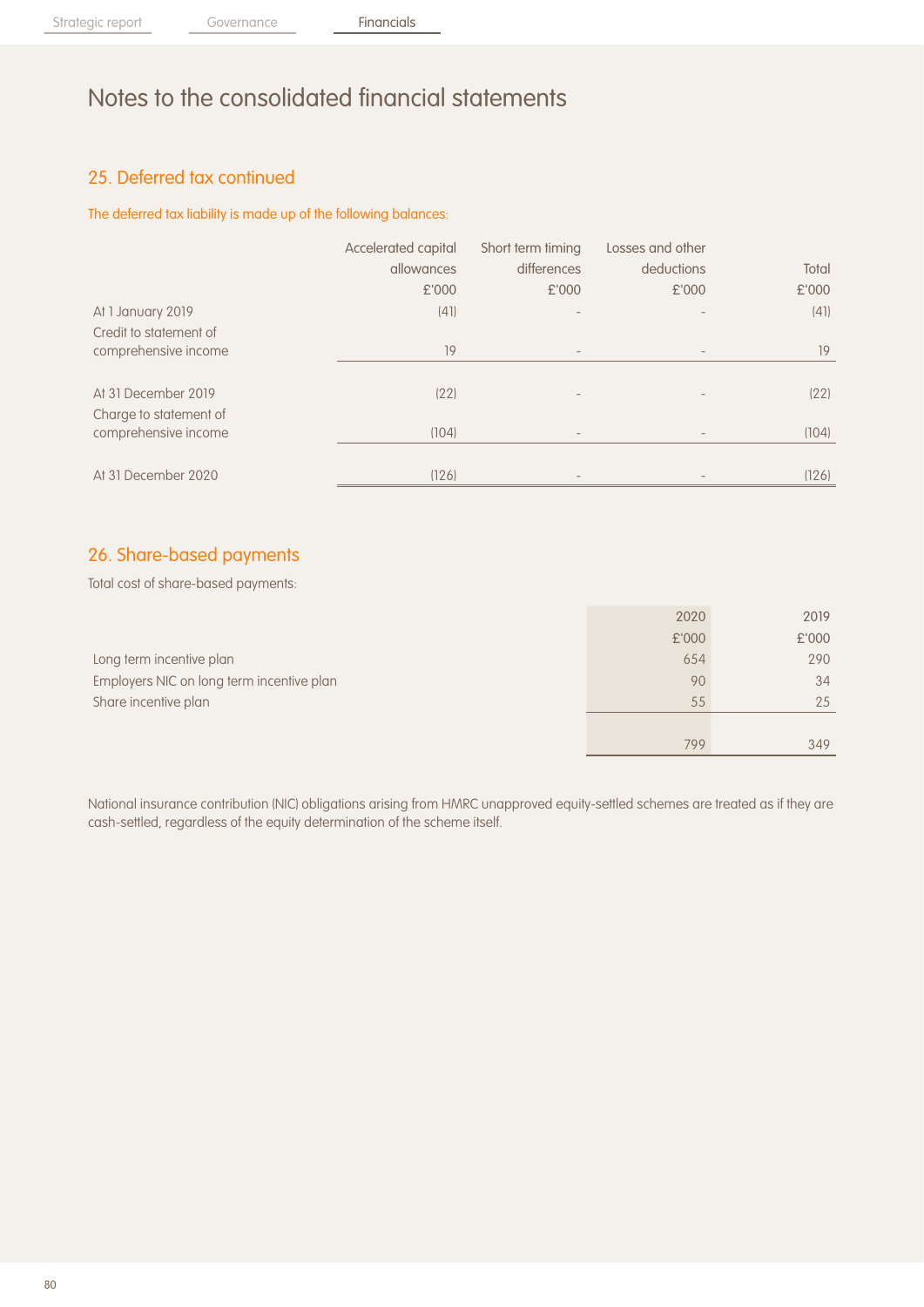# Notes to the consolidated financial statements

## 25. Deferred tax continued

The deferred tax liability is made up of the following balances:

| | Accelerated capital allowances £'000 | Short term timing differences £'000 | Losses and other deductions £'000 | Total £'000 |
|---|---|---|---|---|
| At 1 January 2019 | (41) | - | - | (41) |
| Credit to statement of comprehensive income | 19 | - | - | 19 |
| At 31 December 2019 | (22) | - | - | (22) |
| Charge to statement of comprehensive income | (104) | - | - | (104) |
| At 31 December 2020 | (126) | - | - | (126) |

## 26. Share-based payments

Total cost of share-based payments:

| | 2020 £'000 | 2019 £'000 |
|---|---|---|
| Long term incentive plan | 654 | 290 |
| Employers NIC on long term incentive plan | 90 | 34 |
| Share incentive plan | 55 | 25 |
| | 799 | 349 |

National insurance contribution (NIC) obligations arising from HMRC unapproved equity-settled schemes are treated as if they are cash-settled, regardless of the equity determination of the scheme itself.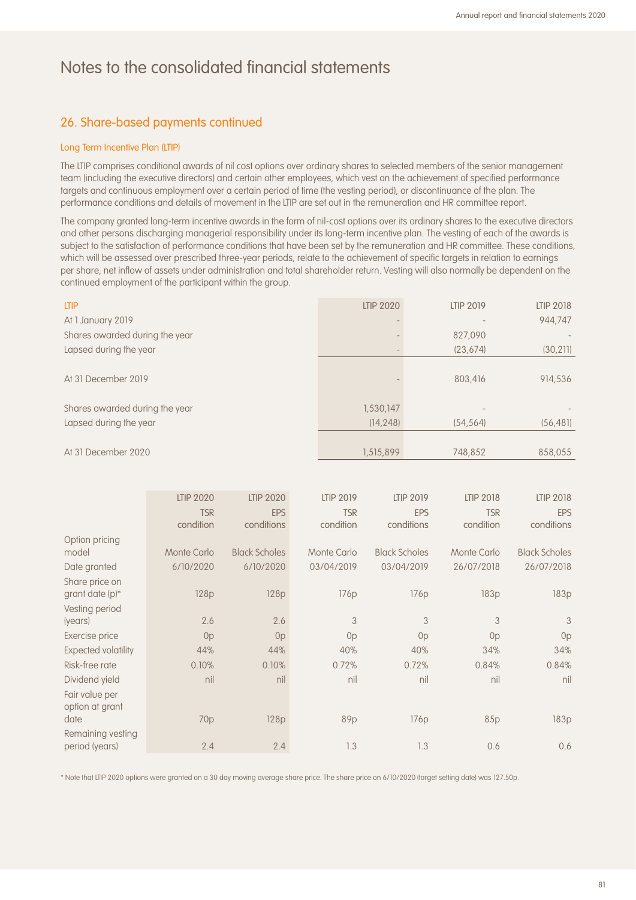# Notes to the consolidated financial statements

## 26. Share-based payments continued

### Long Term Incentive Plan (LTIP)

The LTIP comprises conditional awards of nil cost options over ordinary shares to selected members of the senior management team (including the executive directors) and certain other employees, which vest on the achievement of specified performance targets and continuous employment over a certain period of time (the vesting period), or discontinuance of the plan. The performance conditions and details of movement in the LTIP are set out in the remuneration and HR committee report.

The company granted long-term incentive awards in the form of nil-cost options over its ordinary shares to the executive directors and other persons discharging managerial responsibility under its long-term incentive plan. The vesting of each of the awards is subject to the satisfaction of performance conditions that have been set by the remuneration and HR committee. These conditions, which will be assessed over prescribed three-year periods, relate to the achievement of specific targets in relation to earnings per share, net inflow of assets under administration and total shareholder return. Vesting will also normally be dependent on the continued employment of the participant within the group.

| LTIP | LTIP 2020 | LTIP 2019 | LTIP 2018 |
|---|---|---|---|
| At 1 January 2019 | - | - | 944,747 |
| Shares awarded during the year | - | 827,090 | - |
| Lapsed during the year | - | (23,674) | (30,211) |
| At 31 December 2019 | - | 803,416 | 914,536 |
| Shares awarded during the year | 1,530,147 | - | - |
| Lapsed during the year | (14,248) | (54,564) | (56,481) |
| At 31 December 2020 | 1,515,899 | 748,852 | 858,055 |

| | LTIP 2020 TSR condition | LTIP 2020 EPS conditions | LTIP 2019 TSR condition | LTIP 2019 EPS conditions | LTIP 2018 TSR condition | LTIP 2018 EPS conditions |
|---|---|---|---|---|---|---|
| Option pricing model | Monte Carlo | Black Scholes | Monte Carlo | Black Scholes | Monte Carlo | Black Scholes |
| Date granted | 6/10/2020 | 6/10/2020 | 03/04/2019 | 03/04/2019 | 26/07/2018 | 26/07/2018 |
| Share price on grant date (p)* | 128p | 128p | 176p | 176p | 183p | 183p |
| Vesting period (years) | 2.6 | 2.6 | 3 | 3 | 3 | 3 |
| Exercise price | 0p | 0p | 0p | 0p | 0p | 0p |
| Expected volatility | 44% | 44% | 40% | 40% | 34% | 34% |
| Risk-free rate | 0.10% | 0.10% | 0.72% | 0.72% | 0.84% | 0.84% |
| Dividend yield | nil | nil | nil | nil | nil | nil |
| Fair value per option at grant date | 70p | 128p | 89p | 176p | 85p | 183p |
| Remaining vesting period (years) | 2.4 | 2.4 | 1.3 | 1.3 | 0.6 | 0.6 |

\* Note that LTIP 2020 options were granted on a 30 day moving average share price. The share price on 6/10/2020 (target setting date) was 127.50p.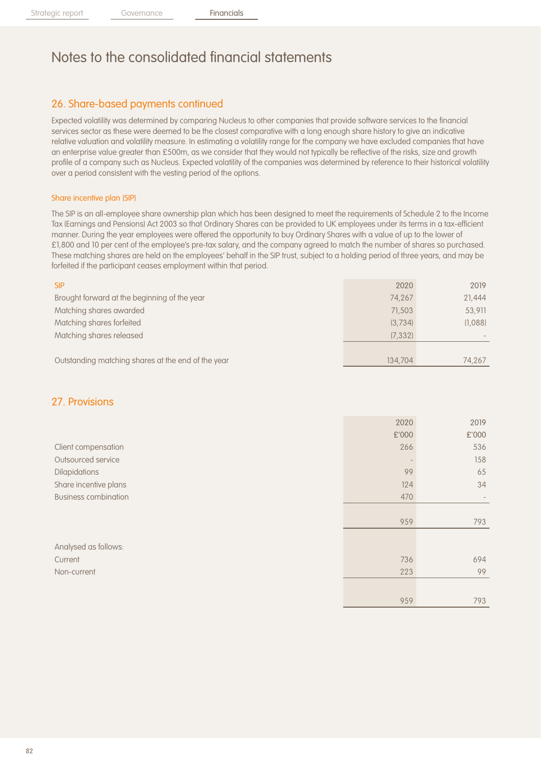# Notes to the consolidated financial statements

## 26. Share-based payments continued

Expected volatility was determined by comparing Nucleus to other companies that provide software services to the financial services sector as these were deemed to be the closest comparative with a long enough share history to give an indicative relative valuation and volatility measure. In estimating a volatility range for the company we have excluded companies that have an enterprise value greater than £500m, as we consider that they would not typically be reflective of the risks, size and growth profile of a company such as Nucleus. Expected volatility of the companies was determined by reference to their historical volatility over a period consistent with the vesting period of the options.

### Share incentive plan (SIP)

The SIP is an all-employee share ownership plan which has been designed to meet the requirements of Schedule 2 to the Income Tax (Earnings and Pensions) Act 2003 so that Ordinary Shares can be provided to UK employees under its terms in a tax-efficient manner. During the year employees were offered the opportunity to buy Ordinary Shares with a value of up to the lower of £1,800 and 10 per cent of the employee's pre-tax salary, and the company agreed to match the number of shares so purchased. These matching shares are held on the employees' behalf in the SIP trust, subject to a holding period of three years, and may be forfeited if the participant ceases employment within that period.

| SIP | 2020 | 2019 |
|---|---|---|
| Brought forward at the beginning of the year | 74,267 | 21,444 |
| Matching shares awarded | 71,503 | 53,911 |
| Matching shares forfeited | (3,734) | (1,088) |
| Matching shares released | (7,332) | - |
| Outstanding matching shares at the end of the year | 134,704 | 74,267 |

## 27. Provisions

| | 2020<br>£'000 | 2019<br>£'000 |
|---|---|---|
| Client compensation | 266 | 536 |
| Outsourced service | - | 158 |
| Dilapidations | 99 | 65 |
| Share incentive plans | 124 | 34 |
| Business combination | 470 | - |
| | 959 | 793 |
| Analysed as follows: | | |
| Current | 736 | 694 |
| Non-current | 223 | 99 |
| | 959 | 793 |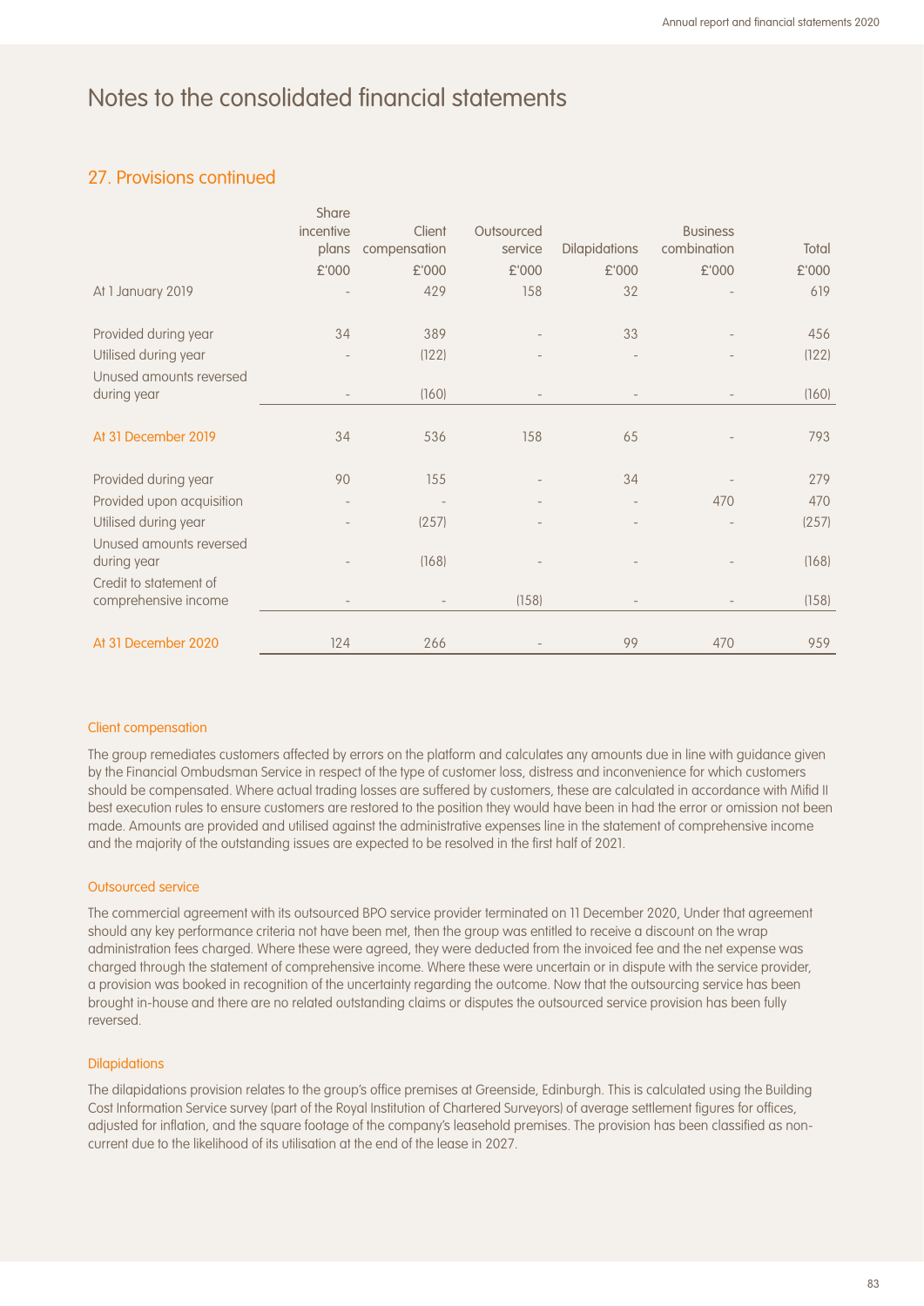# Notes to the consolidated financial statements

## 27. Provisions continued

| | Share incentive plans | Client compensation | Outsourced service | Dilapidations | Business combination | Total |
|---|---|---|---|---|---|---|
| | £'000 | £'000 | £'000 | £'000 | £'000 | £'000 |
| At 1 January 2019 | - | 429 | 158 | 32 | - | 619 |
| Provided during year | 34 | 389 | - | 33 | - | 456 |
| Utilised during year | - | (122) | - | - | - | (122) |
| Unused amounts reversed during year | - | (160) | - | - | - | (160) |
| **At 31 December 2019** | 34 | 536 | 158 | 65 | - | 793 |
| Provided during year | 90 | 155 | - | 34 | - | 279 |
| Provided upon acquisition | - | - | - | - | 470 | 470 |
| Utilised during year | - | (257) | - | - | - | (257) |
| Unused amounts reversed during year | - | (168) | - | - | - | (168) |
| Credit to statement of comprehensive income | - | - | (158) | - | - | (158) |
| **At 31 December 2020** | 124 | 266 | - | 99 | 470 | 959 |

### Client compensation

The group remediates customers affected by errors on the platform and calculates any amounts due in line with guidance given by the Financial Ombudsman Service in respect of the type of customer loss, distress and inconvenience for which customers should be compensated. Where actual trading losses are suffered by customers, these are calculated in accordance with Mifid II best execution rules to ensure customers are restored to the position they would have been in had the error or omission not been made. Amounts are provided and utilised against the administrative expenses line in the statement of comprehensive income and the majority of the outstanding issues are expected to be resolved in the first half of 2021.

### Outsourced service

The commercial agreement with its outsourced BPO service provider terminated on 11 December 2020, Under that agreement should any key performance criteria not have been met, then the group was entitled to receive a discount on the wrap administration fees charged. Where these were agreed, they were deducted from the invoiced fee and the net expense was charged through the statement of comprehensive income. Where these were uncertain or in dispute with the service provider, a provision was booked in recognition of the uncertainty regarding the outcome. Now that the outsourcing service has been brought in-house and there are no related outstanding claims or disputes the outsourced service provision has been fully reversed.

### Dilapidations

The dilapidations provision relates to the group's office premises at Greenside, Edinburgh. This is calculated using the Building Cost Information Service survey (part of the Royal Institution of Chartered Surveyors) of average settlement figures for offices, adjusted for inflation, and the square footage of the company's leasehold premises. The provision has been classified as non-current due to the likelihood of its utilisation at the end of the lease in 2027.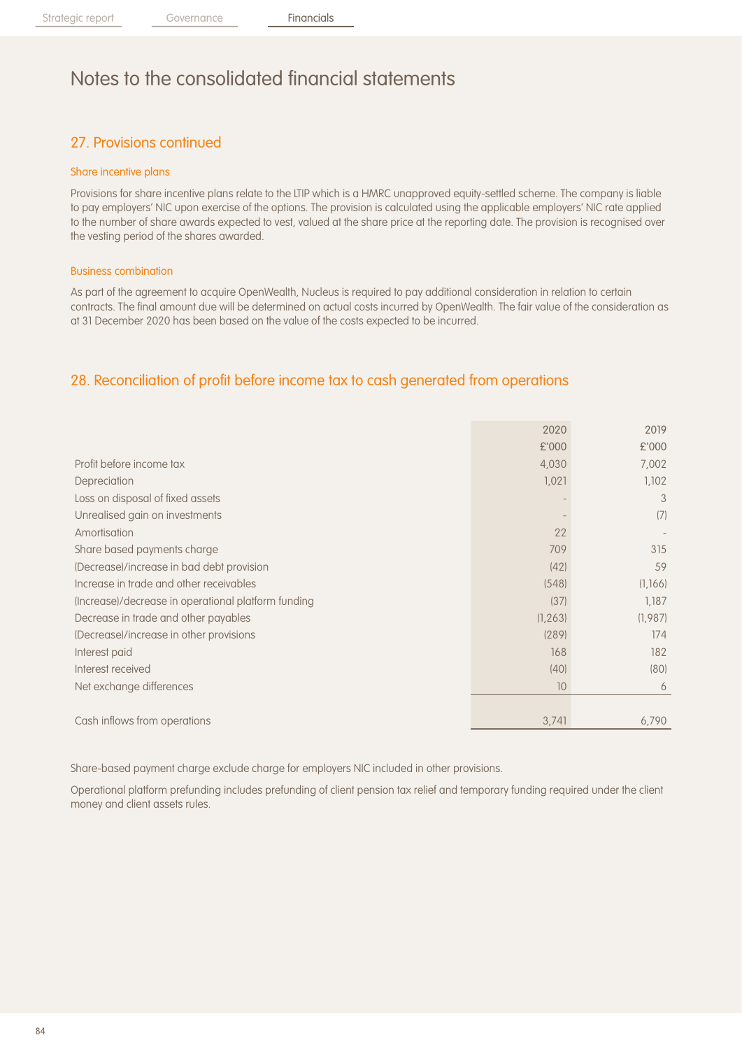# Notes to the consolidated financial statements

## 27. Provisions continued

### Share incentive plans

Provisions for share incentive plans relate to the LTIP which is a HMRC unapproved equity-settled scheme. The company is liable to pay employers' NIC upon exercise of the options. The provision is calculated using the applicable employers' NIC rate applied to the number of share awards expected to vest, valued at the share price at the reporting date. The provision is recognised over the vesting period of the shares awarded.

### Business combination

As part of the agreement to acquire OpenWealth, Nucleus is required to pay additional consideration in relation to certain contracts. The final amount due will be determined on actual costs incurred by OpenWealth. The fair value of the consideration as at 31 December 2020 has been based on the value of the costs expected to be incurred.

## 28. Reconciliation of profit before income tax to cash generated from operations

| | 2020<br>£'000 | 2019<br>£'000 |
|---|---|---|
| Profit before income tax | 4,030 | 7,002 |
| Depreciation | 1,021 | 1,102 |
| Loss on disposal of fixed assets | - | 3 |
| Unrealised gain on investments | - | (7) |
| Amortisation | 22 | - |
| Share based payments charge | 709 | 315 |
| (Decrease)/increase in bad debt provision | (42) | 59 |
| Increase in trade and other receivables | (548) | (1,166) |
| (Increase)/decrease in operational platform funding | (37) | 1,187 |
| Decrease in trade and other payables | (1,263) | (1,987) |
| (Decrease)/increase in other provisions | (289) | 174 |
| Interest paid | 168 | 182 |
| Interest received | (40) | (80) |
| Net exchange differences | 10 | 6 |
| Cash inflows from operations | 3,741 | 6,790 |

Share-based payment charge exclude charge for employers NIC included in other provisions.

Operational platform prefunding includes prefunding of client pension tax relief and temporary funding required under the client money and client assets rules.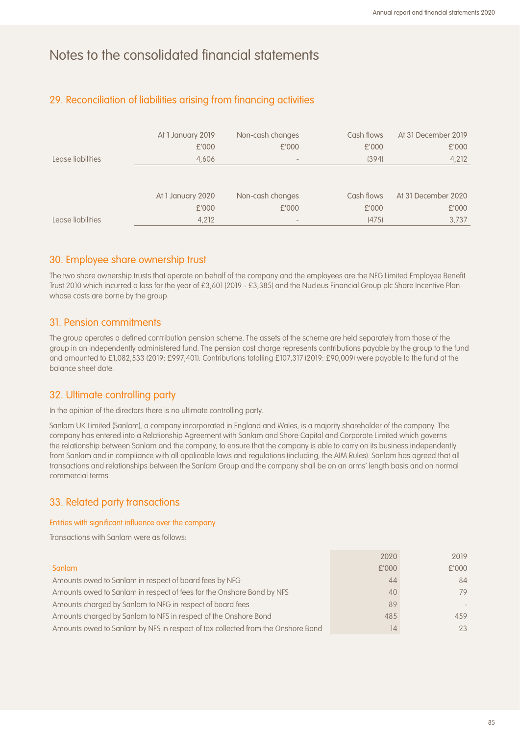# Notes to the consolidated financial statements

## 29. Reconciliation of liabilities arising from financing activities

| | At 1 January 2019 | Non-cash changes | Cash flows | At 31 December 2019 |
|---|---|---|---|---|
| | £'000 | £'000 | £'000 | £'000 |
| Lease liabilities | 4,606 | - | (394) | 4,212 |

| | At 1 January 2020 | Non-cash changes | Cash flows | At 31 December 2020 |
|---|---|---|---|---|
| | £'000 | £'000 | £'000 | £'000 |
| Lease liabilities | 4,212 | - | (475) | 3,737 |

## 30. Employee share ownership trust

The two share ownership trusts that operate on behalf of the company and the employees are the NFG Limited Employee Benefit Trust 2010 which incurred a loss for the year of £3,601 (2019 - £3,385) and the Nucleus Financial Group plc Share Incentive Plan whose costs are borne by the group.

## 31. Pension commitments

The group operates a defined contribution pension scheme. The assets of the scheme are held separately from those of the group in an independently administered fund. The pension cost charge represents contributions payable by the group to the fund and amounted to £1,082,533 (2019: £997,401). Contributions totalling £107,317 (2019: £90,009) were payable to the fund at the balance sheet date.

## 32. Ultimate controlling party

In the opinion of the directors there is no ultimate controlling party.

Sanlam UK Limited (Sanlam), a company incorporated in England and Wales, is a majority shareholder of the company. The company has entered into a Relationship Agreement with Sanlam and Shore Capital and Corporate Limited which governs the relationship between Sanlam and the company, to ensure that the company is able to carry on its business independently from Sanlam and in compliance with all applicable laws and regulations (including, the AIM Rules). Sanlam has agreed that all transactions and relationships between the Sanlam Group and the company shall be on an arms' length basis and on normal commercial terms.

## 33. Related party transactions

### Entities with significant influence over the company

Transactions with Sanlam were as follows:

| | 2020 | 2019 |
|---|---|---|
| Sanlam | £'000 | £'000 |
| Amounts owed to Sanlam in respect of board fees by NFG | 44 | 84 |
| Amounts owed to Sanlam in respect of fees for the Onshore Bond by NFS | 40 | 79 |
| Amounts charged by Sanlam to NFG in respect of board fees | 89 | - |
| Amounts charged by Sanlam to NFS in respect of the Onshore Bond | 485 | 459 |
| Amounts owed to Sanlam by NFS in respect of tax collected from the Onshore Bond | 14 | 23 |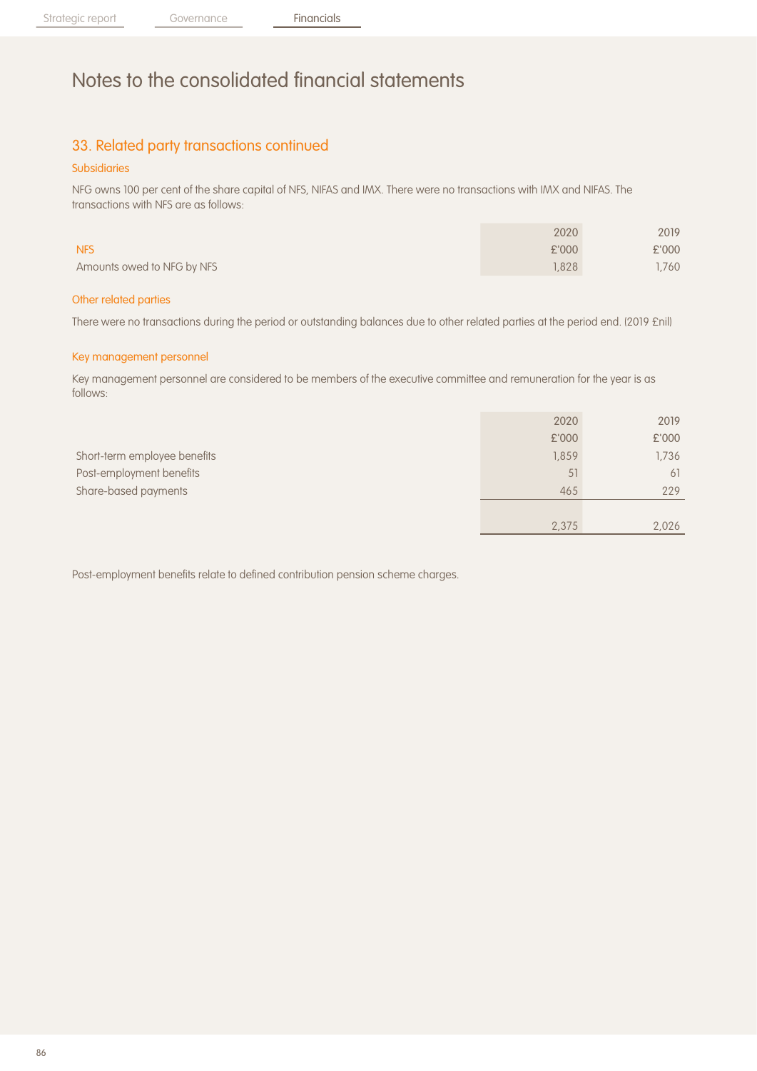# Notes to the consolidated financial statements

## 33. Related party transactions continued

### Subsidiaries

NFG owns 100 per cent of the share capital of NFS, NIFAS and IMX. There were no transactions with IMX and NIFAS. The transactions with NFS are as follows:

| | 2020 | 2019 |
|---|---|---|
| **NFS** | £'000 | £'000 |
| Amounts owed to NFG by NFS | 1,828 | 1,760 |

### Other related parties

There were no transactions during the period or outstanding balances due to other related parties at the period end. (2019 £nil)

### Key management personnel

Key management personnel are considered to be members of the executive committee and remuneration for the year is as follows:

| | 2020<br>£'000 | 2019<br>£'000 |
|---|---|---|
| Short-term employee benefits | 1,859 | 1,736 |
| Post-employment benefits | 51 | 61 |
| Share-based payments | 465 | 229 |
| | 2,375 | 2,026 |

Post-employment benefits relate to defined contribution pension scheme charges.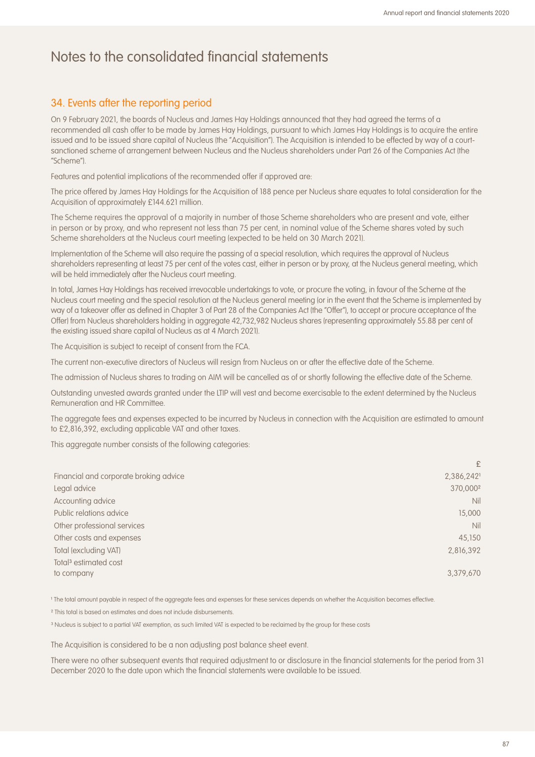# Notes to the consolidated financial statements

## 34. Events after the reporting period

On 9 February 2021, the boards of Nucleus and James Hay Holdings announced that they had agreed the terms of a recommended all cash offer to be made by James Hay Holdings, pursuant to which James Hay Holdings is to acquire the entire issued and to be issued share capital of Nucleus (the "Acquisition"). The Acquisition is intended to be effected by way of a court-sanctioned scheme of arrangement between Nucleus and the Nucleus shareholders under Part 26 of the Companies Act (the "Scheme").

Features and potential implications of the recommended offer if approved are:

The price offered by James Hay Holdings for the Acquisition of 188 pence per Nucleus share equates to total consideration for the Acquisition of approximately £144.621 million.

The Scheme requires the approval of a majority in number of those Scheme shareholders who are present and vote, either in person or by proxy, and who represent not less than 75 per cent, in nominal value of the Scheme shares voted by such Scheme shareholders at the Nucleus court meeting (expected to be held on 30 March 2021).

Implementation of the Scheme will also require the passing of a special resolution, which requires the approval of Nucleus shareholders representing at least 75 per cent of the votes cast, either in person or by proxy, at the Nucleus general meeting, which will be held immediately after the Nucleus court meeting.

In total, James Hay Holdings has received irrevocable undertakings to vote, or procure the voting, in favour of the Scheme at the Nucleus court meeting and the special resolution at the Nucleus general meeting (or in the event that the Scheme is implemented by way of a takeover offer as defined in Chapter 3 of Part 28 of the Companies Act (the "Offer"), to accept or procure acceptance of the Offer) from Nucleus shareholders holding in aggregate 42,732,982 Nucleus shares (representing approximately 55.88 per cent of the existing issued share capital of Nucleus as at 4 March 2021).

The Acquisition is subject to receipt of consent from the FCA.

The current non-executive directors of Nucleus will resign from Nucleus on or after the effective date of the Scheme.

The admission of Nucleus shares to trading on AIM will be cancelled as of or shortly following the effective date of the Scheme.

Outstanding unvested awards granted under the LTIP will vest and become exercisable to the extent determined by the Nucleus Remuneration and HR Committee.

The aggregate fees and expenses expected to be incurred by Nucleus in connection with the Acquisition are estimated to amount to £2,816,392, excluding applicable VAT and other taxes.

This aggregate number consists of the following categories:

| | £ |
|---|---|
| Financial and corporate broking advice | 2,386,242[1] |
| Legal advice | 370,000[2] |
| Accounting advice | Nil |
| Public relations advice | 15,000 |
| Other professional services | Nil |
| Other costs and expenses | 45,150 |
| Total (excluding VAT) | 2,816,392 |
| Total[3] estimated cost to company | 3,379,670 |

[1] The total amount payable in respect of the aggregate fees and expenses for these services depends on whether the Acquisition becomes effective.

[2] This total is based on estimates and does not include disbursements.

[3] Nucleus is subject to a partial VAT exemption, as such limited VAT is expected to be reclaimed by the group for these costs

The Acquisition is considered to be a non adjusting post balance sheet event.

There were no other subsequent events that required adjustment to or disclosure in the financial statements for the period from 31 December 2020 to the date upon which the financial statements were available to be issued.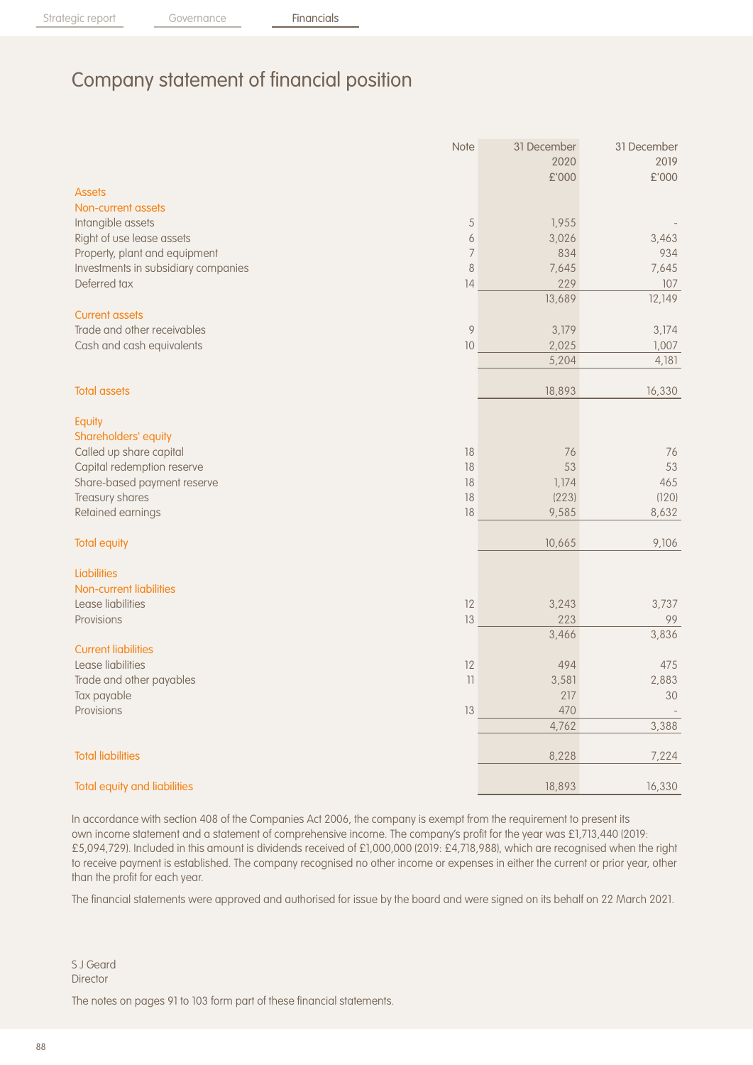# Company statement of financial position

| | Note | 31 December 2020 £'000 | 31 December 2019 £'000 |
|---|---|---|---|
| **Assets** | | | |
| **Non-current assets** | | | |
| Intangible assets | 5 | 1,955 | - |
| Right of use lease assets | 6 | 3,026 | 3,463 |
| Property, plant and equipment | 7 | 834 | 934 |
| Investments in subsidiary companies | 8 | 7,645 | 7,645 |
| Deferred tax | 14 | 229 | 107 |
| | | 13,689 | 12,149 |
| **Current assets** | | | |
| Trade and other receivables | 9 | 3,179 | 3,174 |
| Cash and cash equivalents | 10 | 2,025 | 1,007 |
| | | 5,204 | 4,181 |
| **Total assets** | | 18,893 | 16,330 |
| **Equity** | | | |
| **Shareholders' equity** | | | |
| Called up share capital | 18 | 76 | 76 |
| Capital redemption reserve | 18 | 53 | 53 |
| Share-based payment reserve | 18 | 1,174 | 465 |
| Treasury shares | 18 | (223) | (120) |
| Retained earnings | 18 | 9,585 | 8,632 |
| **Total equity** | | 10,665 | 9,106 |
| **Liabilities** | | | |
| **Non-current liabilities** | | | |
| Lease liabilities | 12 | 3,243 | 3,737 |
| Provisions | 13 | 223 | 99 |
| | | 3,466 | 3,836 |
| **Current liabilities** | | | |
| Lease liabilities | 12 | 494 | 475 |
| Trade and other payables | 11 | 3,581 | 2,883 |
| Tax payable | | 217 | 30 |
| Provisions | 13 | 470 | - |
| | | 4,762 | 3,388 |
| **Total liabilities** | | 8,228 | 7,224 |
| **Total equity and liabilities** | | 18,893 | 16,330 |

In accordance with section 408 of the Companies Act 2006, the company is exempt from the requirement to present its own income statement and a statement of comprehensive income. The company's profit for the year was £1,713,440 (2019: £5,094,729). Included in this amount is dividends received of £1,000,000 (2019: £4,718,988), which are recognised when the right to receive payment is established. The company recognised no other income or expenses in either the current or prior year, other than the profit for each year.

The financial statements were approved and authorised for issue by the board and were signed on its behalf on 22 March 2021.

S J Geard
Director

The notes on pages 91 to 103 form part of these financial statements.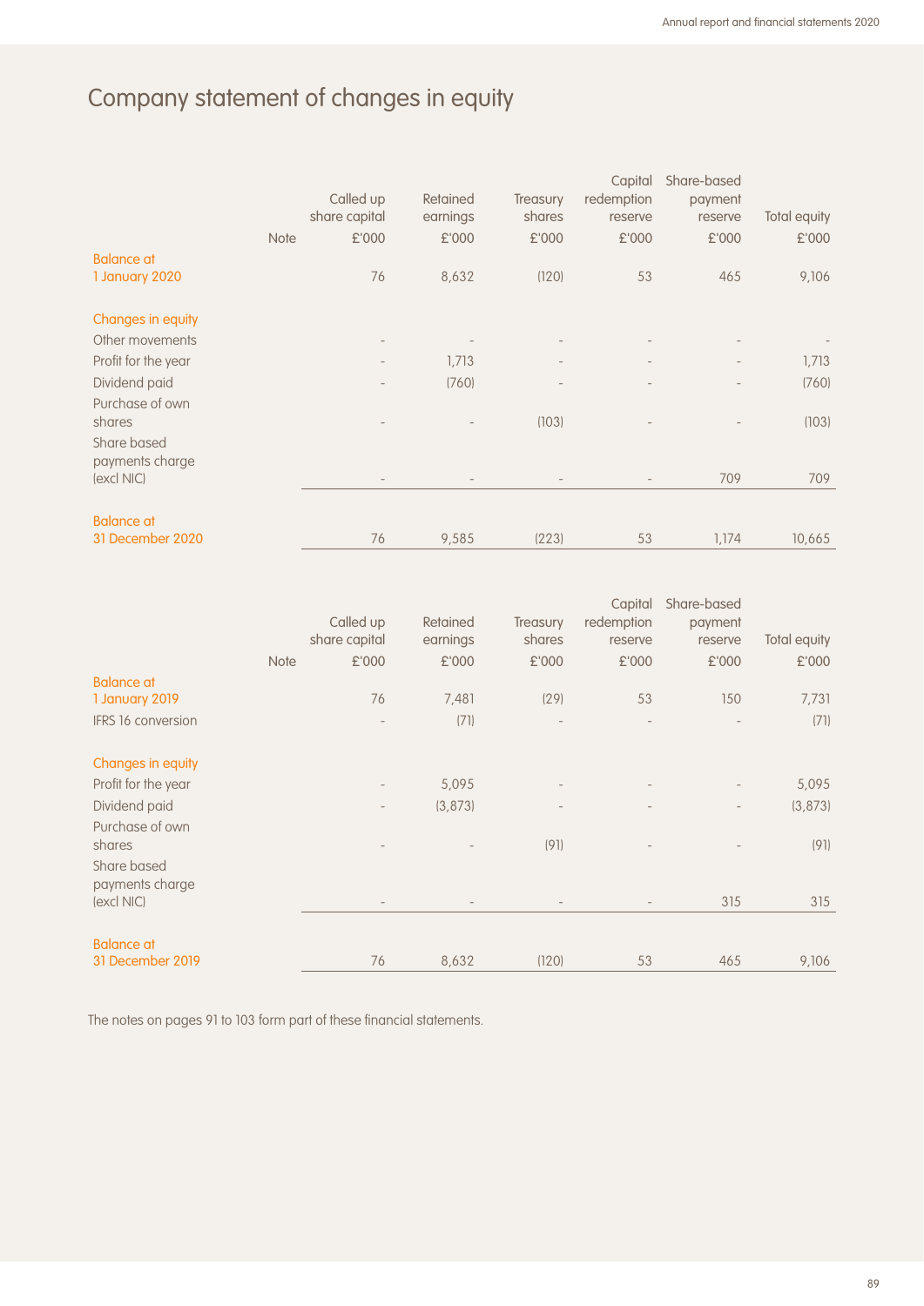# Company statement of changes in equity

| | Note | Called up share capital £'000 | Retained earnings £'000 | Treasury shares £'000 | Capital redemption reserve £'000 | Share-based payment reserve £'000 | Total equity £'000 |
|---|---|---|---|---|---|---|---|
| **Balance at 1 January 2020** | | 76 | 8,632 | (120) | 53 | 465 | 9,106 |
| **Changes in equity** | | | | | | | |
| Other movements | | - | - | - | - | - | - |
| Profit for the year | | - | 1,713 | - | - | - | 1,713 |
| Dividend paid | | - | (760) | - | - | - | (760) |
| Purchase of own shares | | - | - | (103) | - | - | (103) |
| Share based payments charge (excl NIC) | | - | - | - | - | 709 | 709 |
| **Balance at 31 December 2020** | | 76 | 9,585 | (223) | 53 | 1,174 | 10,665 |

| | Note | Called up share capital £'000 | Retained earnings £'000 | Treasury shares £'000 | Capital redemption reserve £'000 | Share-based payment reserve £'000 | Total equity £'000 |
|---|---|---|---|---|---|---|---|
| **Balance at 1 January 2019** | | 76 | 7,481 | (29) | 53 | 150 | 7,731 |
| IFRS 16 conversion | | - | (71) | - | - | - | (71) |
| **Changes in equity** | | | | | | | |
| Profit for the year | | - | 5,095 | - | - | - | 5,095 |
| Dividend paid | | - | (3,873) | - | - | - | (3,873) |
| Purchase of own shares | | - | - | (91) | - | - | (91) |
| Share based payments charge (excl NIC) | | - | - | - | - | 315 | 315 |
| **Balance at 31 December 2019** | | 76 | 8,632 | (120) | 53 | 465 | 9,106 |

The notes on pages 91 to 103 form part of these financial statements.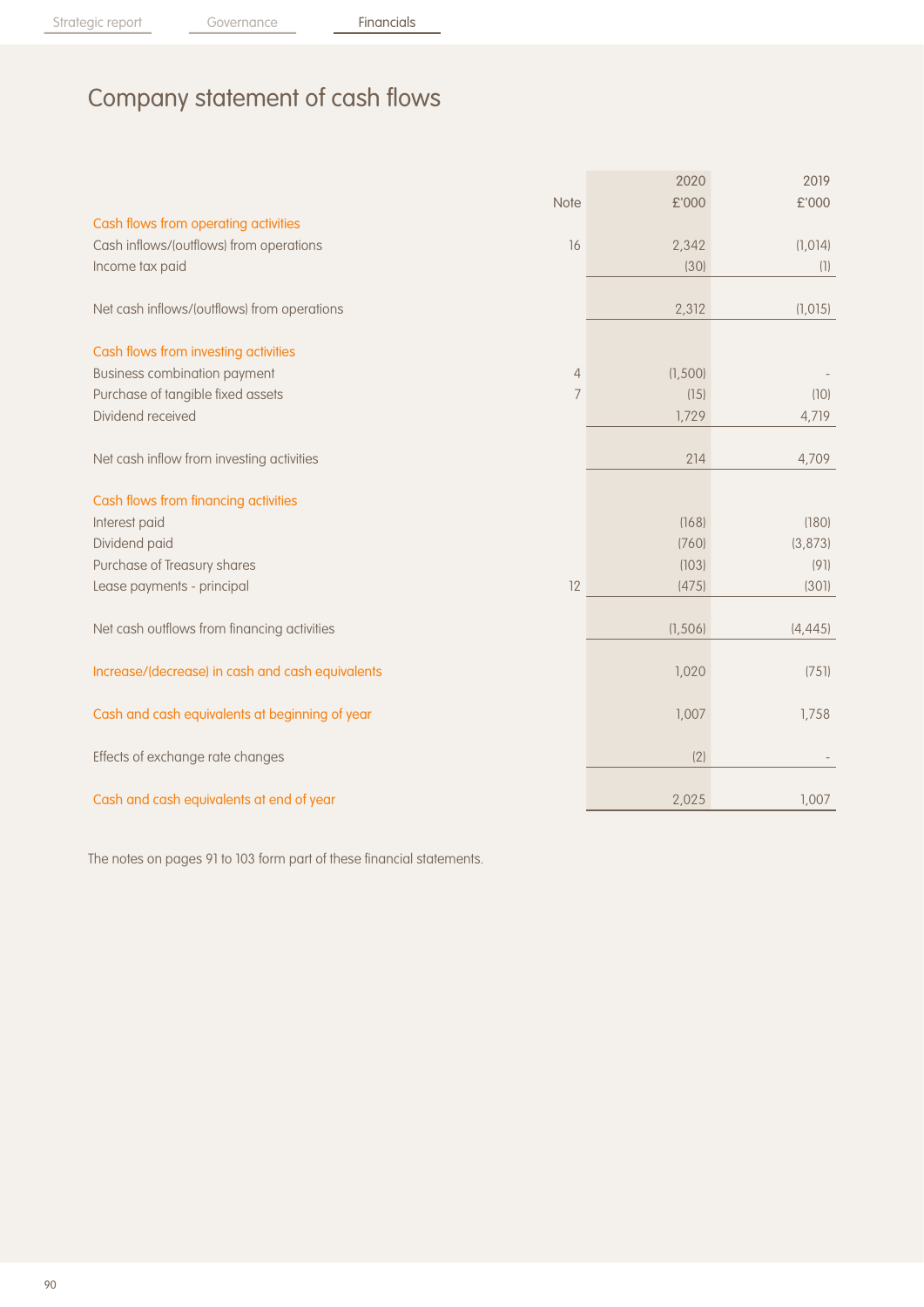# Company statement of cash flows

| | Note | 2020 £'000 | 2019 £'000 |
|---|---|---|---|
| **Cash flows from operating activities** | | | |
| Cash inflows/(outflows) from operations | 16 | 2,342 | (1,014) |
| Income tax paid | | (30) | (1) |
| Net cash inflows/(outflows) from operations | | 2,312 | (1,015) |
| **Cash flows from investing activities** | | | |
| Business combination payment | 4 | (1,500) | - |
| Purchase of tangible fixed assets | 7 | (15) | (10) |
| Dividend received | | 1,729 | 4,719 |
| Net cash inflow from investing activities | | 214 | 4,709 |
| **Cash flows from financing activities** | | | |
| Interest paid | | (168) | (180) |
| Dividend paid | | (760) | (3,873) |
| Purchase of Treasury shares | | (103) | (91) |
| Lease payments - principal | 12 | (475) | (301) |
| Net cash outflows from financing activities | | (1,506) | (4,445) |
| **Increase/(decrease) in cash and cash equivalents** | | 1,020 | (751) |
| **Cash and cash equivalents at beginning of year** | | 1,007 | 1,758 |
| Effects of exchange rate changes | | (2) | - |
| **Cash and cash equivalents at end of year** | | 2,025 | 1,007 |

The notes on pages 91 to 103 form part of these financial statements.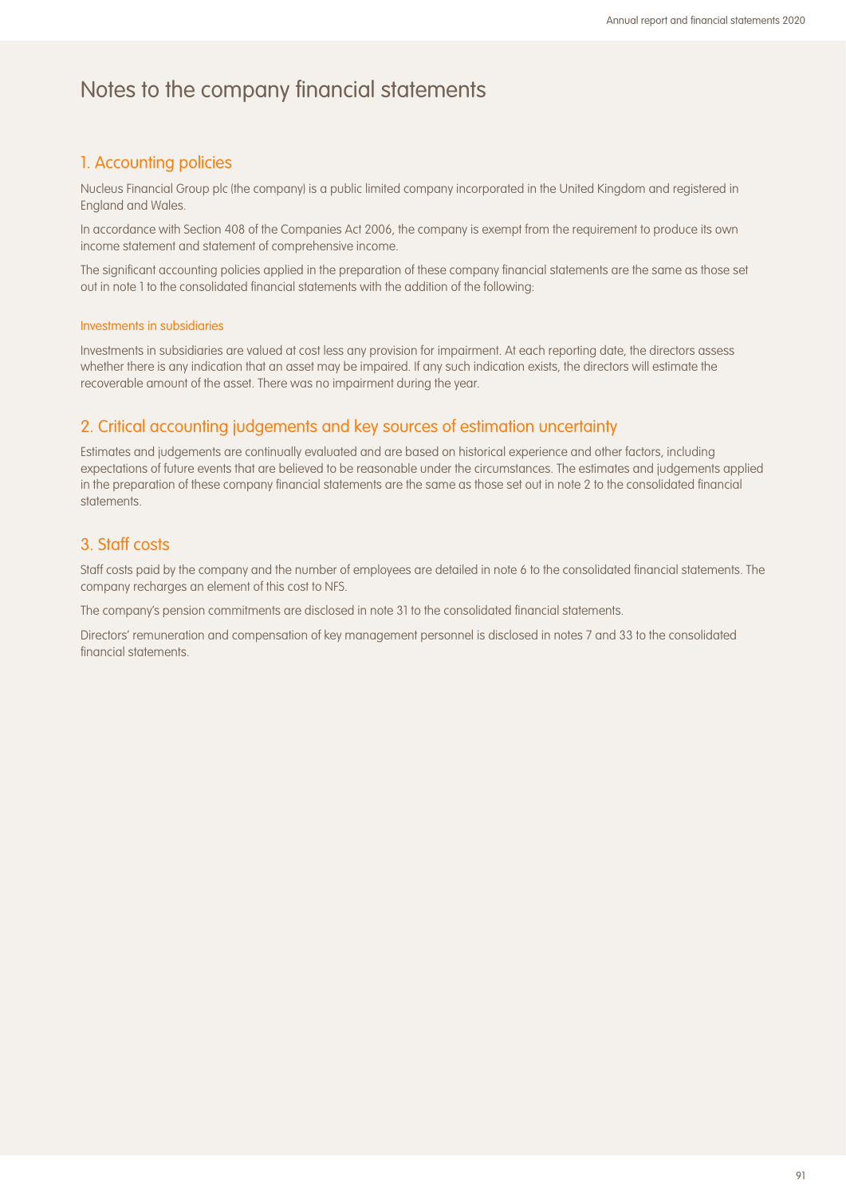# Notes to the company financial statements

## 1. Accounting policies

Nucleus Financial Group plc (the company) is a public limited company incorporated in the United Kingdom and registered in England and Wales.

In accordance with Section 408 of the Companies Act 2006, the company is exempt from the requirement to produce its own income statement and statement of comprehensive income.

The significant accounting policies applied in the preparation of these company financial statements are the same as those set out in note 1 to the consolidated financial statements with the addition of the following:

### Investments in subsidiaries

Investments in subsidiaries are valued at cost less any provision for impairment. At each reporting date, the directors assess whether there is any indication that an asset may be impaired. If any such indication exists, the directors will estimate the recoverable amount of the asset. There was no impairment during the year.

## 2. Critical accounting judgements and key sources of estimation uncertainty

Estimates and judgements are continually evaluated and are based on historical experience and other factors, including expectations of future events that are believed to be reasonable under the circumstances. The estimates and judgements applied in the preparation of these company financial statements are the same as those set out in note 2 to the consolidated financial statements.

## 3. Staff costs

Staff costs paid by the company and the number of employees are detailed in note 6 to the consolidated financial statements. The company recharges an element of this cost to NFS.

The company's pension commitments are disclosed in note 31 to the consolidated financial statements.

Directors' remuneration and compensation of key management personnel is disclosed in notes 7 and 33 to the consolidated financial statements.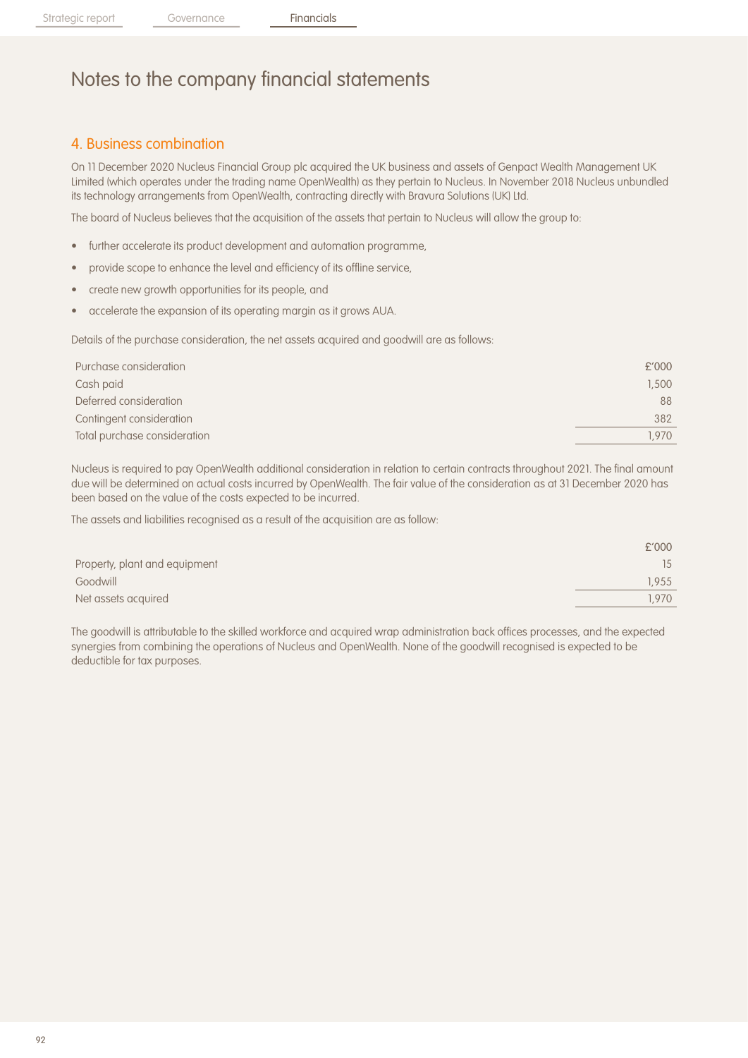# Notes to the company financial statements

## 4. Business combination

On 11 December 2020 Nucleus Financial Group plc acquired the UK business and assets of Genpact Wealth Management UK Limited (which operates under the trading name OpenWealth) as they pertain to Nucleus. In November 2018 Nucleus unbundled its technology arrangements from OpenWealth, contracting directly with Bravura Solutions (UK) Ltd.

The board of Nucleus believes that the acquisition of the assets that pertain to Nucleus will allow the group to:

- further accelerate its product development and automation programme,
- provide scope to enhance the level and efficiency of its offline service,
- create new growth opportunities for its people, and
- accelerate the expansion of its operating margin as it grows AUA.

Details of the purchase consideration, the net assets acquired and goodwill are as follows:

| Purchase consideration | £'000 |
|---|---|
| Cash paid | 1,500 |
| Deferred consideration | 88 |
| Contingent consideration | 382 |
| Total purchase consideration | 1,970 |

Nucleus is required to pay OpenWealth additional consideration in relation to certain contracts throughout 2021. The final amount due will be determined on actual costs incurred by OpenWealth. The fair value of the consideration as at 31 December 2020 has been based on the value of the costs expected to be incurred.

The assets and liabilities recognised as a result of the acquisition are as follow:

| | £'000 |
|---|---|
| Property, plant and equipment | 15 |
| Goodwill | 1,955 |
| Net assets acquired | 1,970 |

The goodwill is attributable to the skilled workforce and acquired wrap administration back offices processes, and the expected synergies from combining the operations of Nucleus and OpenWealth. None of the goodwill recognised is expected to be deductible for tax purposes.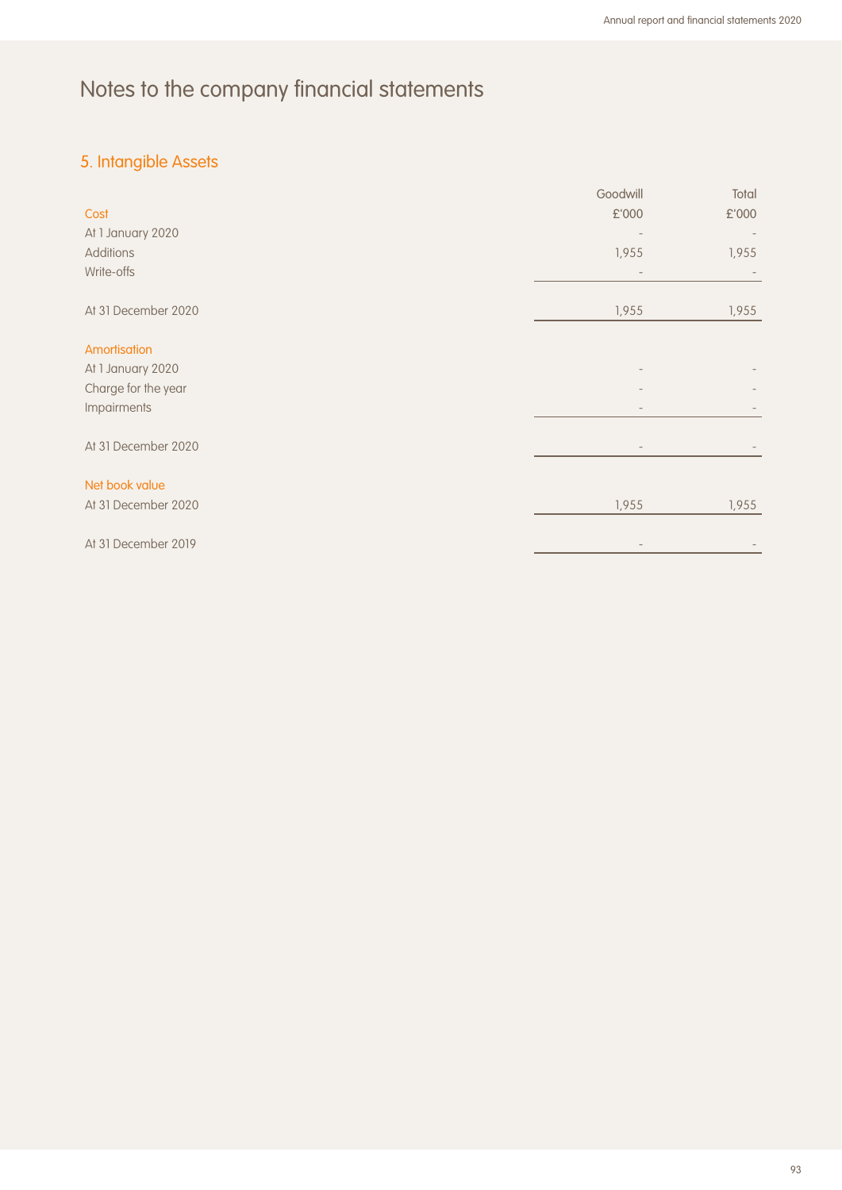# Notes to the company financial statements

## 5. Intangible Assets

| | Goodwill | Total |
|---|---|---|
| **Cost** | £'000 | £'000 |
| At 1 January 2020 | - | - |
| Additions | 1,955 | 1,955 |
| Write-offs | - | - |
| At 31 December 2020 | 1,955 | 1,955 |
| **Amortisation** | | |
| At 1 January 2020 | - | - |
| Charge for the year | - | - |
| Impairments | - | - |
| At 31 December 2020 | - | - |
| **Net book value** | | |
| At 31 December 2020 | 1,955 | 1,955 |
| At 31 December 2019 | - | - |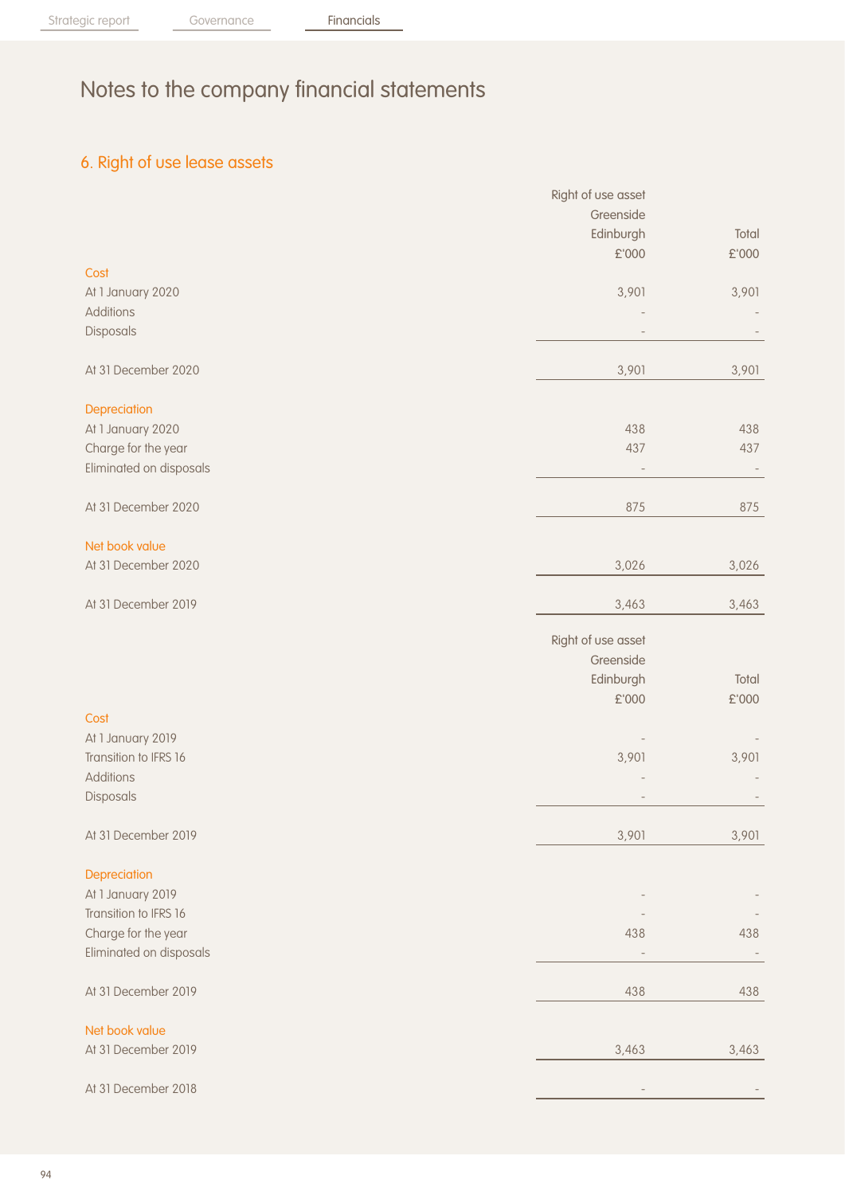# Notes to the company financial statements

## 6. Right of use lease assets

| | Right of use asset Greenside Edinburgh £'000 | Total £'000 |
|---|---|---|
| **Cost** | | |
| At 1 January 2020 | 3,901 | 3,901 |
| Additions | - | - |
| Disposals | - | - |
| At 31 December 2020 | 3,901 | 3,901 |
| **Depreciation** | | |
| At 1 January 2020 | 438 | 438 |
| Charge for the year | 437 | 437 |
| Eliminated on disposals | - | - |
| At 31 December 2020 | 875 | 875 |
| **Net book value** | | |
| At 31 December 2020 | 3,026 | 3,026 |
| At 31 December 2019 | 3,463 | 3,463 |

| | Right of use asset Greenside Edinburgh £'000 | Total £'000 |
|---|---|---|
| **Cost** | | |
| At 1 January 2019 | - | - |
| Transition to IFRS 16 | 3,901 | 3,901 |
| Additions | - | - |
| Disposals | - | - |
| At 31 December 2019 | 3,901 | 3,901 |
| **Depreciation** | | |
| At 1 January 2019 | - | - |
| Transition to IFRS 16 | - | - |
| Charge for the year | 438 | 438 |
| Eliminated on disposals | - | - |
| At 31 December 2019 | 438 | 438 |
| **Net book value** | | |
| At 31 December 2019 | 3,463 | 3,463 |
| At 31 December 2018 | - | - |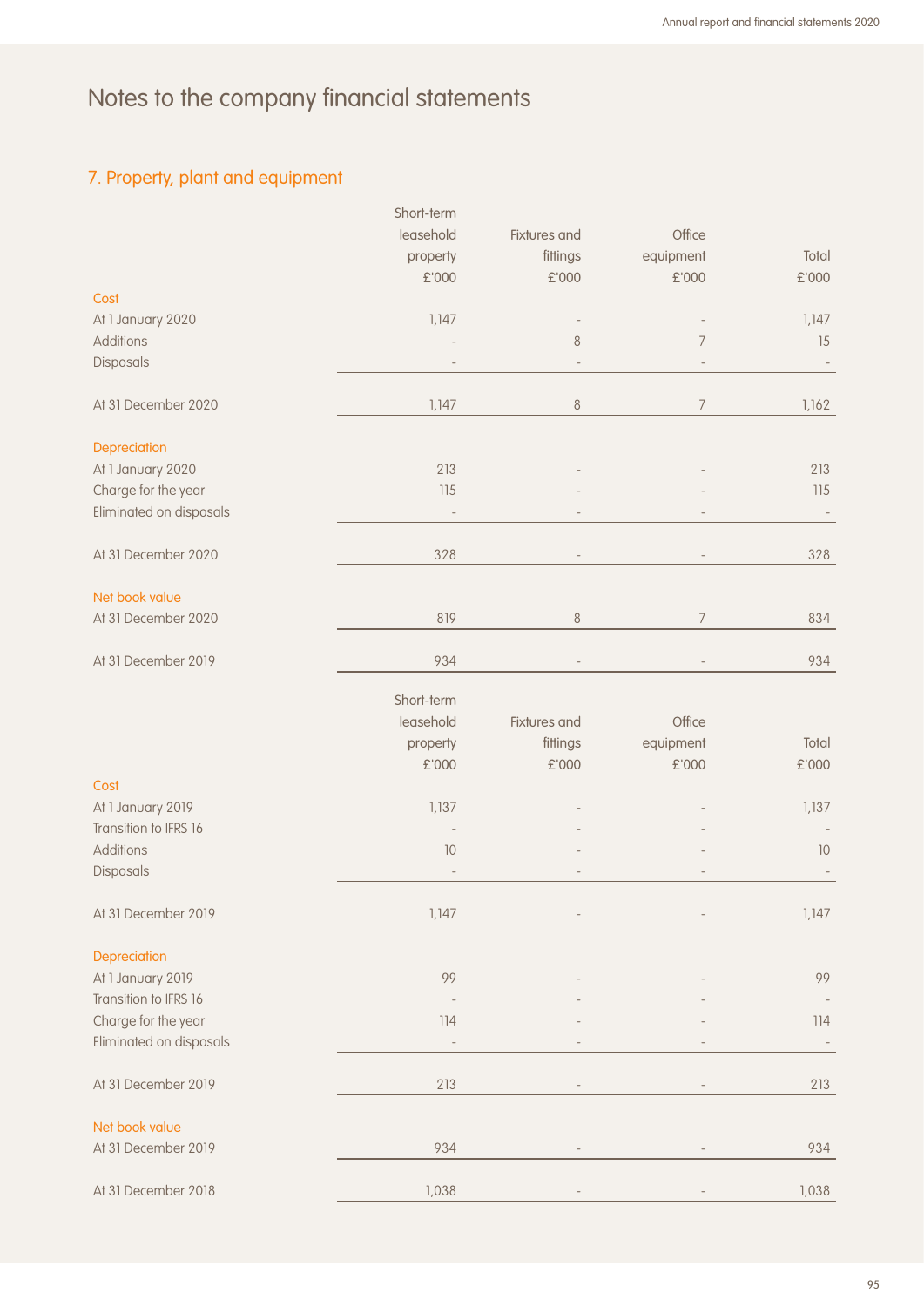# Notes to the company financial statements

## 7. Property, plant and equipment

| | Short-term leasehold property £'000 | Fixtures and fittings £'000 | Office equipment £'000 | Total £'000 |
|---|---|---|---|---|
| **Cost** | | | | |
| At 1 January 2020 | 1,147 | - | - | 1,147 |
| Additions | - | 8 | 7 | 15 |
| Disposals | - | - | - | - |
| At 31 December 2020 | 1,147 | 8 | 7 | 1,162 |
| **Depreciation** | | | | |
| At 1 January 2020 | 213 | - | - | 213 |
| Charge for the year | 115 | - | - | 115 |
| Eliminated on disposals | - | - | - | - |
| At 31 December 2020 | 328 | - | - | 328 |
| **Net book value** | | | | |
| At 31 December 2020 | 819 | 8 | 7 | 834 |
| At 31 December 2019 | 934 | - | - | 934 |

| | Short-term leasehold property £'000 | Fixtures and fittings £'000 | Office equipment £'000 | Total £'000 |
|---|---|---|---|---|
| **Cost** | | | | |
| At 1 January 2019 | 1,137 | - | - | 1,137 |
| Transition to IFRS 16 | - | - | - | - |
| Additions | 10 | - | - | 10 |
| Disposals | - | - | - | - |
| At 31 December 2019 | 1,147 | - | - | 1,147 |
| **Depreciation** | | | | |
| At 1 January 2019 | 99 | - | - | 99 |
| Transition to IFRS 16 | - | - | - | - |
| Charge for the year | 114 | - | - | 114 |
| Eliminated on disposals | - | - | - | - |
| At 31 December 2019 | 213 | - | - | 213 |
| **Net book value** | | | | |
| At 31 December 2019 | 934 | - | - | 934 |
| At 31 December 2018 | 1,038 | - | - | 1,038 |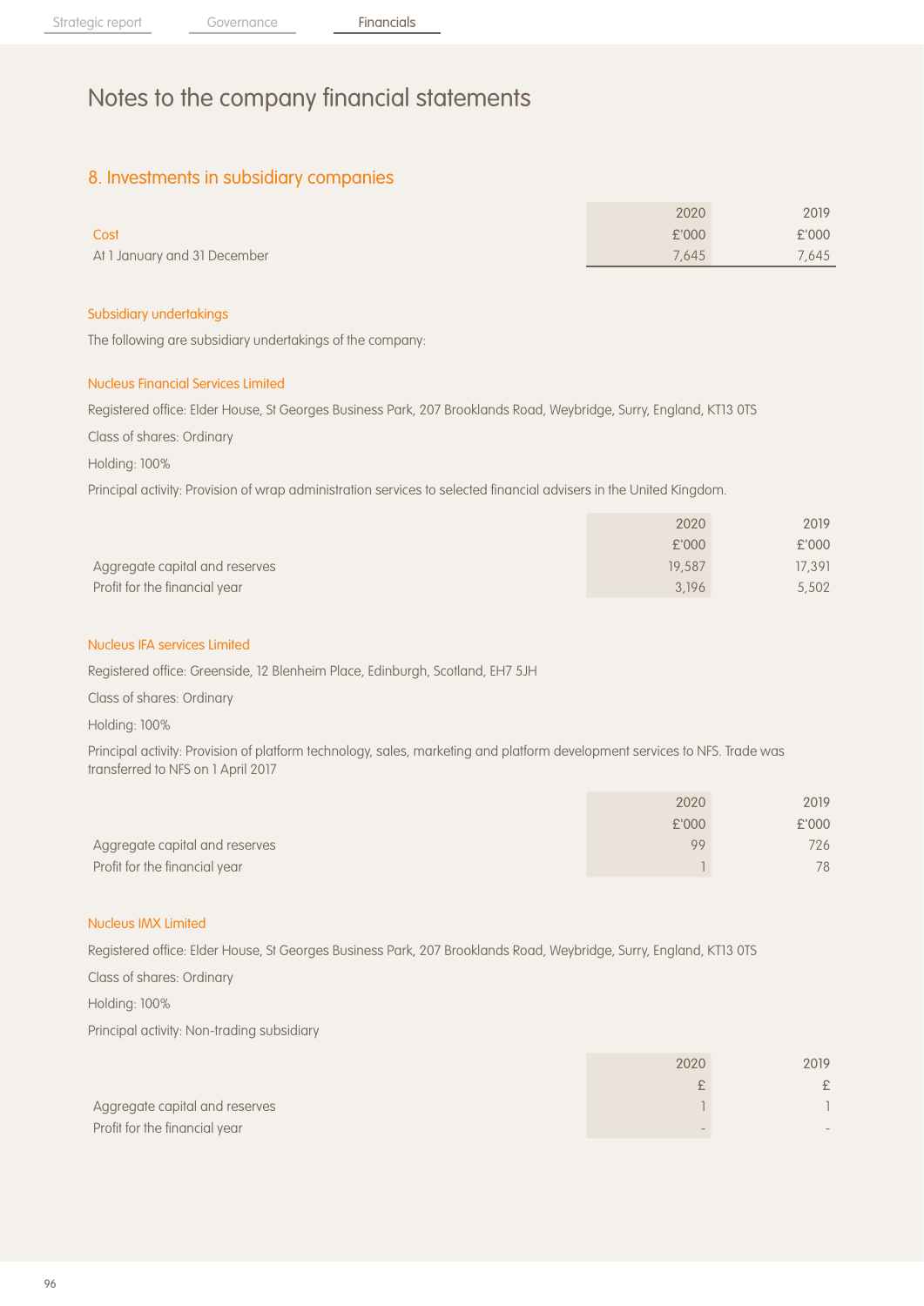# Notes to the company financial statements

## 8. Investments in subsidiary companies

| | 2020 | 2019 |
|---|---|---|
| **Cost** | £'000 | £'000 |
| At 1 January and 31 December | 7,645 | 7,645 |

### Subsidiary undertakings

The following are subsidiary undertakings of the company:

#### Nucleus Financial Services Limited

Registered office: Elder House, St Georges Business Park, 207 Brooklands Road, Weybridge, Surry, England, KT13 0TS

Class of shares: Ordinary

Holding: 100%

Principal activity: Provision of wrap administration services to selected financial advisers in the United Kingdom.

| | 2020 | 2019 |
|---|---|---|
| | £'000 | £'000 |
| Aggregate capital and reserves | 19,587 | 17,391 |
| Profit for the financial year | 3,196 | 5,502 |

#### Nucleus IFA services Limited

Registered office: Greenside, 12 Blenheim Place, Edinburgh, Scotland, EH7 5JH

Class of shares: Ordinary

Holding: 100%

Principal activity: Provision of platform technology, sales, marketing and platform development services to NFS. Trade was transferred to NFS on 1 April 2017

| | 2020 | 2019 |
|---|---|---|
| | £'000 | £'000 |
| Aggregate capital and reserves | 99 | 726 |
| Profit for the financial year | 1 | 78 |

#### Nucleus IMX Limited

Registered office: Elder House, St Georges Business Park, 207 Brooklands Road, Weybridge, Surry, England, KT13 0TS

Class of shares: Ordinary

Holding: 100%

Principal activity: Non-trading subsidiary

| | 2020 | 2019 |
|---|---|---|
| | £ | £ |
| Aggregate capital and reserves | 1 | 1 |
| Profit for the financial year | - | - |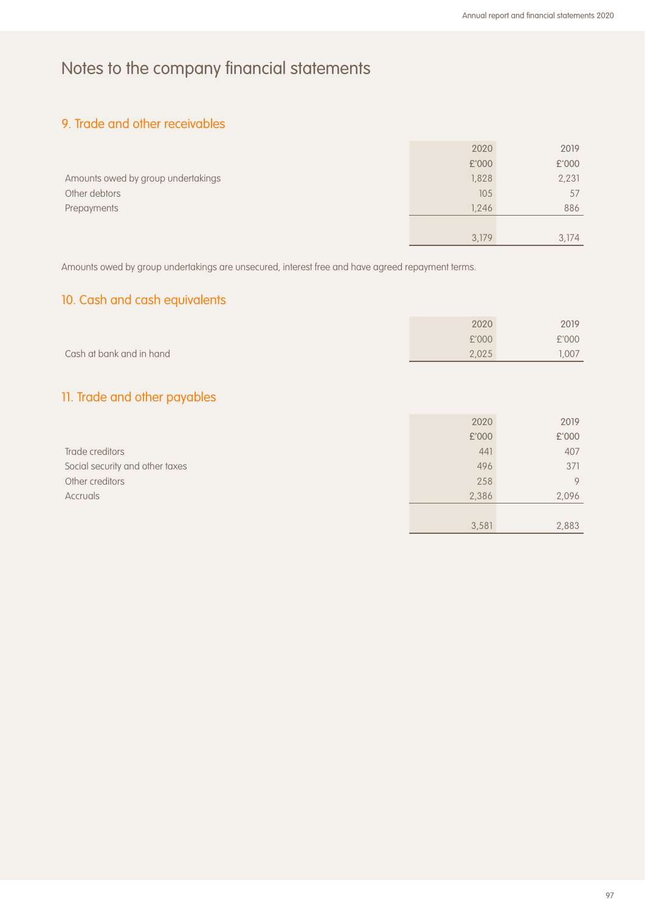# Notes to the company financial statements

## 9. Trade and other receivables

| | 2020<br>£'000 | 2019<br>£'000 |
|---|---|---|
| Amounts owed by group undertakings | 1,828 | 2,231 |
| Other debtors | 105 | 57 |
| Prepayments | 1,246 | 886 |
| | 3,179 | 3,174 |

Amounts owed by group undertakings are unsecured, interest free and have agreed repayment terms.

## 10. Cash and cash equivalents

| | 2020<br>£'000 | 2019<br>£'000 |
|---|---|---|
| Cash at bank and in hand | 2,025 | 1,007 |

## 11. Trade and other payables

| | 2020<br>£'000 | 2019<br>£'000 |
|---|---|---|
| Trade creditors | 441 | 407 |
| Social security and other taxes | 496 | 371 |
| Other creditors | 258 | 9 |
| Accruals | 2,386 | 2,096 |
| | 3,581 | 2,883 |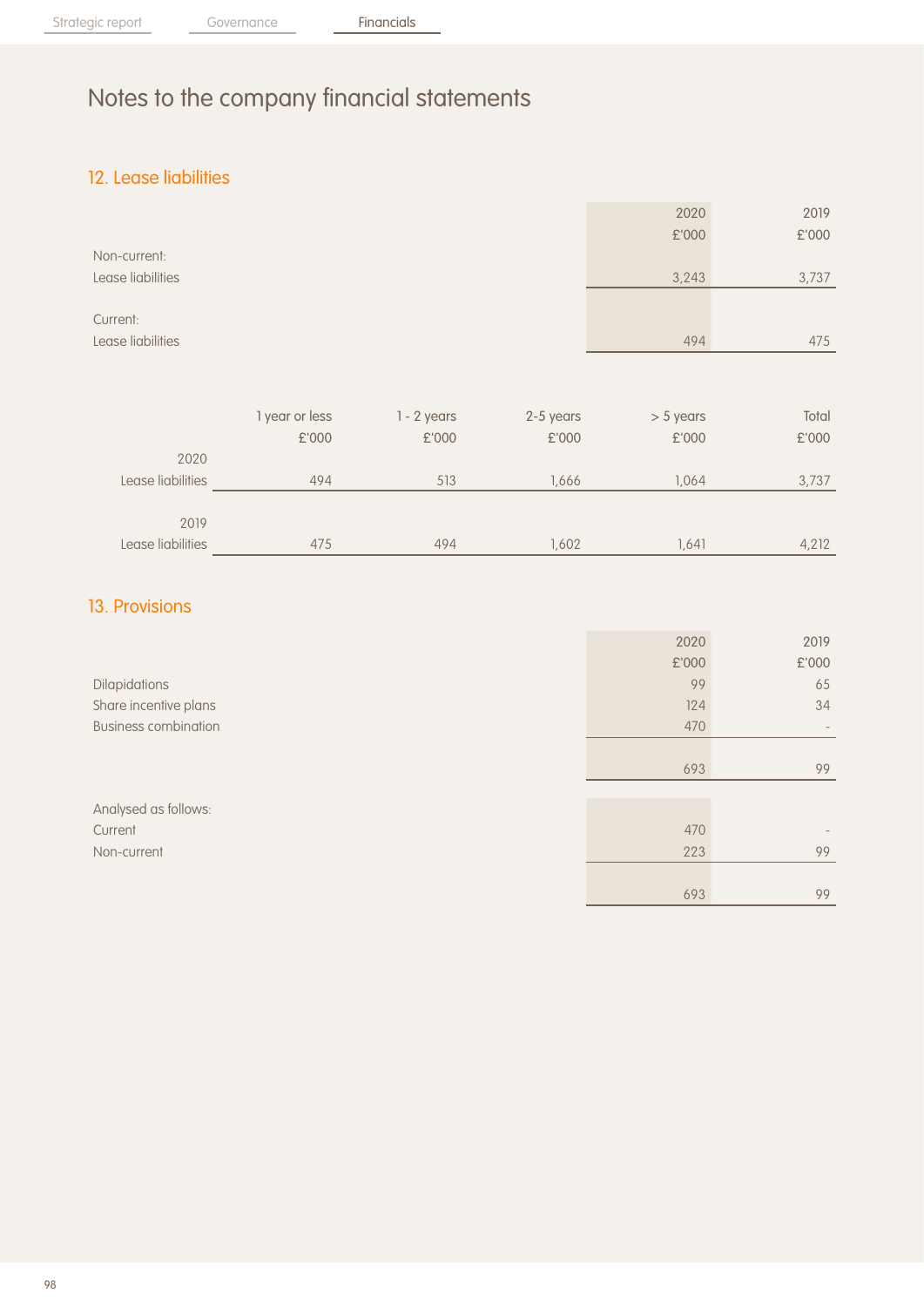# Notes to the company financial statements

## 12. Lease liabilities

| | 2020 £'000 | 2019 £'000 |
|---|---|---|
| Non-current: | | |
| Lease liabilities | 3,243 | 3,737 |
| Current: | | |
| Lease liabilities | 494 | 475 |

| | 1 year or less £'000 | 1 - 2 years £'000 | 2-5 years £'000 | > 5 years £'000 | Total £'000 |
|---|---|---|---|---|---|
| 2020 | | | | | |
| Lease liabilities | 494 | 513 | 1,666 | 1,064 | 3,737 |
| 2019 | | | | | |
| Lease liabilities | 475 | 494 | 1,602 | 1,641 | 4,212 |

## 13. Provisions

| | 2020 £'000 | 2019 £'000 |
|---|---|---|
| Dilapidations | 99 | 65 |
| Share incentive plans | 124 | 34 |
| Business combination | 470 | - |
| | 693 | 99 |
| Analysed as follows: | | |
| Current | 470 | - |
| Non-current | 223 | 99 |
| | 693 | 99 |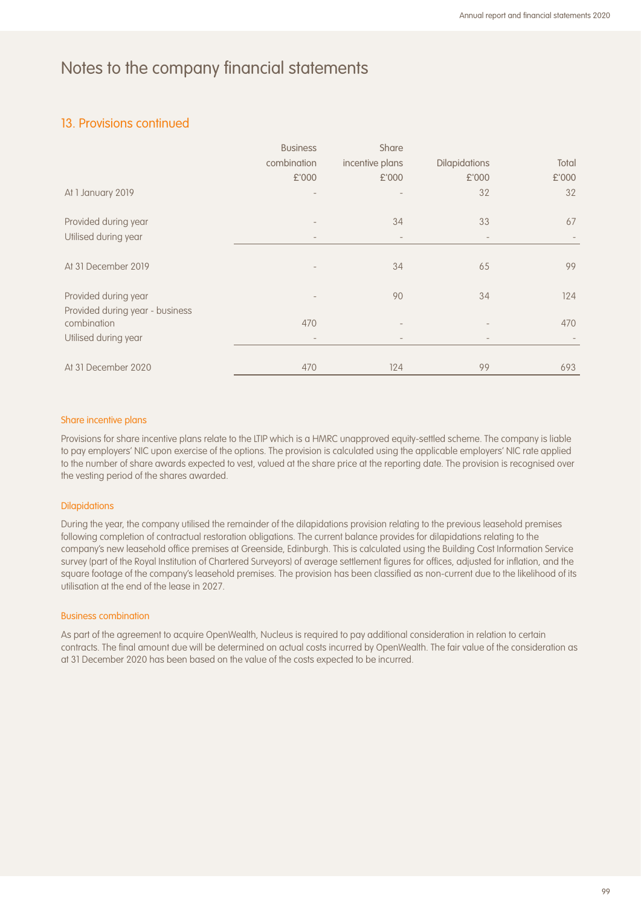# Notes to the company financial statements

## 13. Provisions continued

| | Business combination £'000 | Share incentive plans £'000 | Dilapidations £'000 | Total £'000 |
|---|---|---|---|---|
| At 1 January 2019 | - | - | 32 | 32 |
| Provided during year | - | 34 | 33 | 67 |
| Utilised during year | - | - | - | - |
| At 31 December 2019 | - | 34 | 65 | 99 |
| Provided during year | - | 90 | 34 | 124 |
| Provided during year - business combination | 470 | - | - | 470 |
| Utilised during year | - | - | - | - |
| At 31 December 2020 | 470 | 124 | 99 | 693 |

### Share incentive plans

Provisions for share incentive plans relate to the LTIP which is a HMRC unapproved equity-settled scheme. The company is liable to pay employers' NIC upon exercise of the options. The provision is calculated using the applicable employers' NIC rate applied to the number of share awards expected to vest, valued at the share price at the reporting date. The provision is recognised over the vesting period of the shares awarded.

### Dilapidations

During the year, the company utilised the remainder of the dilapidations provision relating to the previous leasehold premises following completion of contractual restoration obligations. The current balance provides for dilapidations relating to the company's new leasehold office premises at Greenside, Edinburgh. This is calculated using the Building Cost Information Service survey (part of the Royal Institution of Chartered Surveyors) of average settlement figures for offices, adjusted for inflation, and the square footage of the company's leasehold premises. The provision has been classified as non-current due to the likelihood of its utilisation at the end of the lease in 2027.

### Business combination

As part of the agreement to acquire OpenWealth, Nucleus is required to pay additional consideration in relation to certain contracts. The final amount due will be determined on actual costs incurred by OpenWealth. The fair value of the consideration as at 31 December 2020 has been based on the value of the costs expected to be incurred.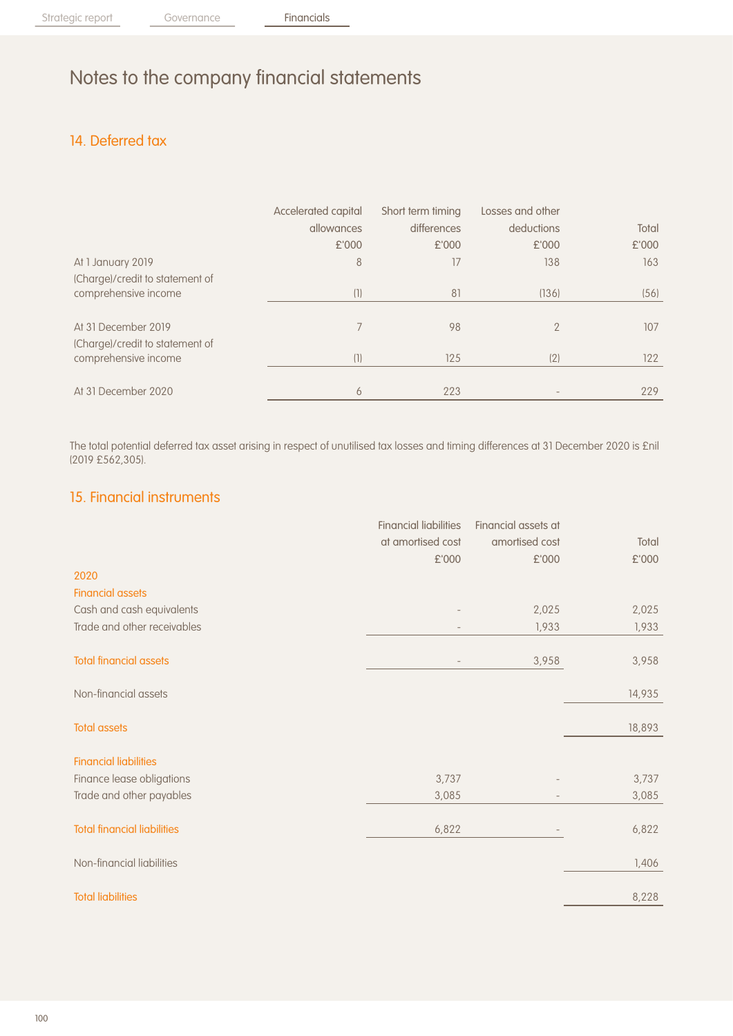# Notes to the company financial statements

## 14. Deferred tax

| | Accelerated capital allowances £'000 | Short term timing differences £'000 | Losses and other deductions £'000 | Total £'000 |
|---|---|---|---|---|
| At 1 January 2019 | 8 | 17 | 138 | 163 |
| (Charge)/credit to statement of comprehensive income | (1) | 81 | (136) | (56) |
| At 31 December 2019 | 7 | 98 | 2 | 107 |
| (Charge)/credit to statement of comprehensive income | (1) | 125 | (2) | 122 |
| At 31 December 2020 | 6 | 223 | - | 229 |

The total potential deferred tax asset arising in respect of unutilised tax losses and timing differences at 31 December 2020 is £nil (2019 £562,305).

## 15. Financial instruments

| | Financial liabilities at amortised cost £'000 | Financial assets at amortised cost £'000 | Total £'000 |
|---|---|---|---|
| **2020** | | | |
| **Financial assets** | | | |
| Cash and cash equivalents | - | 2,025 | 2,025 |
| Trade and other receivables | - | 1,933 | 1,933 |
| **Total financial assets** | - | 3,958 | 3,958 |
| Non-financial assets | | | 14,935 |
| **Total assets** | | | 18,893 |
| **Financial liabilities** | | | |
| Finance lease obligations | 3,737 | - | 3,737 |
| Trade and other payables | 3,085 | - | 3,085 |
| **Total financial liabilities** | 6,822 | - | 6,822 |
| Non-financial liabilities | | | 1,406 |
| **Total liabilities** | | | 8,228 |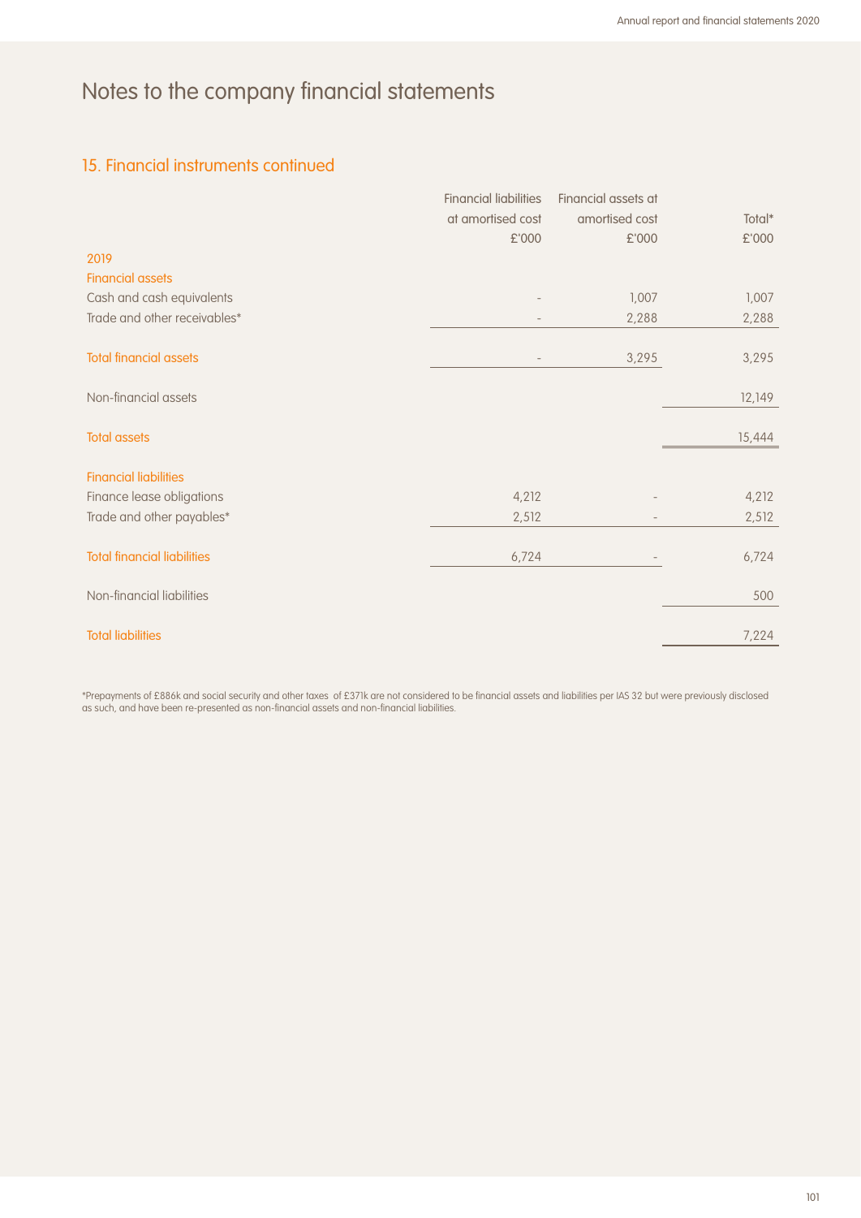# Notes to the company financial statements

## 15. Financial instruments continued

| | Financial liabilities at amortised cost £'000 | Financial assets at amortised cost £'000 | Total* £'000 |
|---|---|---|---|
| **2019** | | | |
| **Financial assets** | | | |
| Cash and cash equivalents | - | 1,007 | 1,007 |
| Trade and other receivables* | - | 2,288 | 2,288 |
| **Total financial assets** | - | 3,295 | 3,295 |
| Non-financial assets | | | 12,149 |
| **Total assets** | | | 15,444 |
| **Financial liabilities** | | | |
| Finance lease obligations | 4,212 | - | 4,212 |
| Trade and other payables* | 2,512 | - | 2,512 |
| **Total financial liabilities** | 6,724 | - | 6,724 |
| Non-financial liabilities | | | 500 |
| **Total liabilities** | | | 7,224 |

*Prepayments of £886k and social security and other taxes of £371k are not considered to be financial assets and liabilities per IAS 32 but were previously disclosed as such, and have been re-presented as non-financial assets and non-financial liabilities.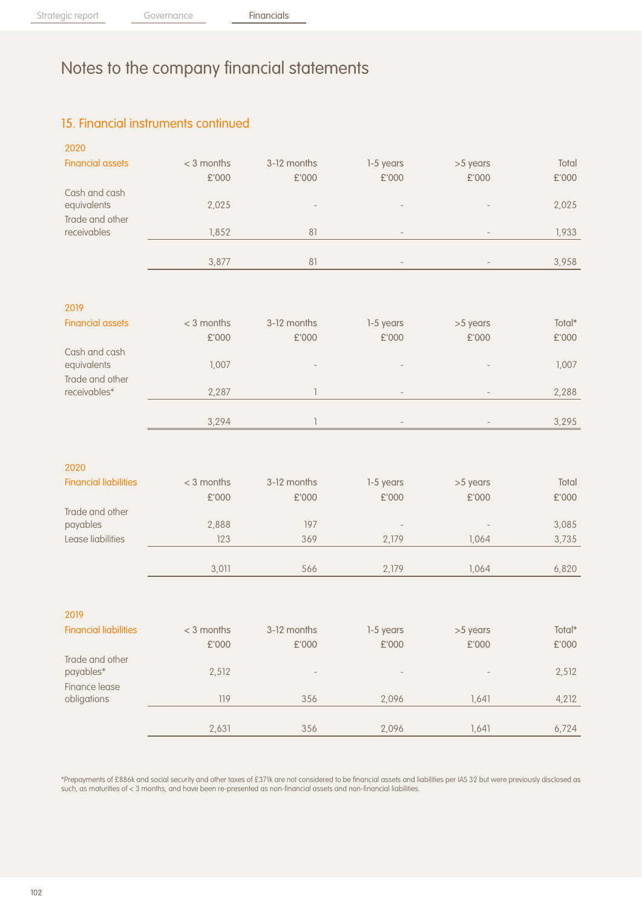# Notes to the company financial statements

## 15. Financial instruments continued

**2020**

| Financial assets | < 3 months £'000 | 3-12 months £'000 | 1-5 years £'000 | >5 years £'000 | Total £'000 |
|---|---|---|---|---|---|
| Cash and cash equivalents | 2,025 | - | - | - | 2,025 |
| Trade and other receivables | 1,852 | 81 | - | - | 1,933 |
| | 3,877 | 81 | - | - | 3,958 |

**2019**

| Financial assets | < 3 months £'000 | 3-12 months £'000 | 1-5 years £'000 | >5 years £'000 | Total* £'000 |
|---|---|---|---|---|---|
| Cash and cash equivalents | 1,007 | - | - | - | 1,007 |
| Trade and other receivables* | 2,287 | 1 | - | - | 2,288 |
| | 3,294 | 1 | - | - | 3,295 |

**2020**

| Financial liabilities | < 3 months £'000 | 3-12 months £'000 | 1-5 years £'000 | >5 years £'000 | Total £'000 |
|---|---|---|---|---|---|
| Trade and other payables | 2,888 | 197 | - | - | 3,085 |
| Lease liabilities | 123 | 369 | 2,179 | 1,064 | 3,735 |
| | 3,011 | 566 | 2,179 | 1,064 | 6,820 |

**2019**

| Financial liabilities | < 3 months £'000 | 3-12 months £'000 | 1-5 years £'000 | >5 years £'000 | Total* £'000 |
|---|---|---|---|---|---|
| Trade and other payables* | 2,512 | - | - | - | 2,512 |
| Finance lease obligations | 119 | 356 | 2,096 | 1,641 | 4,212 |
| | 2,631 | 356 | 2,096 | 1,641 | 6,724 |

*Prepayments of £886k and social security and other taxes of £371k are not considered to be financial assets and liabilities per IAS 32 but were previously disclosed as such, as maturities of < 3 months, and have been re-presented as non-financial assets and non-financial liabilities.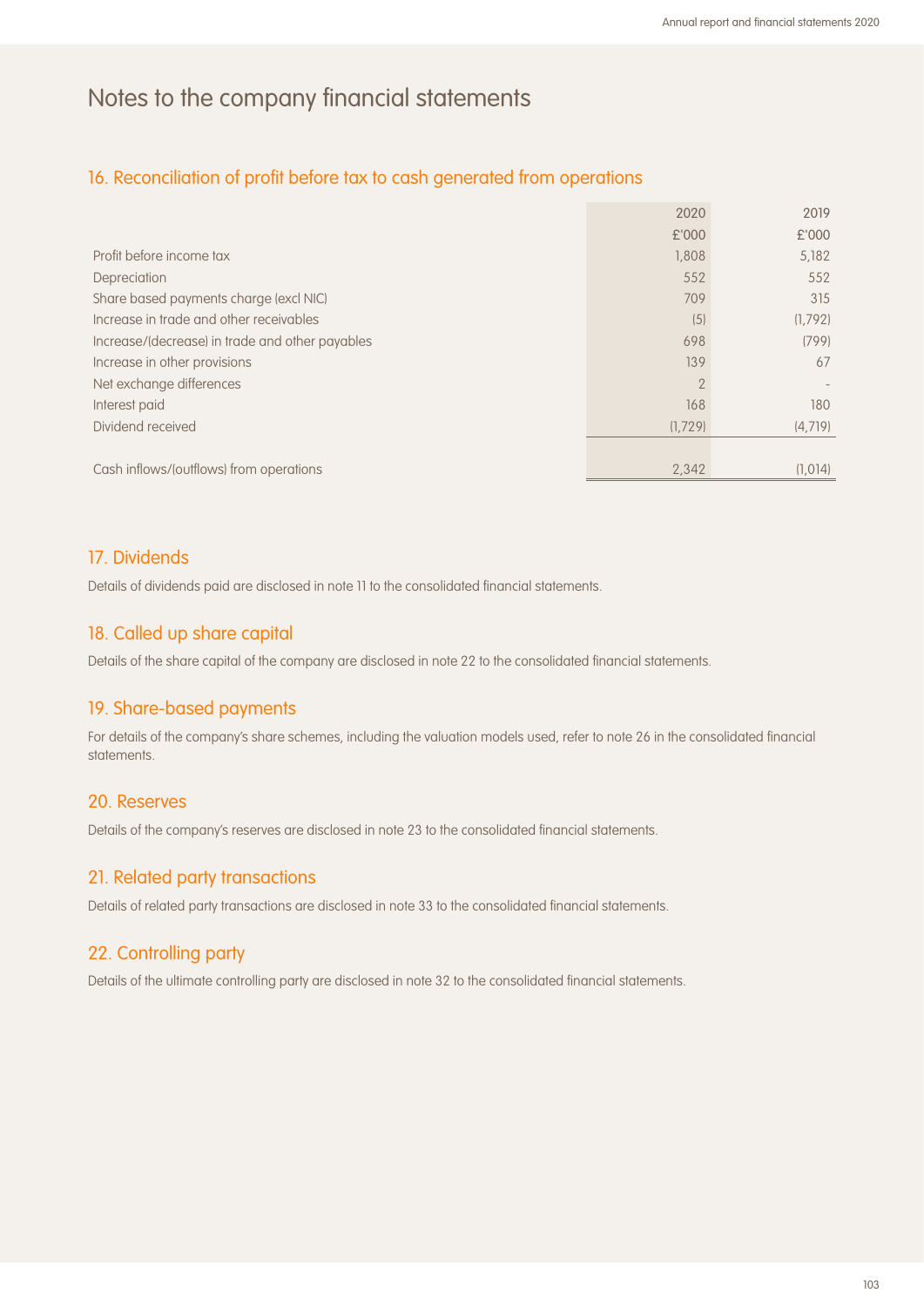# Notes to the company financial statements

## 16. Reconciliation of profit before tax to cash generated from operations

| | 2020 | 2019 |
|---|---|---|
| | £'000 | £'000 |
| Profit before income tax | 1,808 | 5,182 |
| Depreciation | 552 | 552 |
| Share based payments charge (excl NIC) | 709 | 315 |
| Increase in trade and other receivables | (5) | (1,792) |
| Increase/(decrease) in trade and other payables | 698 | (799) |
| Increase in other provisions | 139 | 67 |
| Net exchange differences | 2 | - |
| Interest paid | 168 | 180 |
| Dividend received | (1,729) | (4,719) |
| Cash inflows/(outflows) from operations | 2,342 | (1,014) |

## 17. Dividends

Details of dividends paid are disclosed in note 11 to the consolidated financial statements.

## 18. Called up share capital

Details of the share capital of the company are disclosed in note 22 to the consolidated financial statements.

## 19. Share-based payments

For details of the company's share schemes, including the valuation models used, refer to note 26 in the consolidated financial statements.

## 20. Reserves

Details of the company's reserves are disclosed in note 23 to the consolidated financial statements.

## 21. Related party transactions

Details of related party transactions are disclosed in note 33 to the consolidated financial statements.

## 22. Controlling party

Details of the ultimate controlling party are disclosed in note 32 to the consolidated financial statements.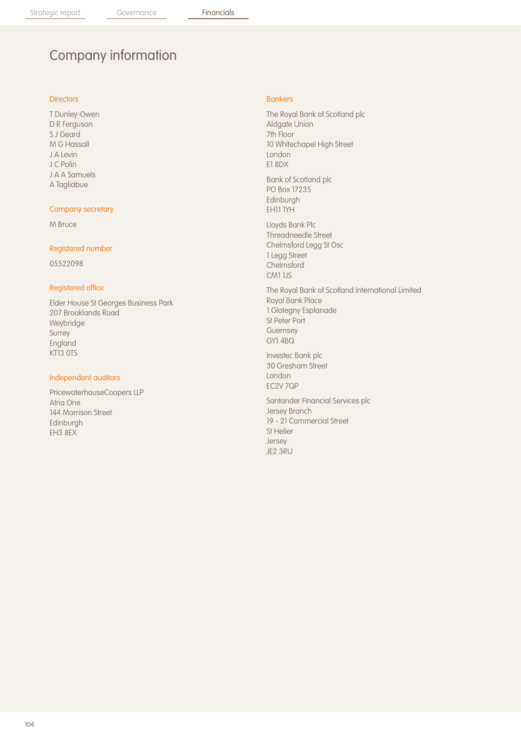# Company information

## Directors

T Dunley-Owen
D R Ferguson
S J Geard
M G Hassall
J A Levin
J C Polin
J A A Samuels
A Tagliabue

## Company secretary

M Bruce

## Registered number

05522098

## Registered office

Elder House St Georges Business Park
207 Brooklands Road
Weybridge
Surrey
England
KT13 0TS

## Independent auditors

PricewaterhouseCoopers LLP
Atria One
144 Morrison Street
Edinburgh
EH3 8EX

## Bankers

The Royal Bank of Scotland plc
Aldgate Union
7th Floor
10 Whitechapel High Street
London
E1 8DX

Bank of Scotland plc
PO Box 17235
Edinburgh
EH11 1YH

Lloyds Bank Plc
Threadneedle Street
Chelmsford Legg St Osc
1 Legg Street
Chelmsford
CM1 1JS

The Royal Bank of Scotland International Limited
Royal Bank Place
1 Glategny Esplanade
St Peter Port
Guernsey
GY1 4BQ

Investec Bank plc
30 Gresham Street
London
EC2V 7QP

Santander Financial Services plc
Jersey Branch
19 - 21 Commercial Street
St Helier
Jersey
JE2 3RU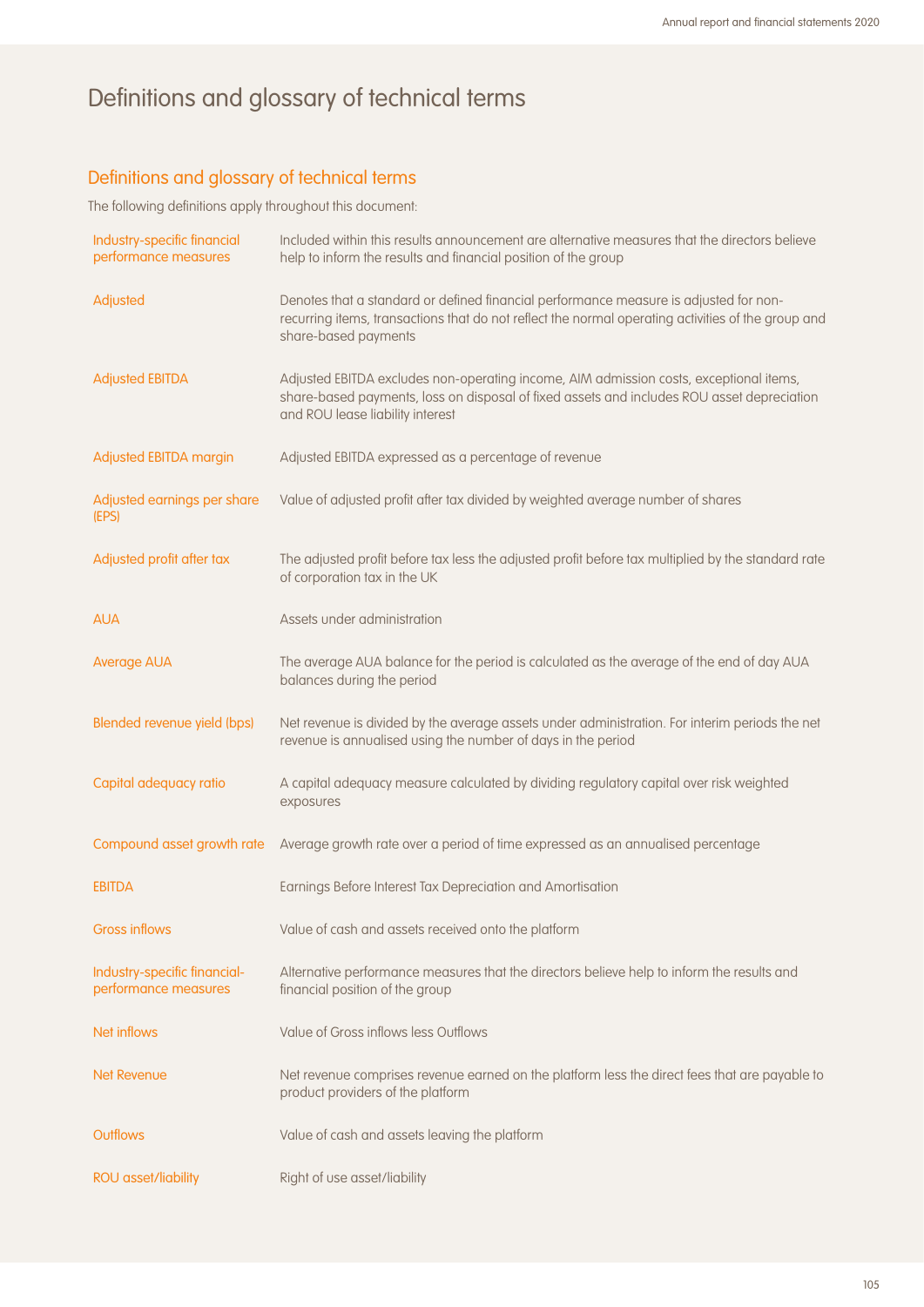# Definitions and glossary of technical terms

## Definitions and glossary of technical terms

The following definitions apply throughout this document:

| Term | Definition |
| --- | --- |
| Industry-specific financial performance measures | Included within this results announcement are alternative measures that the directors believe help to inform the results and financial position of the group |
| Adjusted | Denotes that a standard or defined financial performance measure is adjusted for non-recurring items, transactions that do not reflect the normal operating activities of the group and share-based payments |
| Adjusted EBITDA | Adjusted EBITDA excludes non-operating income, AIM admission costs, exceptional items, share-based payments, loss on disposal of fixed assets and includes ROU asset depreciation and ROU lease liability interest |
| Adjusted EBITDA margin | Adjusted EBITDA expressed as a percentage of revenue |
| Adjusted earnings per share (EPS) | Value of adjusted profit after tax divided by weighted average number of shares |
| Adjusted profit after tax | The adjusted profit before tax less the adjusted profit before tax multiplied by the standard rate of corporation tax in the UK |
| AUA | Assets under administration |
| Average AUA | The average AUA balance for the period is calculated as the average of the end of day AUA balances during the period |
| Blended revenue yield (bps) | Net revenue is divided by the average assets under administration. For interim periods the net revenue is annualised using the number of days in the period |
| Capital adequacy ratio | A capital adequacy measure calculated by dividing regulatory capital over risk weighted exposures |
| Compound asset growth rate | Average growth rate over a period of time expressed as an annualised percentage |
| EBITDA | Earnings Before Interest Tax Depreciation and Amortisation |
| Gross inflows | Value of cash and assets received onto the platform |
| Industry-specific financial-performance measures | Alternative performance measures that the directors believe help to inform the results and financial position of the group |
| Net inflows | Value of Gross inflows less Outflows |
| Net Revenue | Net revenue comprises revenue earned on the platform less the direct fees that are payable to product providers of the platform |
| Outflows | Value of cash and assets leaving the platform |
| ROU asset/liability | Right of use asset/liability |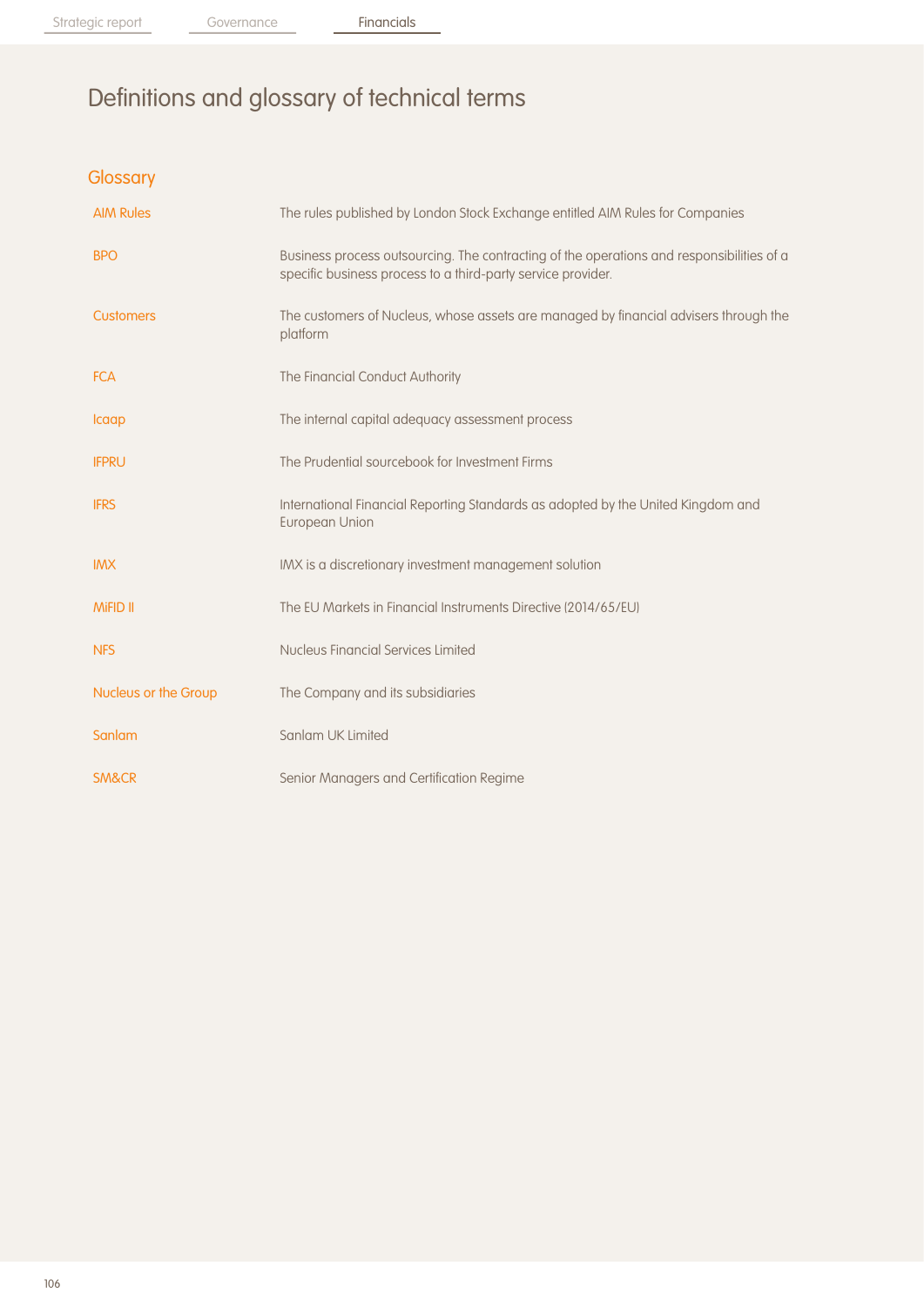# Definitions and glossary of technical terms

## Glossary

| | |
|---|---|
| AIM Rules | The rules published by London Stock Exchange entitled AIM Rules for Companies |
| BPO | Business process outsourcing. The contracting of the operations and responsibilities of a specific business process to a third-party service provider. |
| Customers | The customers of Nucleus, whose assets are managed by financial advisers through the platform |
| FCA | The Financial Conduct Authority |
| Icaap | The internal capital adequacy assessment process |
| IFPRU | The Prudential sourcebook for Investment Firms |
| IFRS | International Financial Reporting Standards as adopted by the United Kingdom and European Union |
| IMX | IMX is a discretionary investment management solution |
| MiFID II | The EU Markets in Financial Instruments Directive (2014/65/EU) |
| NFS | Nucleus Financial Services Limited |
| Nucleus or the Group | The Company and its subsidiaries |
| Sanlam | Sanlam UK Limited |
| SM&CR | Senior Managers and Certification Regime |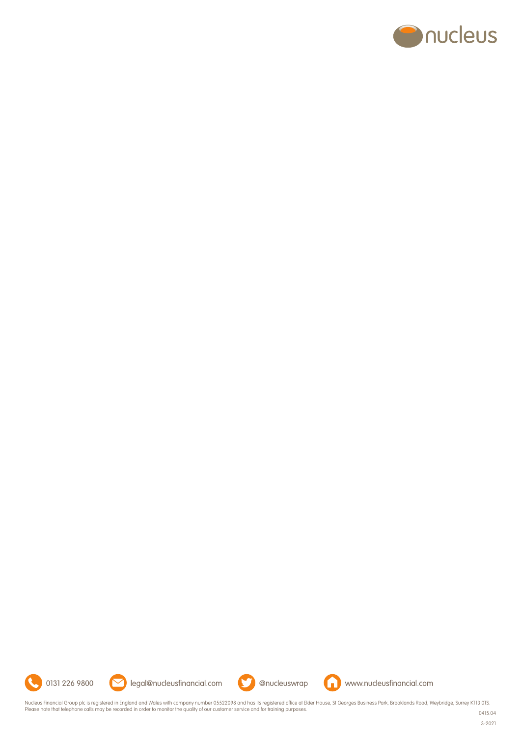nucleus

0131 226 9800 legal@nucleusfinancial.com @nucleuswrap www.nucleusfinancial.com

Nucleus Financial Group plc is registered in England and Wales with company number 05522098 and has its registered office at Elder House, St Georges Business Park, Brooklands Road, Weybridge, Surrey KT13 0TS.
Please note that telephone calls may be recorded in order to monitor the quality of our customer service and for training purposes.

0415.04

3-2021